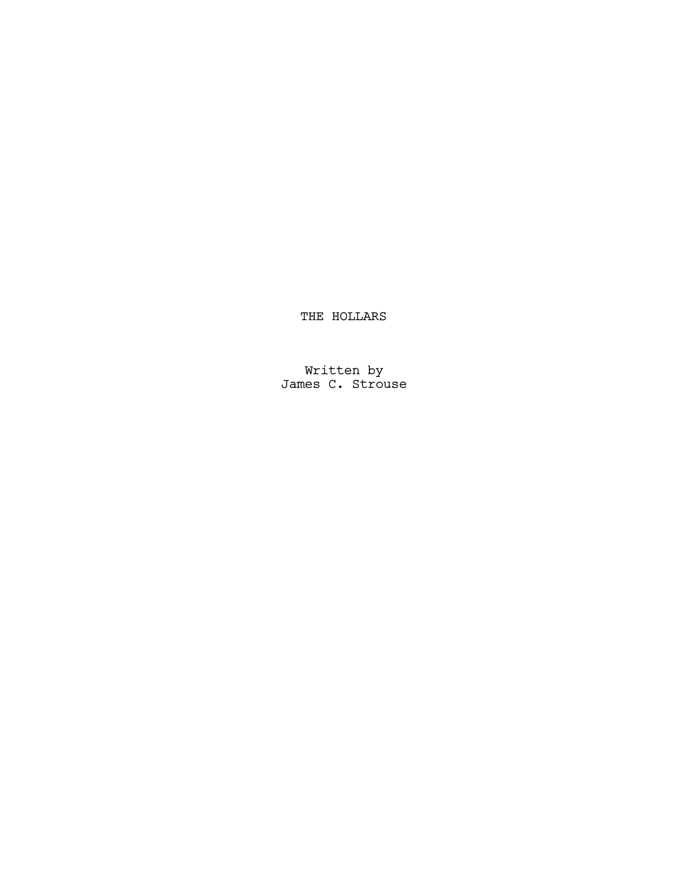# THE HOLLARS

Written by
James C. Strouse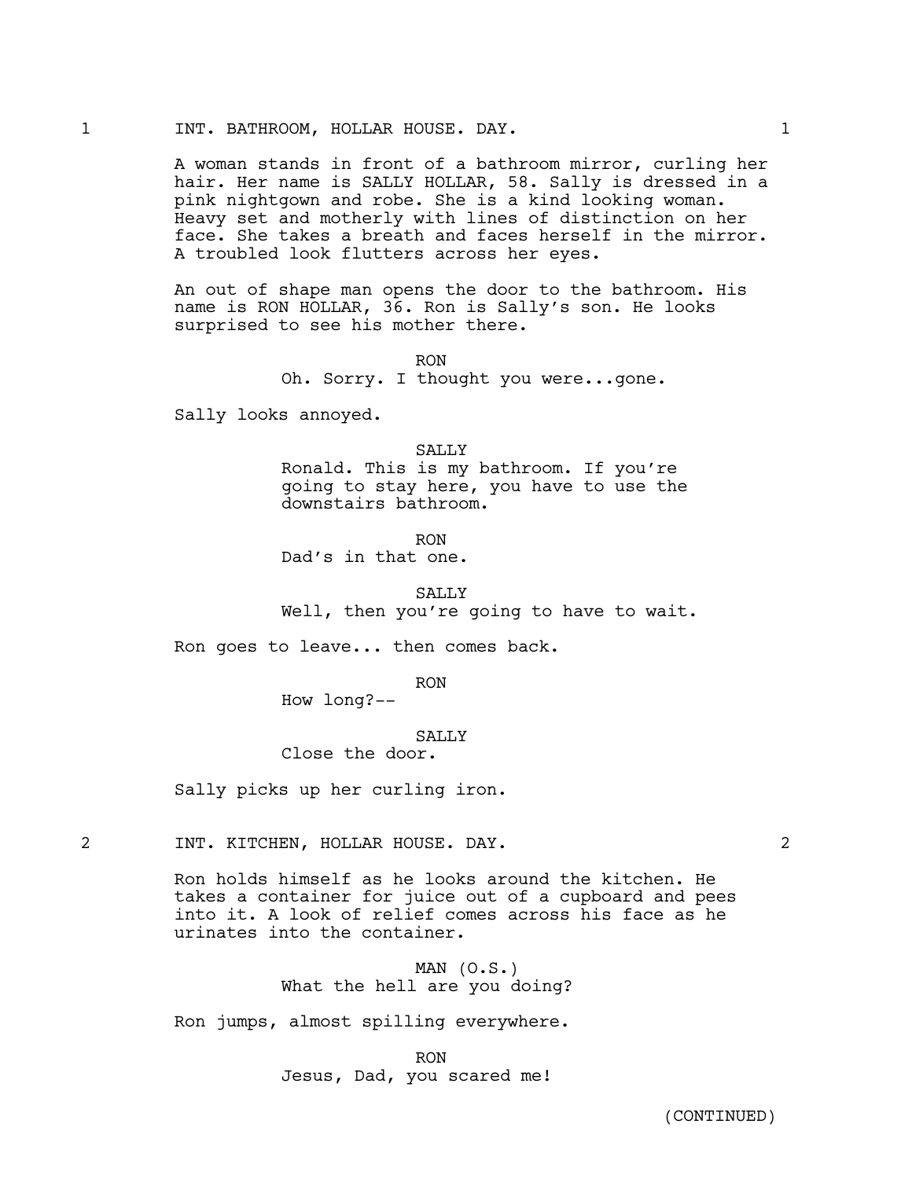1 INT. BATHROOM, HOLLAR HOUSE. DAY. 1

A woman stands in front of a bathroom mirror, curling her hair. Her name is SALLY HOLLAR, 58. Sally is dressed in a pink nightgown and robe. She is a kind looking woman. Heavy set and motherly with lines of distinction on her face. She takes a breath and faces herself in the mirror. A troubled look flutters across her eyes.

An out of shape man opens the door to the bathroom. His name is RON HOLLAR, 36. Ron is Sally's son. He looks surprised to see his mother there.

RON
Oh. Sorry. I thought you were...gone.

Sally looks annoyed.

SALLY
Ronald. This is my bathroom. If you're going to stay here, you have to use the downstairs bathroom.

RON
Dad's in that one.

SALLY
Well, then you're going to have to wait.

Ron goes to leave... then comes back.

RON
How long?--

SALLY
Close the door.

Sally picks up her curling iron.

2 INT. KITCHEN, HOLLAR HOUSE. DAY. 2

Ron holds himself as he looks around the kitchen. He takes a container for juice out of a cupboard and pees into it. A look of relief comes across his face as he urinates into the container.

MAN (O.S.)
What the hell are you doing?

Ron jumps, almost spilling everywhere.

RON
Jesus, Dad, you scared me!

(CONTINUED)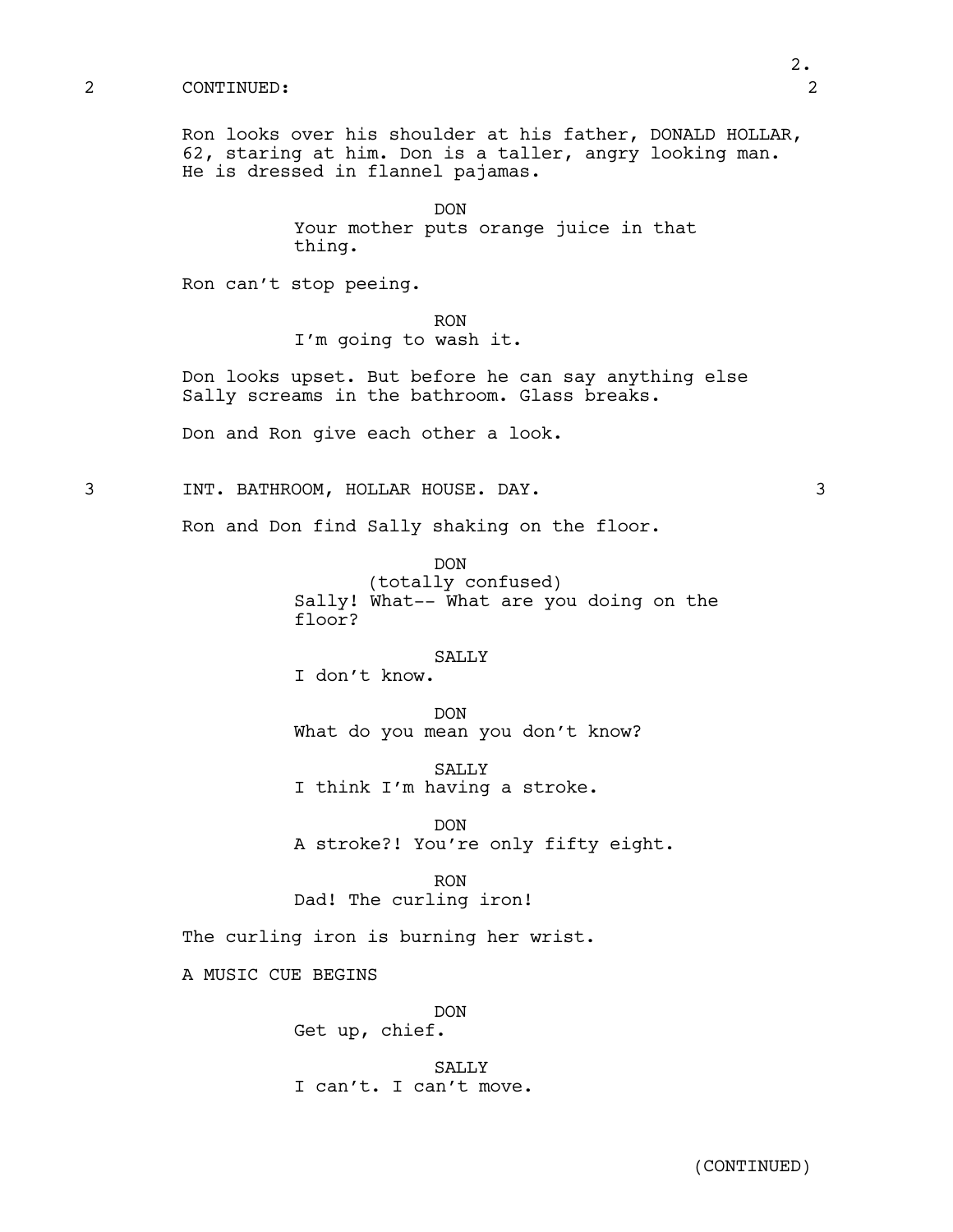2 CONTINUED: 2

Ron looks over his shoulder at his father, DONALD HOLLAR, 62, staring at him. Don is a taller, angry looking man. He is dressed in flannel pajamas.

DON
Your mother puts orange juice in that thing.

Ron can't stop peeing.

RON
I'm going to wash it.

Don looks upset. But before he can say anything else Sally screams in the bathroom. Glass breaks.

Don and Ron give each other a look.

3 INT. BATHROOM, HOLLAR HOUSE. DAY. 3

Ron and Don find Sally shaking on the floor.

DON
(totally confused)
Sally! What-- What are you doing on the floor?

SALLY
I don't know.

DON
What do you mean you don't know?

SALLY
I think I'm having a stroke.

DON
A stroke?! You're only fifty eight.

RON
Dad! The curling iron!

The curling iron is burning her wrist.

A MUSIC CUE BEGINS

DON
Get up, chief.

SALLY
I can't. I can't move.

(CONTINUED)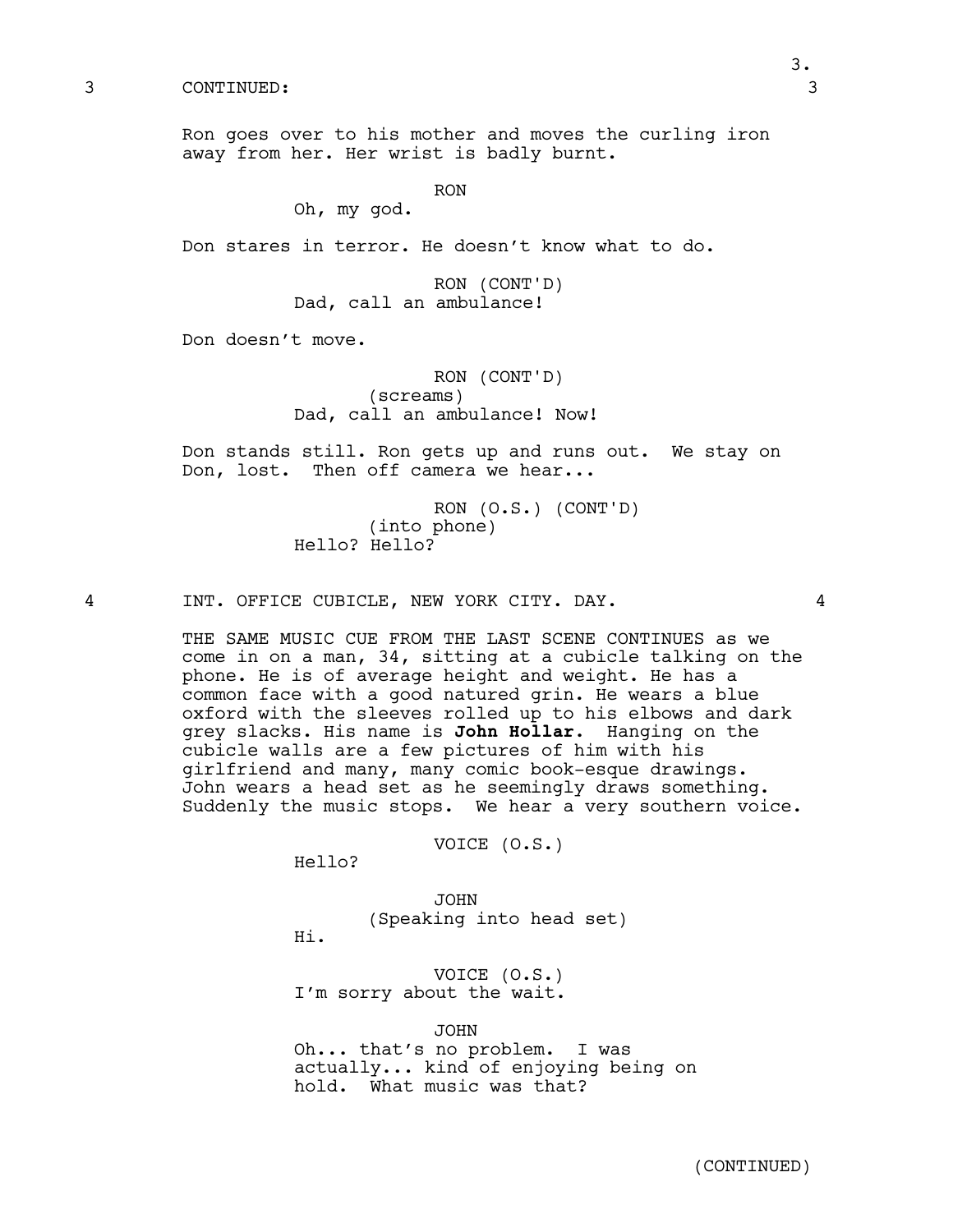3 CONTINUED: 3

Ron goes over to his mother and moves the curling iron away from her. Her wrist is badly burnt.

RON
Oh, my god.

Don stares in terror. He doesn't know what to do.

RON (CONT'D)
Dad, call an ambulance!

Don doesn't move.

RON (CONT'D)
(screams)
Dad, call an ambulance! Now!

Don stands still. Ron gets up and runs out. We stay on Don, lost. Then off camera we hear...

RON (O.S.) (CONT'D)
(into phone)
Hello? Hello?

4 INT. OFFICE CUBICLE, NEW YORK CITY. DAY. 4

THE SAME MUSIC CUE FROM THE LAST SCENE CONTINUES as we come in on a man, 34, sitting at a cubicle talking on the phone. He is of average height and weight. He has a common face with a good natured grin. He wears a blue oxford with the sleeves rolled up to his elbows and dark grey slacks. His name is **John Hollar**. Hanging on the cubicle walls are a few pictures of him with his girlfriend and many, many comic book-esque drawings. John wears a head set as he seemingly draws something. Suddenly the music stops. We hear a very southern voice.

VOICE (O.S.)
Hello?

JOHN
(Speaking into head set)
Hi.

VOICE (O.S.)
I'm sorry about the wait.

JOHN
Oh... that's no problem. I was actually... kind of enjoying being on hold. What music was that?

(CONTINUED)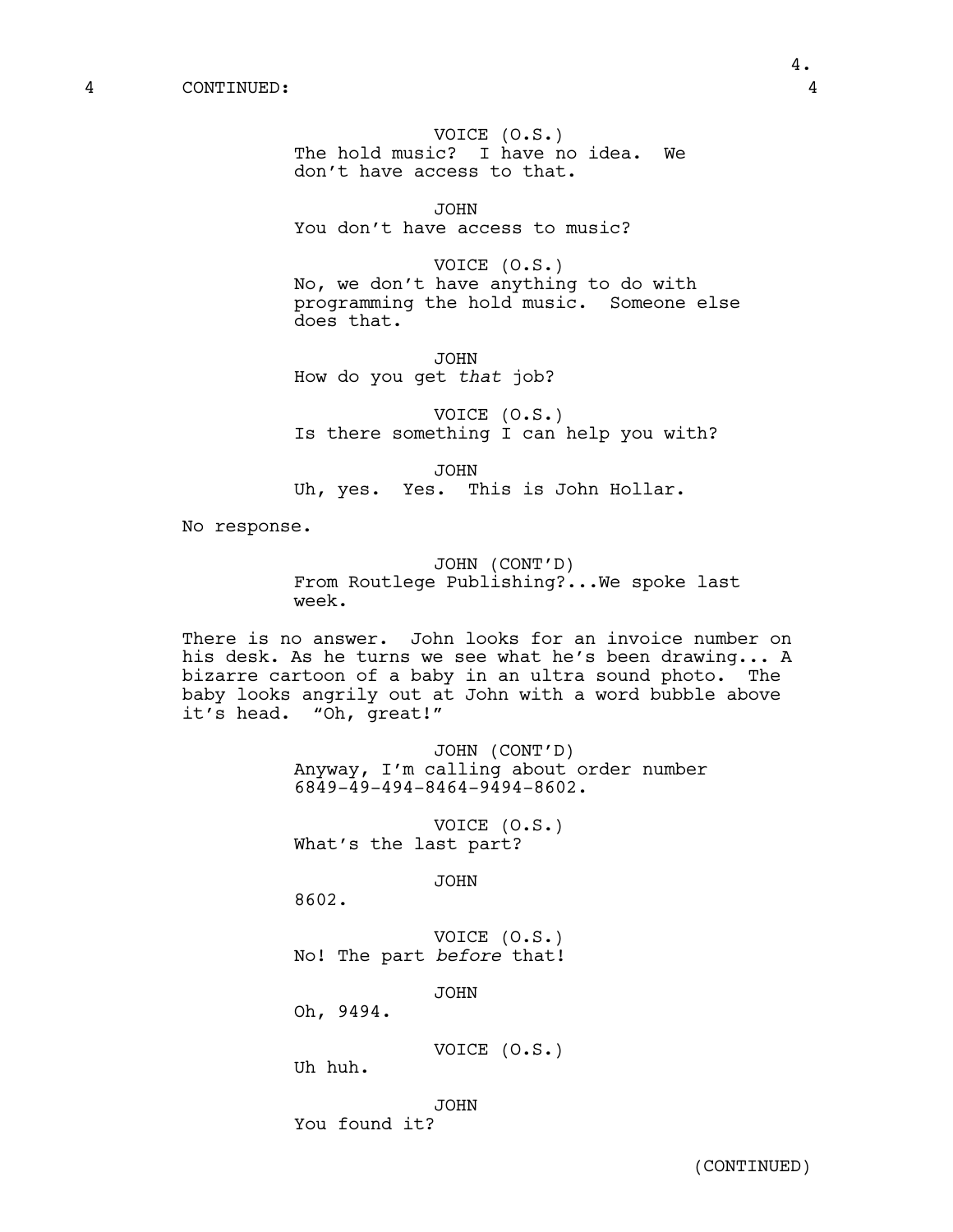4 CONTINUED: 4

VOICE (O.S.)
The hold music? I have no idea. We don't have access to that.

JOHN
You don't have access to music?

VOICE (O.S.)
No, we don't have anything to do with programming the hold music. Someone else does that.

JOHN
How do you get *that* job?

VOICE (O.S.)
Is there something I can help you with?

JOHN
Uh, yes. Yes. This is John Hollar.

No response.

JOHN (CONT'D)
From Routlege Publishing?...We spoke last week.

There is no answer. John looks for an invoice number on his desk. As he turns we see what he's been drawing... A bizarre cartoon of a baby in an ultra sound photo. The baby looks angrily out at John with a word bubble above it's head. "Oh, great!"

JOHN (CONT'D)
Anyway, I'm calling about order number 6849-49-494-8464-9494-8602.

VOICE (O.S.)
What's the last part?

JOHN
8602.

VOICE (O.S.)
No! The part *before* that!

JOHN
Oh, 9494.

VOICE (O.S.)
Uh huh.

JOHN
You found it?

(CONTINUED)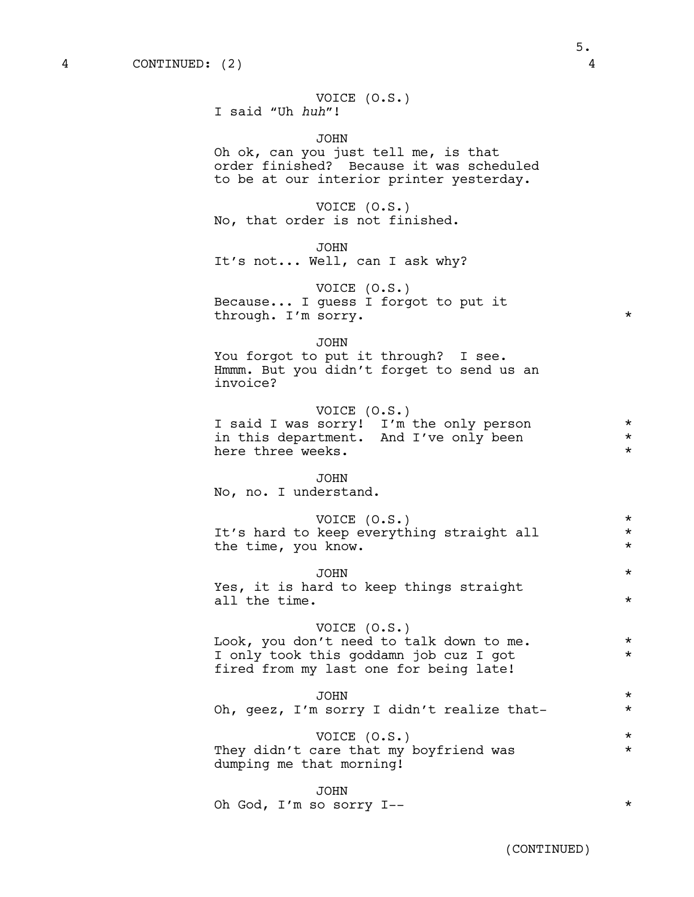4 CONTINUED: (2) 4

VOICE (O.S.)
I said "Uh *huh*"!

JOHN
Oh ok, can you just tell me, is that order finished? Because it was scheduled to be at our interior printer yesterday.

VOICE (O.S.)
No, that order is not finished.

JOHN
It's not... Well, can I ask why?

VOICE (O.S.)
Because... I guess I forgot to put it through. I'm sorry. *

JOHN
You forgot to put it through? I see. Hmmm. But you didn't forget to send us an invoice?

VOICE (O.S.)
I said I was sorry! I'm the only person in this department. And I've only been here three weeks. *

JOHN
No, no. I understand.

VOICE (O.S.) *
It's hard to keep everything straight all the time, you know. *

JOHN *
Yes, it is hard to keep things straight all the time. *

VOICE (O.S.)
Look, you don't need to talk down to me. I only took this goddamn job cuz I got fired from my last one for being late! *

JOHN *
Oh, geez, I'm sorry I didn't realize that- *

VOICE (O.S.) *
They didn't care that my boyfriend was dumping me that morning! *

JOHN
Oh God, I'm so sorry I-- *

(CONTINUED)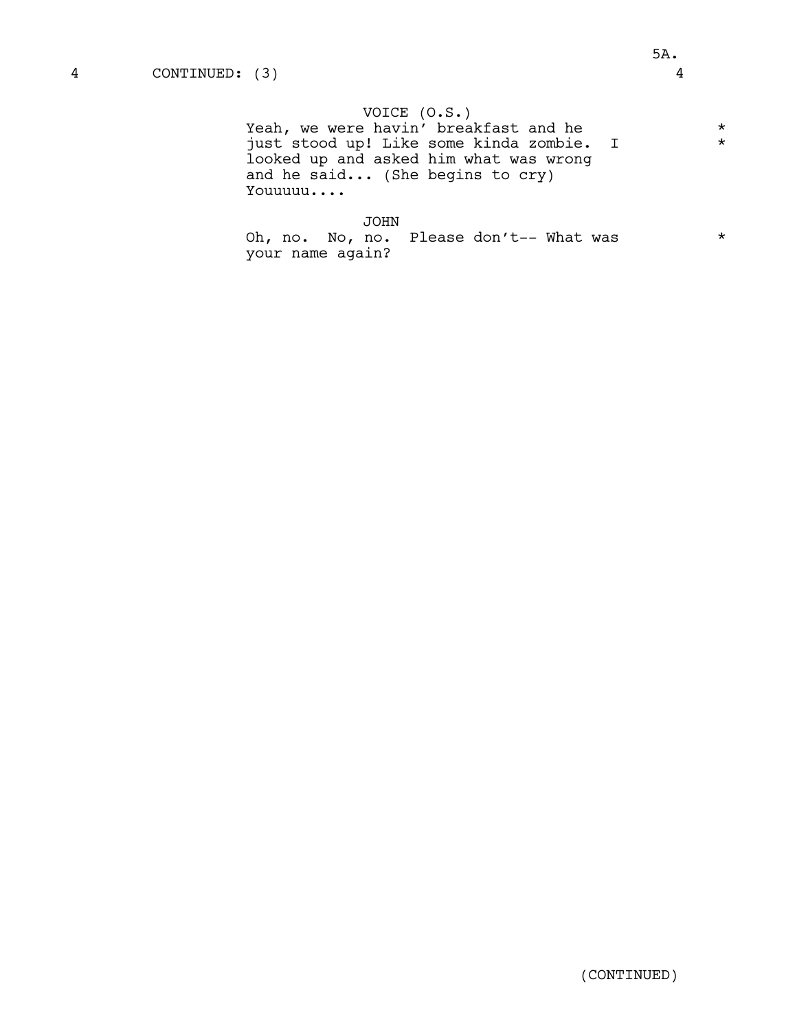4 CONTINUED: (3) 4

VOICE (O.S.)
Yeah, we were havin' breakfast and he just stood up! Like some kinda zombie. I looked up and asked him what was wrong and he said... (She begins to cry) Youuuuu.... * *

JOHN
Oh, no. No, no. Please don't-- What was your name again? *

(CONTINUED)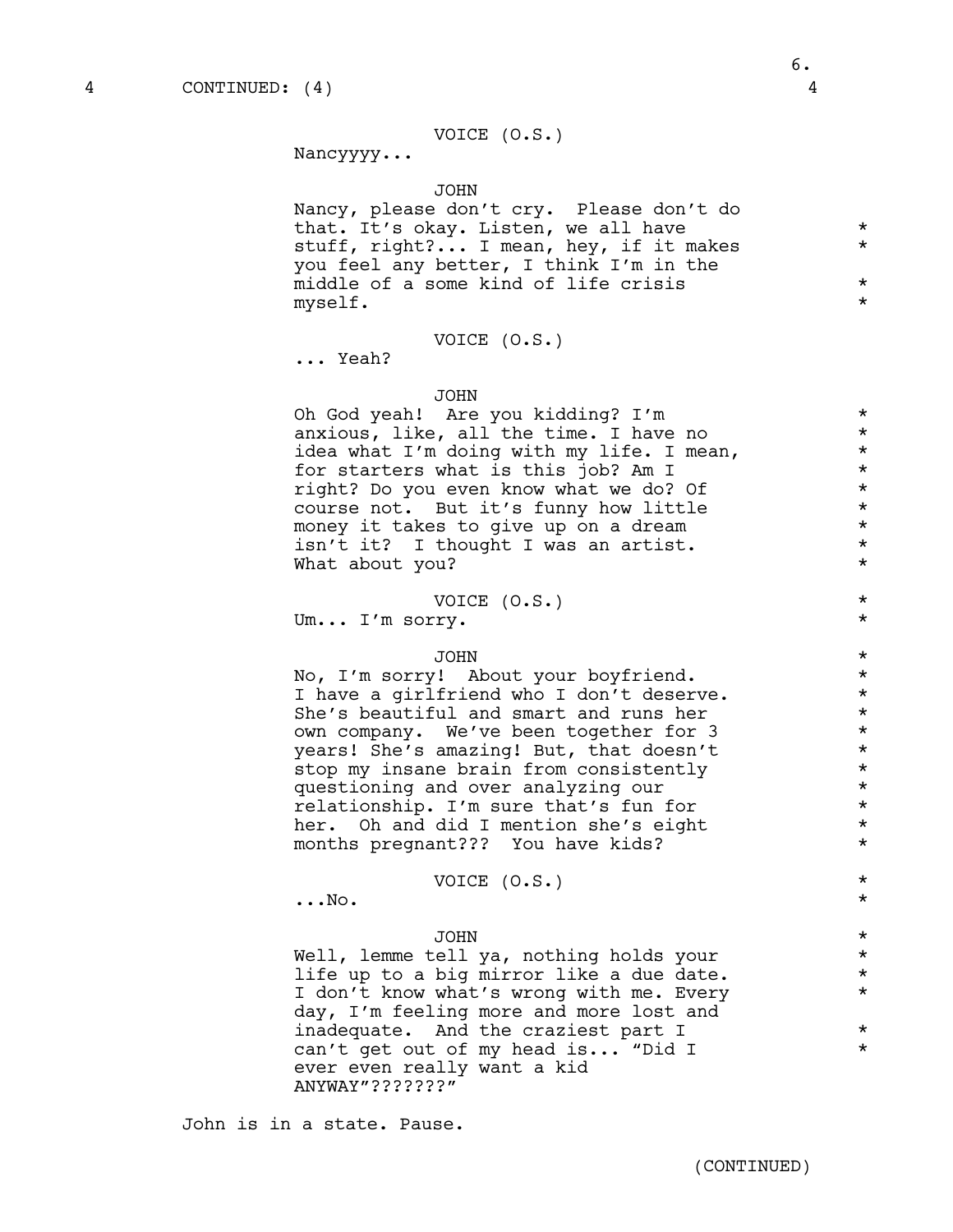4 CONTINUED: (4) 4

VOICE (O.S.)
Nancyyyy...

JOHN
Nancy, please don't cry. Please don't do that. It's okay. Listen, we all have stuff, right?... I mean, hey, if it makes you feel any better, I think I'm in the middle of a some kind of life crisis myself.

VOICE (O.S.)
... Yeah?

JOHN
Oh God yeah! Are you kidding? I'm anxious, like, all the time. I have no idea what I'm doing with my life. I mean, for starters what is this job? Am I right? Do you even know what we do? Of course not. But it's funny how little money it takes to give up on a dream isn't it? I thought I was an artist. What about you?

VOICE (O.S.)
Um... I'm sorry.

JOHN
No, I'm sorry! About your boyfriend. I have a girlfriend who I don't deserve. She's beautiful and smart and runs her own company. We've been together for 3 years! She's amazing! But, that doesn't stop my insane brain from consistently questioning and over analyzing our relationship. I'm sure that's fun for her. Oh and did I mention she's eight months pregnant??? You have kids?

VOICE (O.S.)
...No.

JOHN
Well, lemme tell ya, nothing holds your life up to a big mirror like a due date. I don't know what's wrong with me. Every day, I'm feeling more and more lost and inadequate. And the craziest part I can't get out of my head is... "Did I ever even really want a kid ANYWAY"???????"

John is in a state. Pause.

(CONTINUED)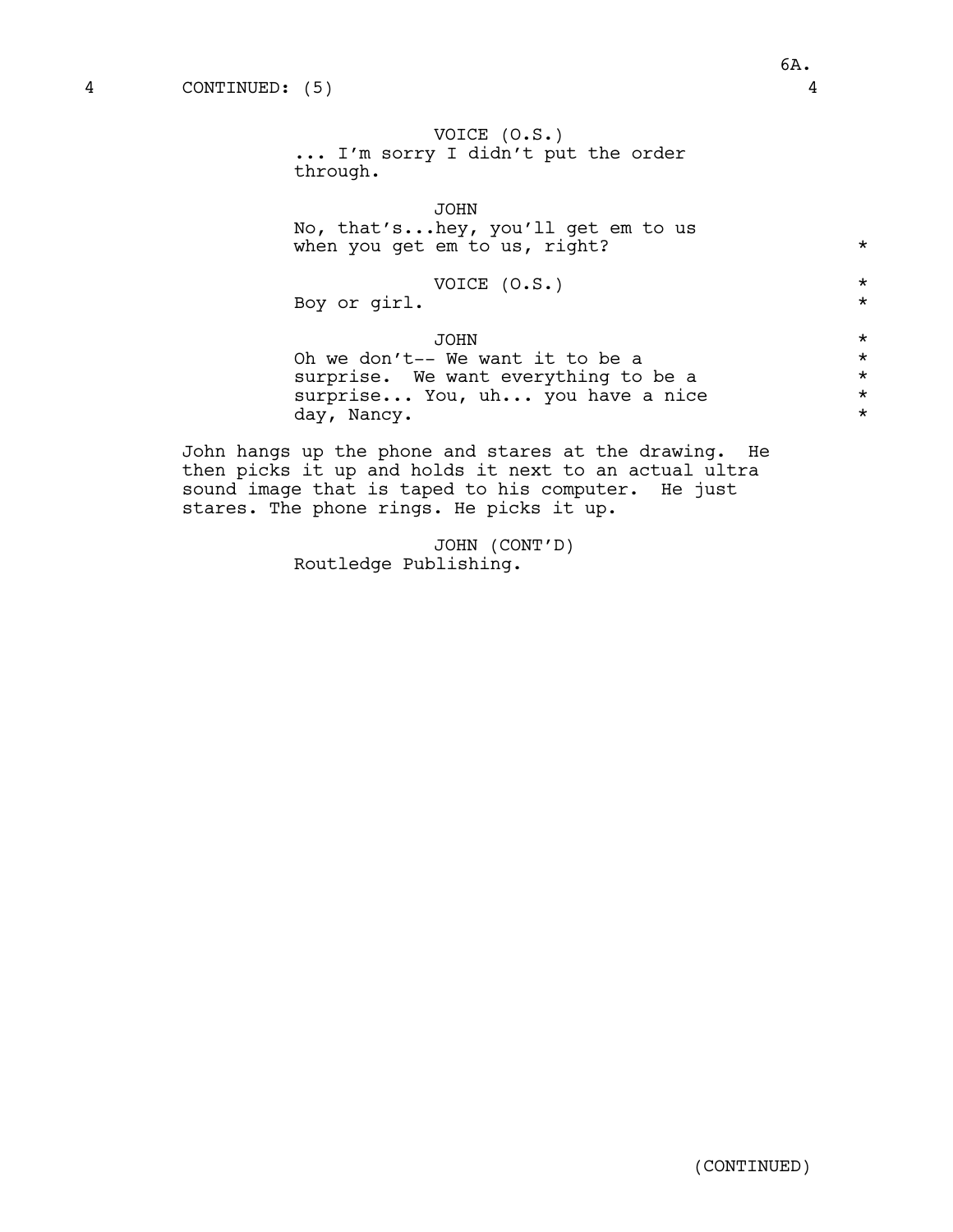4 CONTINUED: (5) 4

VOICE (O.S.)
... I'm sorry I didn't put the order through.

JOHN
No, that's...hey, you'll get em to us when you get em to us, right? *

VOICE (O.S.) *
Boy or girl. *

JOHN *
Oh we don't-- We want it to be a surprise. We want everything to be a surprise... You, uh... you have a nice day, Nancy. *

John hangs up the phone and stares at the drawing. He then picks it up and holds it next to an actual ultra sound image that is taped to his computer. He just stares. The phone rings. He picks it up.

JOHN (CONT'D)
Routledge Publishing.

(CONTINUED)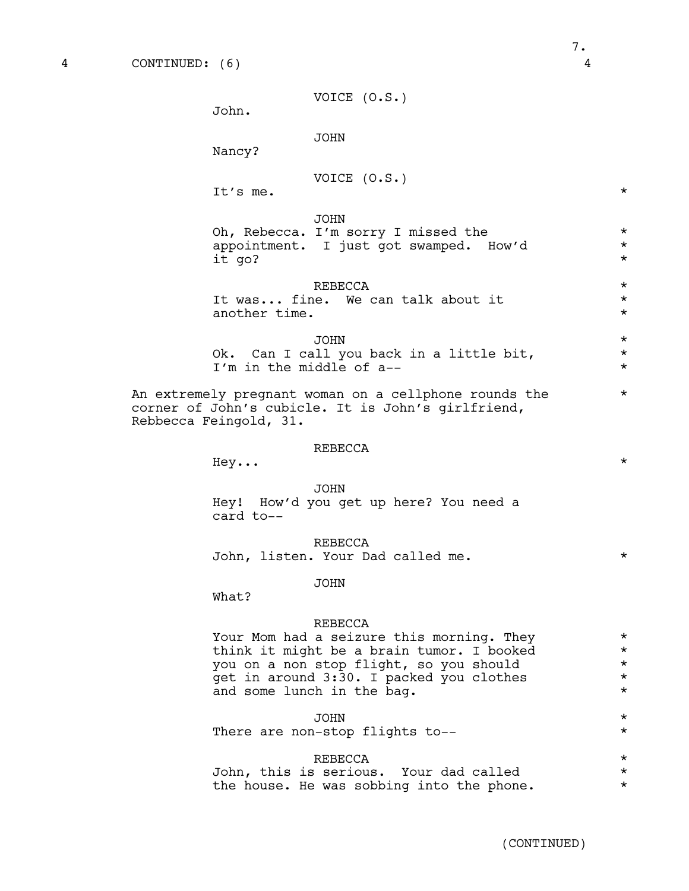4 CONTINUED: (6) 4

VOICE (O.S.)
John.

JOHN
Nancy?

VOICE (O.S.)
It's me. *

JOHN
Oh, Rebecca. I'm sorry I missed the appointment. I just got swamped. How'd it go? *

REBECCA
It was... fine. We can talk about it another time. *

JOHN
Ok. Can I call you back in a little bit, I'm in the middle of a-- *

An extremely pregnant woman on a cellphone rounds the corner of John's cubicle. It is John's girlfriend, Rebbecca Feingold, 31. *

REBECCA
Hey... *

JOHN
Hey! How'd you get up here? You need a card to--

REBECCA
John, listen. Your Dad called me. *

JOHN
What?

REBECCA
Your Mom had a seizure this morning. They think it might be a brain tumor. I booked you on a non stop flight, so you should get in around 3:30. I packed you clothes and some lunch in the bag. *

JOHN
There are non-stop flights to-- *

REBECCA
John, this is serious. Your dad called the house. He was sobbing into the phone. *

(CONTINUED)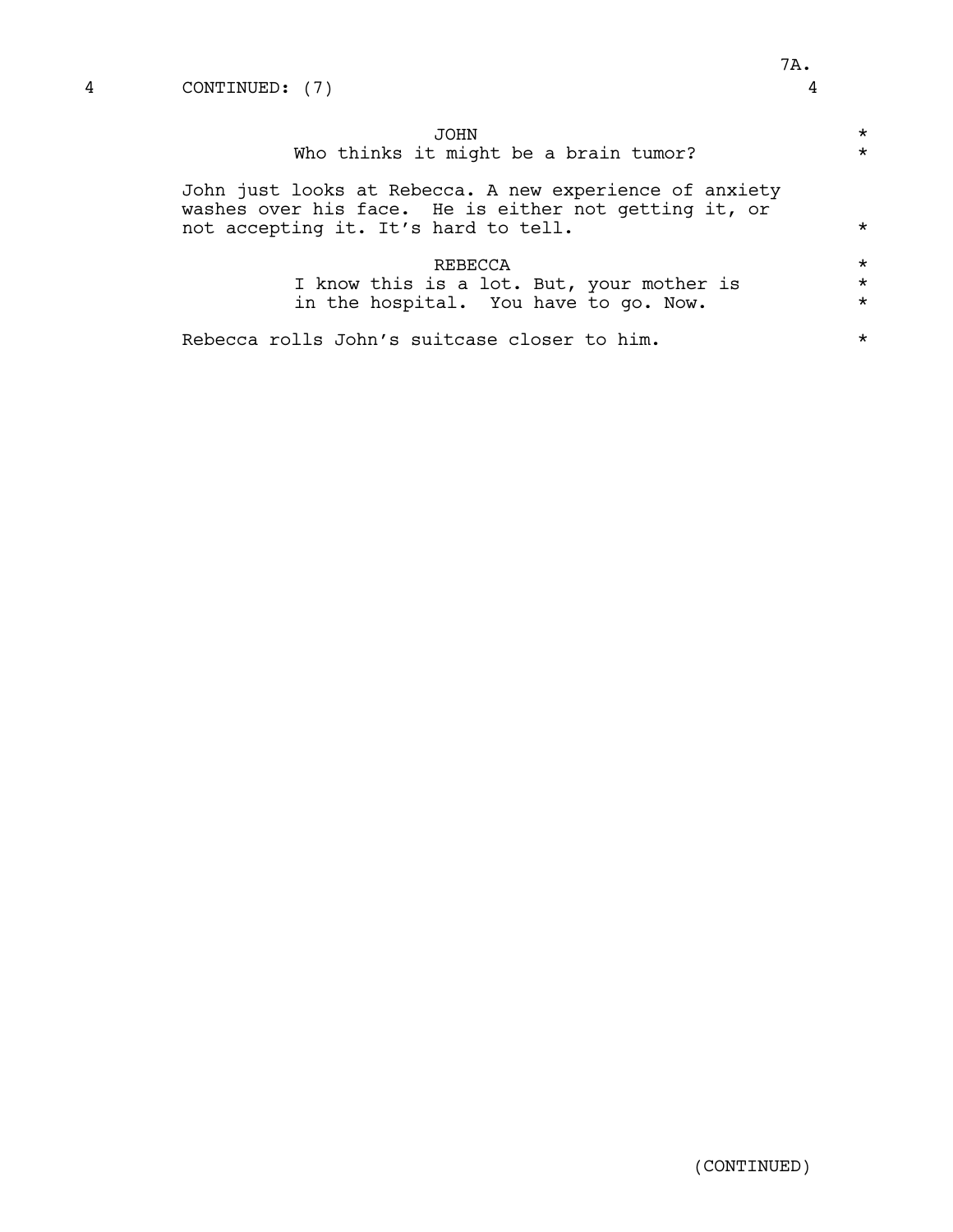4 CONTINUED: (7) 4

JOHN
Who thinks it might be a brain tumor?

John just looks at Rebecca. A new experience of anxiety washes over his face. He is either not getting it, or not accepting it. It's hard to tell.

REBECCA
I know this is a lot. But, your mother is in the hospital. You have to go. Now.

Rebecca rolls John's suitcase closer to him.

(CONTINUED)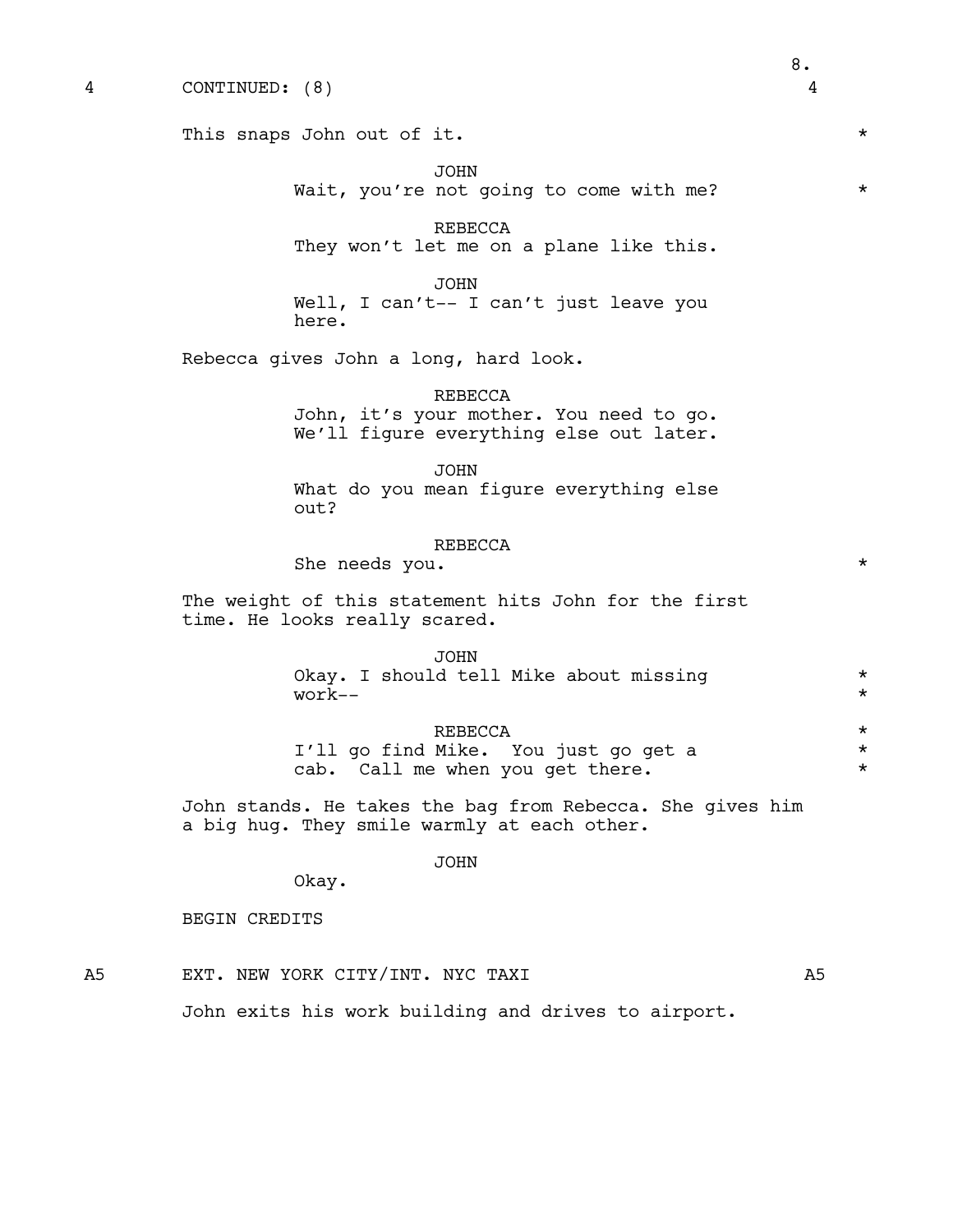4 CONTINUED: (8) 4

This snaps John out of it. *

JOHN
Wait, you're not going to come with me? *

REBECCA
They won't let me on a plane like this.

JOHN
Well, I can't-- I can't just leave you here.

Rebecca gives John a long, hard look.

REBECCA
John, it's your mother. You need to go. We'll figure everything else out later.

JOHN
What do you mean figure everything else out?

REBECCA
She needs you. *

The weight of this statement hits John for the first time. He looks really scared.

JOHN
Okay. I should tell Mike about missing *
work-- *

REBECCA *
I'll go find Mike. You just go get a *
cab. Call me when you get there. *

John stands. He takes the bag from Rebecca. She gives him a big hug. They smile warmly at each other.

JOHN
Okay.

BEGIN CREDITS

A5 EXT. NEW YORK CITY/INT. NYC TAXI A5

John exits his work building and drives to airport.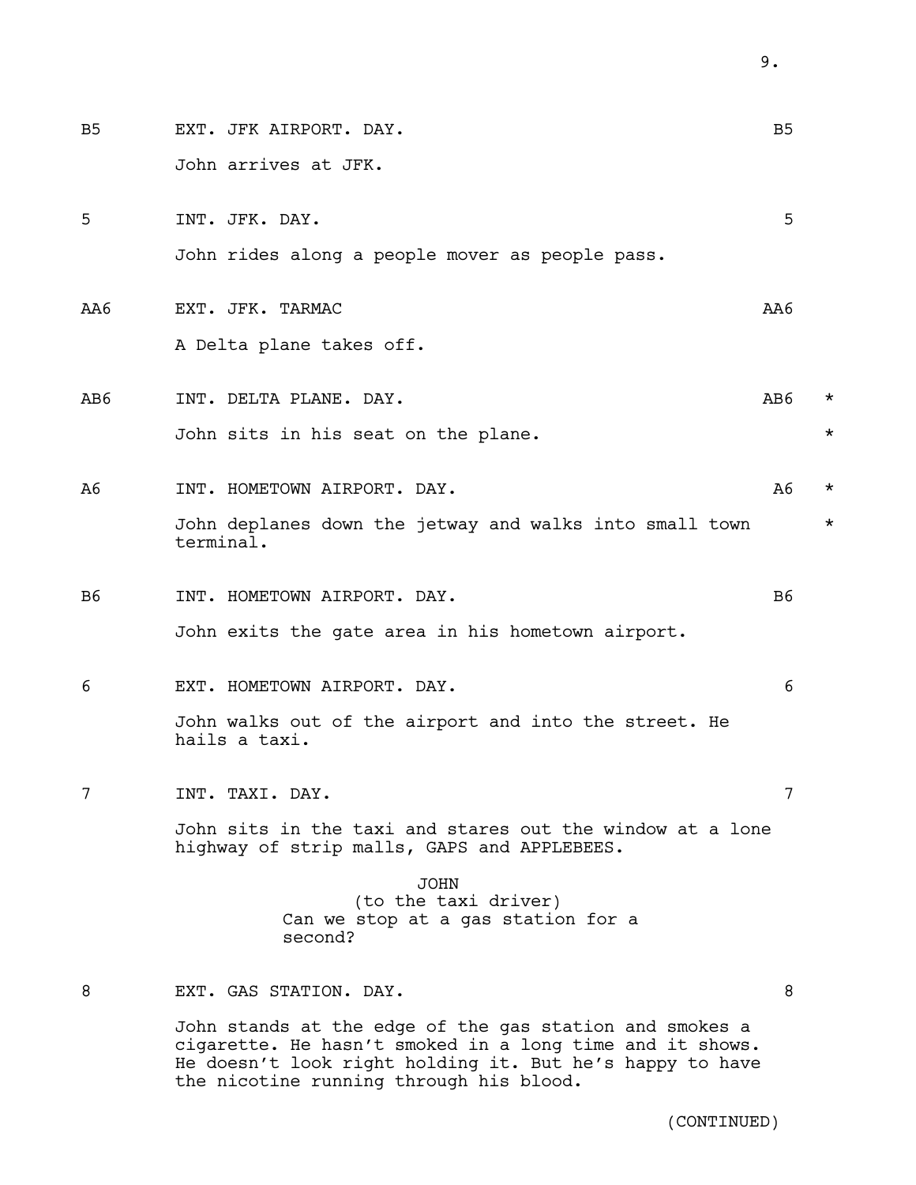B5 EXT. JFK AIRPORT. DAY. B5

John arrives at JFK.

5 INT. JFK. DAY. 5

John rides along a people mover as people pass.

AA6 EXT. JFK. TARMAC AA6

A Delta plane takes off.

AB6 INT. DELTA PLANE. DAY. AB6 *

John sits in his seat on the plane. *

A6 INT. HOMETOWN AIRPORT. DAY. A6 *

John deplanes down the jetway and walks into small town terminal. *

B6 INT. HOMETOWN AIRPORT. DAY. B6

John exits the gate area in his hometown airport.

6 EXT. HOMETOWN AIRPORT. DAY. 6

John walks out of the airport and into the street. He hails a taxi.

7 INT. TAXI. DAY. 7

John sits in the taxi and stares out the window at a lone highway of strip malls, GAPS and APPLEBEES.

JOHN
(to the taxi driver)
Can we stop at a gas station for a second?

8 EXT. GAS STATION. DAY. 8

John stands at the edge of the gas station and smokes a cigarette. He hasn't smoked in a long time and it shows. He doesn't look right holding it. But he's happy to have the nicotine running through his blood.

(CONTINUED)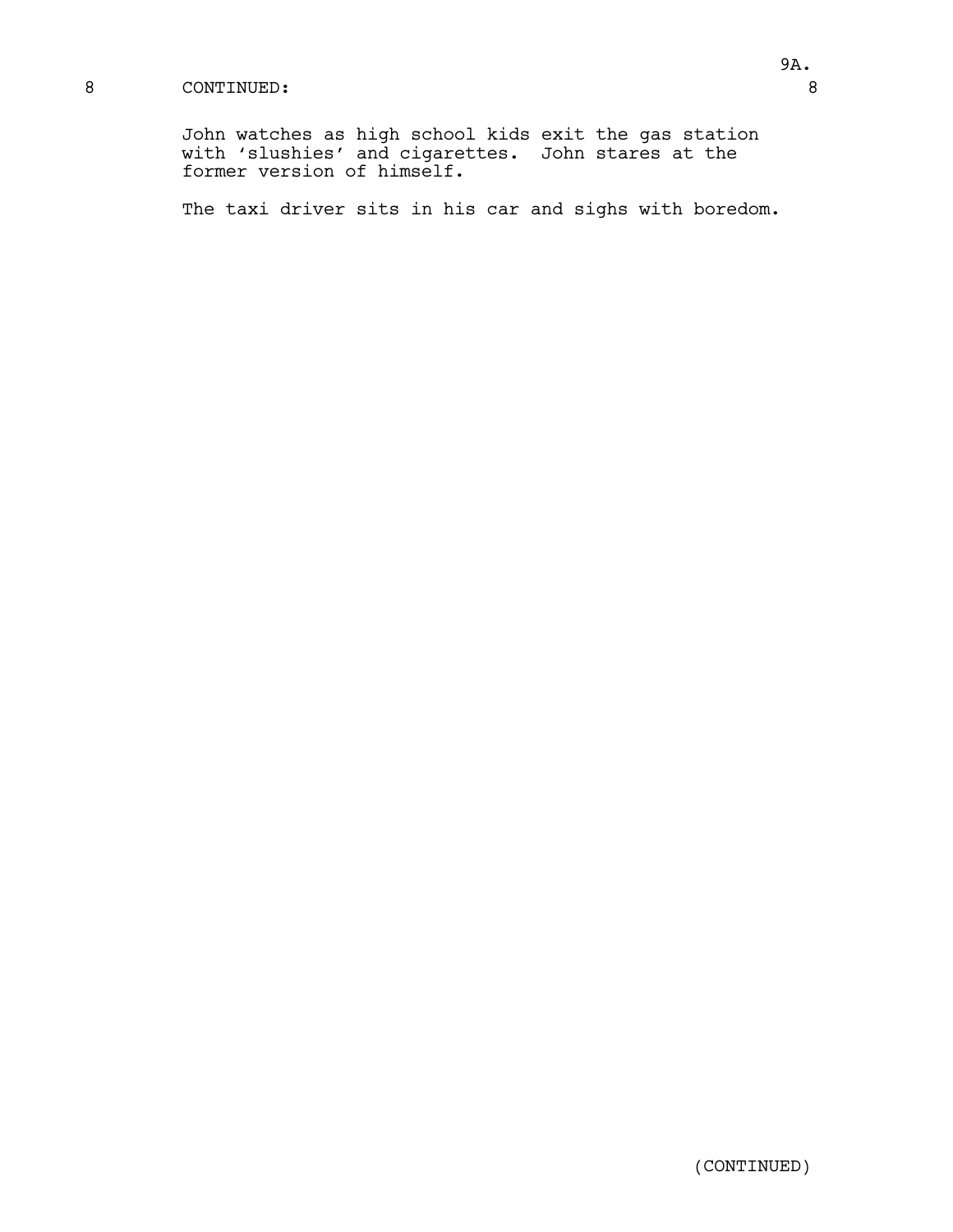8 CONTINUED: 8

John watches as high school kids exit the gas station with ‘slushies’ and cigarettes. John stares at the former version of himself.

The taxi driver sits in his car and sighs with boredom.

(CONTINUED)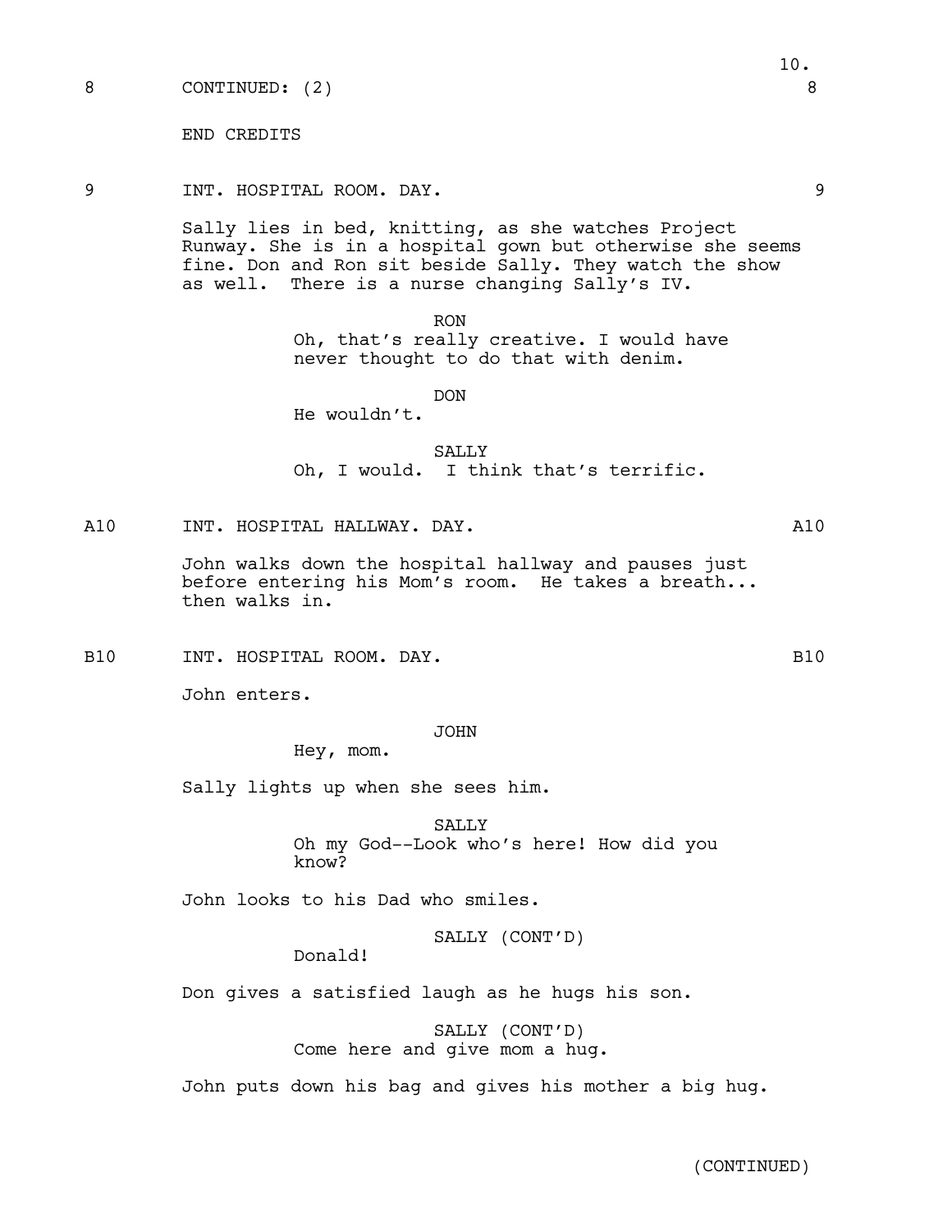8 CONTINUED: (2) 8

END CREDITS

9 INT. HOSPITAL ROOM. DAY. 9

Sally lies in bed, knitting, as she watches Project Runway. She is in a hospital gown but otherwise she seems fine. Don and Ron sit beside Sally. They watch the show as well. There is a nurse changing Sally's IV.

RON
Oh, that's really creative. I would have never thought to do that with denim.

DON
He wouldn't.

SALLY
Oh, I would. I think that's terrific.

A10 INT. HOSPITAL HALLWAY. DAY. A10

John walks down the hospital hallway and pauses just before entering his Mom's room. He takes a breath... then walks in.

B10 INT. HOSPITAL ROOM. DAY. B10

John enters.

JOHN
Hey, mom.

Sally lights up when she sees him.

SALLY
Oh my God--Look who's here! How did you know?

John looks to his Dad who smiles.

SALLY (CONT'D)
Donald!

Don gives a satisfied laugh as he hugs his son.

SALLY (CONT'D)
Come here and give mom a hug.

John puts down his bag and gives his mother a big hug.

(CONTINUED)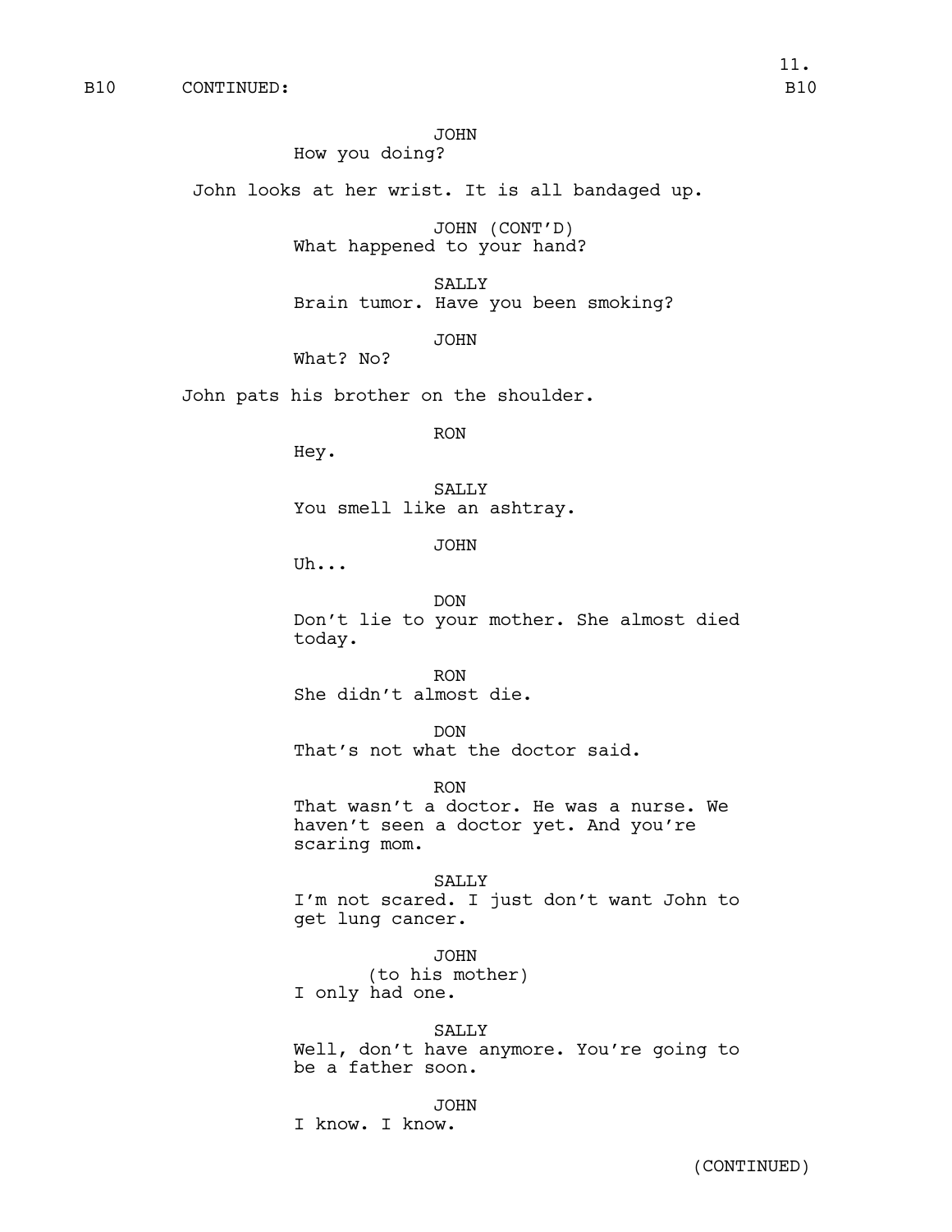B10 CONTINUED: B10

JOHN
How you doing?

John looks at her wrist. It is all bandaged up.

JOHN (CONT'D)
What happened to your hand?

SALLY
Brain tumor. Have you been smoking?

JOHN
What? No?

John pats his brother on the shoulder.

RON
Hey.

SALLY
You smell like an ashtray.

JOHN
Uh...

DON
Don't lie to your mother. She almost died today.

RON
She didn't almost die.

DON
That's not what the doctor said.

RON
That wasn't a doctor. He was a nurse. We haven't seen a doctor yet. And you're scaring mom.

SALLY
I'm not scared. I just don't want John to get lung cancer.

JOHN
(to his mother)
I only had one.

SALLY
Well, don't have anymore. You're going to be a father soon.

JOHN
I know. I know.

(CONTINUED)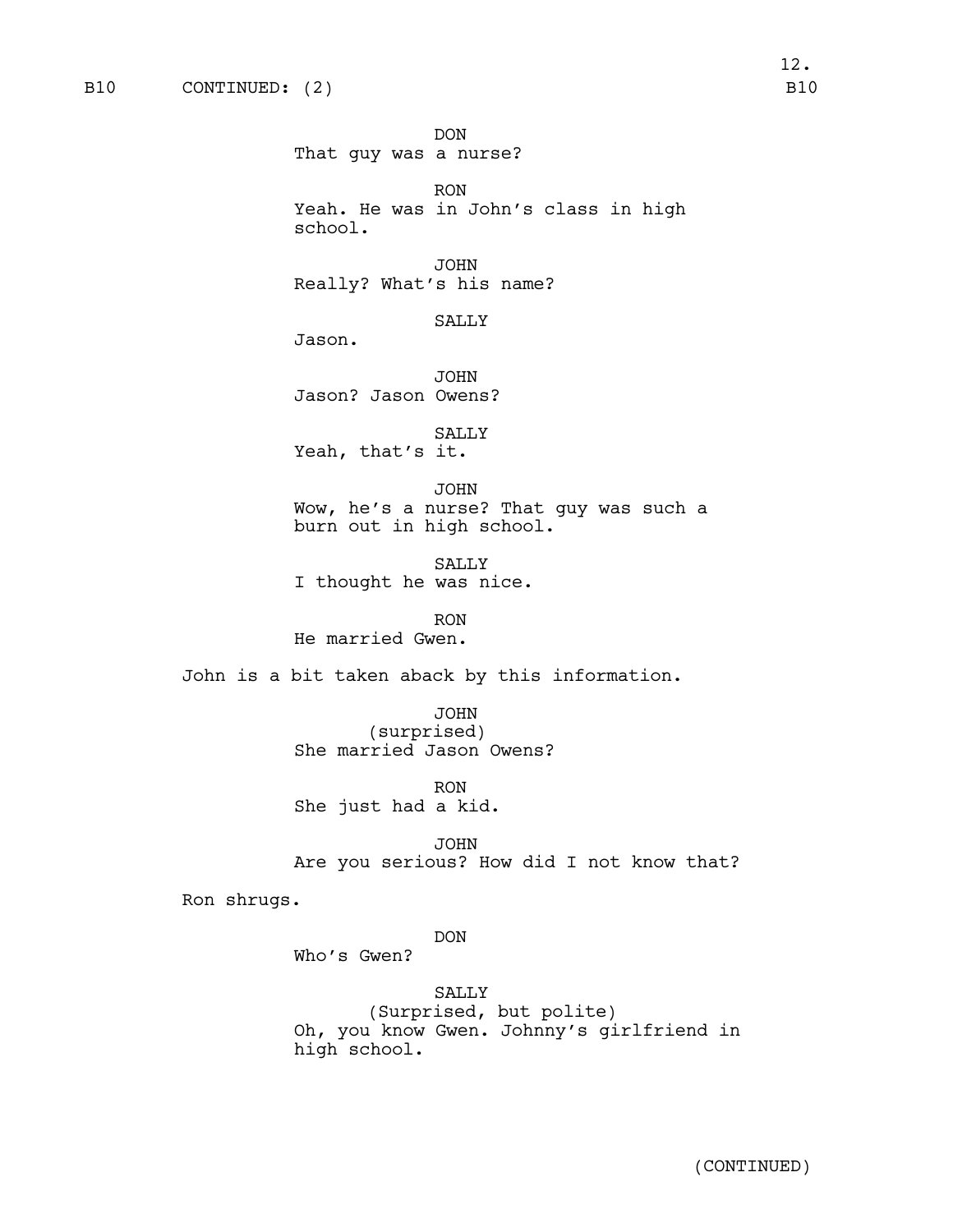B10 CONTINUED: (2) B10

DON
That guy was a nurse?

RON
Yeah. He was in John's class in high school.

JOHN
Really? What's his name?

SALLY
Jason.

JOHN
Jason? Jason Owens?

SALLY
Yeah, that's it.

JOHN
Wow, he's a nurse? That guy was such a burn out in high school.

SALLY
I thought he was nice.

RON
He married Gwen.

John is a bit taken aback by this information.

JOHN
(surprised)
She married Jason Owens?

RON
She just had a kid.

JOHN
Are you serious? How did I not know that?

Ron shrugs.

DON
Who's Gwen?

SALLY
(Surprised, but polite)
Oh, you know Gwen. Johnny's girlfriend in high school.

(CONTINUED)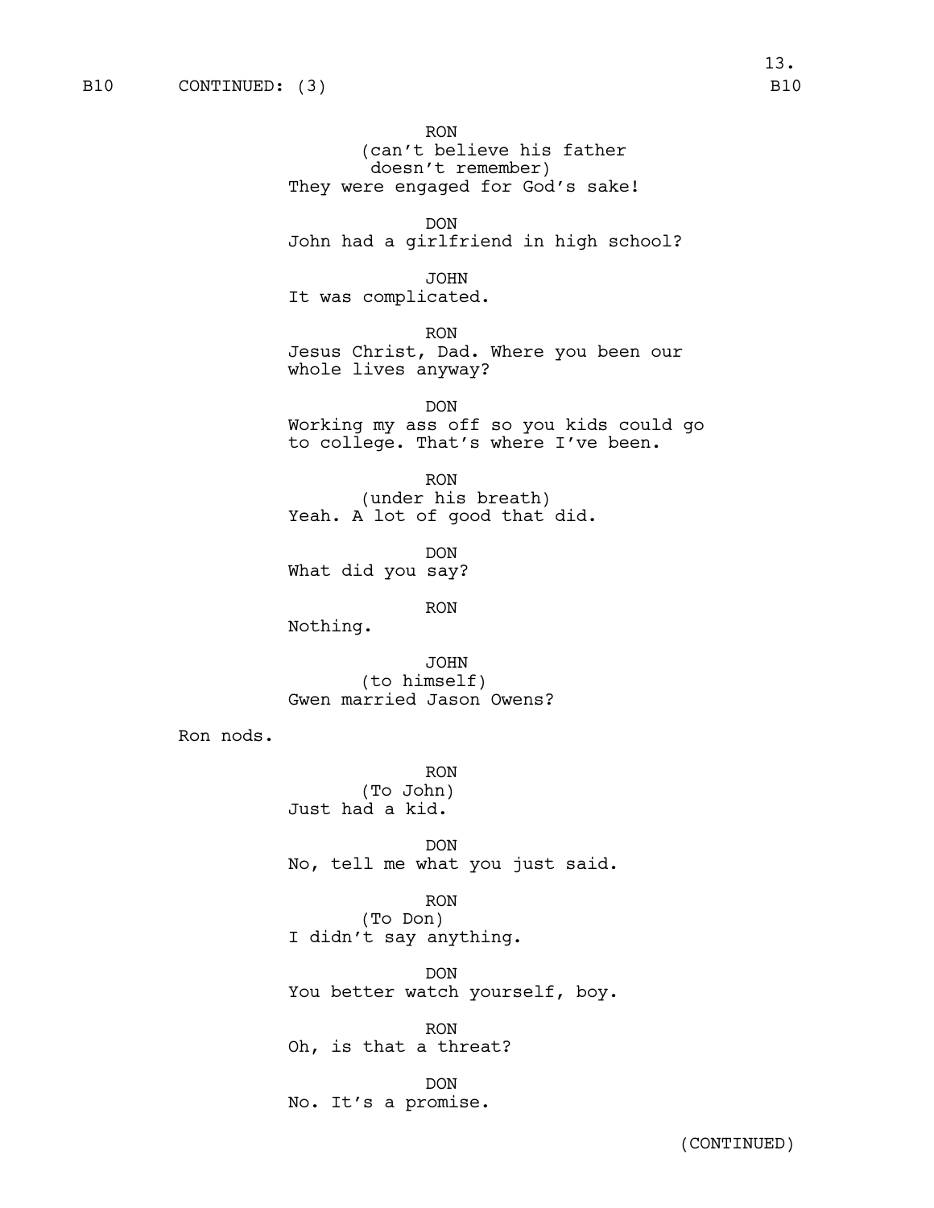B10 CONTINUED: (3) B10

RON
(can't believe his father doesn't remember)
They were engaged for God's sake!

DON
John had a girlfriend in high school?

JOHN
It was complicated.

RON
Jesus Christ, Dad. Where you been our whole lives anyway?

DON
Working my ass off so you kids could go to college. That's where I've been.

RON
(under his breath)
Yeah. A lot of good that did.

DON
What did you say?

RON
Nothing.

JOHN
(to himself)
Gwen married Jason Owens?

Ron nods.

RON
(To John)
Just had a kid.

DON
No, tell me what you just said.

RON
(To Don)
I didn't say anything.

DON
You better watch yourself, boy.

RON
Oh, is that a threat?

DON
No. It's a promise.

(CONTINUED)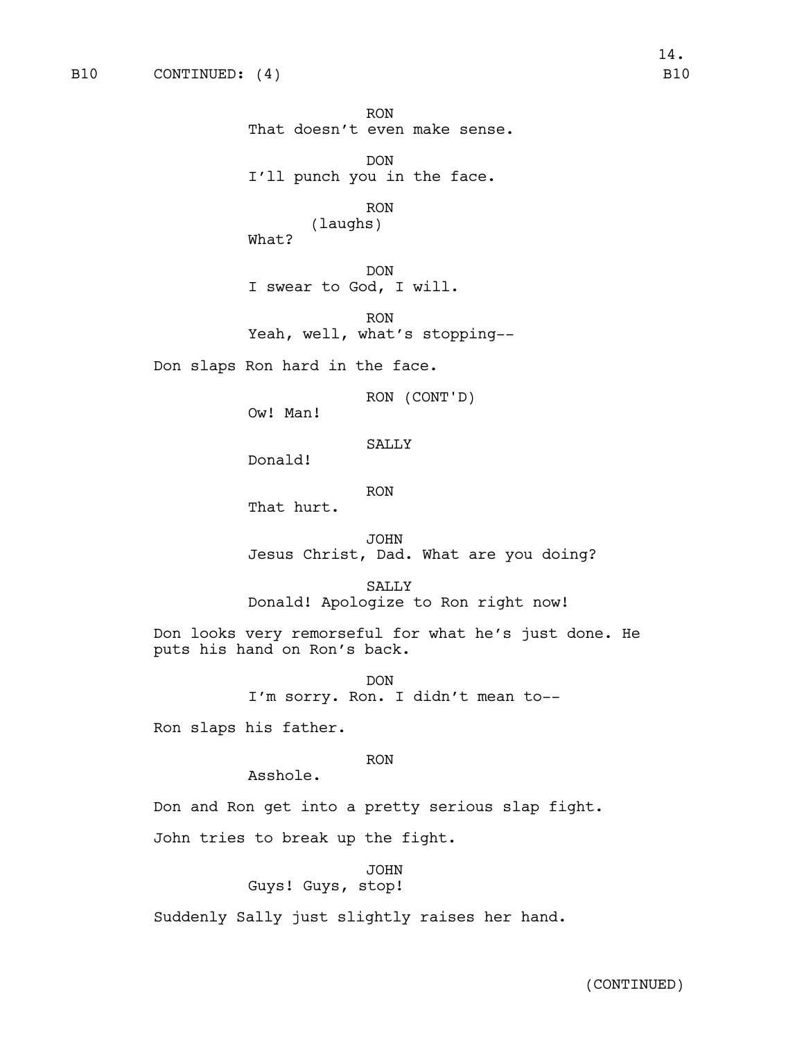B10 CONTINUED: (4) B10

RON
That doesn't even make sense.

DON
I'll punch you in the face.

RON
(laughs)
What?

DON
I swear to God, I will.

RON
Yeah, well, what's stopping--

Don slaps Ron hard in the face.

RON (CONT'D)
Ow! Man!

SALLY
Donald!

RON
That hurt.

JOHN
Jesus Christ, Dad. What are you doing?

SALLY
Donald! Apologize to Ron right now!

Don looks very remorseful for what he's just done. He puts his hand on Ron's back.

DON
I'm sorry. Ron. I didn't mean to--

Ron slaps his father.

RON
Asshole.

Don and Ron get into a pretty serious slap fight.

John tries to break up the fight.

JOHN
Guys! Guys, stop!

Suddenly Sally just slightly raises her hand.

(CONTINUED)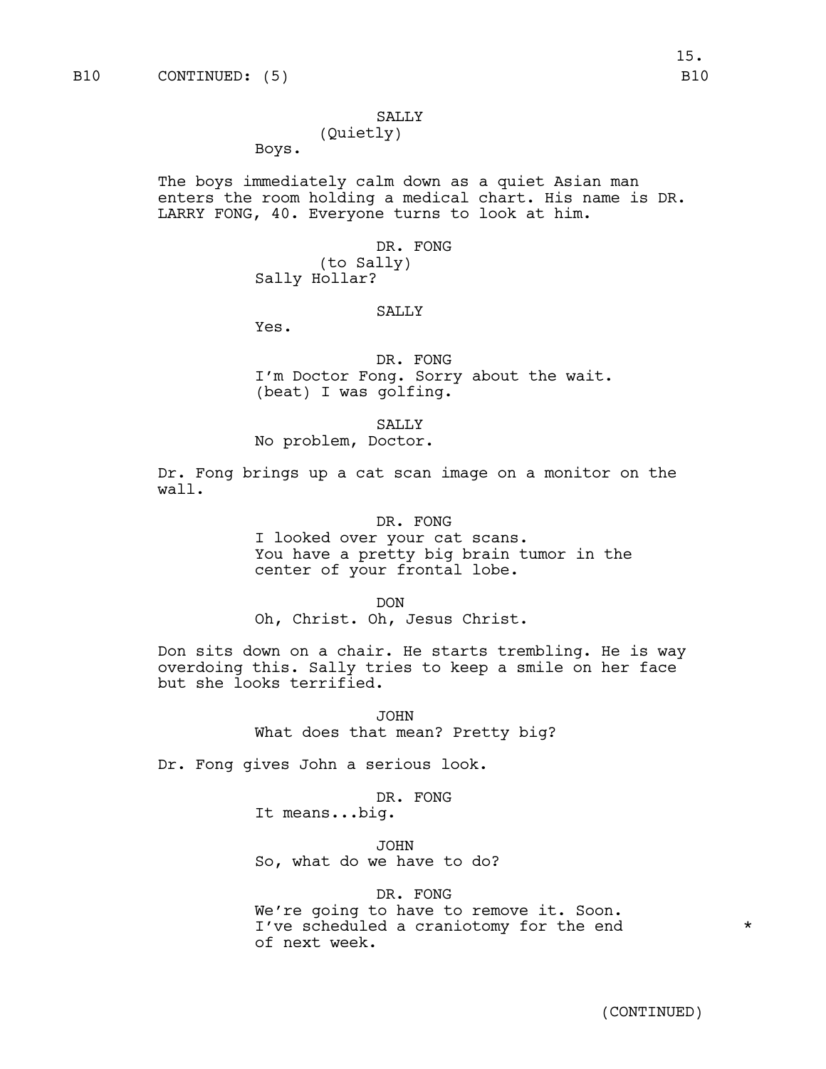B10 CONTINUED: (5) B10

SALLY
(Quietly)
Boys.

The boys immediately calm down as a quiet Asian man enters the room holding a medical chart. His name is DR. LARRY FONG, 40. Everyone turns to look at him.

DR. FONG
(to Sally)
Sally Hollar?

SALLY
Yes.

DR. FONG
I'm Doctor Fong. Sorry about the wait.
(beat) I was golfing.

SALLY
No problem, Doctor.

Dr. Fong brings up a cat scan image on a monitor on the wall.

DR. FONG
I looked over your cat scans.
You have a pretty big brain tumor in the center of your frontal lobe.

DON
Oh, Christ. Oh, Jesus Christ.

Don sits down on a chair. He starts trembling. He is way overdoing this. Sally tries to keep a smile on her face but she looks terrified.

JOHN
What does that mean? Pretty big?

Dr. Fong gives John a serious look.

DR. FONG
It means...big.

JOHN
So, what do we have to do?

DR. FONG
We're going to have to remove it. Soon.
I've scheduled a craniotomy for the end of next week. *

(CONTINUED)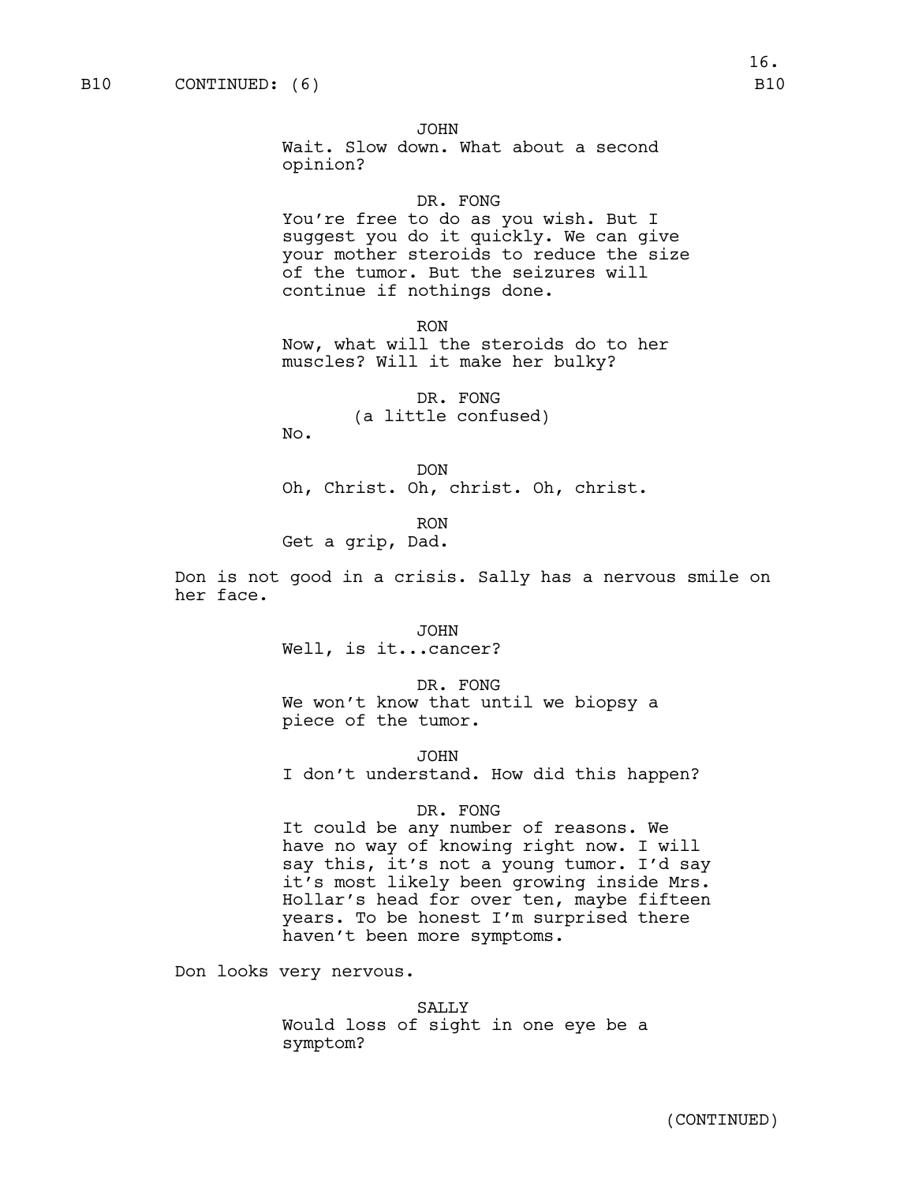B10 CONTINUED: (6) B10

JOHN
Wait. Slow down. What about a second opinion?

DR. FONG
You're free to do as you wish. But I suggest you do it quickly. We can give your mother steroids to reduce the size of the tumor. But the seizures will continue if nothings done.

RON
Now, what will the steroids do to her muscles? Will it make her bulky?

DR. FONG
(a little confused)
No.

DON
Oh, Christ. Oh, christ. Oh, christ.

RON
Get a grip, Dad.

Don is not good in a crisis. Sally has a nervous smile on her face.

JOHN
Well, is it...cancer?

DR. FONG
We won't know that until we biopsy a piece of the tumor.

JOHN
I don't understand. How did this happen?

DR. FONG
It could be any number of reasons. We have no way of knowing right now. I will say this, it's not a young tumor. I'd say it's most likely been growing inside Mrs. Hollar's head for over ten, maybe fifteen years. To be honest I'm surprised there haven't been more symptoms.

Don looks very nervous.

SALLY
Would loss of sight in one eye be a symptom?

(CONTINUED)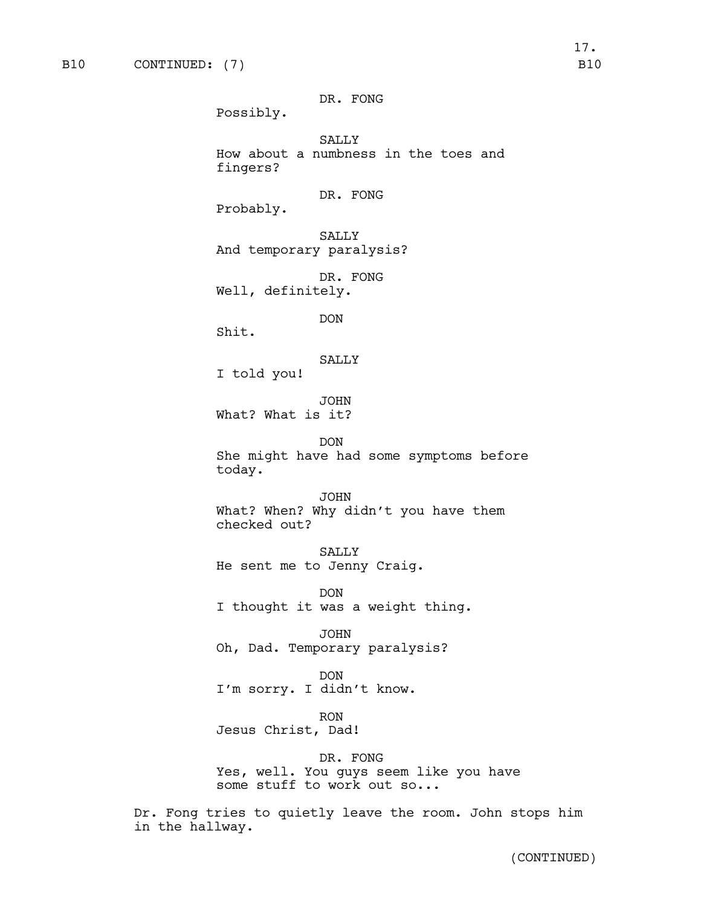B10 CONTINUED: (7) B10

DR. FONG
Possibly.

SALLY
How about a numbness in the toes and fingers?

DR. FONG
Probably.

SALLY
And temporary paralysis?

DR. FONG
Well, definitely.

DON
Shit.

SALLY
I told you!

JOHN
What? What is it?

DON
She might have had some symptoms before today.

JOHN
What? When? Why didn't you have them checked out?

SALLY
He sent me to Jenny Craig.

DON
I thought it was a weight thing.

JOHN
Oh, Dad. Temporary paralysis?

DON
I'm sorry. I didn't know.

RON
Jesus Christ, Dad!

DR. FONG
Yes, well. You guys seem like you have some stuff to work out so...

Dr. Fong tries to quietly leave the room. John stops him in the hallway.

(CONTINUED)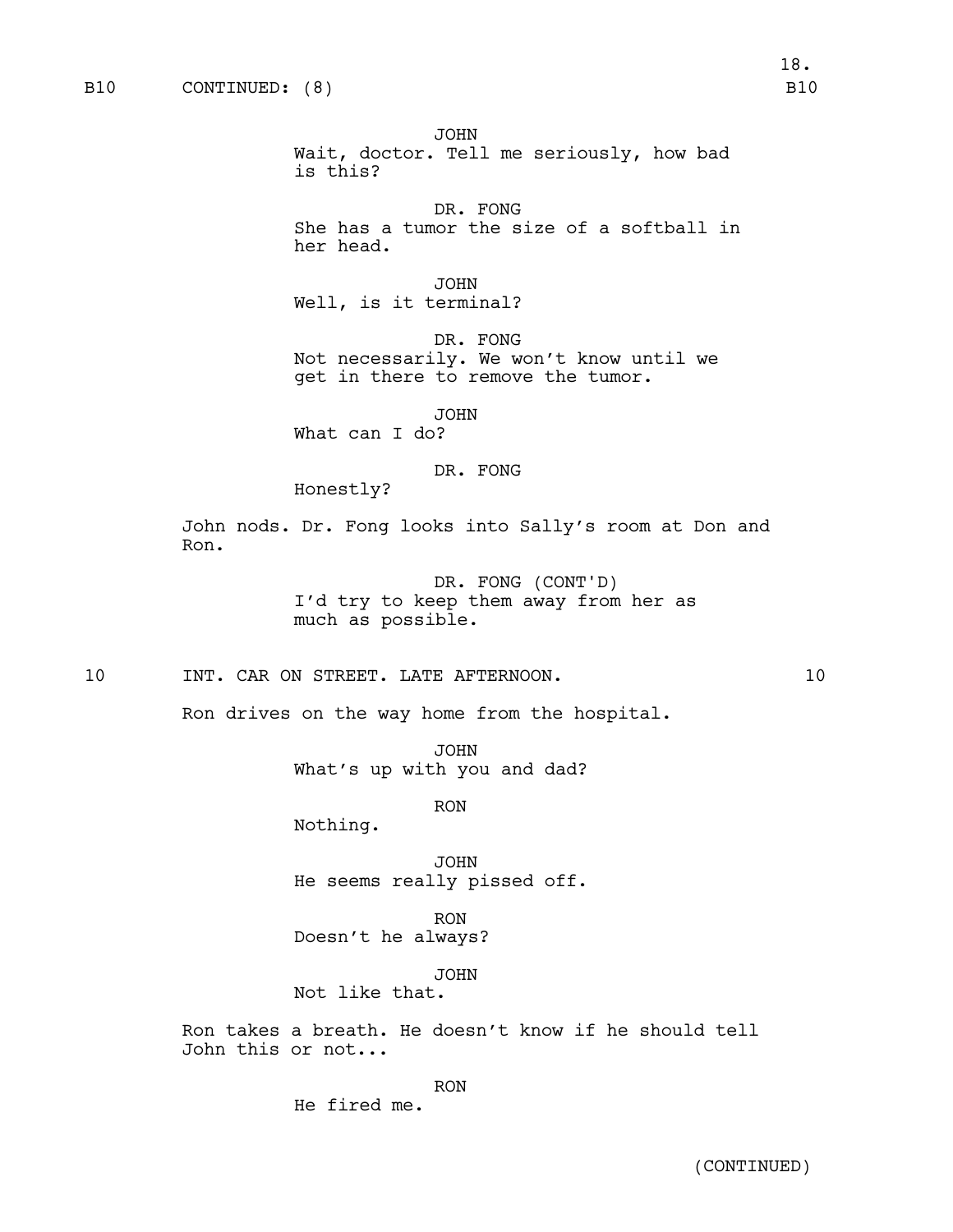B10 CONTINUED: (8) B10

JOHN
Wait, doctor. Tell me seriously, how bad is this?

DR. FONG
She has a tumor the size of a softball in her head.

JOHN
Well, is it terminal?

DR. FONG
Not necessarily. We won't know until we get in there to remove the tumor.

JOHN
What can I do?

DR. FONG
Honestly?

John nods. Dr. Fong looks into Sally's room at Don and Ron.

DR. FONG (CONT'D)
I'd try to keep them away from her as much as possible.

10 INT. CAR ON STREET. LATE AFTERNOON. 10

Ron drives on the way home from the hospital.

JOHN
What's up with you and dad?

RON
Nothing.

JOHN
He seems really pissed off.

RON
Doesn't he always?

JOHN
Not like that.

Ron takes a breath. He doesn't know if he should tell John this or not...

RON
He fired me.

(CONTINUED)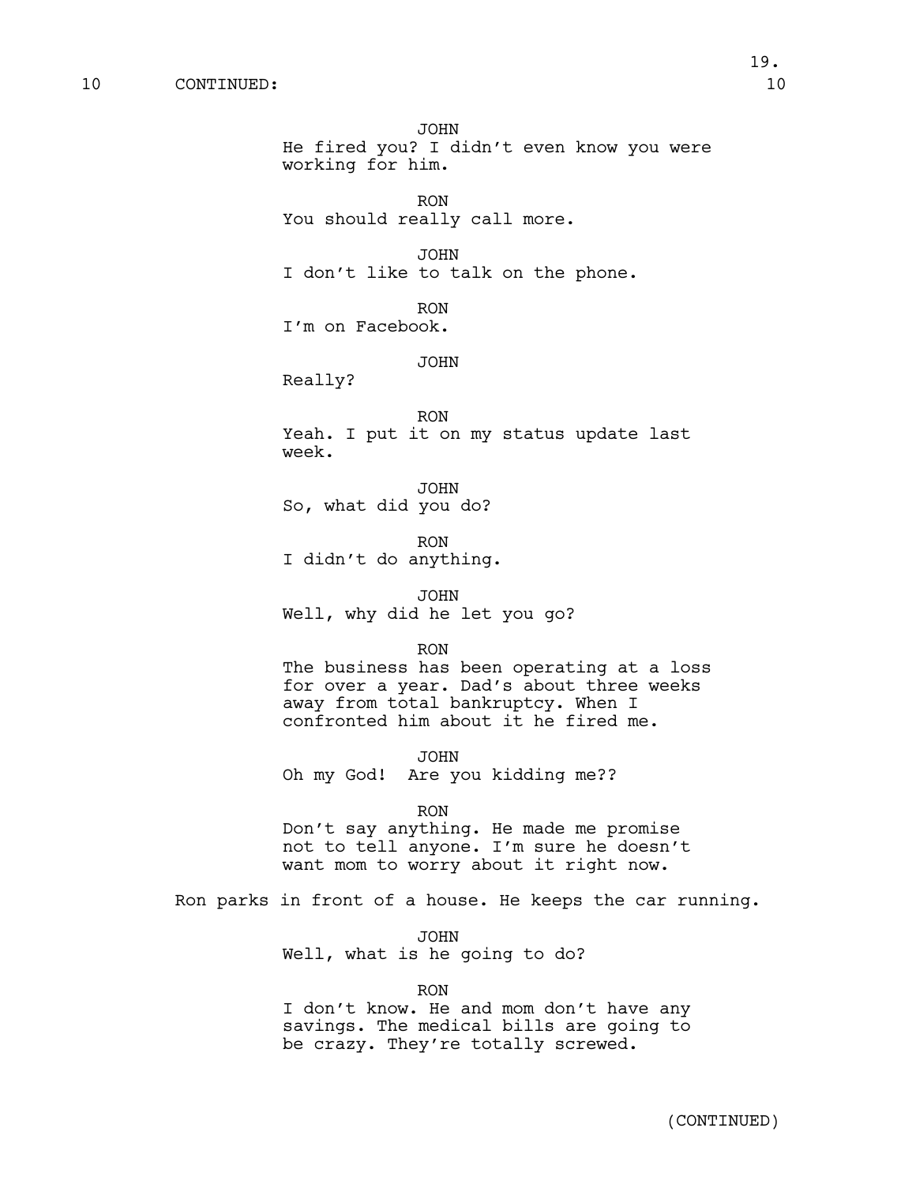10 CONTINUED: 10

JOHN
He fired you? I didn't even know you were working for him.

RON
You should really call more.

JOHN
I don't like to talk on the phone.

RON
I'm on Facebook.

JOHN
Really?

RON
Yeah. I put it on my status update last week.

JOHN
So, what did you do?

RON
I didn't do anything.

JOHN
Well, why did he let you go?

RON
The business has been operating at a loss for over a year. Dad's about three weeks away from total bankruptcy. When I confronted him about it he fired me.

JOHN
Oh my God! Are you kidding me??

RON
Don't say anything. He made me promise not to tell anyone. I'm sure he doesn't want mom to worry about it right now.

Ron parks in front of a house. He keeps the car running.

JOHN
Well, what is he going to do?

RON
I don't know. He and mom don't have any savings. The medical bills are going to be crazy. They're totally screwed.

(CONTINUED)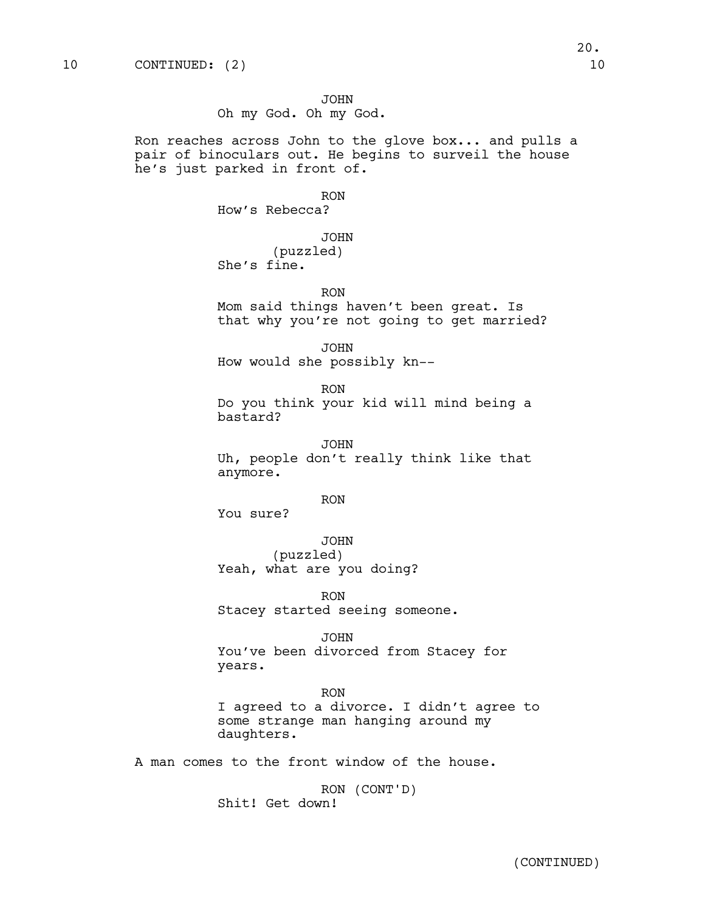10 CONTINUED: (2) 10

JOHN
Oh my God. Oh my God.

Ron reaches across John to the glove box... and pulls a pair of binoculars out. He begins to surveil the house he's just parked in front of.

RON
How's Rebecca?

JOHN
(puzzled)
She's fine.

RON
Mom said things haven't been great. Is that why you're not going to get married?

JOHN
How would she possibly kn--

RON
Do you think your kid will mind being a bastard?

JOHN
Uh, people don't really think like that anymore.

RON
You sure?

JOHN
(puzzled)
Yeah, what are you doing?

RON
Stacey started seeing someone.

JOHN
You've been divorced from Stacey for years.

RON
I agreed to a divorce. I didn't agree to some strange man hanging around my daughters.

A man comes to the front window of the house.

RON (CONT'D)
Shit! Get down!

(CONTINUED)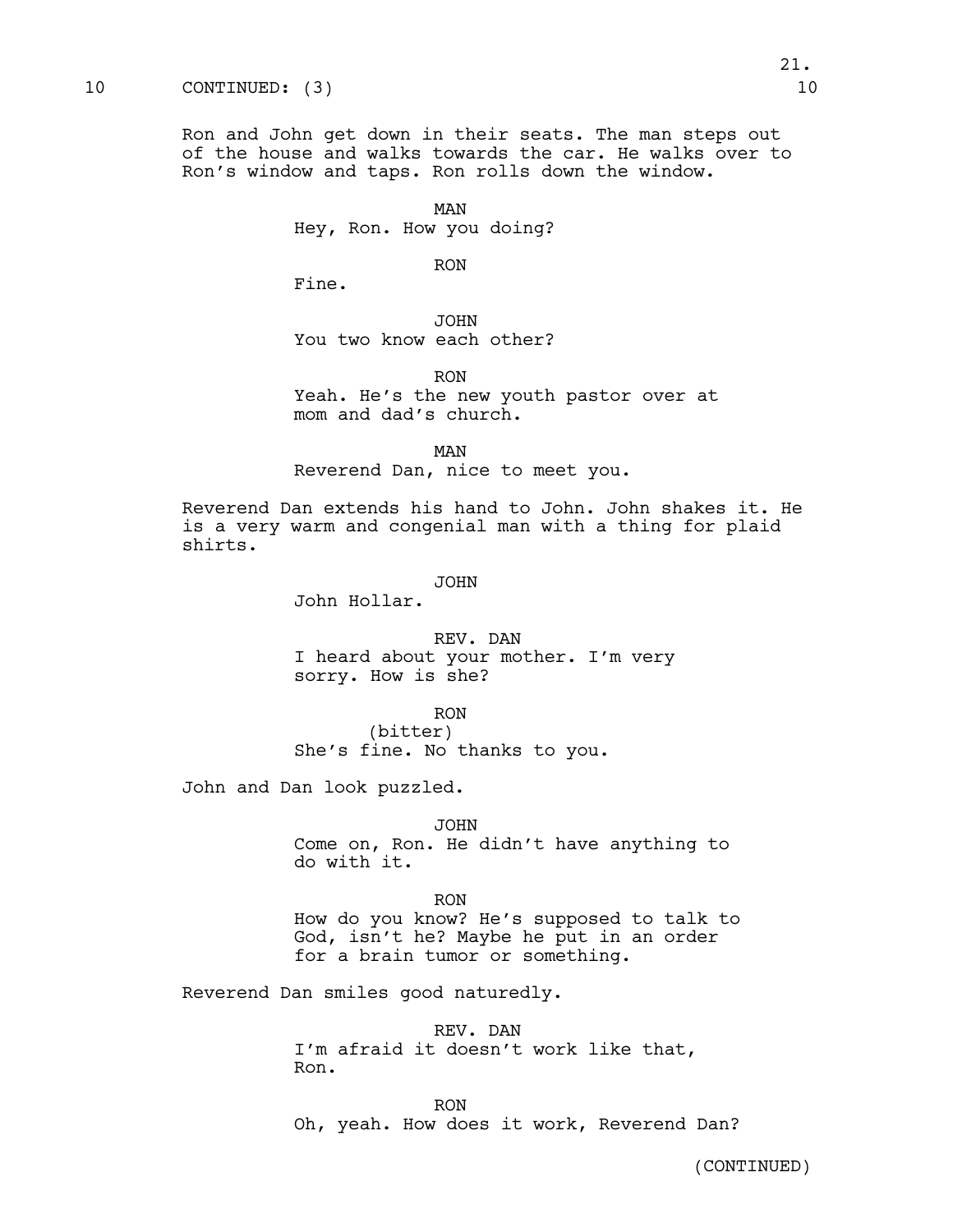10 CONTINUED: (3) 10

Ron and John get down in their seats. The man steps out of the house and walks towards the car. He walks over to Ron's window and taps. Ron rolls down the window.

MAN
Hey, Ron. How you doing?

RON
Fine.

JOHN
You two know each other?

RON
Yeah. He's the new youth pastor over at mom and dad's church.

MAN
Reverend Dan, nice to meet you.

Reverend Dan extends his hand to John. John shakes it. He is a very warm and congenial man with a thing for plaid shirts.

JOHN
John Hollar.

REV. DAN
I heard about your mother. I'm very sorry. How is she?

RON
(bitter)
She's fine. No thanks to you.

John and Dan look puzzled.

JOHN
Come on, Ron. He didn't have anything to do with it.

RON
How do you know? He's supposed to talk to God, isn't he? Maybe he put in an order for a brain tumor or something.

Reverend Dan smiles good naturedly.

REV. DAN
I'm afraid it doesn't work like that, Ron.

RON
Oh, yeah. How does it work, Reverend Dan?

(CONTINUED)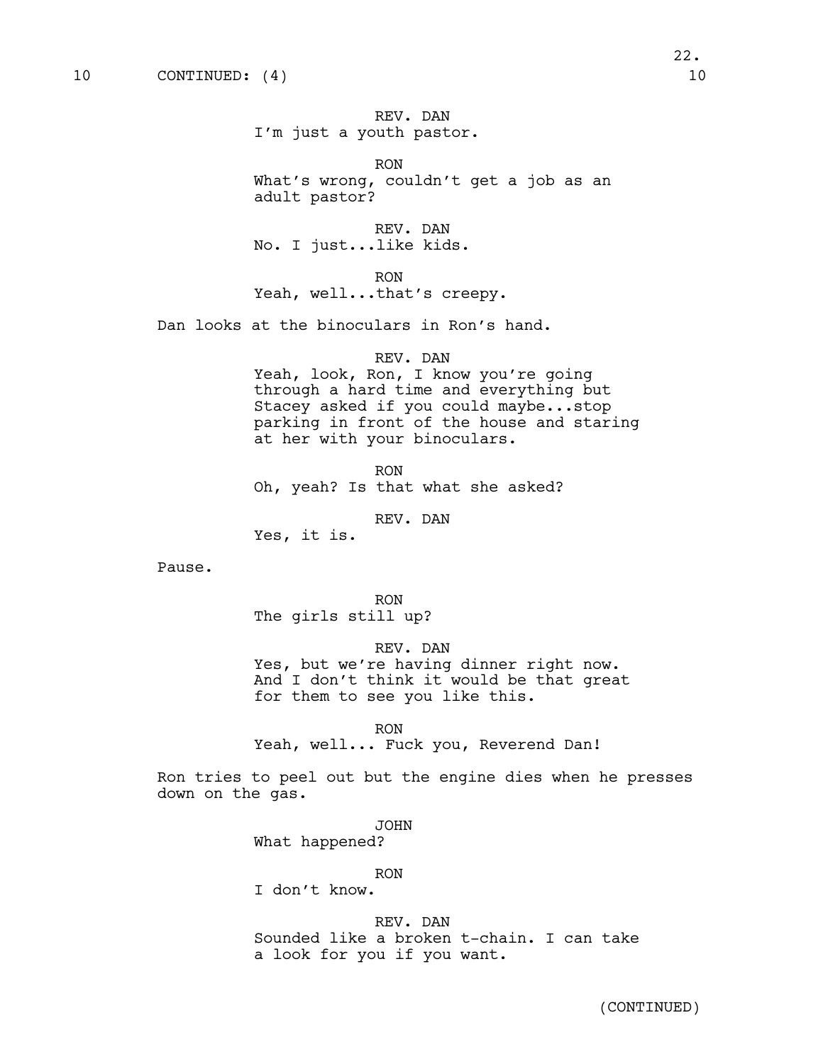10 CONTINUED: (4) 10

REV. DAN
I'm just a youth pastor.

RON
What's wrong, couldn't get a job as an adult pastor?

REV. DAN
No. I just...like kids.

RON
Yeah, well...that's creepy.

Dan looks at the binoculars in Ron's hand.

REV. DAN
Yeah, look, Ron, I know you're going through a hard time and everything but Stacey asked if you could maybe...stop parking in front of the house and staring at her with your binoculars.

RON
Oh, yeah? Is that what she asked?

REV. DAN
Yes, it is.

Pause.

RON
The girls still up?

REV. DAN
Yes, but we're having dinner right now. And I don't think it would be that great for them to see you like this.

RON
Yeah, well... Fuck you, Reverend Dan!

Ron tries to peel out but the engine dies when he presses down on the gas.

JOHN
What happened?

RON
I don't know.

REV. DAN
Sounded like a broken t-chain. I can take a look for you if you want.

(CONTINUED)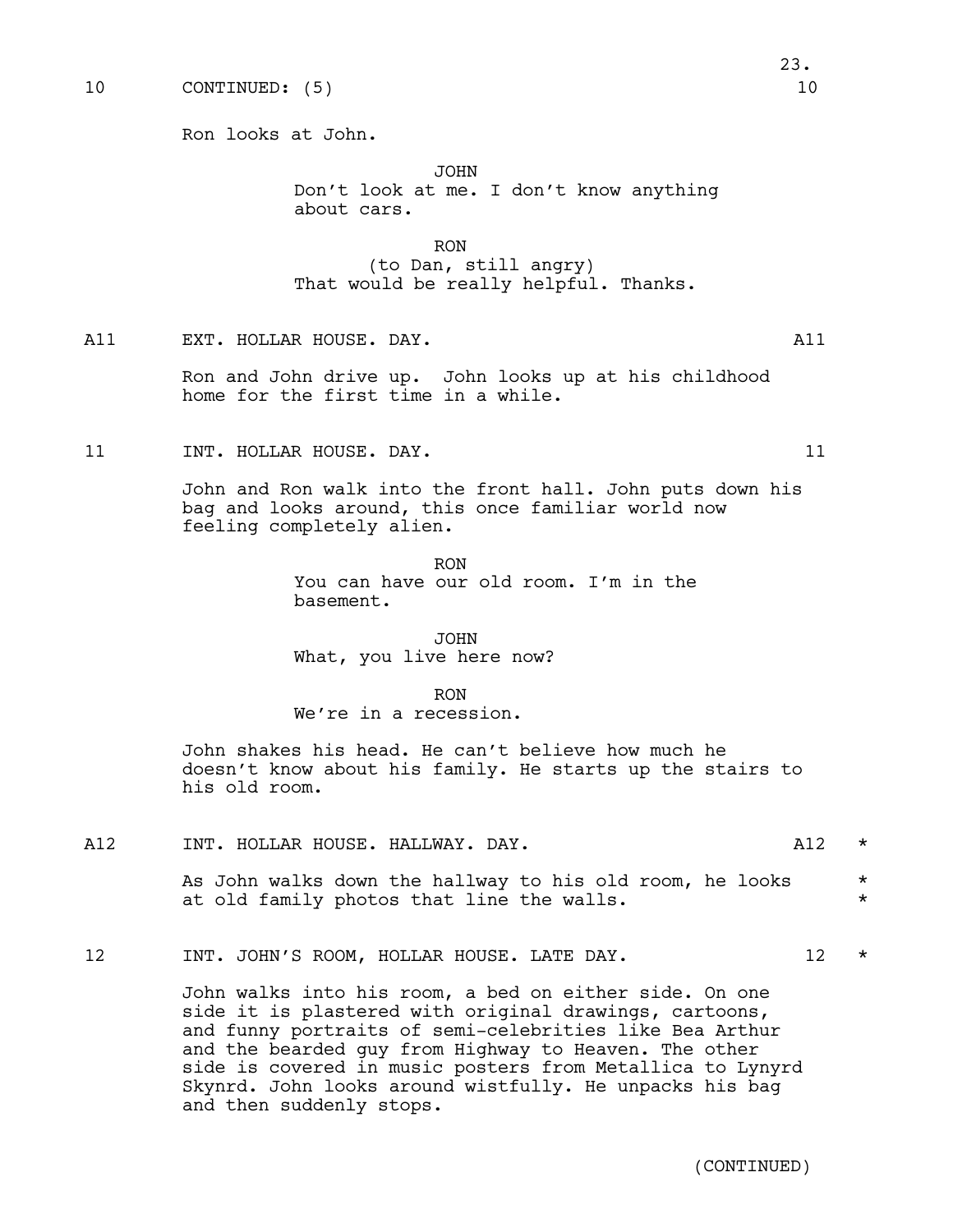10 CONTINUED: (5) 10

Ron looks at John.

JOHN
Don't look at me. I don't know anything about cars.

RON
(to Dan, still angry)
That would be really helpful. Thanks.

A11 EXT. HOLLAR HOUSE. DAY. A11

Ron and John drive up. John looks up at his childhood home for the first time in a while.

11 INT. HOLLAR HOUSE. DAY. 11

John and Ron walk into the front hall. John puts down his bag and looks around, this once familiar world now feeling completely alien.

RON
You can have our old room. I'm in the basement.

JOHN
What, you live here now?

RON
We're in a recession.

John shakes his head. He can't believe how much he doesn't know about his family. He starts up the stairs to his old room.

A12 INT. HOLLAR HOUSE. HALLWAY. DAY. A12 *

As John walks down the hallway to his old room, he looks at old family photos that line the walls. *

12 INT. JOHN'S ROOM, HOLLAR HOUSE. LATE DAY. 12 *

John walks into his room, a bed on either side. On one side it is plastered with original drawings, cartoons, and funny portraits of semi-celebrities like Bea Arthur and the bearded guy from Highway to Heaven. The other side is covered in music posters from Metallica to Lynyrd Skynrd. John looks around wistfully. He unpacks his bag and then suddenly stops.

(CONTINUED)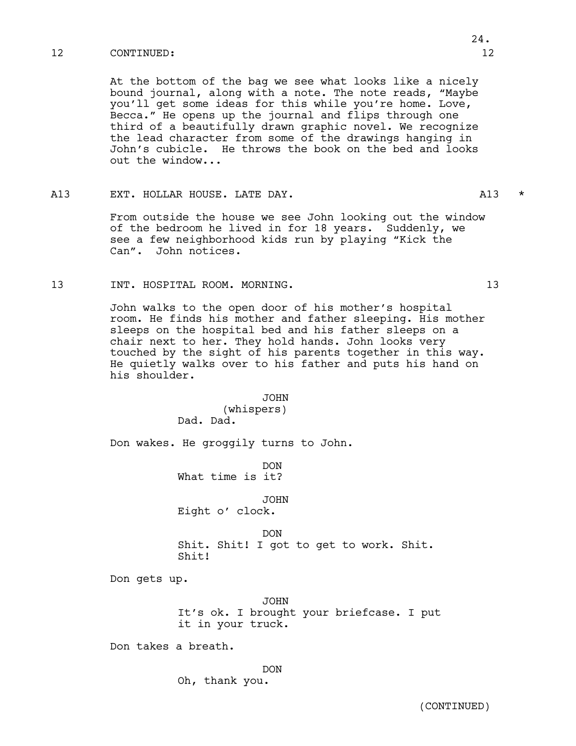12 CONTINUED: 12

At the bottom of the bag we see what looks like a nicely bound journal, along with a note. The note reads, "Maybe you'll get some ideas for this while you're home. Love, Becca." He opens up the journal and flips through one third of a beautifully drawn graphic novel. We recognize the lead character from some of the drawings hanging in John's cubicle. He throws the book on the bed and looks out the window...

A13 EXT. HOLLAR HOUSE. LATE DAY. A13 *

From outside the house we see John looking out the window of the bedroom he lived in for 18 years. Suddenly, we see a few neighborhood kids run by playing "Kick the Can". John notices.

13 INT. HOSPITAL ROOM. MORNING. 13

John walks to the open door of his mother's hospital room. He finds his mother and father sleeping. His mother sleeps on the hospital bed and his father sleeps on a chair next to her. They hold hands. John looks very touched by the sight of his parents together in this way. He quietly walks over to his father and puts his hand on his shoulder.

JOHN
(whispers)
Dad. Dad.

Don wakes. He groggily turns to John.

DON
What time is it?

JOHN
Eight o' clock.

DON
Shit. Shit! I got to get to work. Shit. Shit!

Don gets up.

JOHN
It's ok. I brought your briefcase. I put it in your truck.

Don takes a breath.

DON
Oh, thank you.

(CONTINUED)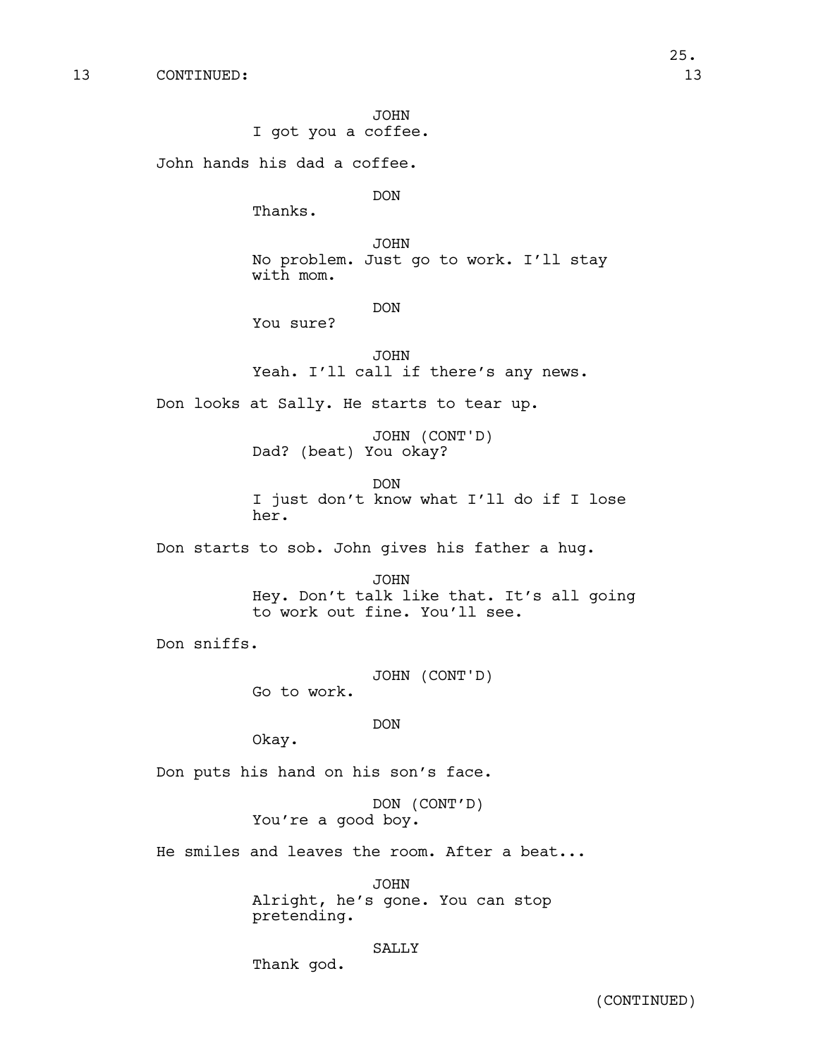13 CONTINUED: 13

JOHN
I got you a coffee.

John hands his dad a coffee.

DON
Thanks.

JOHN
No problem. Just go to work. I'll stay with mom.

DON
You sure?

JOHN
Yeah. I'll call if there's any news.

Don looks at Sally. He starts to tear up.

JOHN (CONT'D)
Dad? (beat) You okay?

DON
I just don't know what I'll do if I lose her.

Don starts to sob. John gives his father a hug.

JOHN
Hey. Don't talk like that. It's all going to work out fine. You'll see.

Don sniffs.

JOHN (CONT'D)
Go to work.

DON
Okay.

Don puts his hand on his son's face.

DON (CONT'D)
You're a good boy.

He smiles and leaves the room. After a beat...

JOHN
Alright, he's gone. You can stop pretending.

SALLY
Thank god.

(CONTINUED)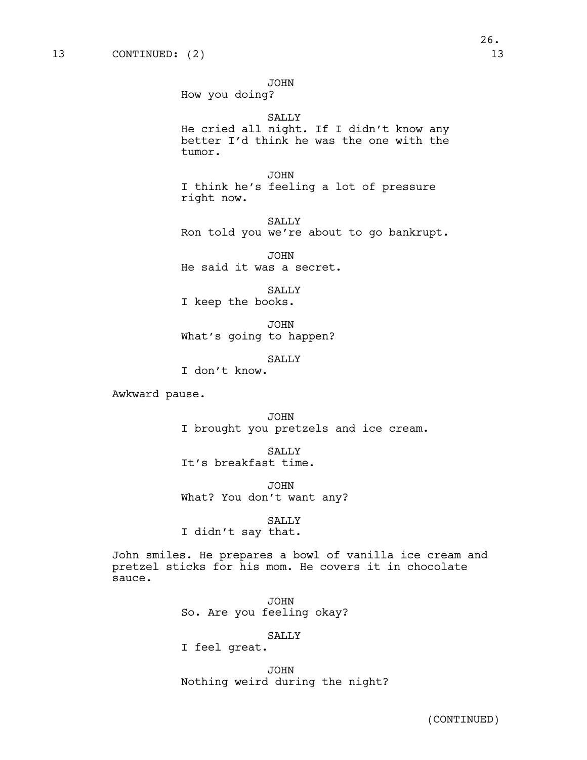13 CONTINUED: (2) 13

JOHN
How you doing?

SALLY
He cried all night. If I didn't know any better I'd think he was the one with the tumor.

JOHN
I think he's feeling a lot of pressure right now.

SALLY
Ron told you we're about to go bankrupt.

JOHN
He said it was a secret.

SALLY
I keep the books.

JOHN
What's going to happen?

SALLY
I don't know.

Awkward pause.

JOHN
I brought you pretzels and ice cream.

SALLY
It's breakfast time.

JOHN
What? You don't want any?

SALLY
I didn't say that.

John smiles. He prepares a bowl of vanilla ice cream and pretzel sticks for his mom. He covers it in chocolate sauce.

JOHN
So. Are you feeling okay?

SALLY
I feel great.

JOHN
Nothing weird during the night?

(CONTINUED)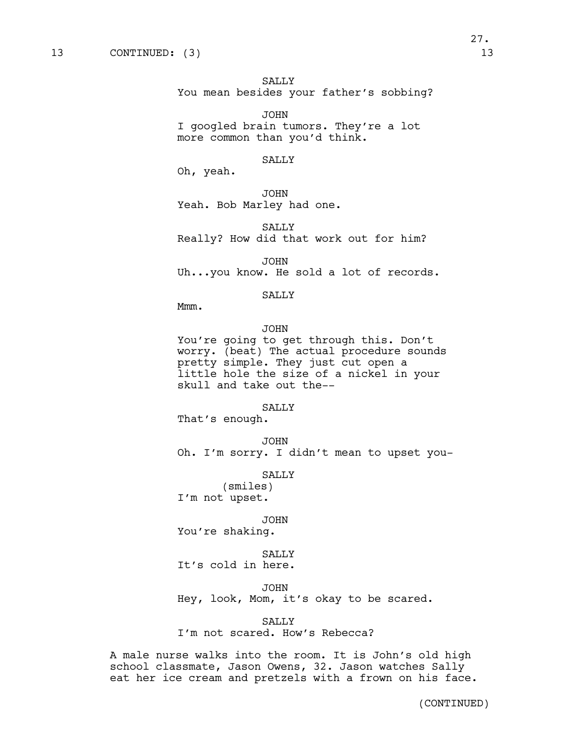13 CONTINUED: (3) 13

SALLY
You mean besides your father's sobbing?

JOHN
I googled brain tumors. They're a lot more common than you'd think.

SALLY
Oh, yeah.

JOHN
Yeah. Bob Marley had one.

SALLY
Really? How did that work out for him?

JOHN
Uh...you know. He sold a lot of records.

SALLY
Mmm.

JOHN
You're going to get through this. Don't worry. (beat) The actual procedure sounds pretty simple. They just cut open a little hole the size of a nickel in your skull and take out the--

SALLY
That's enough.

JOHN
Oh. I'm sorry. I didn't mean to upset you-

SALLY
(smiles)
I'm not upset.

JOHN
You're shaking.

SALLY
It's cold in here.

JOHN
Hey, look, Mom, it's okay to be scared.

SALLY
I'm not scared. How's Rebecca?

A male nurse walks into the room. It is John's old high school classmate, Jason Owens, 32. Jason watches Sally eat her ice cream and pretzels with a frown on his face.

(CONTINUED)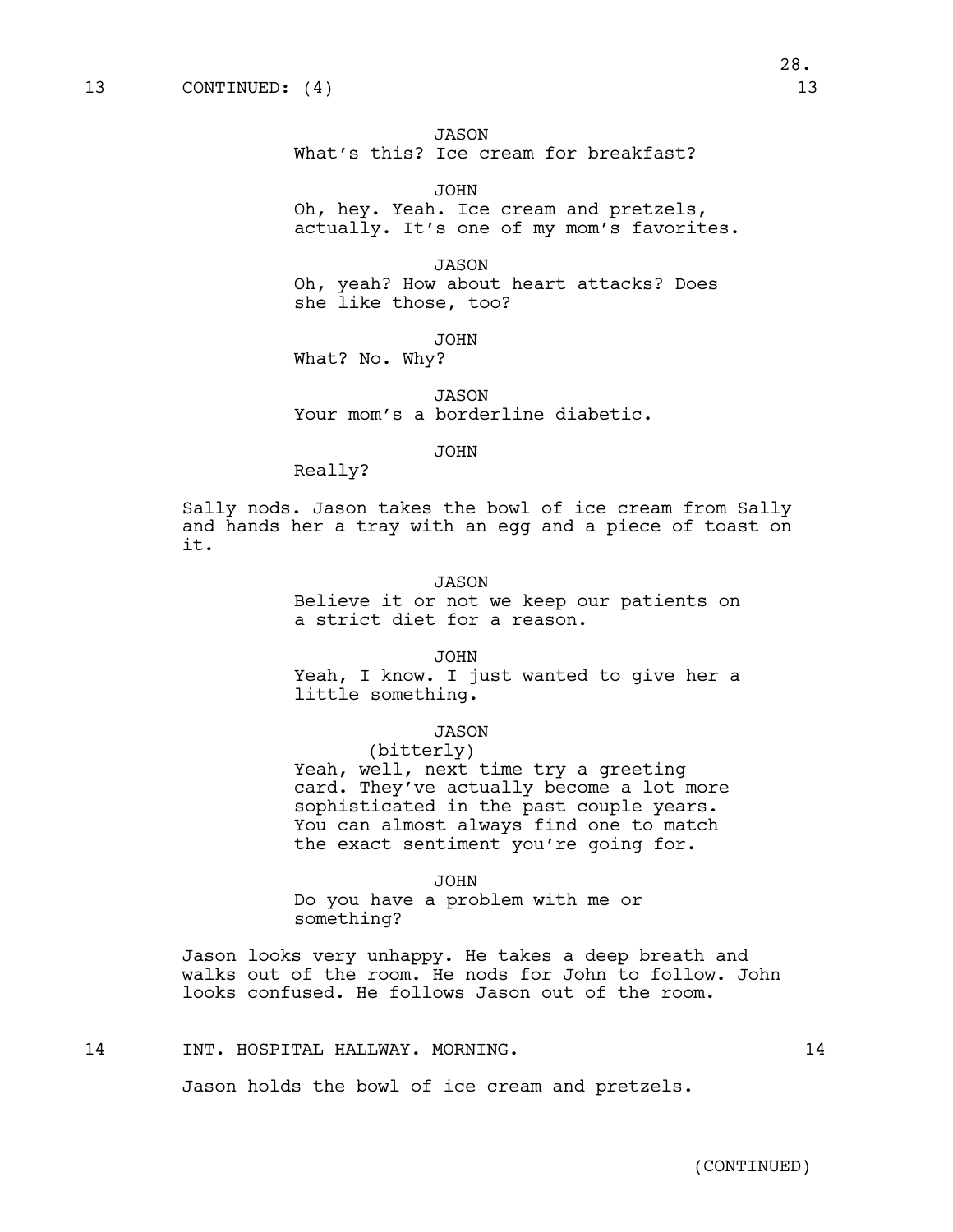13 CONTINUED: (4) 13

JASON
What's this? Ice cream for breakfast?

JOHN
Oh, hey. Yeah. Ice cream and pretzels, actually. It's one of my mom's favorites.

JASON
Oh, yeah? How about heart attacks? Does she like those, too?

JOHN
What? No. Why?

JASON
Your mom's a borderline diabetic.

JOHN
Really?

Sally nods. Jason takes the bowl of ice cream from Sally and hands her a tray with an egg and a piece of toast on it.

JASON
Believe it or not we keep our patients on a strict diet for a reason.

JOHN
Yeah, I know. I just wanted to give her a little something.

JASON
(bitterly)
Yeah, well, next time try a greeting card. They've actually become a lot more sophisticated in the past couple years. You can almost always find one to match the exact sentiment you're going for.

JOHN
Do you have a problem with me or something?

Jason looks very unhappy. He takes a deep breath and walks out of the room. He nods for John to follow. John looks confused. He follows Jason out of the room.

14 INT. HOSPITAL HALLWAY. MORNING. 14

Jason holds the bowl of ice cream and pretzels.

(CONTINUED)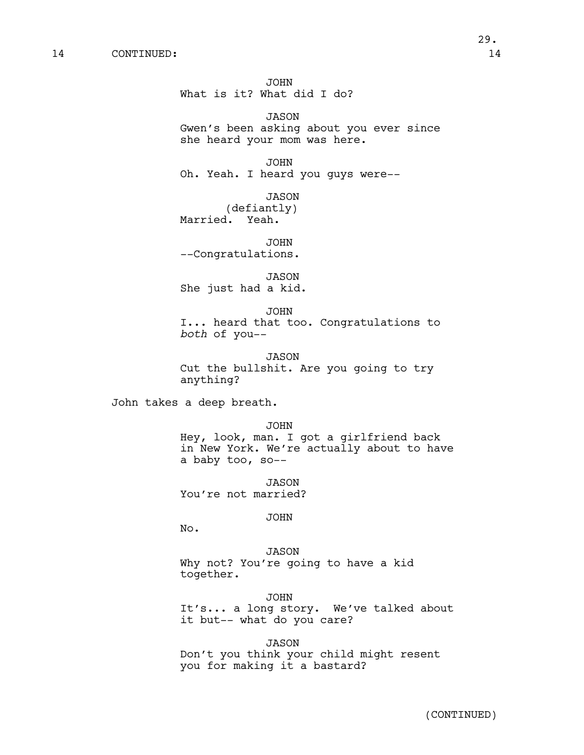14 CONTINUED: 14

JOHN
What is it? What did I do?

JASON
Gwen's been asking about you ever since she heard your mom was here.

JOHN
Oh. Yeah. I heard you guys were--

JASON
(defiantly)
Married. Yeah.

JOHN
--Congratulations.

JASON
She just had a kid.

JOHN
I... heard that too. Congratulations to *both* of you--

JASON
Cut the bullshit. Are you going to try anything?

John takes a deep breath.

JOHN
Hey, look, man. I got a girlfriend back in New York. We're actually about to have a baby too, so--

JASON
You're not married?

JOHN
No.

JASON
Why not? You're going to have a kid together.

JOHN
It's... a long story. We've talked about it but-- what do you care?

JASON
Don't you think your child might resent you for making it a bastard?

(CONTINUED)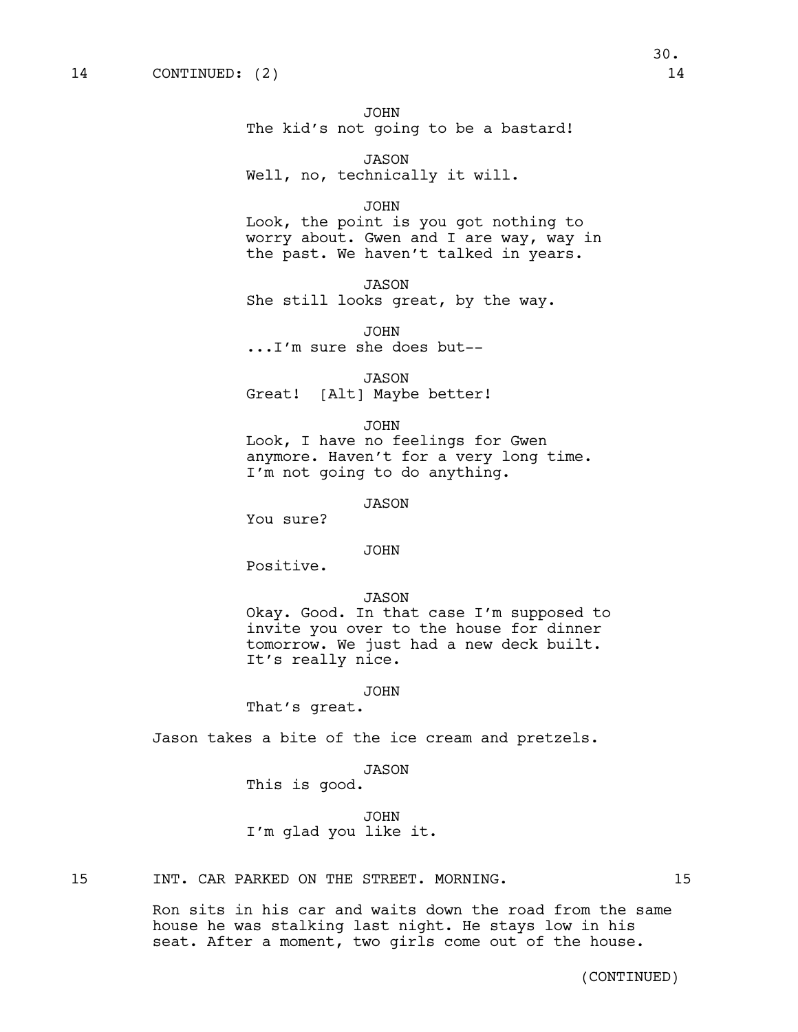14 CONTINUED: (2) 14

JOHN
The kid's not going to be a bastard!

JASON
Well, no, technically it will.

JOHN
Look, the point is you got nothing to worry about. Gwen and I are way, way in the past. We haven't talked in years.

JASON
She still looks great, by the way.

JOHN
...I'm sure she does but--

JASON
Great! [Alt] Maybe better!

JOHN
Look, I have no feelings for Gwen anymore. Haven't for a very long time. I'm not going to do anything.

JASON
You sure?

JOHN
Positive.

JASON
Okay. Good. In that case I'm supposed to invite you over to the house for dinner tomorrow. We just had a new deck built. It's really nice.

JOHN
That's great.

Jason takes a bite of the ice cream and pretzels.

JASON
This is good.

JOHN
I'm glad you like it.

15 INT. CAR PARKED ON THE STREET. MORNING. 15

Ron sits in his car and waits down the road from the same house he was stalking last night. He stays low in his seat. After a moment, two girls come out of the house.

(CONTINUED)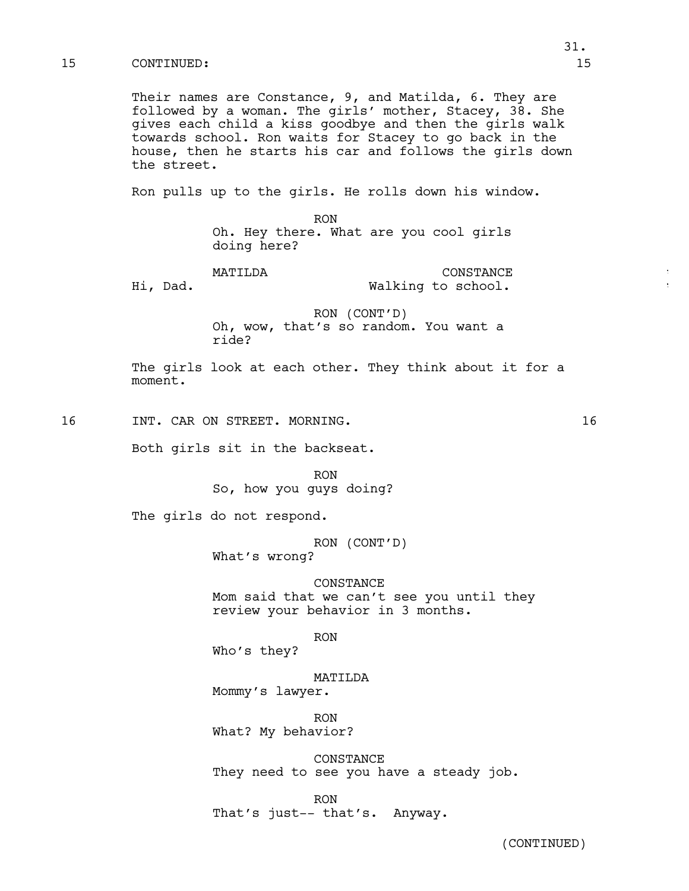15 CONTINUED: 15

Their names are Constance, 9, and Matilda, 6. They are followed by a woman. The girls' mother, Stacey, 38. She gives each child a kiss goodbye and then the girls walk towards school. Ron waits for Stacey to go back in the house, then he starts his car and follows the girls down the street.

Ron pulls up to the girls. He rolls down his window.

RON
Oh. Hey there. What are you cool girls doing here?

MATILDA
Hi, Dad.

CONSTANCE
Walking to school.

RON (CONT'D)
Oh, wow, that's so random. You want a ride?

The girls look at each other. They think about it for a moment.

16 INT. CAR ON STREET. MORNING. 16

Both girls sit in the backseat.

RON
So, how you guys doing?

The girls do not respond.

RON (CONT'D)
What's wrong?

CONSTANCE
Mom said that we can't see you until they review your behavior in 3 months.

RON
Who's they?

MATILDA
Mommy's lawyer.

RON
What? My behavior?

CONSTANCE
They need to see you have a steady job.

RON
That's just-- that's. Anyway.

(CONTINUED)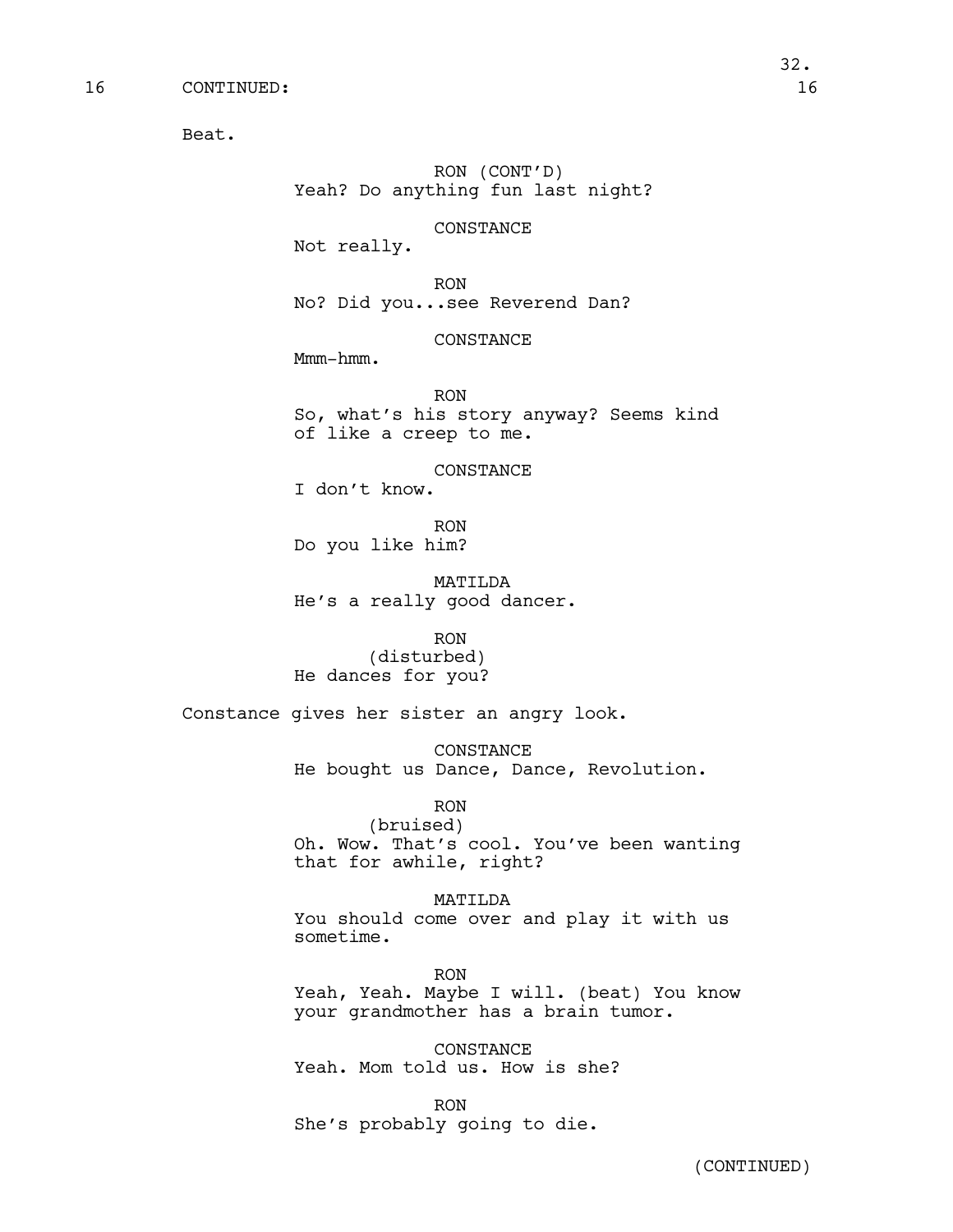16 CONTINUED: 16

Beat.

RON (CONT'D)
Yeah? Do anything fun last night?

CONSTANCE
Not really.

RON
No? Did you...see Reverend Dan?

CONSTANCE
Mmm-hmm.

RON
So, what's his story anyway? Seems kind of like a creep to me.

CONSTANCE
I don't know.

RON
Do you like him?

MATILDA
He's a really good dancer.

RON
(disturbed)
He dances for you?

Constance gives her sister an angry look.

CONSTANCE
He bought us Dance, Dance, Revolution.

RON
(bruised)
Oh. Wow. That's cool. You've been wanting that for awhile, right?

MATILDA
You should come over and play it with us sometime.

RON
Yeah, Yeah. Maybe I will. (beat) You know your grandmother has a brain tumor.

CONSTANCE
Yeah. Mom told us. How is she?

RON
She's probably going to die.

(CONTINUED)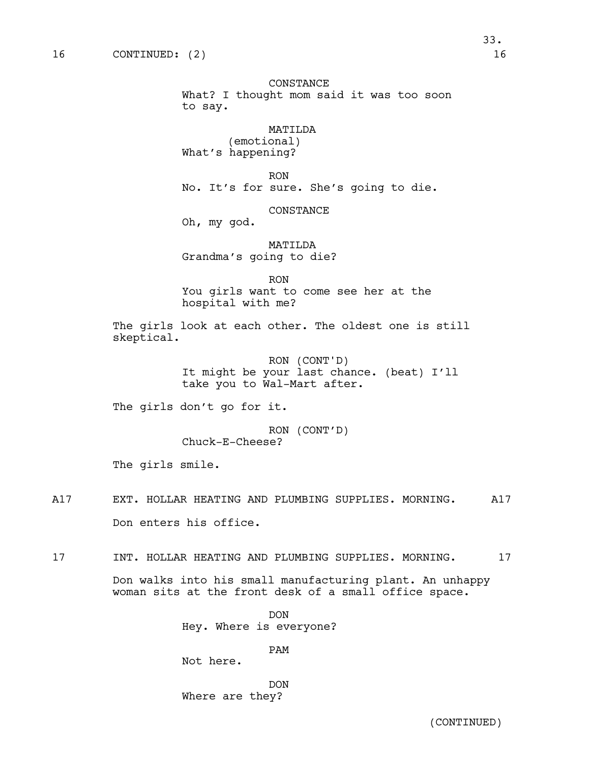16 CONTINUED: (2) 16

CONSTANCE
What? I thought mom said it was too soon to say.

MATILDA
(emotional)
What's happening?

RON
No. It's for sure. She's going to die.

CONSTANCE
Oh, my god.

MATILDA
Grandma's going to die?

RON
You girls want to come see her at the hospital with me?

The girls look at each other. The oldest one is still skeptical.

RON (CONT'D)
It might be your last chance. (beat) I'll take you to Wal-Mart after.

The girls don't go for it.

RON (CONT'D)
Chuck-E-Cheese?

The girls smile.

A17 EXT. HOLLAR HEATING AND PLUMBING SUPPLIES. MORNING. A17

Don enters his office.

17 INT. HOLLAR HEATING AND PLUMBING SUPPLIES. MORNING. 17

Don walks into his small manufacturing plant. An unhappy woman sits at the front desk of a small office space.

DON
Hey. Where is everyone?

PAM
Not here.

DON
Where are they?

(CONTINUED)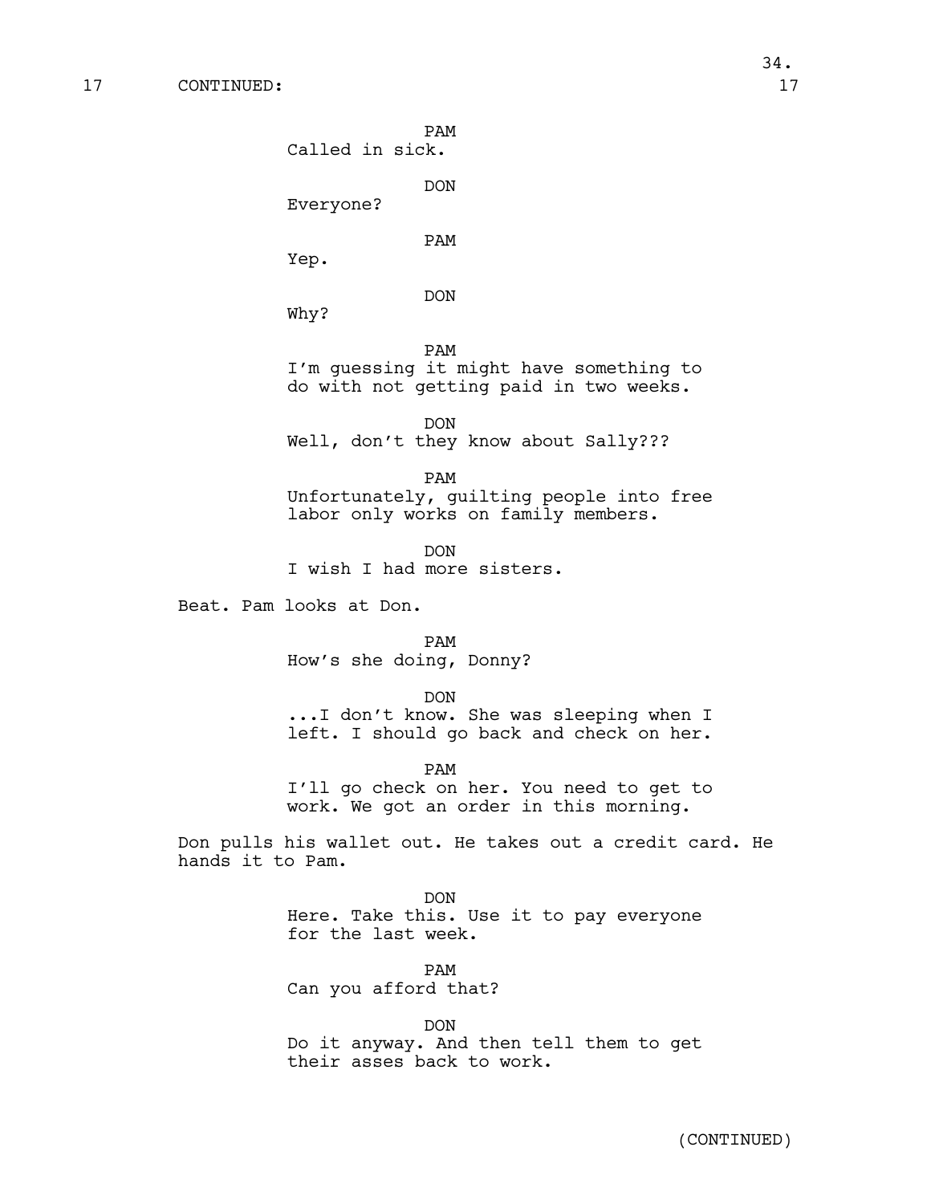17 CONTINUED: 17

PAM
Called in sick.

DON
Everyone?

PAM
Yep.

DON
Why?

PAM
I'm guessing it might have something to do with not getting paid in two weeks.

DON
Well, don't they know about Sally???

PAM
Unfortunately, guilting people into free labor only works on family members.

DON
I wish I had more sisters.

Beat. Pam looks at Don.

PAM
How's she doing, Donny?

DON
...I don't know. She was sleeping when I left. I should go back and check on her.

PAM
I'll go check on her. You need to get to work. We got an order in this morning.

Don pulls his wallet out. He takes out a credit card. He hands it to Pam.

DON
Here. Take this. Use it to pay everyone for the last week.

PAM
Can you afford that?

DON
Do it anyway. And then tell them to get their asses back to work.

(CONTINUED)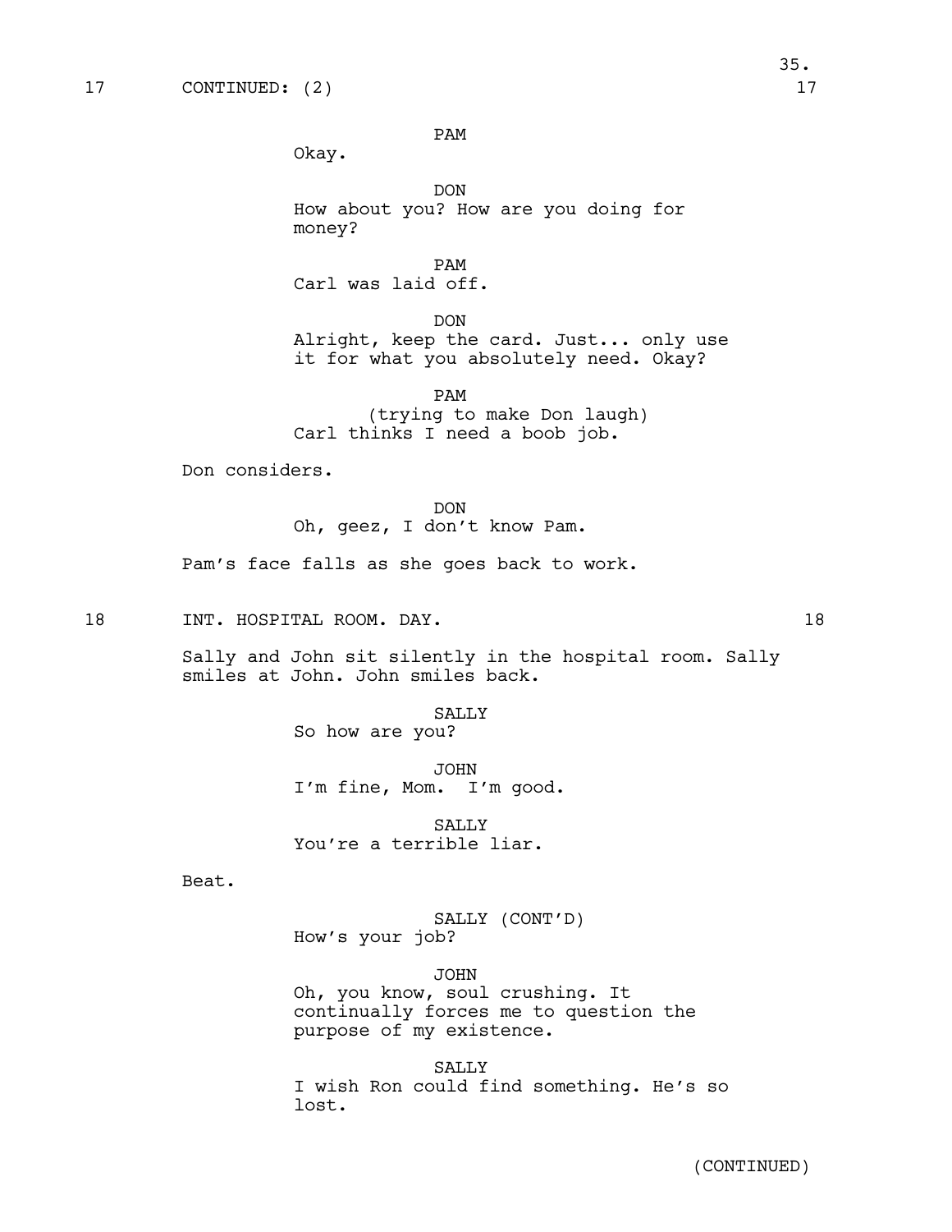17 CONTINUED: (2) 17

PAM
Okay.

DON
How about you? How are you doing for money?

PAM
Carl was laid off.

DON
Alright, keep the card. Just... only use it for what you absolutely need. Okay?

PAM
(trying to make Don laugh)
Carl thinks I need a boob job.

Don considers.

DON
Oh, geez, I don't know Pam.

Pam's face falls as she goes back to work.

18 INT. HOSPITAL ROOM. DAY. 18

Sally and John sit silently in the hospital room. Sally smiles at John. John smiles back.

SALLY
So how are you?

JOHN
I'm fine, Mom. I'm good.

SALLY
You're a terrible liar.

Beat.

SALLY (CONT'D)
How's your job?

JOHN
Oh, you know, soul crushing. It continually forces me to question the purpose of my existence.

SALLY
I wish Ron could find something. He's so lost.

(CONTINUED)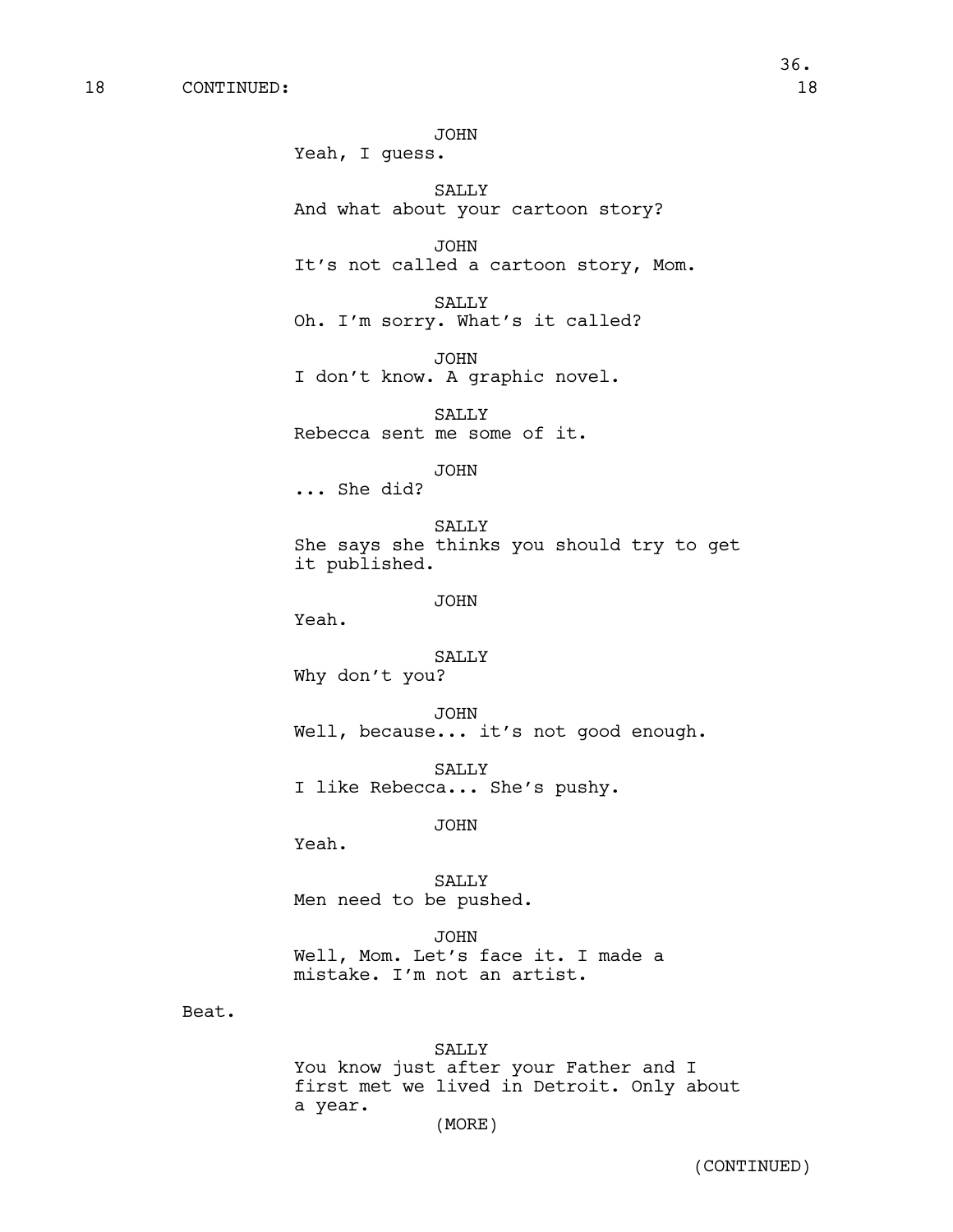18 CONTINUED: 18

JOHN
Yeah, I guess.

SALLY
And what about your cartoon story?

JOHN
It's not called a cartoon story, Mom.

SALLY
Oh. I'm sorry. What's it called?

JOHN
I don't know. A graphic novel.

SALLY
Rebecca sent me some of it.

JOHN
... She did?

SALLY
She says she thinks you should try to get it published.

JOHN
Yeah.

SALLY
Why don't you?

JOHN
Well, because... it's not good enough.

SALLY
I like Rebecca... She's pushy.

JOHN
Yeah.

SALLY
Men need to be pushed.

JOHN
Well, Mom. Let's face it. I made a mistake. I'm not an artist.

Beat.

SALLY
You know just after your Father and I first met we lived in Detroit. Only about a year.
(MORE)

(CONTINUED)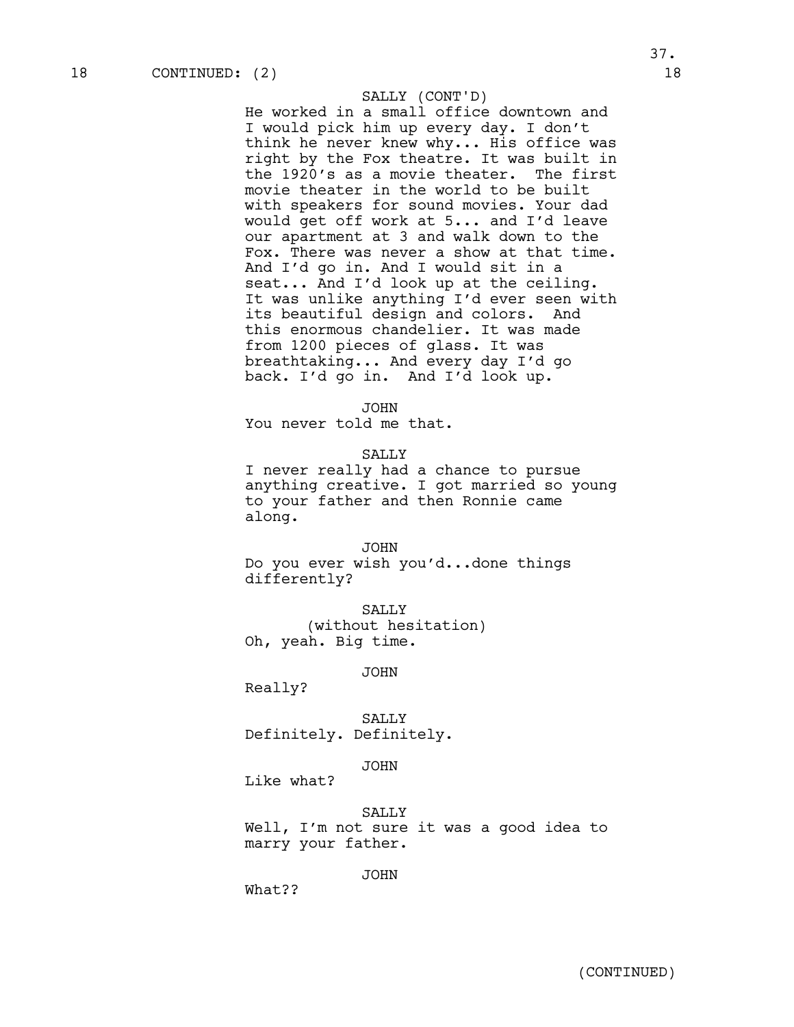18 CONTINUED: (2) 18

SALLY (CONT'D)
He worked in a small office downtown and I would pick him up every day. I don't think he never knew why... His office was right by the Fox theatre. It was built in the 1920's as a movie theater. The first movie theater in the world to be built with speakers for sound movies. Your dad would get off work at 5... and I'd leave our apartment at 3 and walk down to the Fox. There was never a show at that time. And I'd go in. And I would sit in a seat... And I'd look up at the ceiling. It was unlike anything I'd ever seen with its beautiful design and colors. And this enormous chandelier. It was made from 1200 pieces of glass. It was breathtaking... And every day I'd go back. I'd go in. And I'd look up.

JOHN
You never told me that.

SALLY
I never really had a chance to pursue anything creative. I got married so young to your father and then Ronnie came along.

JOHN
Do you ever wish you'd...done things differently?

SALLY
(without hesitation)
Oh, yeah. Big time.

JOHN
Really?

SALLY
Definitely. Definitely.

JOHN
Like what?

SALLY
Well, I'm not sure it was a good idea to marry your father.

JOHN
What??

(CONTINUED)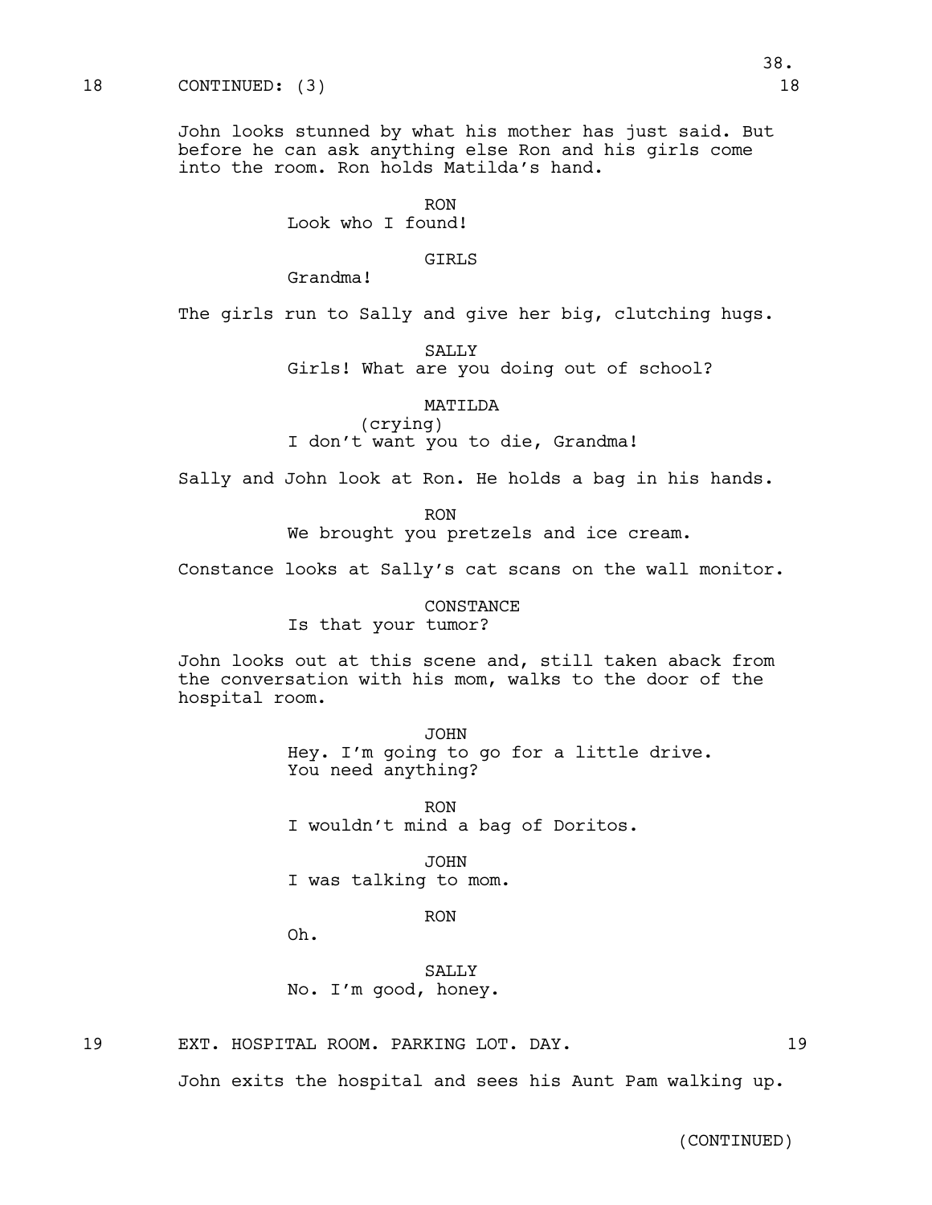18 CONTINUED: (3) 18

John looks stunned by what his mother has just said. But before he can ask anything else Ron and his girls come into the room. Ron holds Matilda's hand.

RON
Look who I found!

GIRLS
Grandma!

The girls run to Sally and give her big, clutching hugs.

SALLY
Girls! What are you doing out of school?

MATILDA
(crying)
I don't want you to die, Grandma!

Sally and John look at Ron. He holds a bag in his hands.

RON
We brought you pretzels and ice cream.

Constance looks at Sally's cat scans on the wall monitor.

CONSTANCE
Is that your tumor?

John looks out at this scene and, still taken aback from the conversation with his mom, walks to the door of the hospital room.

JOHN
Hey. I'm going to go for a little drive. You need anything?

RON
I wouldn't mind a bag of Doritos.

JOHN
I was talking to mom.

RON
Oh.

SALLY
No. I'm good, honey.

19 EXT. HOSPITAL ROOM. PARKING LOT. DAY. 19

John exits the hospital and sees his Aunt Pam walking up.

(CONTINUED)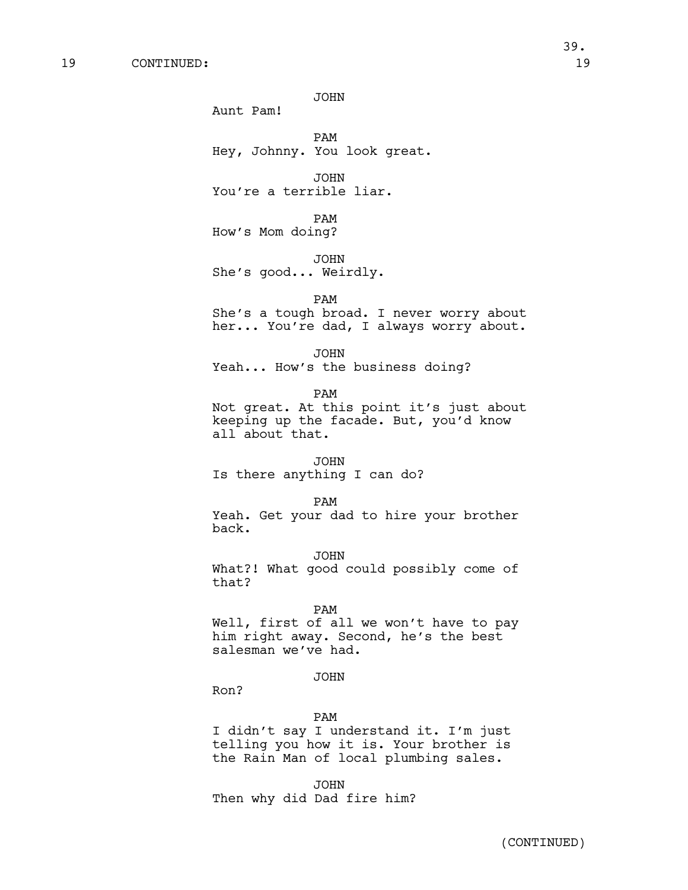19 CONTINUED: 19

JOHN
Aunt Pam!

PAM
Hey, Johnny. You look great.

JOHN
You're a terrible liar.

PAM
How's Mom doing?

JOHN
She's good... Weirdly.

PAM
She's a tough broad. I never worry about her... You're dad, I always worry about.

JOHN
Yeah... How's the business doing?

PAM
Not great. At this point it's just about keeping up the facade. But, you'd know all about that.

JOHN
Is there anything I can do?

PAM
Yeah. Get your dad to hire your brother back.

JOHN
What?! What good could possibly come of that?

PAM
Well, first of all we won't have to pay him right away. Second, he's the best salesman we've had.

JOHN
Ron?

PAM
I didn't say I understand it. I'm just telling you how it is. Your brother is the Rain Man of local plumbing sales.

JOHN
Then why did Dad fire him?

(CONTINUED)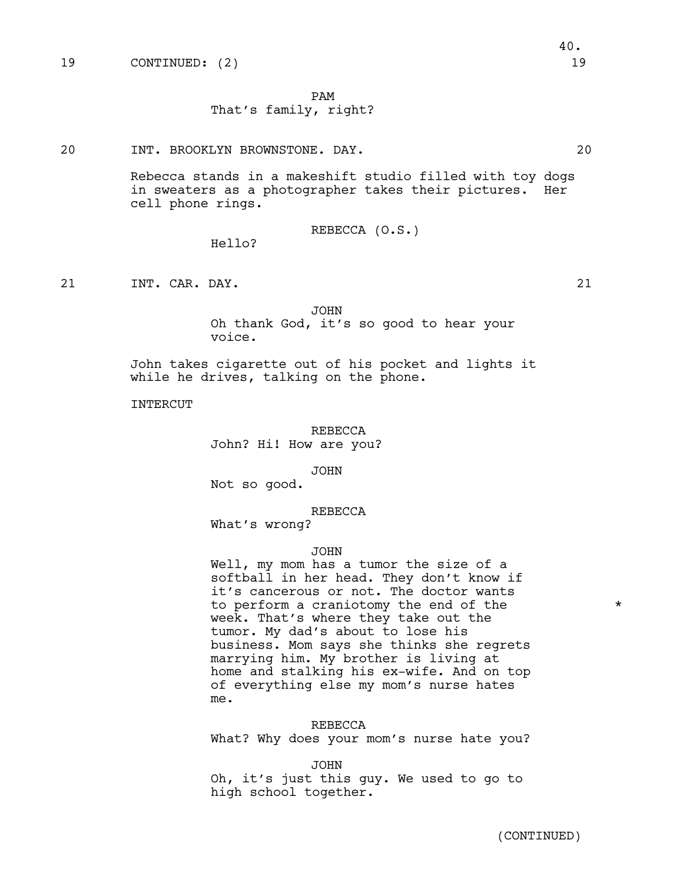19 CONTINUED: (2) 19

PAM
That's family, right?

20 INT. BROOKLYN BROWNSTONE. DAY. 20

Rebecca stands in a makeshift studio filled with toy dogs in sweaters as a photographer takes their pictures. Her cell phone rings.

REBECCA (O.S.)
Hello?

21 INT. CAR. DAY. 21

JOHN
Oh thank God, it's so good to hear your voice.

John takes cigarette out of his pocket and lights it while he drives, talking on the phone.

INTERCUT

REBECCA
John? Hi! How are you?

JOHN
Not so good.

REBECCA
What's wrong?

JOHN
Well, my mom has a tumor the size of a softball in her head. They don't know if it's cancerous or not. The doctor wants to perform a craniotomy the end of the week. That's where they take out the tumor. My dad's about to lose his business. Mom says she thinks she regrets marrying him. My brother is living at home and stalking his ex-wife. And on top of everything else my mom's nurse hates me. *

REBECCA
What? Why does your mom's nurse hate you?

JOHN
Oh, it's just this guy. We used to go to high school together.

(CONTINUED)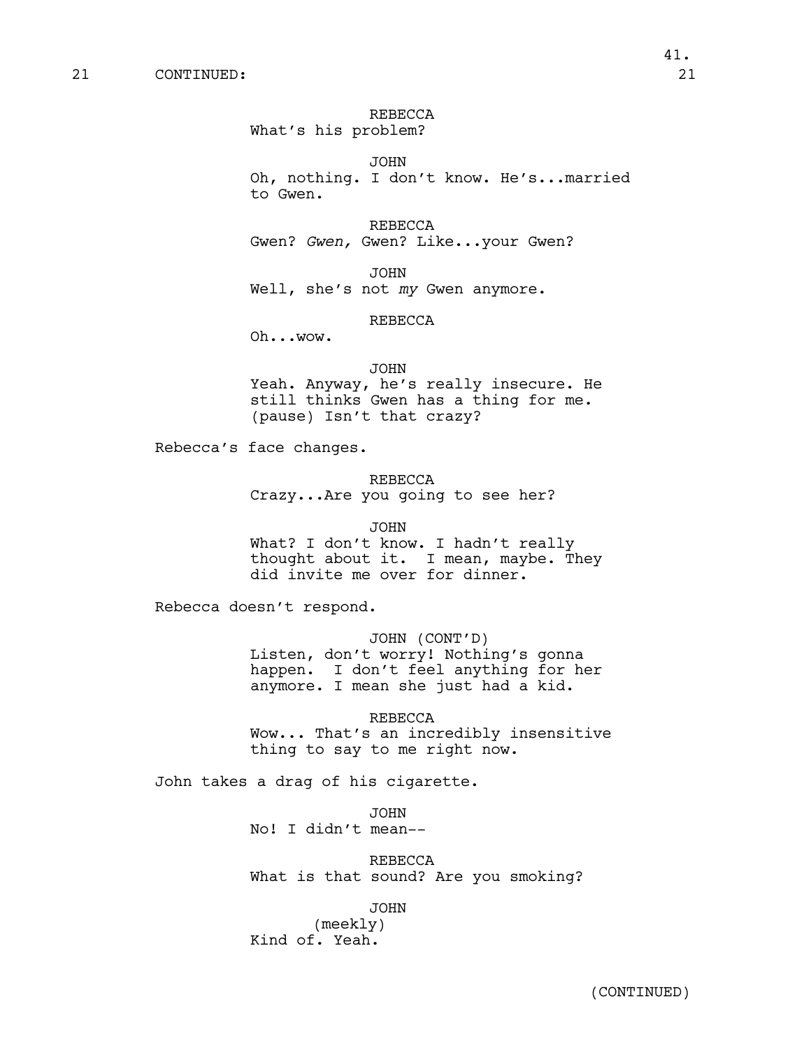21 CONTINUED: 21

REBECCA
What's his problem?

JOHN
Oh, nothing. I don't know. He's...married to Gwen.

REBECCA
Gwen? *Gwen,* Gwen? Like...your Gwen?

JOHN
Well, she's not *my* Gwen anymore.

REBECCA
Oh...wow.

JOHN
Yeah. Anyway, he's really insecure. He still thinks Gwen has a thing for me. (pause) Isn't that crazy?

Rebecca's face changes.

REBECCA
Crazy...Are you going to see her?

JOHN
What? I don't know. I hadn't really thought about it. I mean, maybe. They did invite me over for dinner.

Rebecca doesn't respond.

JOHN (CONT'D)
Listen, don't worry! Nothing's gonna happen. I don't feel anything for her anymore. I mean she just had a kid.

REBECCA
Wow... That's an incredibly insensitive thing to say to me right now.

John takes a drag of his cigarette.

JOHN
No! I didn't mean--

REBECCA
What is that sound? Are you smoking?

JOHN
(meekly)
Kind of. Yeah.

(CONTINUED)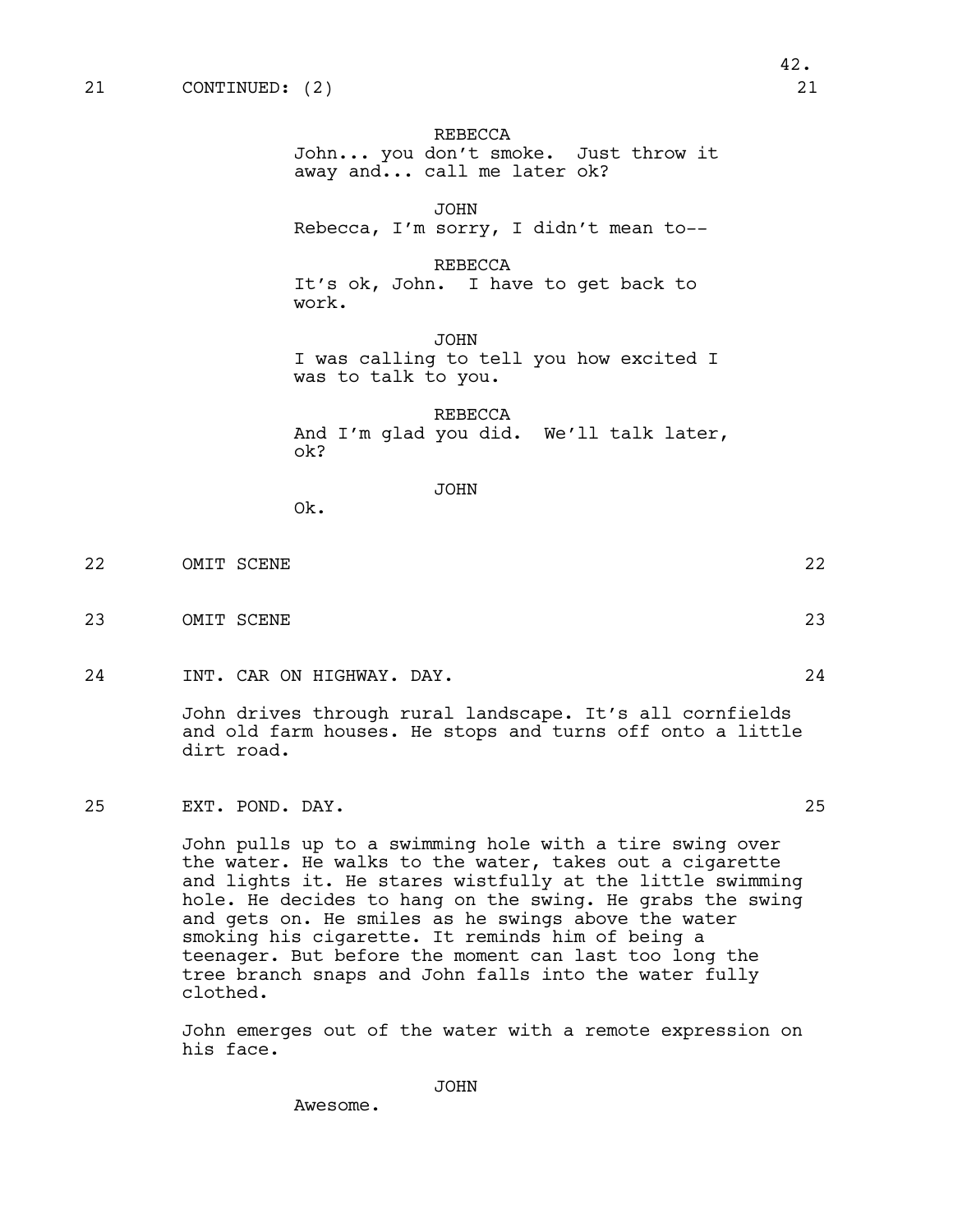21 CONTINUED: (2) 21

REBECCA
John... you don't smoke. Just throw it away and... call me later ok?

JOHN
Rebecca, I'm sorry, I didn't mean to--

REBECCA
It's ok, John. I have to get back to work.

JOHN
I was calling to tell you how excited I was to talk to you.

REBECCA
And I'm glad you did. We'll talk later, ok?

JOHN
Ok.

22 OMIT SCENE 22

23 OMIT SCENE 23

24 INT. CAR ON HIGHWAY. DAY. 24

John drives through rural landscape. It's all cornfields and old farm houses. He stops and turns off onto a little dirt road.

25 EXT. POND. DAY. 25

John pulls up to a swimming hole with a tire swing over the water. He walks to the water, takes out a cigarette and lights it. He stares wistfully at the little swimming hole. He decides to hang on the swing. He grabs the swing and gets on. He smiles as he swings above the water smoking his cigarette. It reminds him of being a teenager. But before the moment can last too long the tree branch snaps and John falls into the water fully clothed.

John emerges out of the water with a remote expression on his face.

JOHN
Awesome.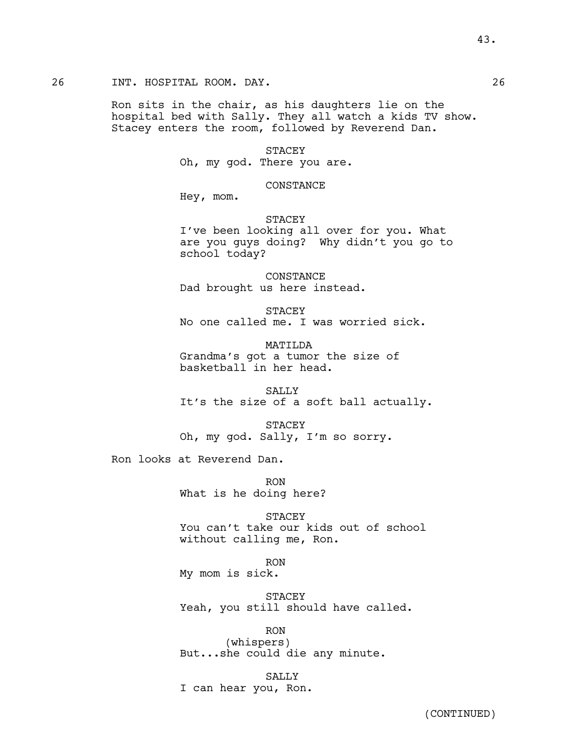26 INT. HOSPITAL ROOM. DAY. 26

Ron sits in the chair, as his daughters lie on the hospital bed with Sally. They all watch a kids TV show. Stacey enters the room, followed by Reverend Dan.

STACEY
Oh, my god. There you are.

CONSTANCE
Hey, mom.

STACEY
I've been looking all over for you. What are you guys doing? Why didn't you go to school today?

CONSTANCE
Dad brought us here instead.

STACEY
No one called me. I was worried sick.

MATILDA
Grandma's got a tumor the size of basketball in her head.

SALLY
It's the size of a soft ball actually.

STACEY
Oh, my god. Sally, I'm so sorry.

Ron looks at Reverend Dan.

RON
What is he doing here?

STACEY
You can't take our kids out of school without calling me, Ron.

RON
My mom is sick.

STACEY
Yeah, you still should have called.

RON
(whispers)
But...she could die any minute.

SALLY
I can hear you, Ron.

(CONTINUED)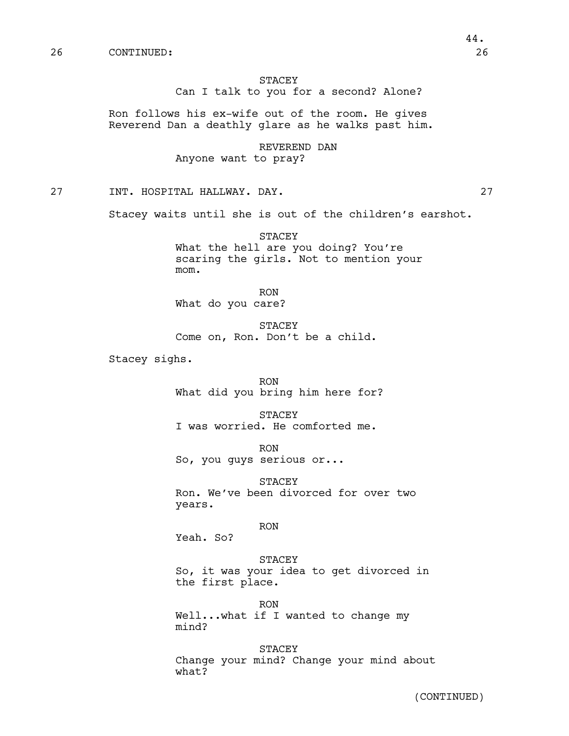26 CONTINUED: 26

STACEY
Can I talk to you for a second? Alone?

Ron follows his ex-wife out of the room. He gives Reverend Dan a deathly glare as he walks past him.

REVEREND DAN
Anyone want to pray?

27 INT. HOSPITAL HALLWAY. DAY. 27

Stacey waits until she is out of the children's earshot.

STACEY
What the hell are you doing? You're scaring the girls. Not to mention your mom.

RON
What do you care?

STACEY
Come on, Ron. Don't be a child.

Stacey sighs.

RON
What did you bring him here for?

STACEY
I was worried. He comforted me.

RON
So, you guys serious or...

STACEY
Ron. We've been divorced for over two years.

RON
Yeah. So?

STACEY
So, it was your idea to get divorced in the first place.

RON
Well...what if I wanted to change my mind?

STACEY
Change your mind? Change your mind about what?

(CONTINUED)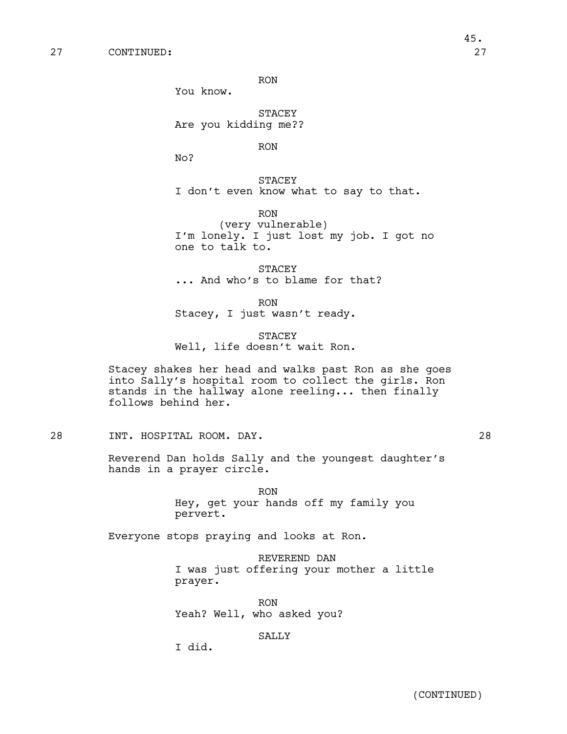27 CONTINUED: 27

RON
You know.

STACEY
Are you kidding me??

RON
No?

STACEY
I don't even know what to say to that.

RON
(very vulnerable)
I'm lonely. I just lost my job. I got no one to talk to.

STACEY
... And who's to blame for that?

RON
Stacey, I just wasn't ready.

STACEY
Well, life doesn't wait Ron.

Stacey shakes her head and walks past Ron as she goes into Sally's hospital room to collect the girls. Ron stands in the hallway alone reeling... then finally follows behind her.

28 INT. HOSPITAL ROOM. DAY. 28

Reverend Dan holds Sally and the youngest daughter's hands in a prayer circle.

RON
Hey, get your hands off my family you pervert.

Everyone stops praying and looks at Ron.

REVEREND DAN
I was just offering your mother a little prayer.

RON
Yeah? Well, who asked you?

SALLY
I did.

(CONTINUED)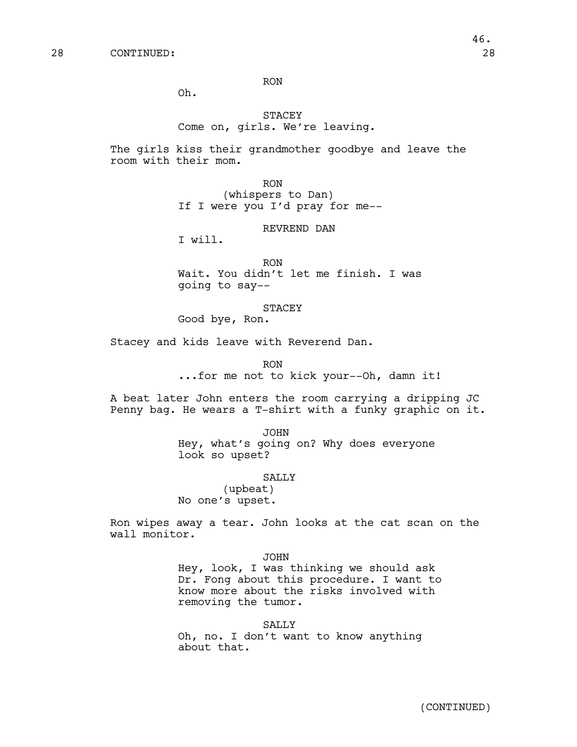28 CONTINUED: 28

RON

Oh.

STACEY

Come on, girls. We're leaving.

The girls kiss their grandmother goodbye and leave the room with their mom.

RON

(whispers to Dan)

If I were you I'd pray for me--

REVREND DAN

I will.

RON

Wait. You didn't let me finish. I was going to say--

STACEY

Good bye, Ron.

Stacey and kids leave with Reverend Dan.

RON

...for me not to kick your--Oh, damn it!

A beat later John enters the room carrying a dripping JC Penny bag. He wears a T-shirt with a funky graphic on it.

JOHN

Hey, what's going on? Why does everyone look so upset?

SALLY

(upbeat)

No one's upset.

Ron wipes away a tear. John looks at the cat scan on the wall monitor.

JOHN

Hey, look, I was thinking we should ask Dr. Fong about this procedure. I want to know more about the risks involved with removing the tumor.

SALLY

Oh, no. I don't want to know anything about that.

(CONTINUED)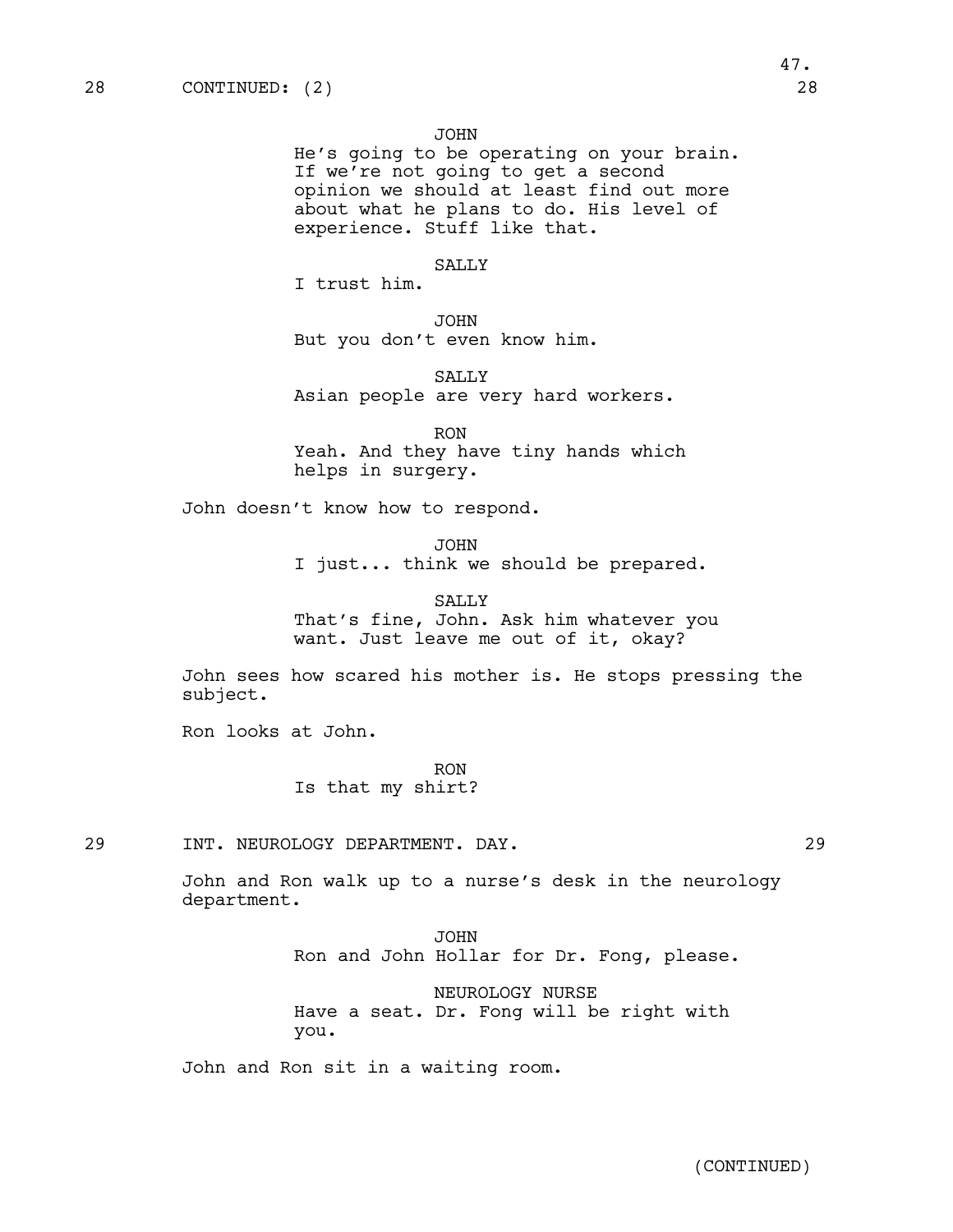28 CONTINUED: (2) 28

JOHN
He's going to be operating on your brain. If we're not going to get a second opinion we should at least find out more about what he plans to do. His level of experience. Stuff like that.

SALLY
I trust him.

JOHN
But you don't even know him.

SALLY
Asian people are very hard workers.

RON
Yeah. And they have tiny hands which helps in surgery.

John doesn't know how to respond.

JOHN
I just... think we should be prepared.

SALLY
That's fine, John. Ask him whatever you want. Just leave me out of it, okay?

John sees how scared his mother is. He stops pressing the subject.

Ron looks at John.

RON
Is that my shirt?

29 INT. NEUROLOGY DEPARTMENT. DAY. 29

John and Ron walk up to a nurse's desk in the neurology department.

JOHN
Ron and John Hollar for Dr. Fong, please.

NEUROLOGY NURSE
Have a seat. Dr. Fong will be right with you.

John and Ron sit in a waiting room.

(CONTINUED)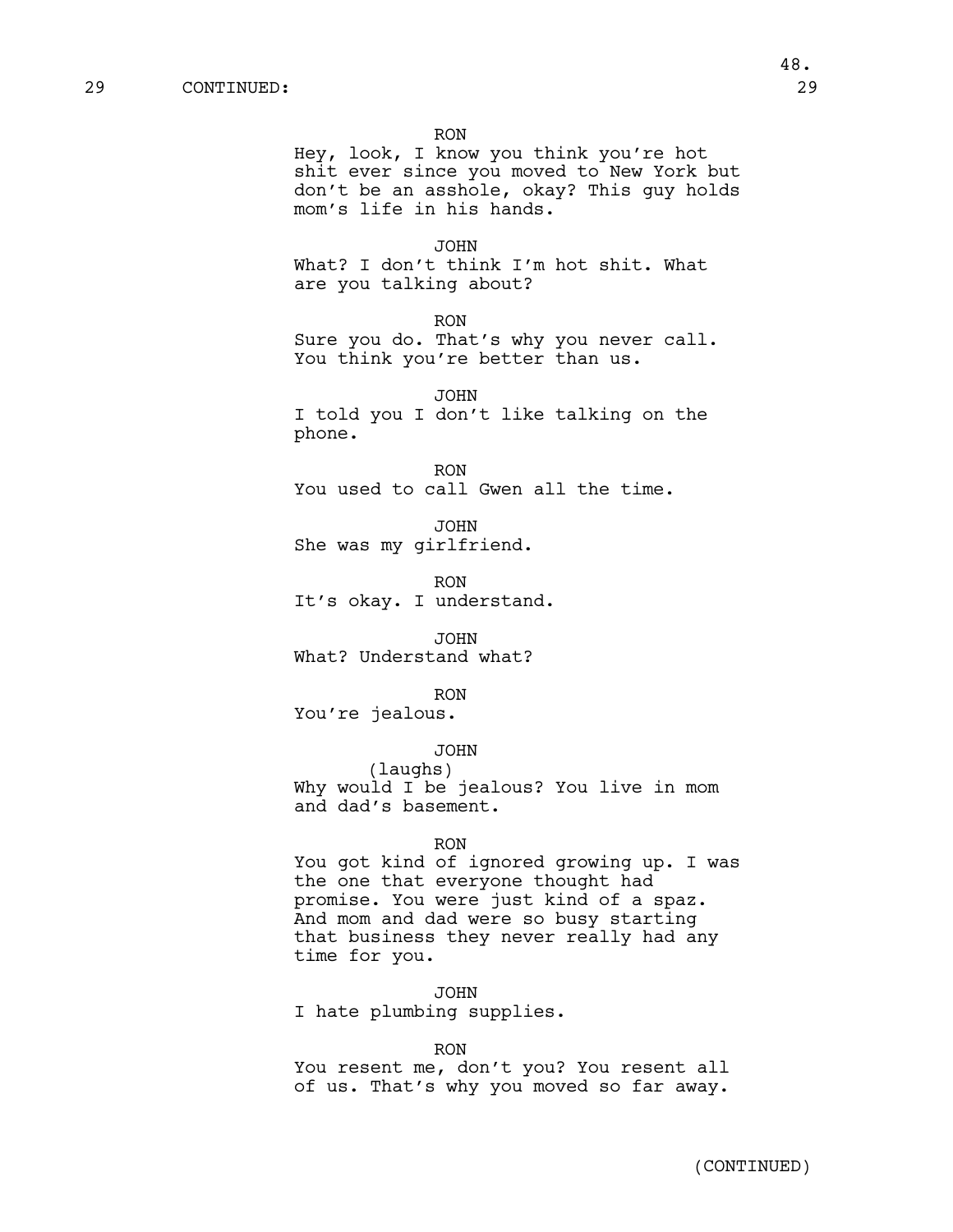29 CONTINUED: 29

RON
Hey, look, I know you think you're hot shit ever since you moved to New York but don't be an asshole, okay? This guy holds mom's life in his hands.

JOHN
What? I don't think I'm hot shit. What are you talking about?

RON
Sure you do. That's why you never call. You think you're better than us.

JOHN
I told you I don't like talking on the phone.

RON
You used to call Gwen all the time.

JOHN
She was my girlfriend.

RON
It's okay. I understand.

JOHN
What? Understand what?

RON
You're jealous.

JOHN
(laughs)
Why would I be jealous? You live in mom and dad's basement.

RON
You got kind of ignored growing up. I was the one that everyone thought had promise. You were just kind of a spaz. And mom and dad were so busy starting that business they never really had any time for you.

JOHN
I hate plumbing supplies.

RON
You resent me, don't you? You resent all of us. That's why you moved so far away.

(CONTINUED)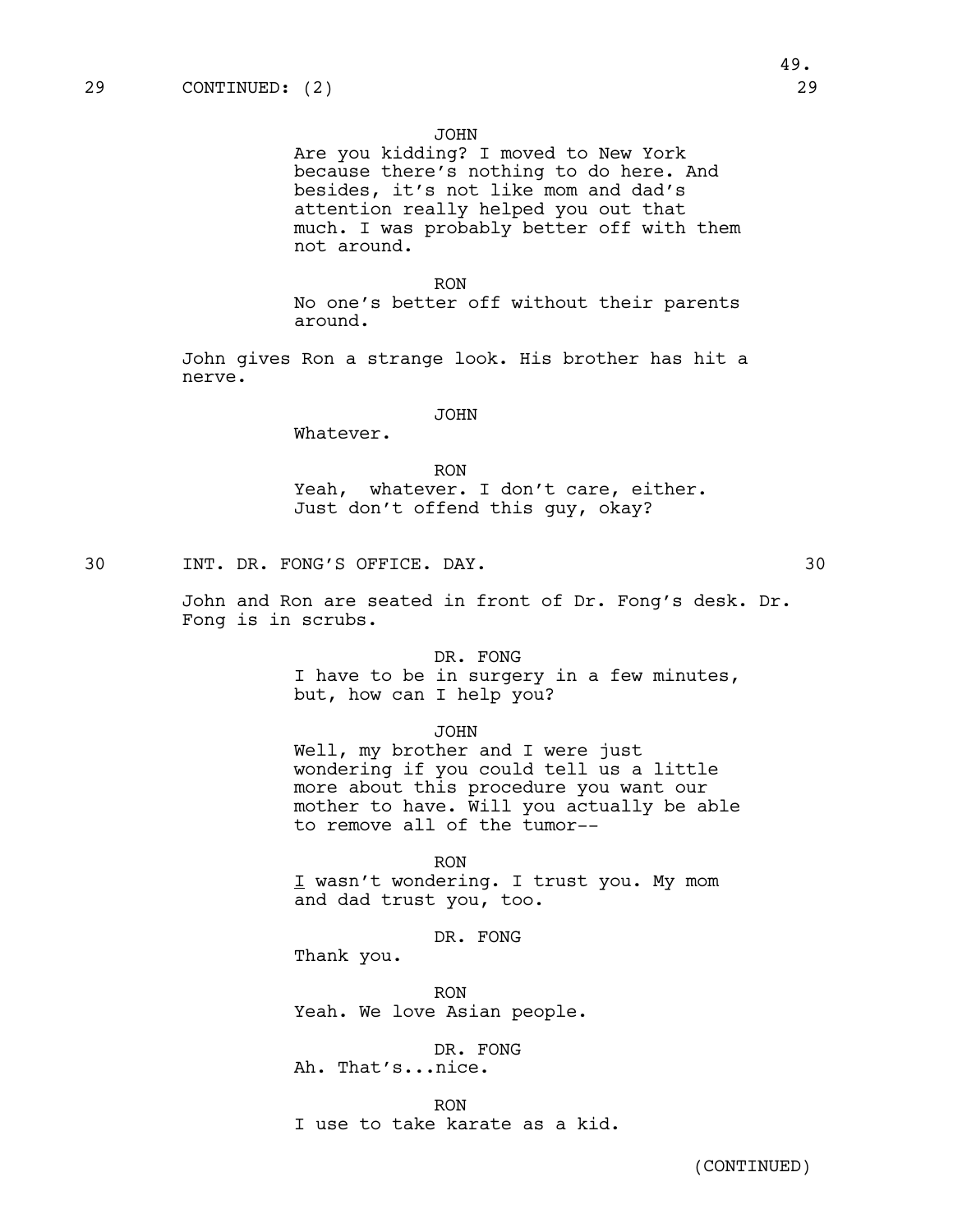29 CONTINUED: (2) 29

JOHN
Are you kidding? I moved to New York because there's nothing to do here. And besides, it's not like mom and dad's attention really helped you out that much. I was probably better off with them not around.

RON
No one's better off without their parents around.

John gives Ron a strange look. His brother has hit a nerve.

JOHN
Whatever.

RON
Yeah, whatever. I don't care, either. Just don't offend this guy, okay?

30 INT. DR. FONG'S OFFICE. DAY. 30

John and Ron are seated in front of Dr. Fong's desk. Dr. Fong is in scrubs.

DR. FONG
I have to be in surgery in a few minutes, but, how can I help you?

JOHN
Well, my brother and I were just wondering if you could tell us a little more about this procedure you want our mother to have. Will you actually be able to remove all of the tumor--

RON
<u>I</u> wasn't wondering. I trust you. My mom and dad trust you, too.

DR. FONG
Thank you.

RON
Yeah. We love Asian people.

DR. FONG
Ah. That's...nice.

RON
I use to take karate as a kid.

(CONTINUED)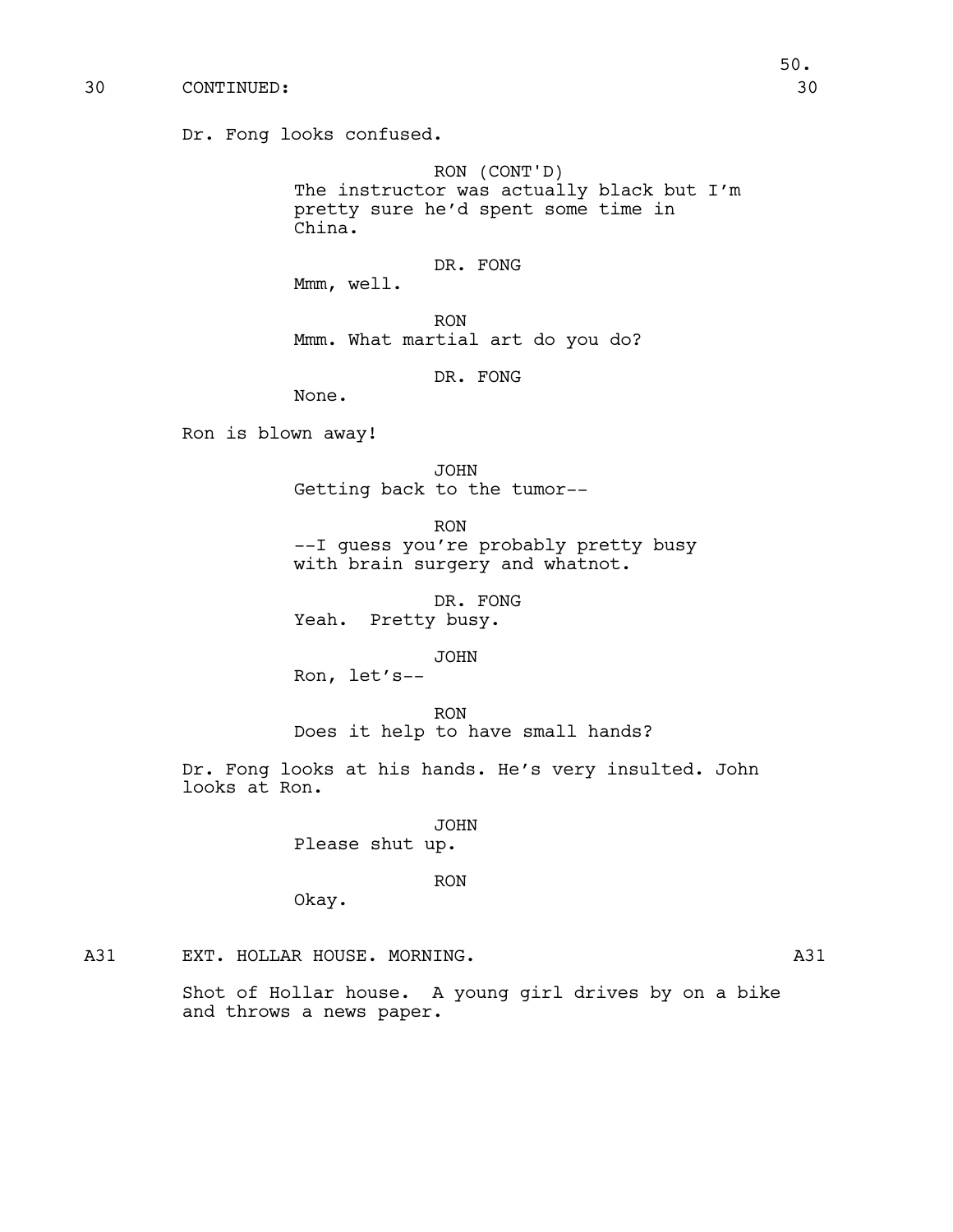30 CONTINUED: 30

Dr. Fong looks confused.

RON (CONT'D)
The instructor was actually black but I'm pretty sure he'd spent some time in China.

DR. FONG
Mmm, well.

RON
Mmm. What martial art do you do?

DR. FONG
None.

Ron is blown away!

JOHN
Getting back to the tumor--

RON
--I guess you're probably pretty busy with brain surgery and whatnot.

DR. FONG
Yeah. Pretty busy.

JOHN
Ron, let's--

RON
Does it help to have small hands?

Dr. Fong looks at his hands. He's very insulted. John looks at Ron.

JOHN
Please shut up.

RON
Okay.

A31 EXT. HOLLAR HOUSE. MORNING. A31

Shot of Hollar house. A young girl drives by on a bike and throws a news paper.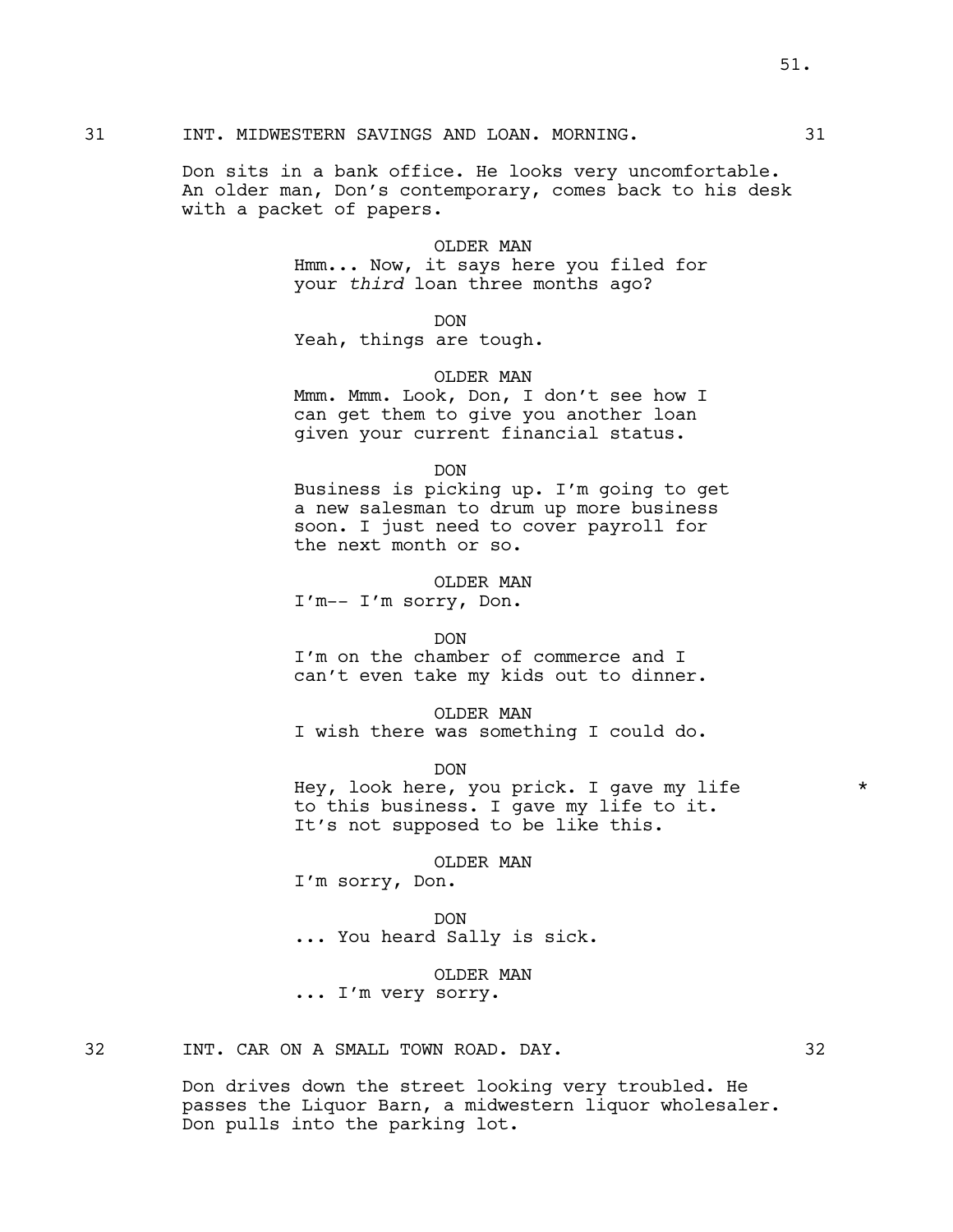31 INT. MIDWESTERN SAVINGS AND LOAN. MORNING. 31

Don sits in a bank office. He looks very uncomfortable. An older man, Don's contemporary, comes back to his desk with a packet of papers.

OLDER MAN
Hmm... Now, it says here you filed for your *third* loan three months ago?

DON
Yeah, things are tough.

OLDER MAN
Mmm. Mmm. Look, Don, I don't see how I can get them to give you another loan given your current financial status.

DON
Business is picking up. I'm going to get a new salesman to drum up more business soon. I just need to cover payroll for the next month or so.

OLDER MAN
I'm-- I'm sorry, Don.

DON
I'm on the chamber of commerce and I can't even take my kids out to dinner.

OLDER MAN
I wish there was something I could do.

DON
Hey, look here, you prick. I gave my life to this business. I gave my life to it. It's not supposed to be like this. *

OLDER MAN
I'm sorry, Don.

DON
... You heard Sally is sick.

OLDER MAN
... I'm very sorry.

32 INT. CAR ON A SMALL TOWN ROAD. DAY. 32

Don drives down the street looking very troubled. He passes the Liquor Barn, a midwestern liquor wholesaler. Don pulls into the parking lot.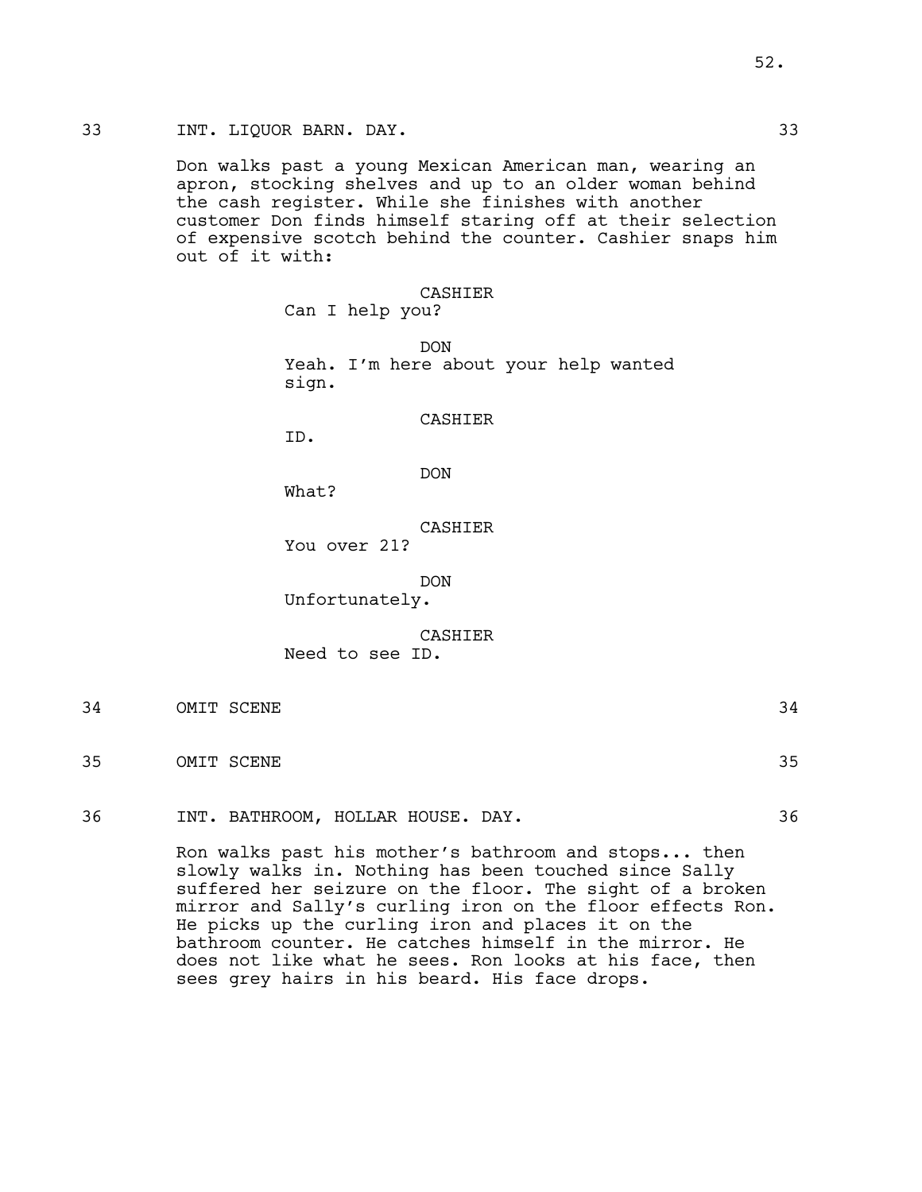33 INT. LIQUOR BARN. DAY. 33

Don walks past a young Mexican American man, wearing an apron, stocking shelves and up to an older woman behind the cash register. While she finishes with another customer Don finds himself staring off at their selection of expensive scotch behind the counter. Cashier snaps him out of it with:

CASHIER
Can I help you?

DON
Yeah. I'm here about your help wanted sign.

CASHIER
ID.

DON
What?

CASHIER
You over 21?

DON
Unfortunately.

CASHIER
Need to see ID.

34 OMIT SCENE 34

35 OMIT SCENE 35

36 INT. BATHROOM, HOLLAR HOUSE. DAY. 36

Ron walks past his mother's bathroom and stops... then slowly walks in. Nothing has been touched since Sally suffered her seizure on the floor. The sight of a broken mirror and Sally's curling iron on the floor effects Ron. He picks up the curling iron and places it on the bathroom counter. He catches himself in the mirror. He does not like what he sees. Ron looks at his face, then sees grey hairs in his beard. His face drops.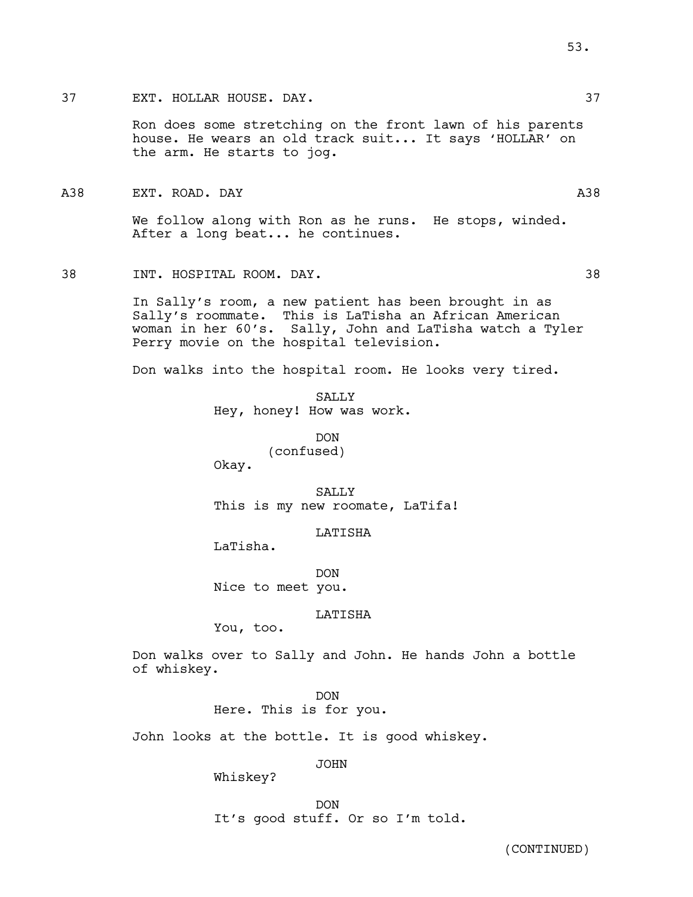37 EXT. HOLLAR HOUSE. DAY. 37

Ron does some stretching on the front lawn of his parents house. He wears an old track suit... It says 'HOLLAR' on the arm. He starts to jog.

A38 EXT. ROAD. DAY A38

We follow along with Ron as he runs. He stops, winded. After a long beat... he continues.

38 INT. HOSPITAL ROOM. DAY. 38

In Sally's room, a new patient has been brought in as Sally's roommate. This is LaTisha an African American woman in her 60's. Sally, John and LaTisha watch a Tyler Perry movie on the hospital television.

Don walks into the hospital room. He looks very tired.

SALLY
Hey, honey! How was work.

DON
(confused)
Okay.

SALLY
This is my new roomate, LaTifa!

LATISHA
LaTisha.

DON
Nice to meet you.

LATISHA
You, too.

Don walks over to Sally and John. He hands John a bottle of whiskey.

DON
Here. This is for you.

John looks at the bottle. It is good whiskey.

JOHN
Whiskey?

DON
It's good stuff. Or so I'm told.

(CONTINUED)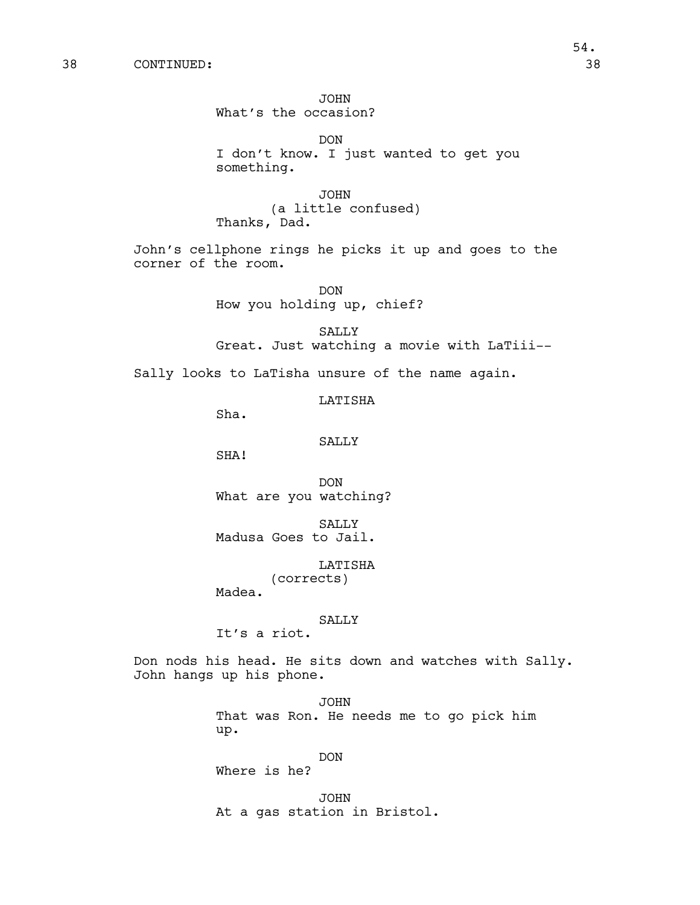38 CONTINUED: 38

JOHN
What's the occasion?

DON
I don't know. I just wanted to get you something.

JOHN
(a little confused)
Thanks, Dad.

John's cellphone rings he picks it up and goes to the corner of the room.

DON
How you holding up, chief?

SALLY
Great. Just watching a movie with LaTiii--

Sally looks to LaTisha unsure of the name again.

LATISHA
Sha.

SALLY
SHA!

DON
What are you watching?

SALLY
Madusa Goes to Jail.

LATISHA
(corrects)
Madea.

SALLY
It's a riot.

Don nods his head. He sits down and watches with Sally. John hangs up his phone.

JOHN
That was Ron. He needs me to go pick him up.

DON
Where is he?

JOHN
At a gas station in Bristol.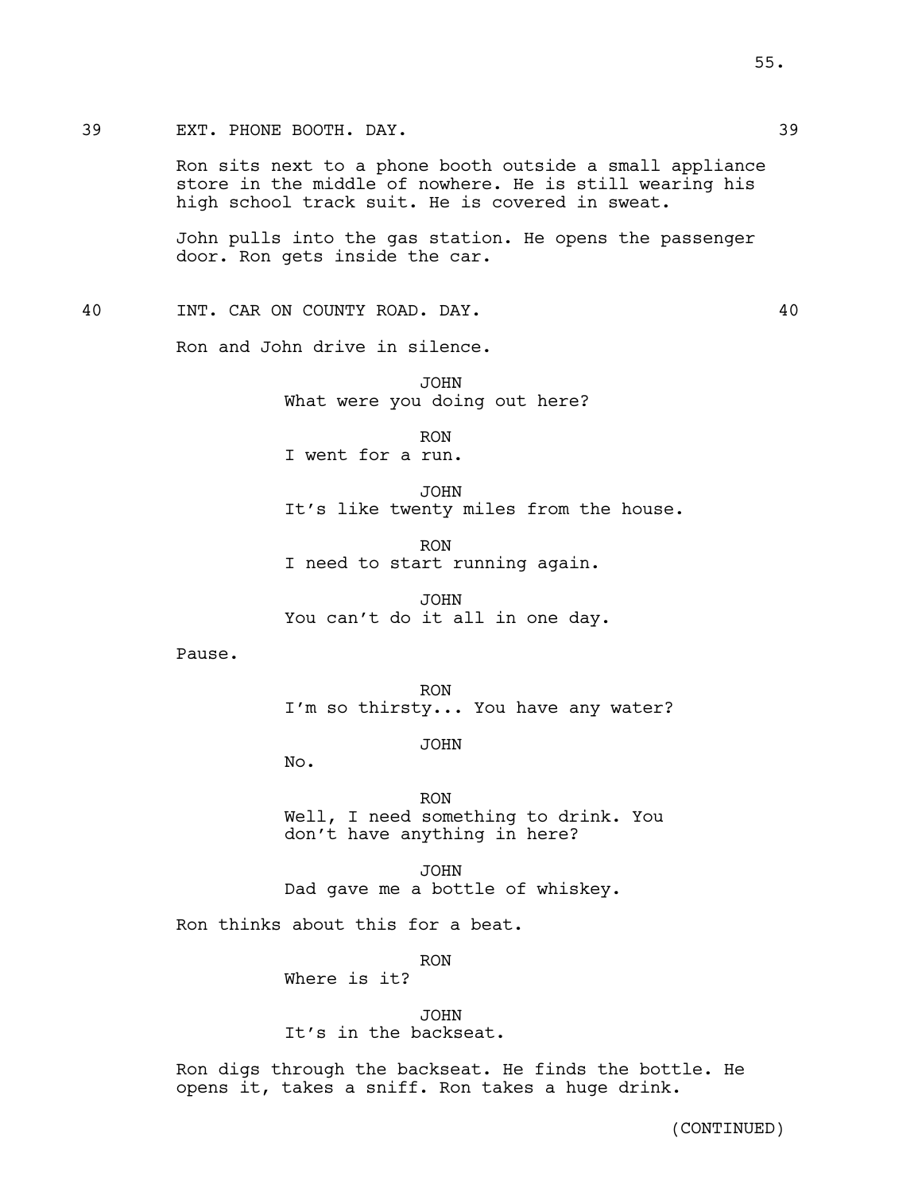39 EXT. PHONE BOOTH. DAY. 39

Ron sits next to a phone booth outside a small appliance store in the middle of nowhere. He is still wearing his high school track suit. He is covered in sweat.

John pulls into the gas station. He opens the passenger door. Ron gets inside the car.

40 INT. CAR ON COUNTY ROAD. DAY. 40

Ron and John drive in silence.

JOHN
What were you doing out here?

RON
I went for a run.

JOHN
It's like twenty miles from the house.

RON
I need to start running again.

JOHN
You can't do it all in one day.

Pause.

RON
I'm so thirsty... You have any water?

JOHN
No.

RON
Well, I need something to drink. You don't have anything in here?

JOHN
Dad gave me a bottle of whiskey.

Ron thinks about this for a beat.

RON
Where is it?

JOHN
It's in the backseat.

Ron digs through the backseat. He finds the bottle. He opens it, takes a sniff. Ron takes a huge drink.

(CONTINUED)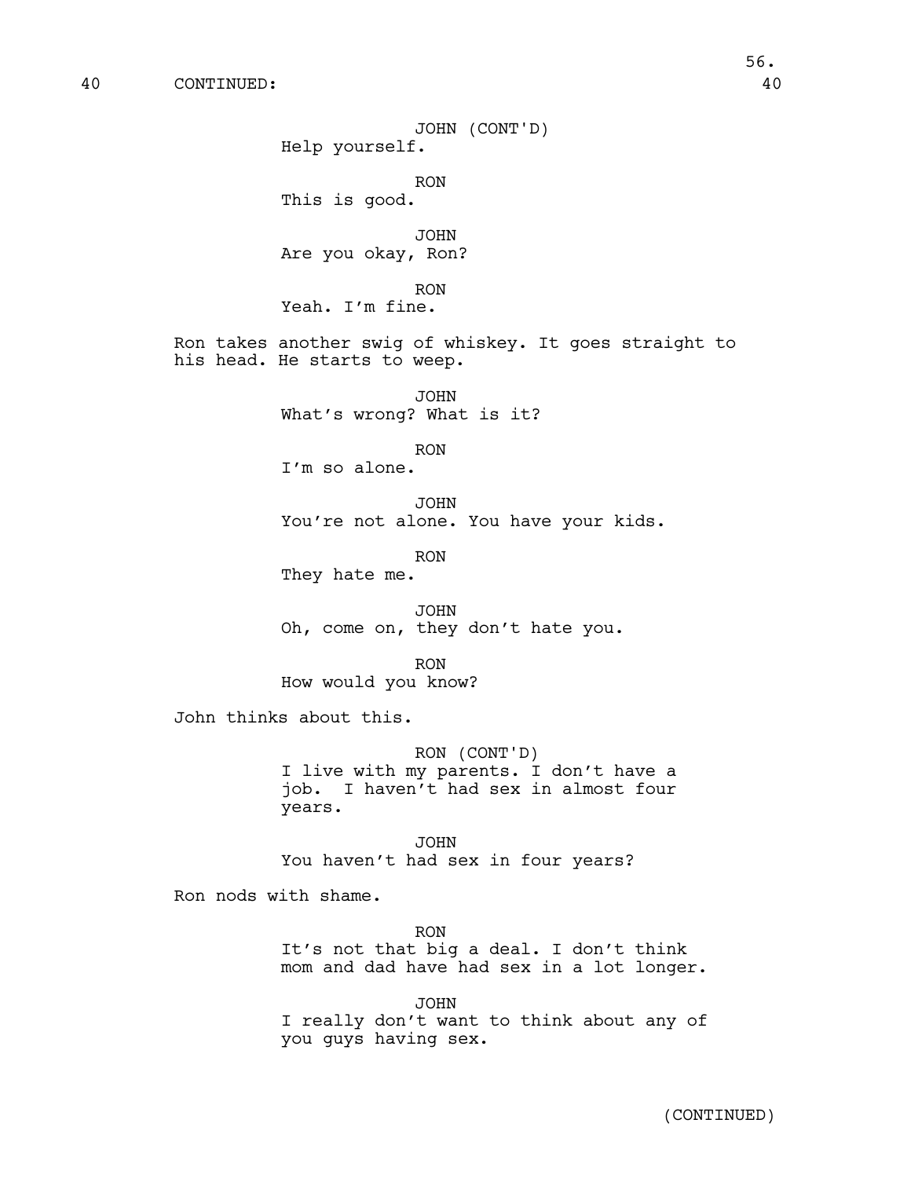40 CONTINUED: 40

JOHN (CONT'D)
Help yourself.

RON
This is good.

JOHN
Are you okay, Ron?

RON
Yeah. I'm fine.

Ron takes another swig of whiskey. It goes straight to his head. He starts to weep.

JOHN
What's wrong? What is it?

RON
I'm so alone.

JOHN
You're not alone. You have your kids.

RON
They hate me.

JOHN
Oh, come on, they don't hate you.

RON
How would you know?

John thinks about this.

RON (CONT'D)
I live with my parents. I don't have a job. I haven't had sex in almost four years.

JOHN
You haven't had sex in four years?

Ron nods with shame.

RON
It's not that big a deal. I don't think mom and dad have had sex in a lot longer.

JOHN
I really don't want to think about any of you guys having sex.

(CONTINUED)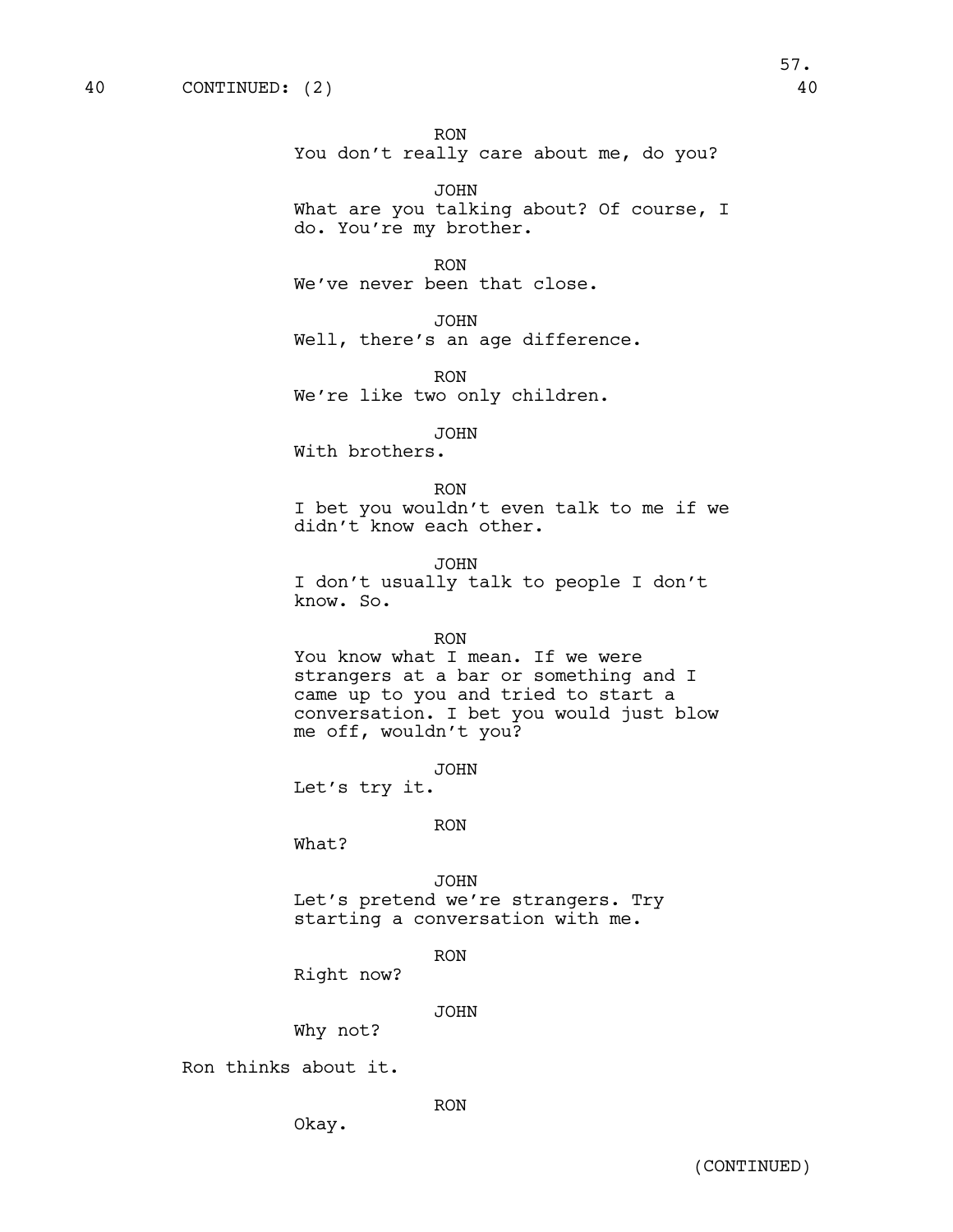40 CONTINUED: (2) 40

RON
You don't really care about me, do you?

JOHN
What are you talking about? Of course, I do. You're my brother.

RON
We've never been that close.

JOHN
Well, there's an age difference.

RON
We're like two only children.

JOHN
With brothers.

RON
I bet you wouldn't even talk to me if we didn't know each other.

JOHN
I don't usually talk to people I don't know. So.

RON
You know what I mean. If we were strangers at a bar or something and I came up to you and tried to start a conversation. I bet you would just blow me off, wouldn't you?

JOHN
Let's try it.

RON
What?

JOHN
Let's pretend we're strangers. Try starting a conversation with me.

RON
Right now?

JOHN
Why not?

Ron thinks about it.

RON
Okay.

(CONTINUED)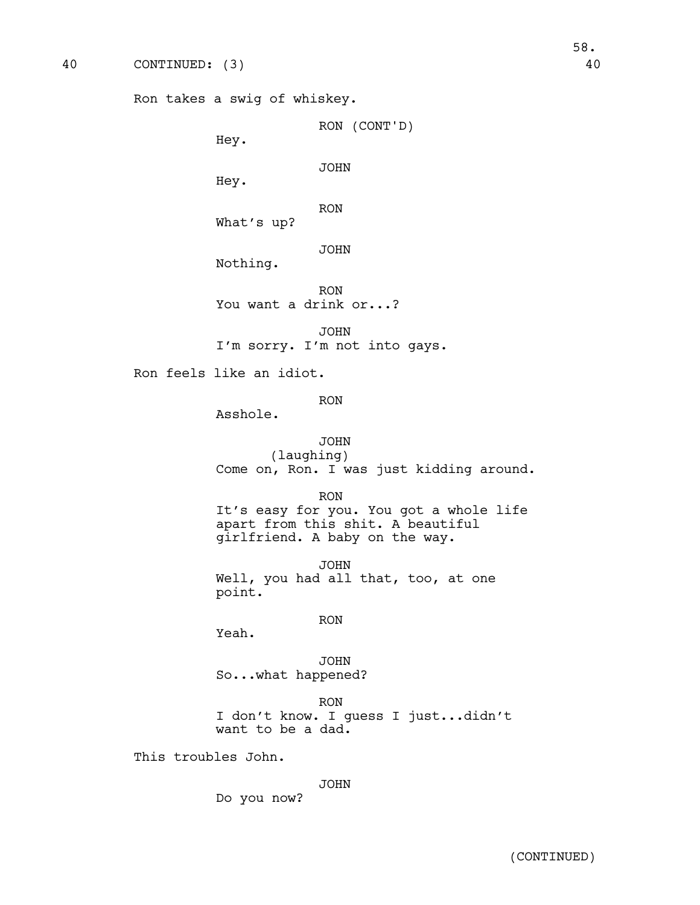40 CONTINUED: (3) 40

Ron takes a swig of whiskey.

RON (CONT'D)
Hey.

JOHN
Hey.

RON
What's up?

JOHN
Nothing.

RON
You want a drink or...?

JOHN
I'm sorry. I'm not into gays.

Ron feels like an idiot.

RON
Asshole.

JOHN
(laughing)
Come on, Ron. I was just kidding around.

RON
It's easy for you. You got a whole life apart from this shit. A beautiful girlfriend. A baby on the way.

JOHN
Well, you had all that, too, at one point.

RON
Yeah.

JOHN
So...what happened?

RON
I don't know. I guess I just...didn't want to be a dad.

This troubles John.

JOHN
Do you now?

(CONTINUED)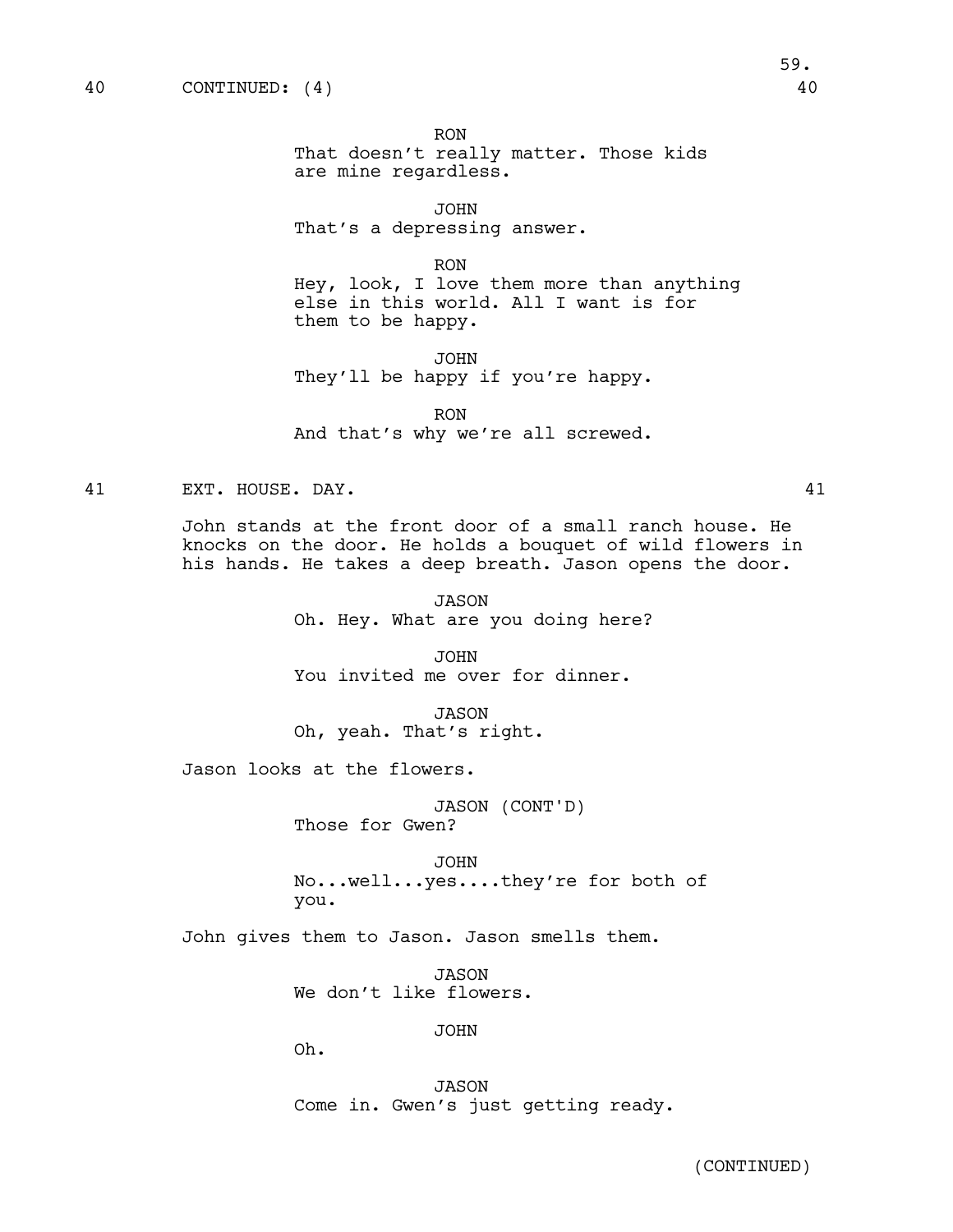40 CONTINUED: (4) 40

RON
That doesn't really matter. Those kids are mine regardless.

JOHN
That's a depressing answer.

RON
Hey, look, I love them more than anything else in this world. All I want is for them to be happy.

JOHN
They'll be happy if you're happy.

RON
And that's why we're all screwed.

41 EXT. HOUSE. DAY. 41

John stands at the front door of a small ranch house. He knocks on the door. He holds a bouquet of wild flowers in his hands. He takes a deep breath. Jason opens the door.

JASON
Oh. Hey. What are you doing here?

JOHN
You invited me over for dinner.

JASON
Oh, yeah. That's right.

Jason looks at the flowers.

JASON (CONT'D)
Those for Gwen?

JOHN
No...well...yes....they're for both of you.

John gives them to Jason. Jason smells them.

JASON
We don't like flowers.

JOHN
Oh.

JASON
Come in. Gwen's just getting ready.

(CONTINUED)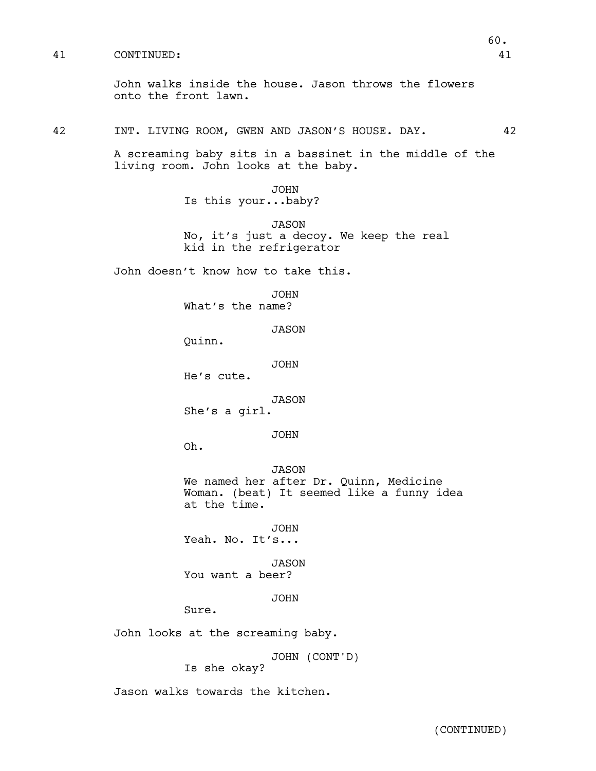41 CONTINUED: 41

John walks inside the house. Jason throws the flowers onto the front lawn.

42 INT. LIVING ROOM, GWEN AND JASON'S HOUSE. DAY. 42

A screaming baby sits in a bassinet in the middle of the living room. John looks at the baby.

JOHN
Is this your...baby?

JASON
No, it's just a decoy. We keep the real kid in the refrigerator

John doesn't know how to take this.

JOHN
What's the name?

JASON
Quinn.

JOHN
He's cute.

JASON
She's a girl.

JOHN
Oh.

JASON
We named her after Dr. Quinn, Medicine Woman. (beat) It seemed like a funny idea at the time.

JOHN
Yeah. No. It's...

JASON
You want a beer?

JOHN
Sure.

John looks at the screaming baby.

JOHN (CONT'D)
Is she okay?

Jason walks towards the kitchen.

(CONTINUED)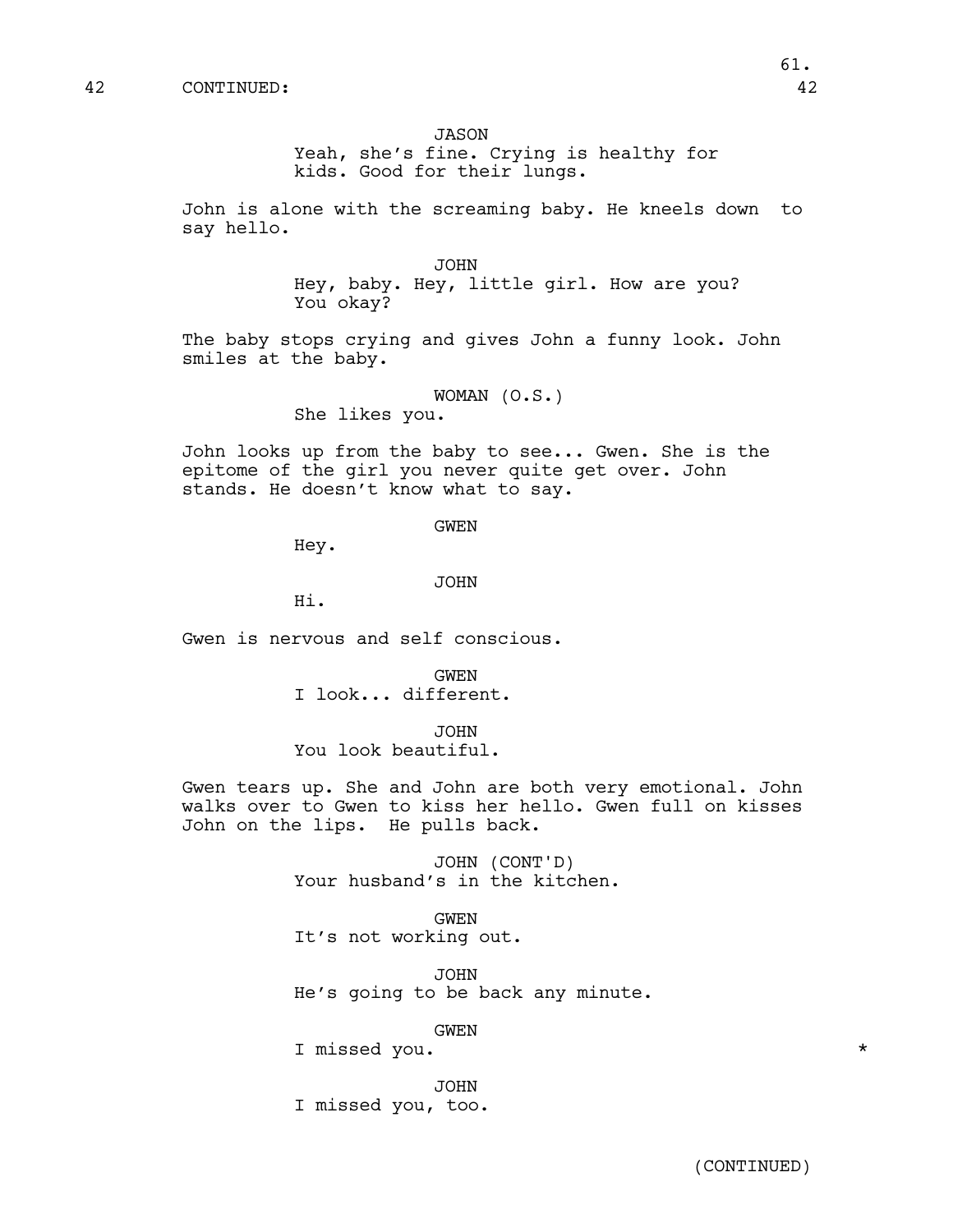42 CONTINUED: 42

JASON
Yeah, she's fine. Crying is healthy for kids. Good for their lungs.

John is alone with the screaming baby. He kneels down to say hello.

JOHN
Hey, baby. Hey, little girl. How are you? You okay?

The baby stops crying and gives John a funny look. John smiles at the baby.

WOMAN (O.S.)
She likes you.

John looks up from the baby to see... Gwen. She is the epitome of the girl you never quite get over. John stands. He doesn't know what to say.

GWEN
Hey.

JOHN
Hi.

Gwen is nervous and self conscious.

GWEN
I look... different.

JOHN
You look beautiful.

Gwen tears up. She and John are both very emotional. John walks over to Gwen to kiss her hello. Gwen full on kisses John on the lips. He pulls back.

JOHN (CONT'D)
Your husband's in the kitchen.

GWEN
It's not working out.

JOHN
He's going to be back any minute.

GWEN
I missed you. *

JOHN
I missed you, too.

(CONTINUED)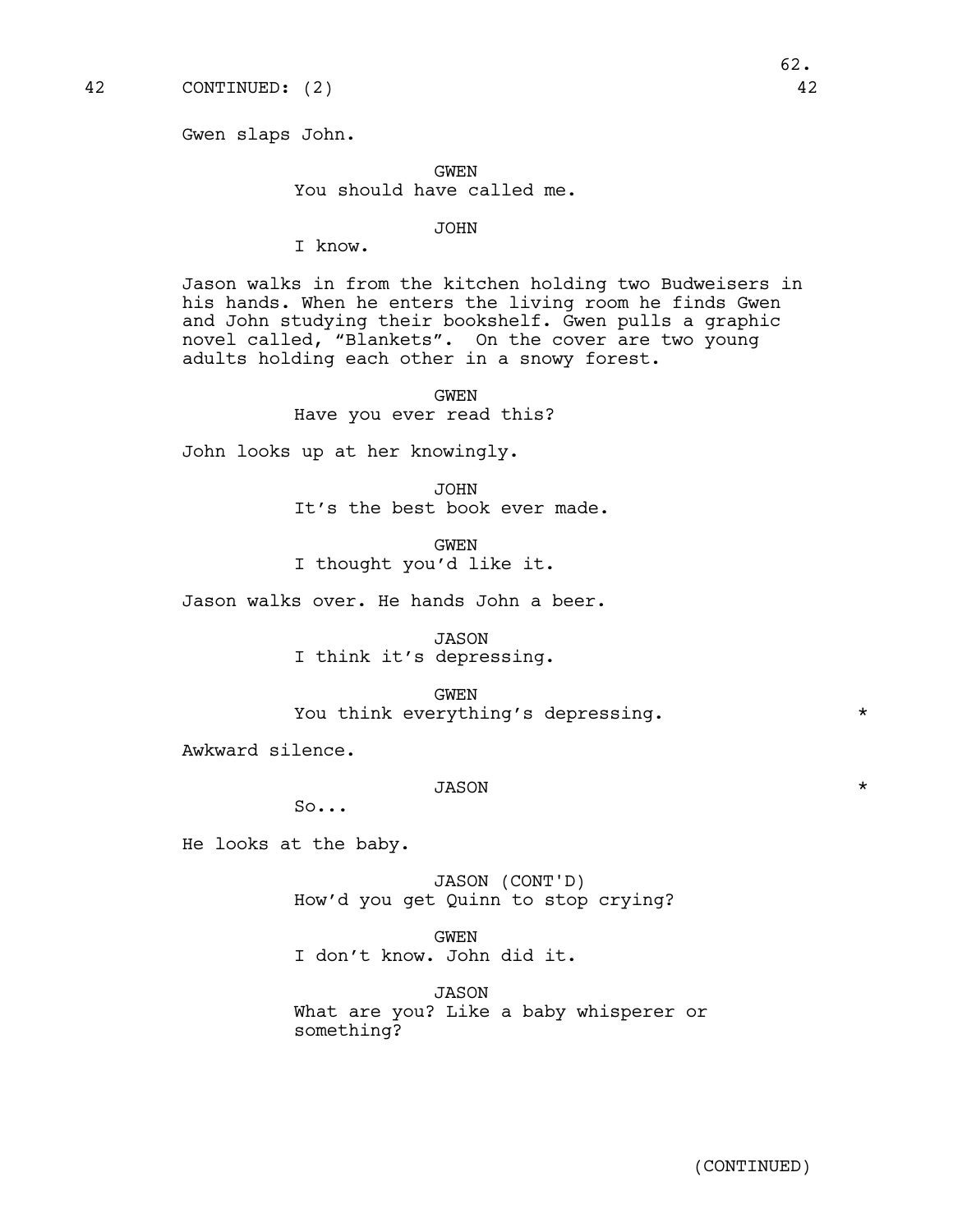42 CONTINUED: (2) 42

Gwen slaps John.

GWEN
You should have called me.

JOHN
I know.

Jason walks in from the kitchen holding two Budweisers in his hands. When he enters the living room he finds Gwen and John studying their bookshelf. Gwen pulls a graphic novel called, "Blankets". On the cover are two young adults holding each other in a snowy forest.

GWEN
Have you ever read this?

John looks up at her knowingly.

JOHN
It's the best book ever made.

GWEN
I thought you'd like it.

Jason walks over. He hands John a beer.

JASON
I think it's depressing.

GWEN
You think everything's depressing. *

Awkward silence.

JASON *
So...

He looks at the baby.

JASON (CONT'D)
How'd you get Quinn to stop crying?

GWEN
I don't know. John did it.

JASON
What are you? Like a baby whisperer or something?

(CONTINUED)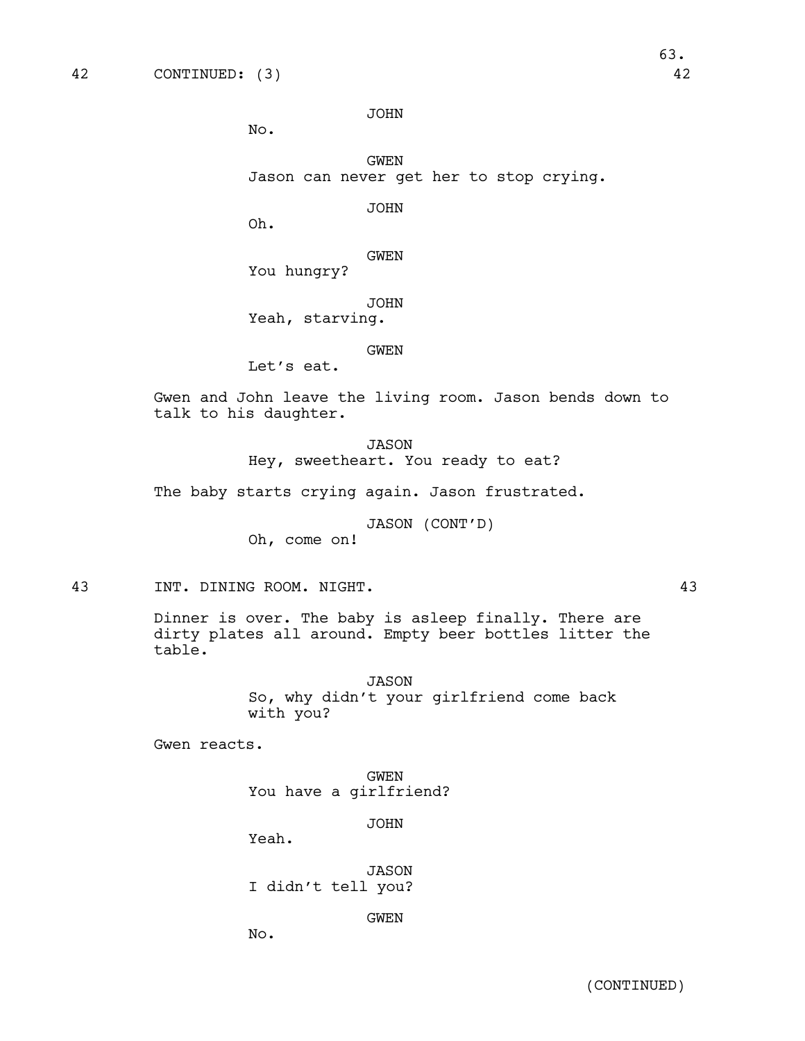42 CONTINUED: (3) 42

JOHN
No.

GWEN
Jason can never get her to stop crying.

JOHN
Oh.

GWEN
You hungry?

JOHN
Yeah, starving.

GWEN
Let's eat.

Gwen and John leave the living room. Jason bends down to talk to his daughter.

JASON
Hey, sweetheart. You ready to eat?

The baby starts crying again. Jason frustrated.

JASON (CONT'D)
Oh, come on!

43 INT. DINING ROOM. NIGHT. 43

Dinner is over. The baby is asleep finally. There are dirty plates all around. Empty beer bottles litter the table.

JASON
So, why didn't your girlfriend come back with you?

Gwen reacts.

GWEN
You have a girlfriend?

JOHN
Yeah.

JASON
I didn't tell you?

GWEN
No.

(CONTINUED)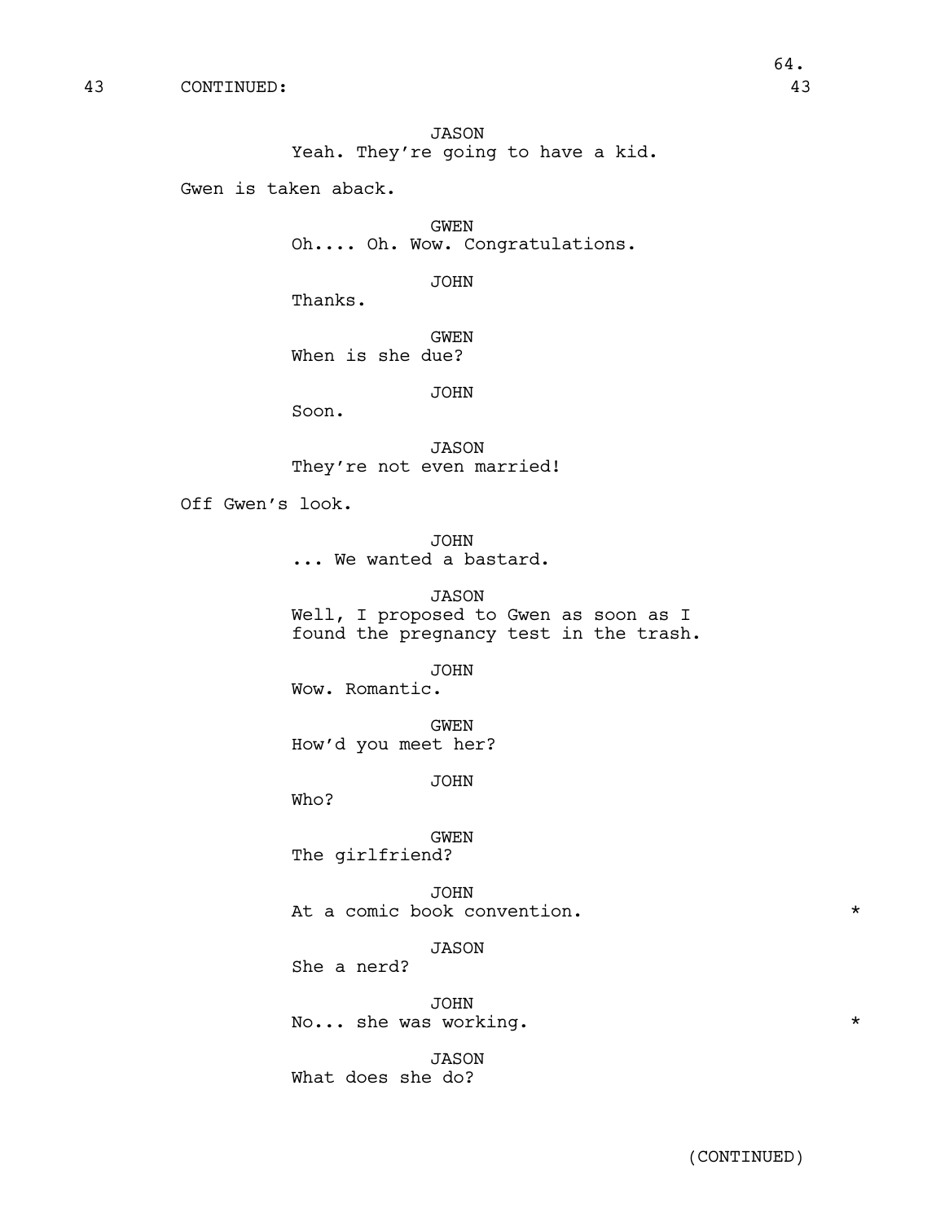43 CONTINUED: 43

JASON
Yeah. They're going to have a kid.

Gwen is taken aback.

GWEN
Oh.... Oh. Wow. Congratulations.

JOHN
Thanks.

GWEN
When is she due?

JOHN
Soon.

JASON
They're not even married!

Off Gwen's look.

JOHN
... We wanted a bastard.

JASON
Well, I proposed to Gwen as soon as I found the pregnancy test in the trash.

JOHN
Wow. Romantic.

GWEN
How'd you meet her?

JOHN
Who?

GWEN
The girlfriend?

JOHN
At a comic book convention. *

JASON
She a nerd?

JOHN
No... she was working. *

JASON
What does she do?

(CONTINUED)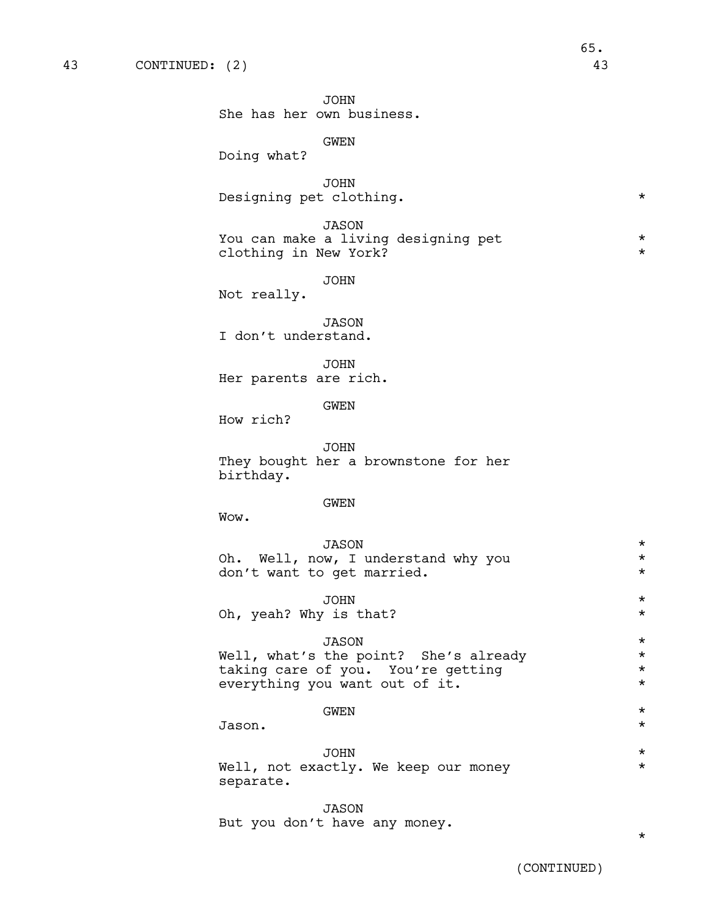43 CONTINUED: (2) 43

JOHN
She has her own business.

GWEN
Doing what?

JOHN
Designing pet clothing. *

JASON
You can make a living designing pet *
clothing in New York? *

JOHN
Not really.

JASON
I don't understand.

JOHN
Her parents are rich.

GWEN
How rich?

JOHN
They bought her a brownstone for her
birthday.

GWEN
Wow.

JASON *
Oh. Well, now, I understand why you *
don't want to get married. *

JOHN *
Oh, yeah? Why is that? *

JASON *
Well, what's the point? She's already *
taking care of you. You're getting *
everything you want out of it. *

GWEN *
Jason. *

JOHN *
Well, not exactly. We keep our money *
separate.

JASON
But you don't have any money.
*

(CONTINUED)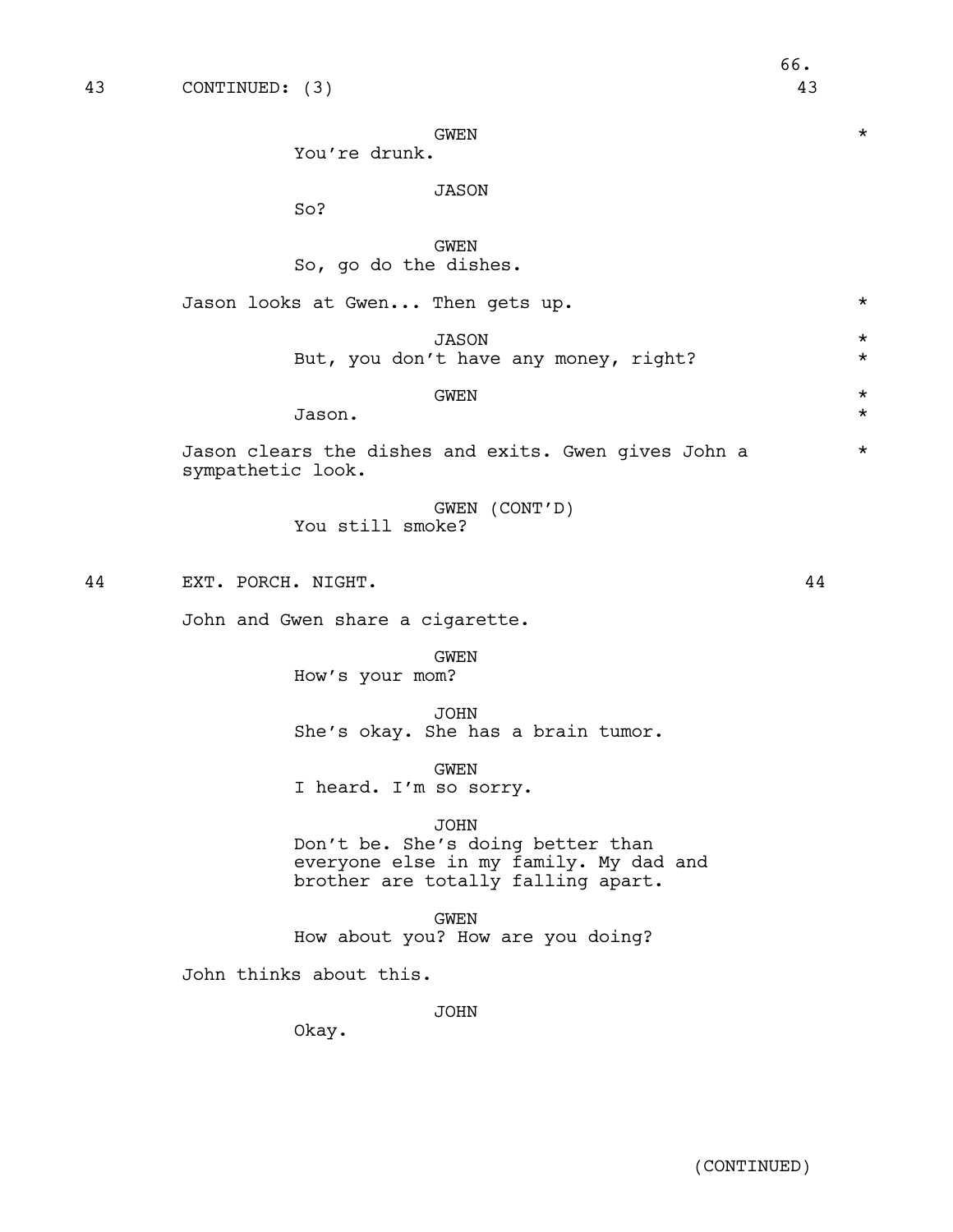43 CONTINUED: (3) 43

GWEN *
You're drunk.

JASON
So?

GWEN
So, go do the dishes.

Jason looks at Gwen... Then gets up. *

JASON *
But, you don't have any money, right? *

GWEN *
Jason. *

Jason clears the dishes and exits. Gwen gives John a sympathetic look. *

GWEN (CONT'D)
You still smoke?

44 EXT. PORCH. NIGHT. 44

John and Gwen share a cigarette.

GWEN
How's your mom?

JOHN
She's okay. She has a brain tumor.

GWEN
I heard. I'm so sorry.

JOHN
Don't be. She's doing better than everyone else in my family. My dad and brother are totally falling apart.

GWEN
How about you? How are you doing?

John thinks about this.

JOHN
Okay.

(CONTINUED)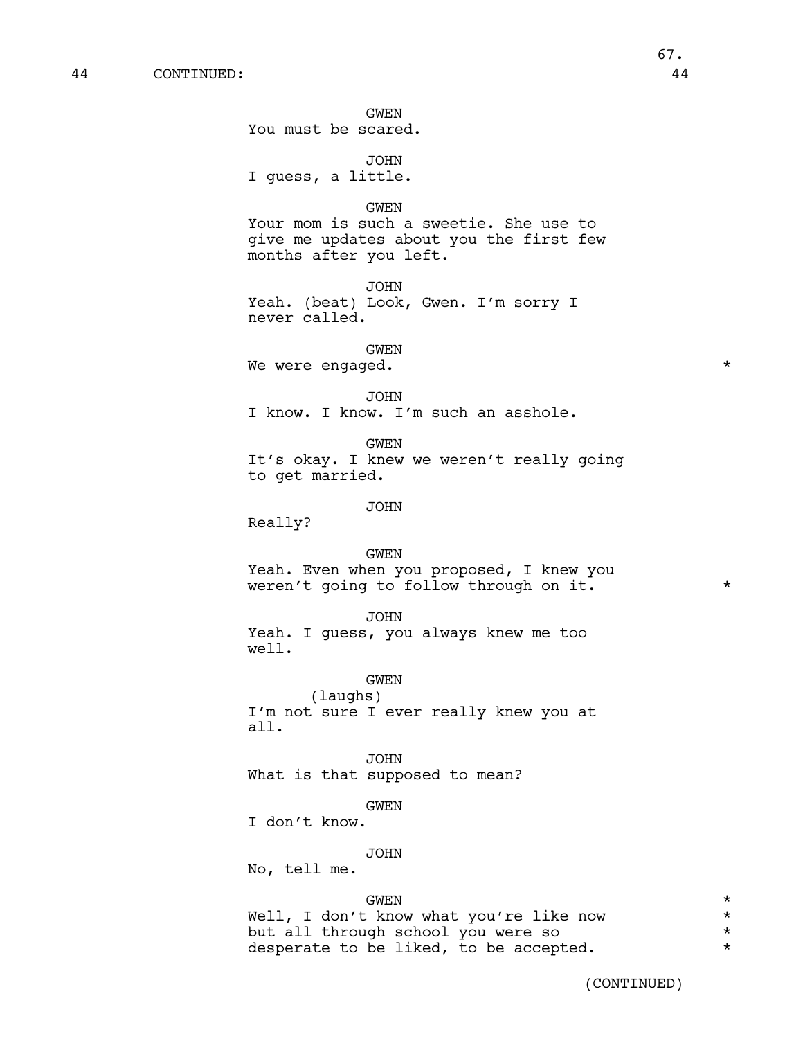44 CONTINUED: 44

GWEN
You must be scared.

JOHN
I guess, a little.

GWEN
Your mom is such a sweetie. She use to give me updates about you the first few months after you left.

JOHN
Yeah. (beat) Look, Gwen. I'm sorry I never called.

GWEN
We were engaged. *

JOHN
I know. I know. I'm such an asshole.

GWEN
It's okay. I knew we weren't really going to get married.

JOHN
Really?

GWEN
Yeah. Even when you proposed, I knew you weren't going to follow through on it. *

JOHN
Yeah. I guess, you always knew me too well.

GWEN
(laughs)
I'm not sure I ever really knew you at all.

JOHN
What is that supposed to mean?

GWEN
I don't know.

JOHN
No, tell me.

GWEN *
Well, I don't know what you're like now *
but all through school you were so *
desperate to be liked, to be accepted. *

(CONTINUED)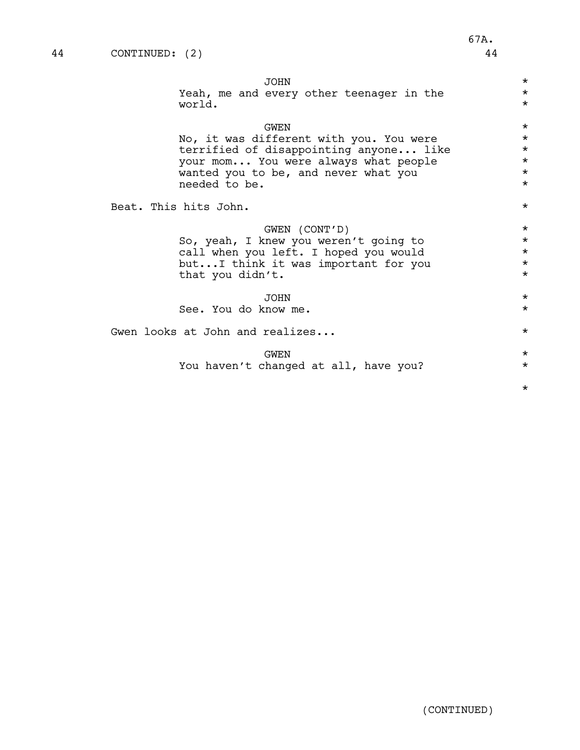44 CONTINUED: (2) 44

JOHN

Yeah, me and every other teenager in the world.

GWEN

No, it was different with you. You were terrified of disappointing anyone... like your mom... You were always what people wanted you to be, and never what you needed to be.

Beat. This hits John.

GWEN (CONT'D)

So, yeah, I knew you weren't going to call when you left. I hoped you would but...I think it was important for you that you didn't.

JOHN

See. You do know me.

Gwen looks at John and realizes...

GWEN

You haven't changed at all, have you?

(CONTINUED)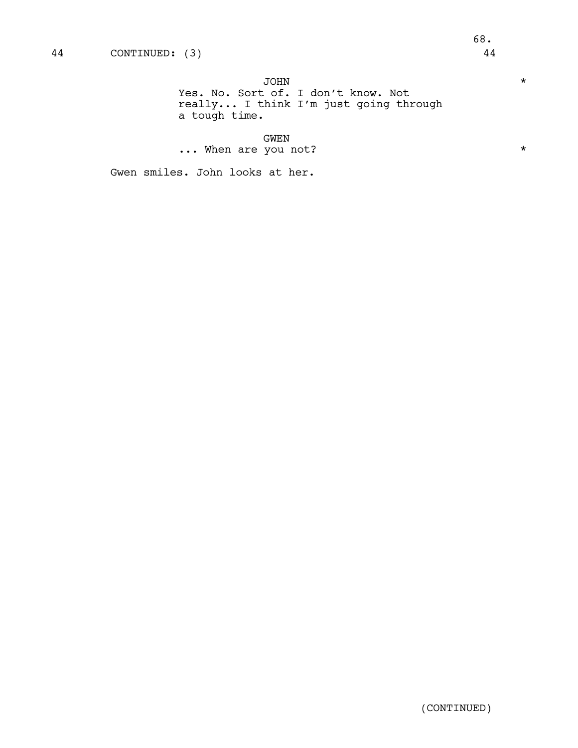44 CONTINUED: (3) 44

JOHN *

Yes. No. Sort of. I don't know. Not really... I think I'm just going through a tough time.

GWEN

... When are you not? *

Gwen smiles. John looks at her.

(CONTINUED)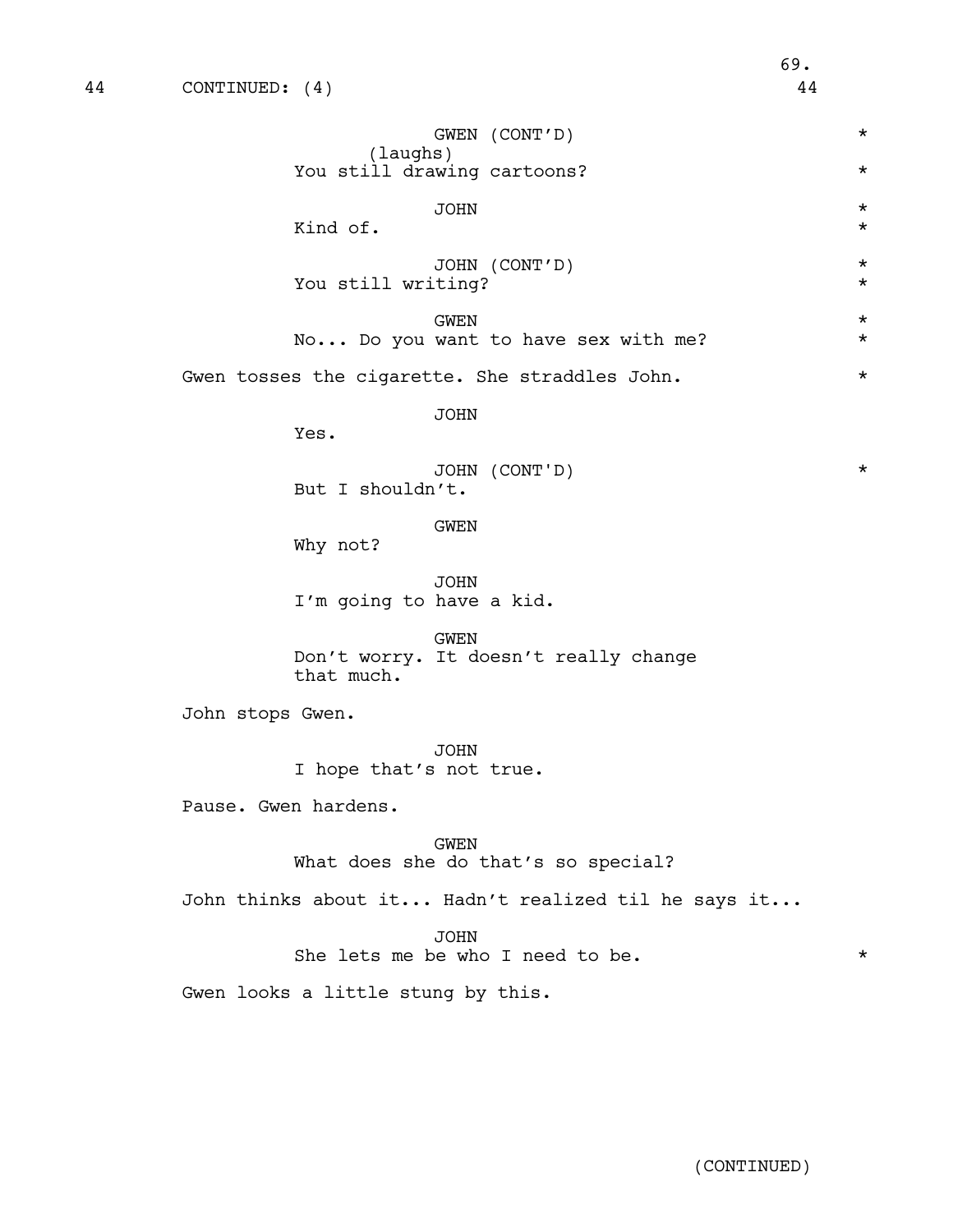44 CONTINUED: (4) 44

GWEN (CONT'D) *
(laughs)
You still drawing cartoons? *

JOHN *
Kind of. *

JOHN (CONT'D) *
You still writing? *

GWEN *
No... Do you want to have sex with me? *

Gwen tosses the cigarette. She straddles John. *

JOHN
Yes.

JOHN (CONT'D) *
But I shouldn't.

GWEN
Why not?

JOHN
I'm going to have a kid.

GWEN
Don't worry. It doesn't really change that much.

John stops Gwen.

JOHN
I hope that's not true.

Pause. Gwen hardens.

GWEN
What does she do that's so special?

John thinks about it... Hadn't realized til he says it...

JOHN
She lets me be who I need to be. *

Gwen looks a little stung by this.

(CONTINUED)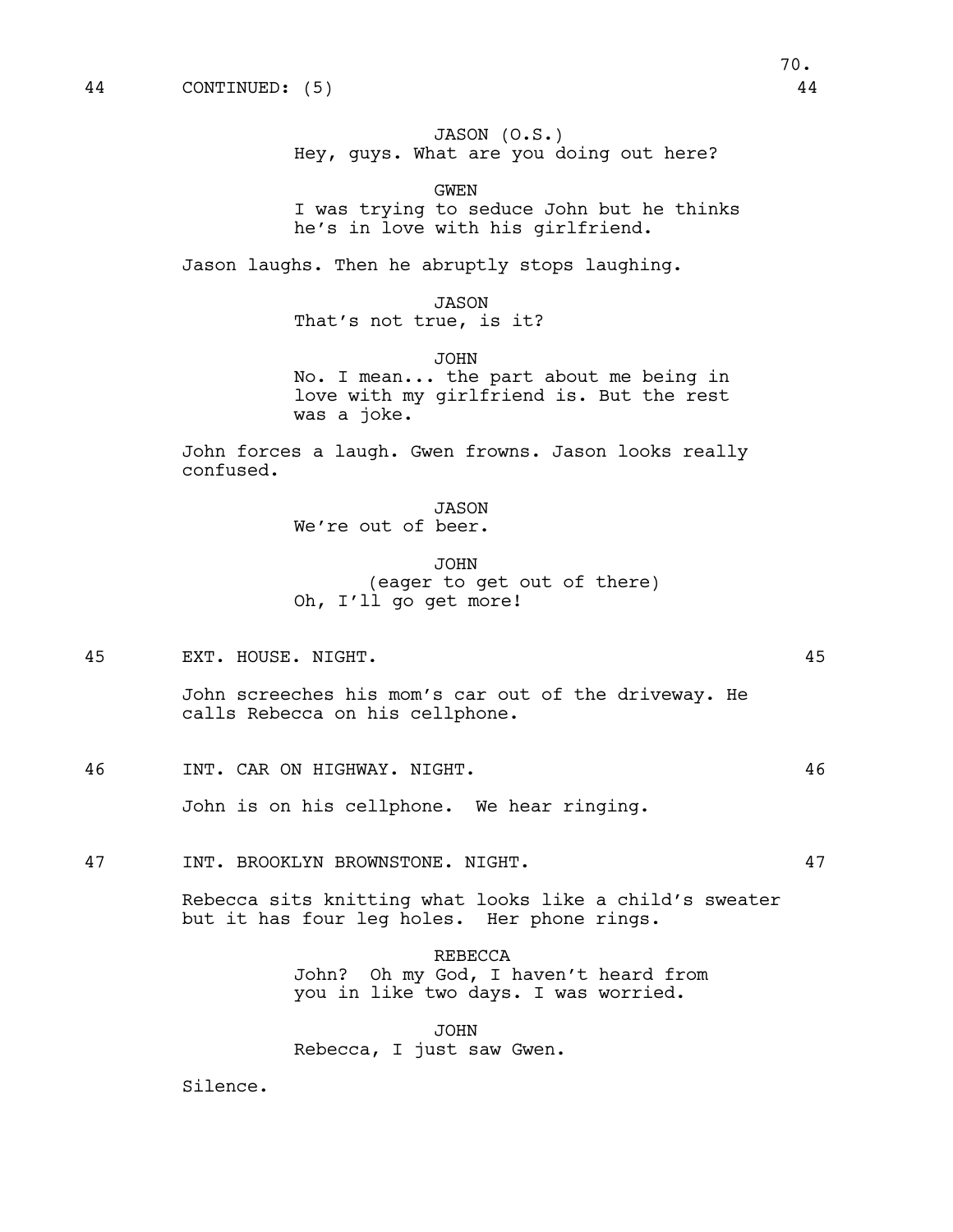44 CONTINUED: (5) 44

JASON (O.S.)
Hey, guys. What are you doing out here?

GWEN
I was trying to seduce John but he thinks he's in love with his girlfriend.

Jason laughs. Then he abruptly stops laughing.

JASON
That's not true, is it?

JOHN
No. I mean... the part about me being in love with my girlfriend is. But the rest was a joke.

John forces a laugh. Gwen frowns. Jason looks really confused.

JASON
We're out of beer.

JOHN
(eager to get out of there)
Oh, I'll go get more!

45 EXT. HOUSE. NIGHT. 45

John screeches his mom's car out of the driveway. He calls Rebecca on his cellphone.

46 INT. CAR ON HIGHWAY. NIGHT. 46

John is on his cellphone. We hear ringing.

47 INT. BROOKLYN BROWNSTONE. NIGHT. 47

Rebecca sits knitting what looks like a child's sweater but it has four leg holes. Her phone rings.

REBECCA
John? Oh my God, I haven't heard from you in like two days. I was worried.

JOHN
Rebecca, I just saw Gwen.

Silence.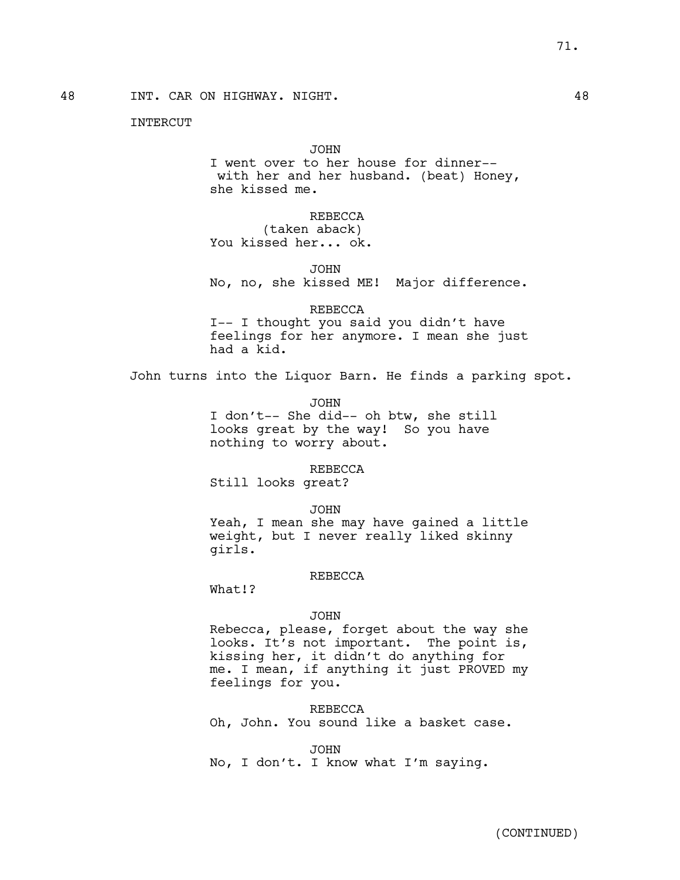48 INT. CAR ON HIGHWAY. NIGHT. 48

INTERCUT

JOHN

I went over to her house for dinner-- with her and her husband. (beat) Honey, she kissed me.

REBECCA

(taken aback)

You kissed her... ok.

JOHN

No, no, she kissed ME! Major difference.

REBECCA

I-- I thought you said you didn't have feelings for her anymore. I mean she just had a kid.

John turns into the Liquor Barn. He finds a parking spot.

JOHN

I don't-- She did-- oh btw, she still looks great by the way! So you have nothing to worry about.

REBECCA

Still looks great?

JOHN

Yeah, I mean she may have gained a little weight, but I never really liked skinny girls.

REBECCA

What!?

JOHN

Rebecca, please, forget about the way she looks. It's not important. The point is, kissing her, it didn't do anything for me. I mean, if anything it just PROVED my feelings for you.

REBECCA

Oh, John. You sound like a basket case.

JOHN

No, I don't. I know what I'm saying.

(CONTINUED)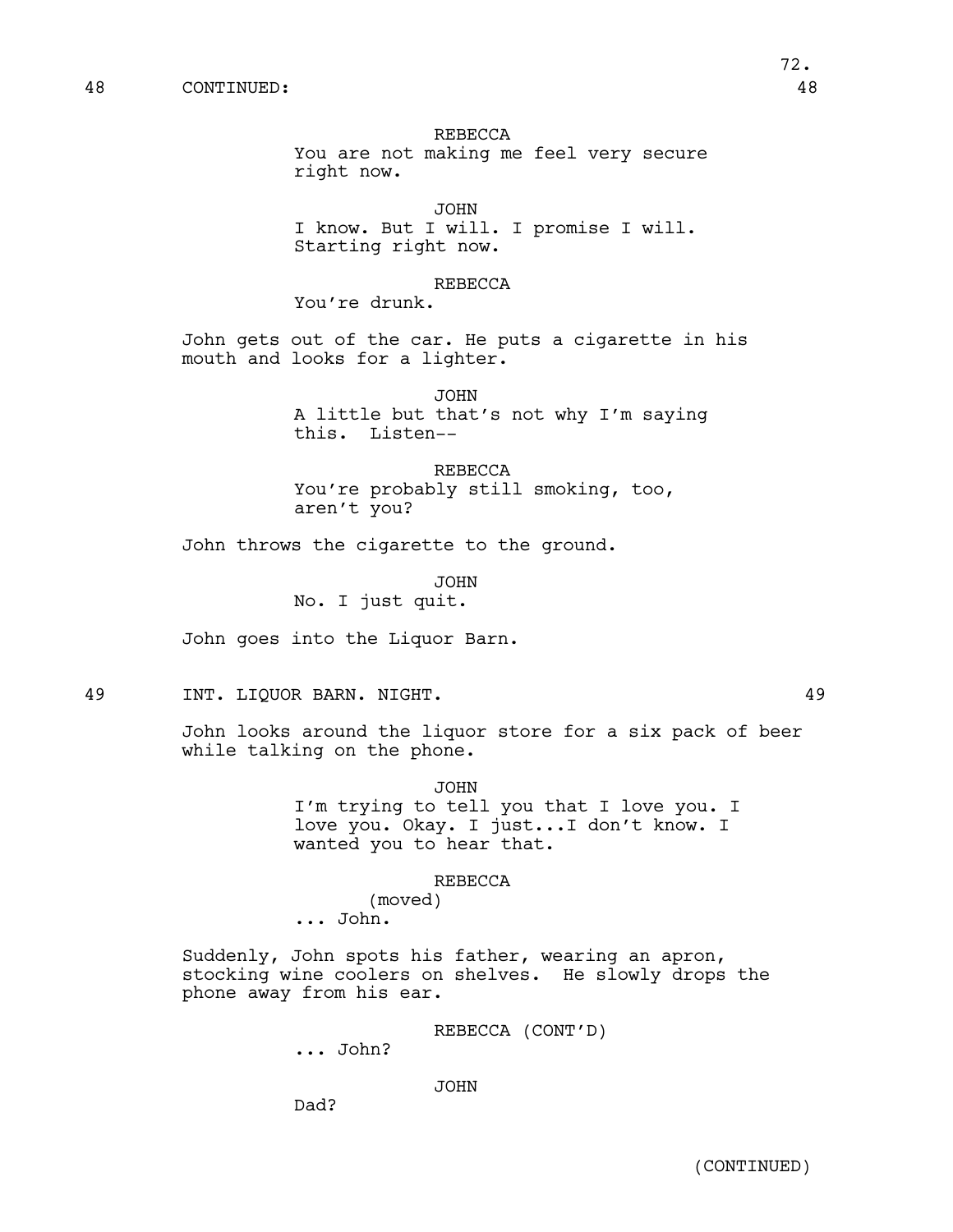48 CONTINUED: 48

REBECCA
You are not making me feel very secure right now.

JOHN
I know. But I will. I promise I will. Starting right now.

REBECCA
You're drunk.

John gets out of the car. He puts a cigarette in his mouth and looks for a lighter.

JOHN
A little but that's not why I'm saying this. Listen--

REBECCA
You're probably still smoking, too, aren't you?

John throws the cigarette to the ground.

JOHN
No. I just quit.

John goes into the Liquor Barn.

49 INT. LIQUOR BARN. NIGHT. 49

John looks around the liquor store for a six pack of beer while talking on the phone.

JOHN
I'm trying to tell you that I love you. I love you. Okay. I just...I don't know. I wanted you to hear that.

REBECCA
(moved)
... John.

Suddenly, John spots his father, wearing an apron, stocking wine coolers on shelves. He slowly drops the phone away from his ear.

REBECCA (CONT'D)
... John?

JOHN
Dad?

(CONTINUED)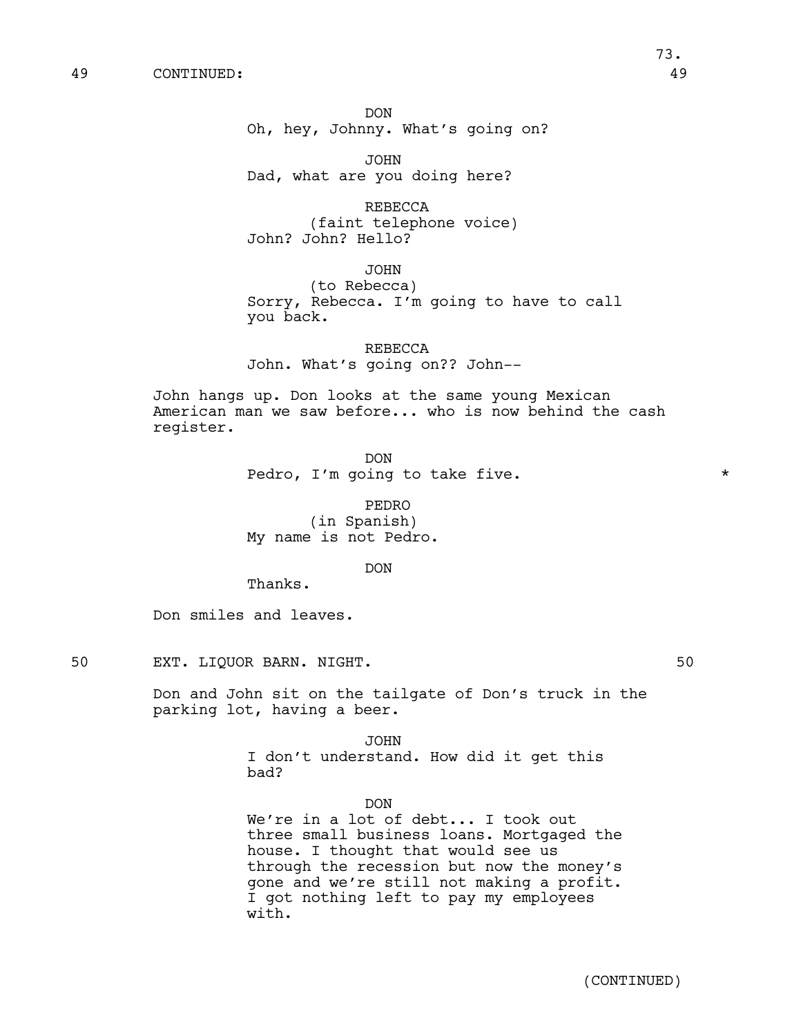49 CONTINUED: 49

DON
Oh, hey, Johnny. What's going on?

JOHN
Dad, what are you doing here?

REBECCA
(faint telephone voice)
John? John? Hello?

JOHN
(to Rebecca)
Sorry, Rebecca. I'm going to have to call you back.

REBECCA
John. What's going on?? John--

John hangs up. Don looks at the same young Mexican American man we saw before... who is now behind the cash register.

DON
Pedro, I'm going to take five. *

PEDRO
(in Spanish)
My name is not Pedro.

DON
Thanks.

Don smiles and leaves.

50 EXT. LIQUOR BARN. NIGHT. 50

Don and John sit on the tailgate of Don's truck in the parking lot, having a beer.

JOHN
I don't understand. How did it get this bad?

DON
We're in a lot of debt... I took out three small business loans. Mortgaged the house. I thought that would see us through the recession but now the money's gone and we're still not making a profit. I got nothing left to pay my employees with.

(CONTINUED)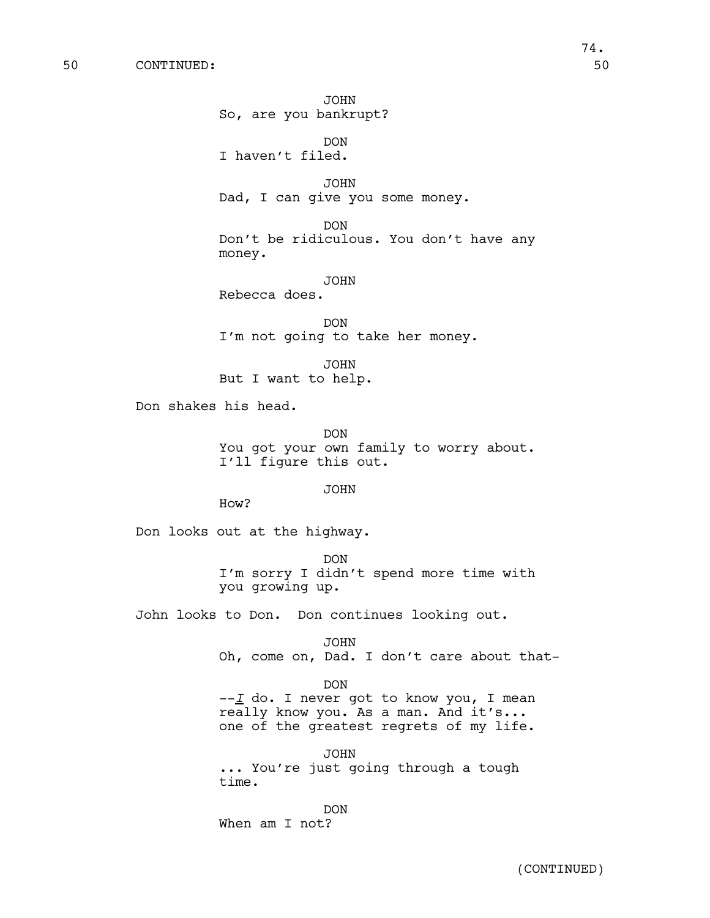50 CONTINUED: 50

JOHN
So, are you bankrupt?

DON
I haven't filed.

JOHN
Dad, I can give you some money.

DON
Don't be ridiculous. You don't have any money.

JOHN
Rebecca does.

DON
I'm not going to take her money.

JOHN
But I want to help.

Don shakes his head.

DON
You got your own family to worry about. I'll figure this out.

JOHN
How?

Don looks out at the highway.

DON
I'm sorry I didn't spend more time with you growing up.

John looks to Don. Don continues looking out.

JOHN
Oh, come on, Dad. I don't care about that-

DON
--*I* do. I never got to know you, I mean really know you. As a man. And it's... one of the greatest regrets of my life.

JOHN
... You're just going through a tough time.

DON
When am I not?

(CONTINUED)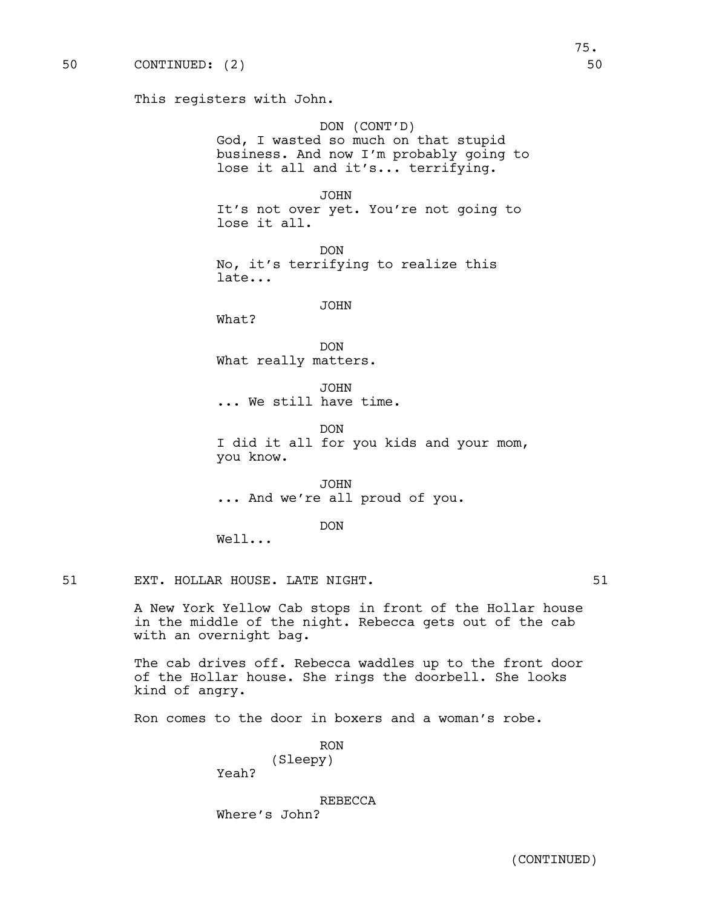50 CONTINUED: (2) 50

This registers with John.

DON (CONT'D)
God, I wasted so much on that stupid business. And now I'm probably going to lose it all and it's... terrifying.

JOHN
It's not over yet. You're not going to lose it all.

DON
No, it's terrifying to realize this late...

JOHN
What?

DON
What really matters.

JOHN
... We still have time.

DON
I did it all for you kids and your mom, you know.

JOHN
... And we're all proud of you.

DON
Well...

51 EXT. HOLLAR HOUSE. LATE NIGHT. 51

A New York Yellow Cab stops in front of the Hollar house in the middle of the night. Rebecca gets out of the cab with an overnight bag.

The cab drives off. Rebecca waddles up to the front door of the Hollar house. She rings the doorbell. She looks kind of angry.

Ron comes to the door in boxers and a woman's robe.

RON
(Sleepy)
Yeah?

REBECCA
Where's John?

(CONTINUED)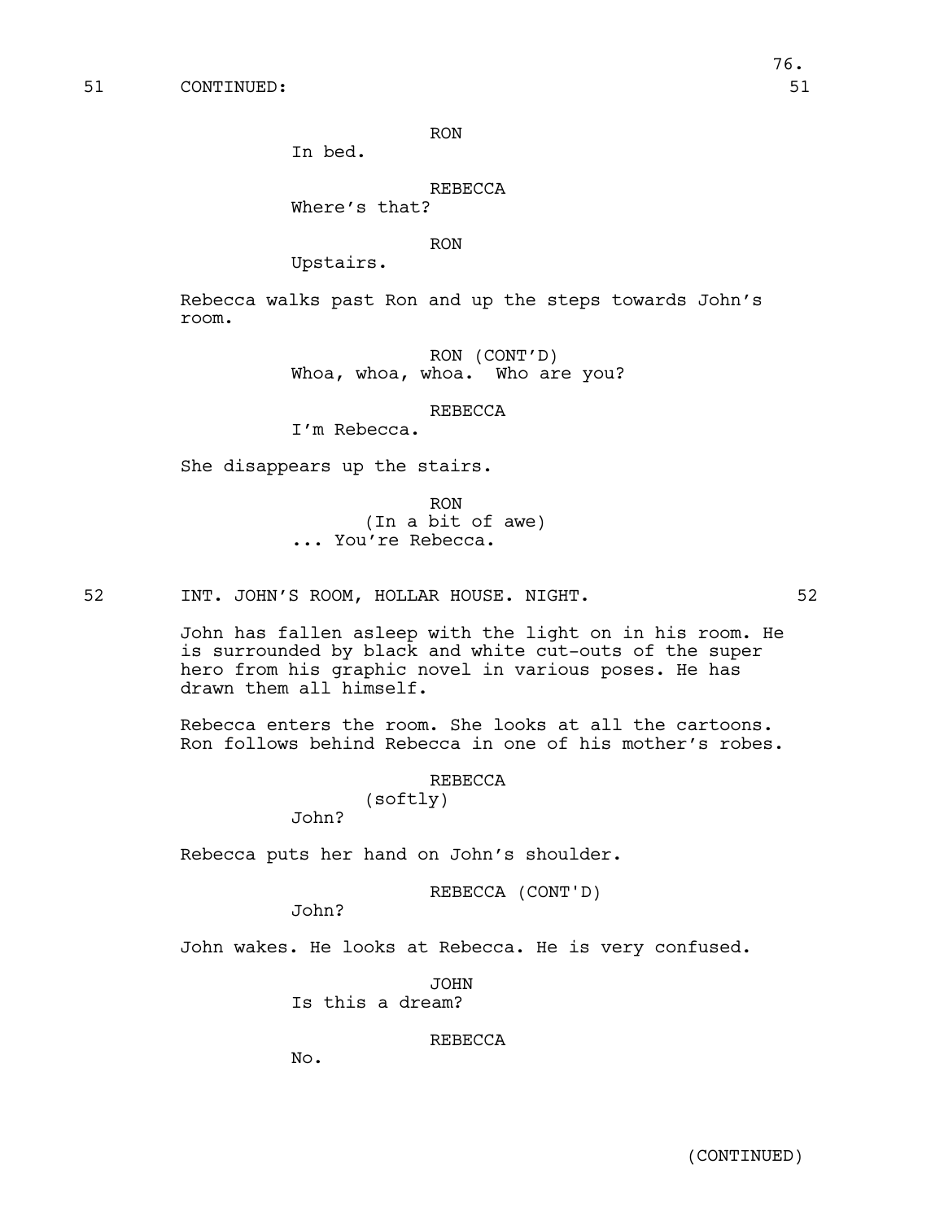51 CONTINUED: 51

RON
In bed.

REBECCA
Where's that?

RON
Upstairs.

Rebecca walks past Ron and up the steps towards John's room.

RON (CONT'D)
Whoa, whoa, whoa. Who are you?

REBECCA
I'm Rebecca.

She disappears up the stairs.

RON
(In a bit of awe)
... You're Rebecca.

52 INT. JOHN'S ROOM, HOLLAR HOUSE. NIGHT. 52

John has fallen asleep with the light on in his room. He is surrounded by black and white cut-outs of the super hero from his graphic novel in various poses. He has drawn them all himself.

Rebecca enters the room. She looks at all the cartoons. Ron follows behind Rebecca in one of his mother's robes.

REBECCA
(softly)
John?

Rebecca puts her hand on John's shoulder.

REBECCA (CONT'D)
John?

John wakes. He looks at Rebecca. He is very confused.

JOHN
Is this a dream?

REBECCA
No.

(CONTINUED)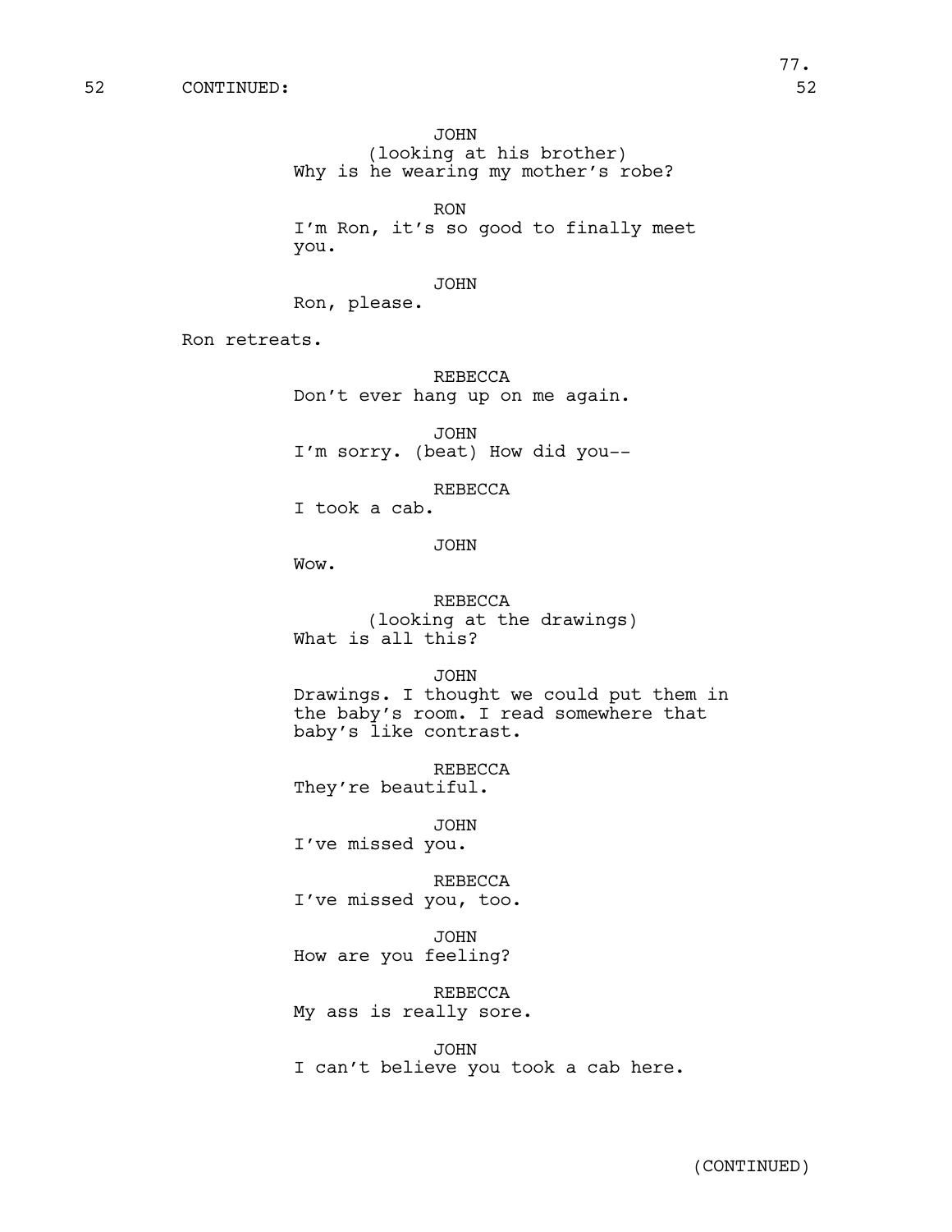52 CONTINUED: 52

JOHN
(looking at his brother)
Why is he wearing my mother's robe?

RON
I'm Ron, it's so good to finally meet you.

JOHN
Ron, please.

Ron retreats.

REBECCA
Don't ever hang up on me again.

JOHN
I'm sorry. (beat) How did you--

REBECCA
I took a cab.

JOHN
Wow.

REBECCA
(looking at the drawings)
What is all this?

JOHN
Drawings. I thought we could put them in the baby's room. I read somewhere that baby's like contrast.

REBECCA
They're beautiful.

JOHN
I've missed you.

REBECCA
I've missed you, too.

JOHN
How are you feeling?

REBECCA
My ass is really sore.

JOHN
I can't believe you took a cab here.

(CONTINUED)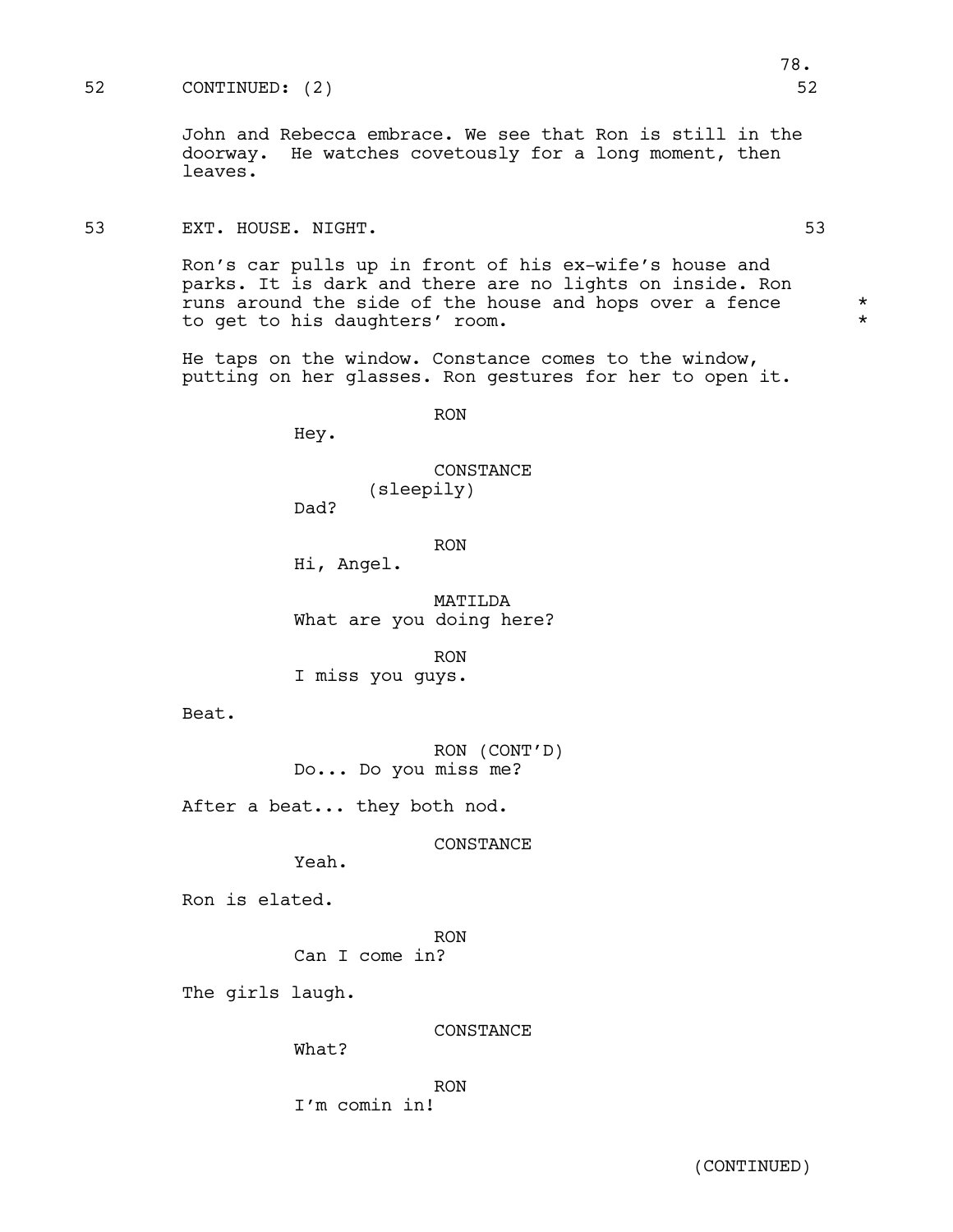52 CONTINUED: (2) 52

John and Rebecca embrace. We see that Ron is still in the doorway. He watches covetously for a long moment, then leaves.

53 EXT. HOUSE. NIGHT. 53

Ron's car pulls up in front of his ex-wife's house and parks. It is dark and there are no lights on inside. Ron runs around the side of the house and hops over a fence to get to his daughters' room. *

He taps on the window. Constance comes to the window, putting on her glasses. Ron gestures for her to open it.

RON
Hey.

CONSTANCE
(sleepily)
Dad?

RON
Hi, Angel.

MATILDA
What are you doing here?

RON
I miss you guys.

Beat.

RON (CONT'D)
Do... Do you miss me?

After a beat... they both nod.

CONSTANCE
Yeah.

Ron is elated.

RON
Can I come in?

The girls laugh.

CONSTANCE
What?

RON
I'm comin in!

(CONTINUED)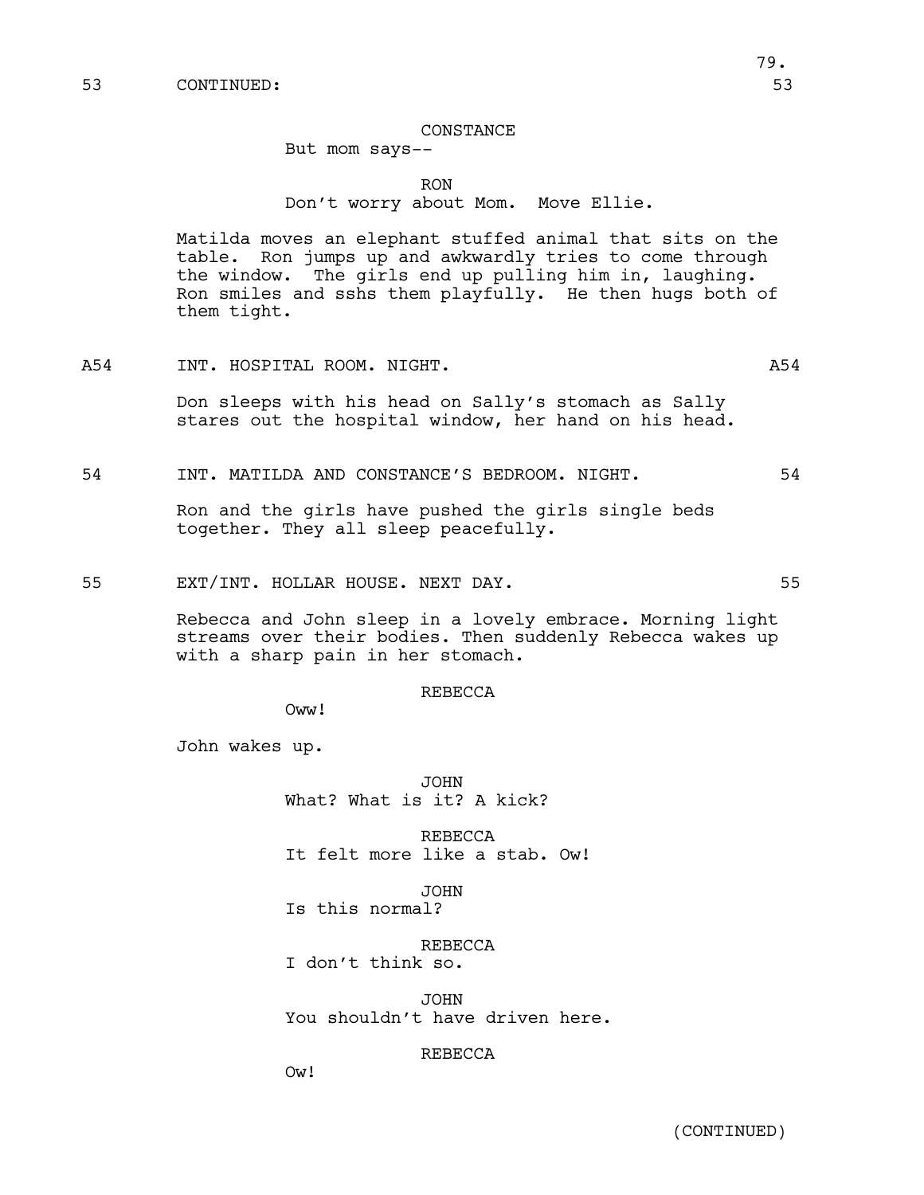53 CONTINUED: 53

CONSTANCE

But mom says--

RON

Don't worry about Mom. Move Ellie.

Matilda moves an elephant stuffed animal that sits on the table. Ron jumps up and awkwardly tries to come through the window. The girls end up pulling him in, laughing. Ron smiles and sshs them playfully. He then hugs both of them tight.

A54 INT. HOSPITAL ROOM. NIGHT. A54

Don sleeps with his head on Sally's stomach as Sally stares out the hospital window, her hand on his head.

54 INT. MATILDA AND CONSTANCE'S BEDROOM. NIGHT. 54

Ron and the girls have pushed the girls single beds together. They all sleep peacefully.

55 EXT/INT. HOLLAR HOUSE. NEXT DAY. 55

Rebecca and John sleep in a lovely embrace. Morning light streams over their bodies. Then suddenly Rebecca wakes up with a sharp pain in her stomach.

REBECCA

Oww!

John wakes up.

JOHN

What? What is it? A kick?

REBECCA

It felt more like a stab. Ow!

JOHN

Is this normal?

REBECCA

I don't think so.

JOHN

You shouldn't have driven here.

REBECCA

Ow!

(CONTINUED)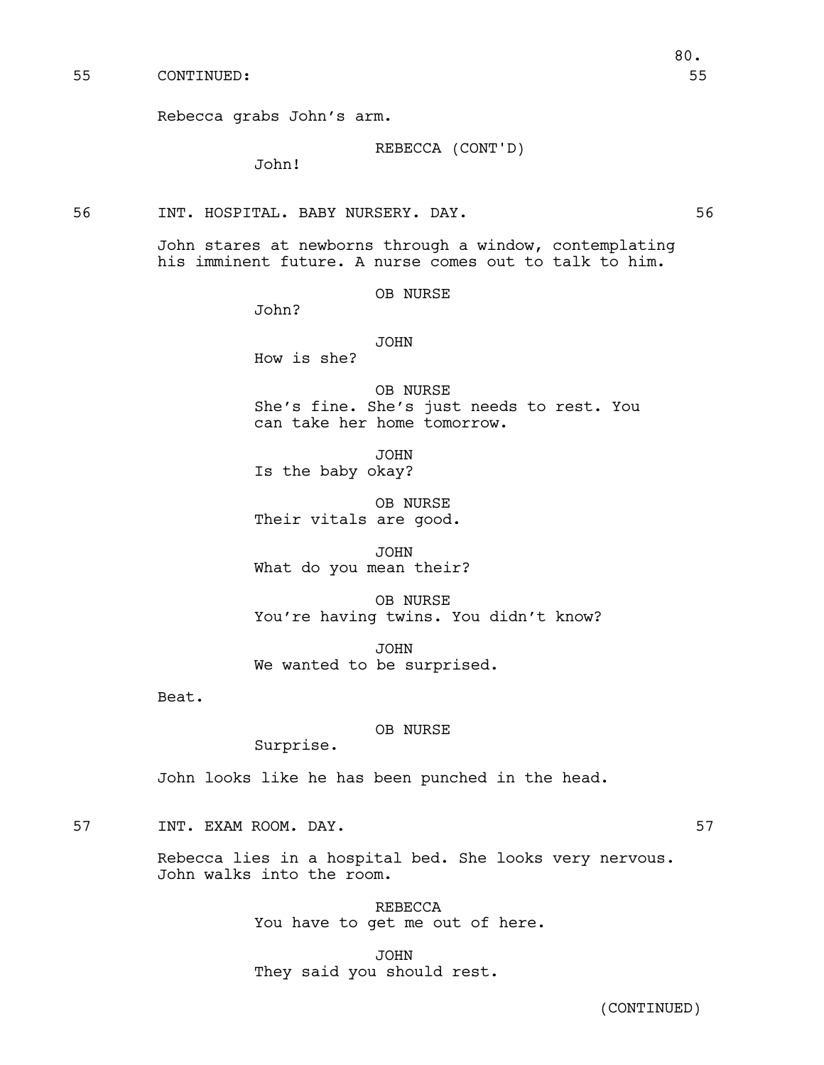55 CONTINUED: 55

Rebecca grabs John's arm.

REBECCA (CONT'D)
John!

56 INT. HOSPITAL. BABY NURSERY. DAY. 56

John stares at newborns through a window, contemplating his imminent future. A nurse comes out to talk to him.

OB NURSE
John?

JOHN
How is she?

OB NURSE
She's fine. She's just needs to rest. You can take her home tomorrow.

JOHN
Is the baby okay?

OB NURSE
Their vitals are good.

JOHN
What do you mean their?

OB NURSE
You're having twins. You didn't know?

JOHN
We wanted to be surprised.

Beat.

OB NURSE
Surprise.

John looks like he has been punched in the head.

57 INT. EXAM ROOM. DAY. 57

Rebecca lies in a hospital bed. She looks very nervous. John walks into the room.

REBECCA
You have to get me out of here.

JOHN
They said you should rest.

(CONTINUED)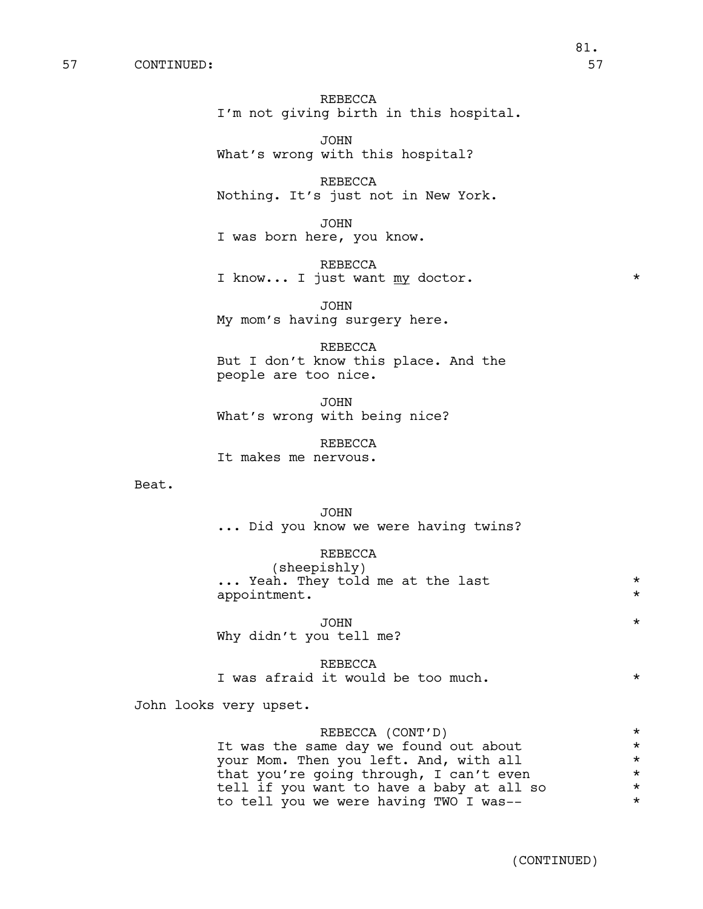57 CONTINUED: 57

REBECCA
I'm not giving birth in this hospital.

JOHN
What's wrong with this hospital?

REBECCA
Nothing. It's just not in New York.

JOHN
I was born here, you know.

REBECCA
I know... I just want _my_ doctor. *

JOHN
My mom's having surgery here.

REBECCA
But I don't know this place. And the people are too nice.

JOHN
What's wrong with being nice?

REBECCA
It makes me nervous.

Beat.

JOHN
... Did you know we were having twins?

REBECCA
(sheepishly)
... Yeah. They told me at the last appointment. *

JOHN *
Why didn't you tell me?

REBECCA
I was afraid it would be too much. *

John looks very upset.

REBECCA (CONT'D) *
It was the same day we found out about your Mom. Then you left. And, with all that you're going through, I can't even tell if you want to have a baby at all so to tell you we were having TWO I was-- *

(CONTINUED)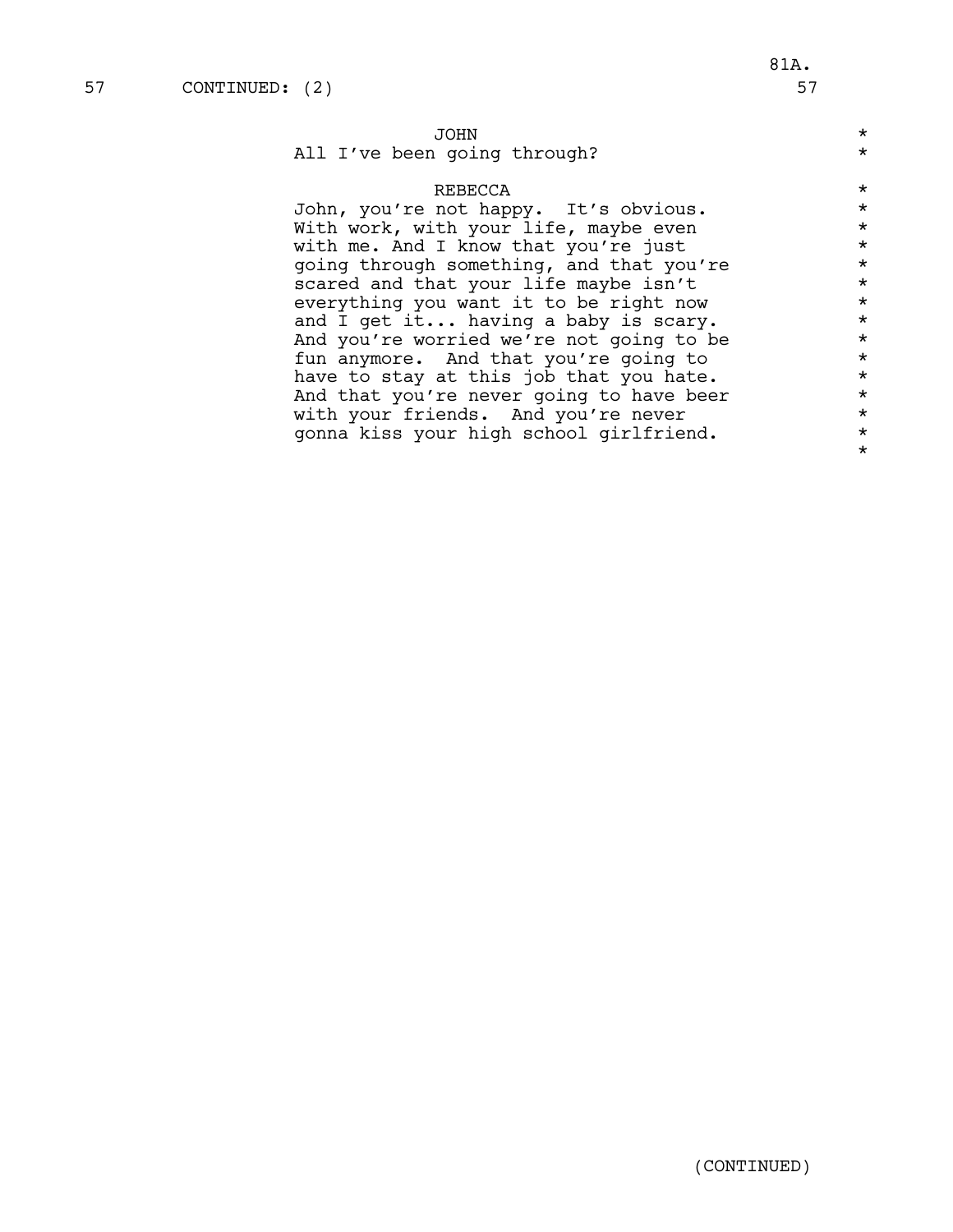57 CONTINUED: (2) 57

JOHN

All I've been going through?

REBECCA

John, you're not happy. It's obvious. With work, with your life, maybe even with me. And I know that you're just going through something, and that you're scared and that your life maybe isn't everything you want it to be right now and I get it... having a baby is scary. And you're worried we're not going to be fun anymore. And that you're going to have to stay at this job that you hate. And that you're never going to have beer with your friends. And you're never gonna kiss your high school girlfriend.

(CONTINUED)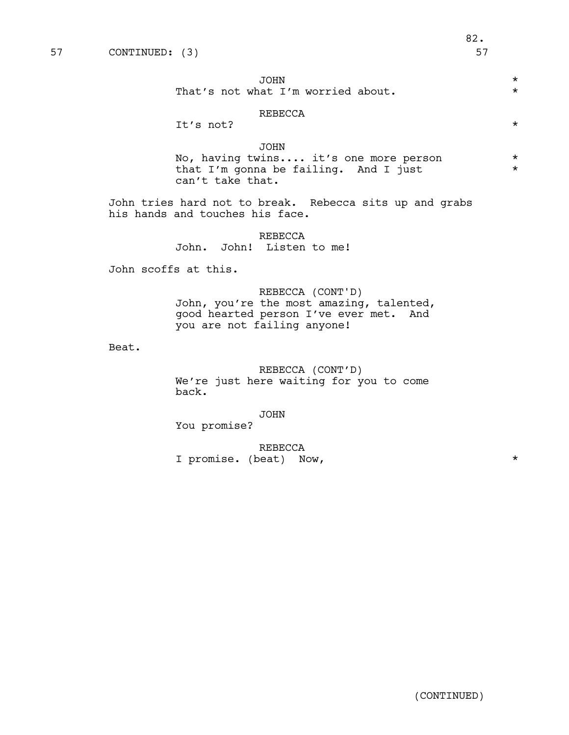57 CONTINUED: (3) 57

JOHN
That's not what I'm worried about. *

REBECCA
It's not? *

JOHN
No, having twins.... it's one more person *
that I'm gonna be failing. And I just *
can't take that.

John tries hard not to break. Rebecca sits up and grabs his hands and touches his face.

REBECCA
John. John! Listen to me!

John scoffs at this.

REBECCA (CONT'D)
John, you're the most amazing, talented, good hearted person I've ever met. And you are not failing anyone!

Beat.

REBECCA (CONT'D)
We're just here waiting for you to come back.

JOHN
You promise?

REBECCA
I promise. (beat) Now, *

(CONTINUED)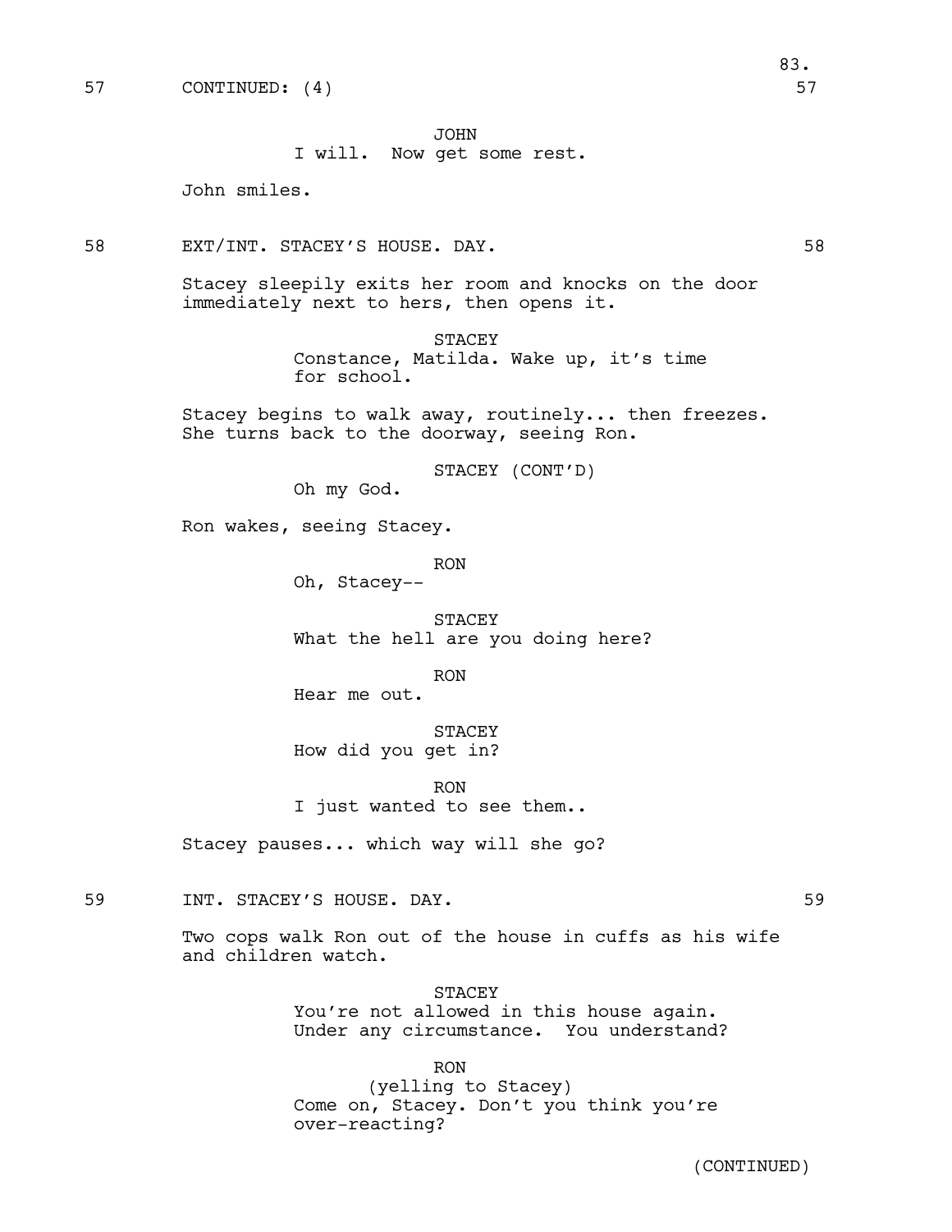57 CONTINUED: (4) 57

JOHN
I will. Now get some rest.

John smiles.

58 EXT/INT. STACEY'S HOUSE. DAY. 58

Stacey sleepily exits her room and knocks on the door immediately next to hers, then opens it.

STACEY
Constance, Matilda. Wake up, it's time for school.

Stacey begins to walk away, routinely... then freezes. She turns back to the doorway, seeing Ron.

STACEY (CONT'D)
Oh my God.

Ron wakes, seeing Stacey.

RON
Oh, Stacey--

STACEY
What the hell are you doing here?

RON
Hear me out.

STACEY
How did you get in?

RON
I just wanted to see them..

Stacey pauses... which way will she go?

59 INT. STACEY'S HOUSE. DAY. 59

Two cops walk Ron out of the house in cuffs as his wife and children watch.

STACEY
You're not allowed in this house again. Under any circumstance. You understand?

RON
(yelling to Stacey)
Come on, Stacey. Don't you think you're over-reacting?

(CONTINUED)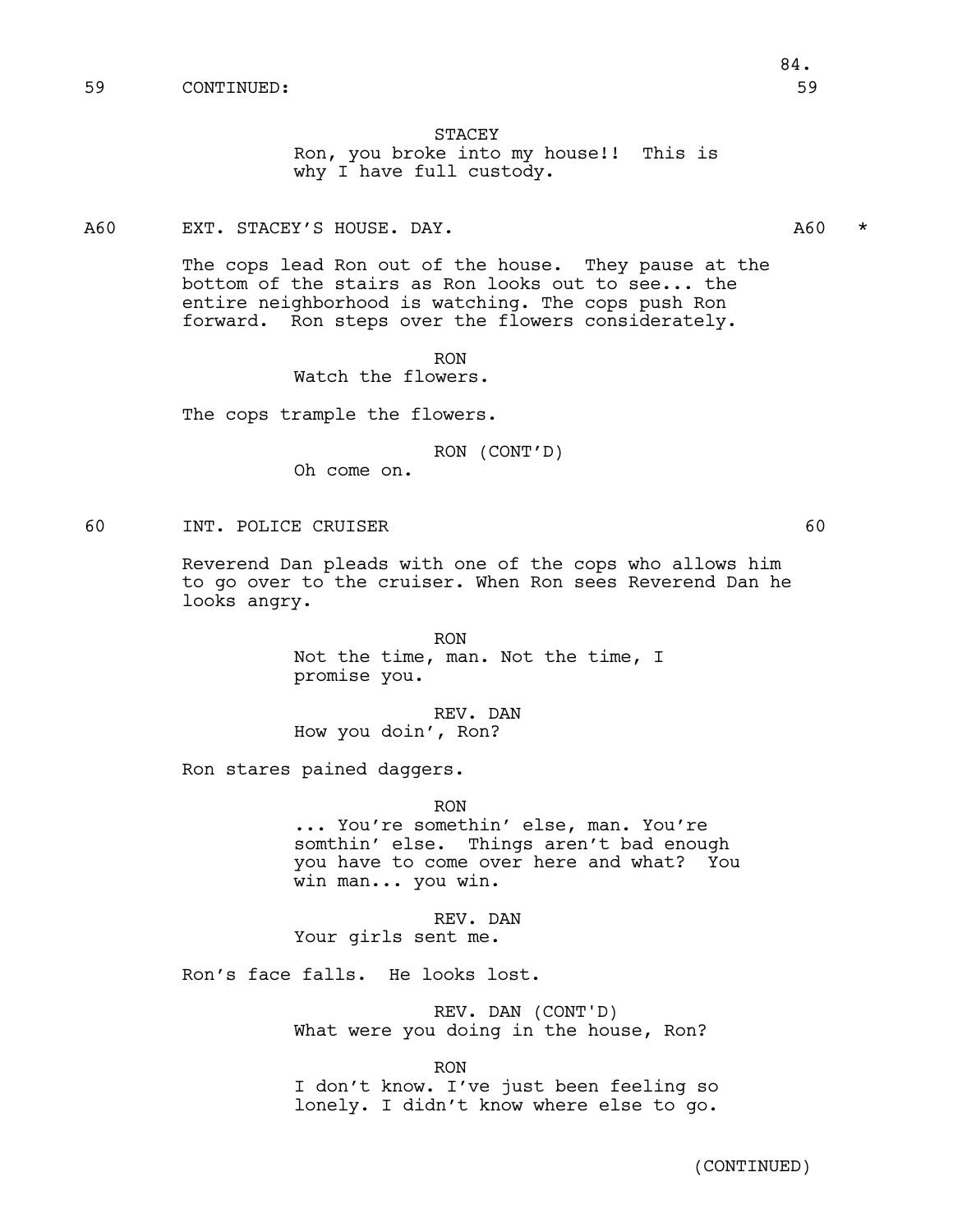59 CONTINUED: 59

STACEY
Ron, you broke into my house!! This is why I have full custody.

A60 EXT. STACEY'S HOUSE. DAY. A60 *

The cops lead Ron out of the house. They pause at the bottom of the stairs as Ron looks out to see... the entire neighborhood is watching. The cops push Ron forward. Ron steps over the flowers considerately.

RON
Watch the flowers.

The cops trample the flowers.

RON (CONT'D)
Oh come on.

60 INT. POLICE CRUISER 60

Reverend Dan pleads with one of the cops who allows him to go over to the cruiser. When Ron sees Reverend Dan he looks angry.

RON
Not the time, man. Not the time, I promise you.

REV. DAN
How you doin', Ron?

Ron stares pained daggers.

RON
... You're somethin' else, man. You're somthin' else. Things aren't bad enough you have to come over here and what? You win man... you win.

REV. DAN
Your girls sent me.

Ron's face falls. He looks lost.

REV. DAN (CONT'D)
What were you doing in the house, Ron?

RON
I don't know. I've just been feeling so lonely. I didn't know where else to go.

(CONTINUED)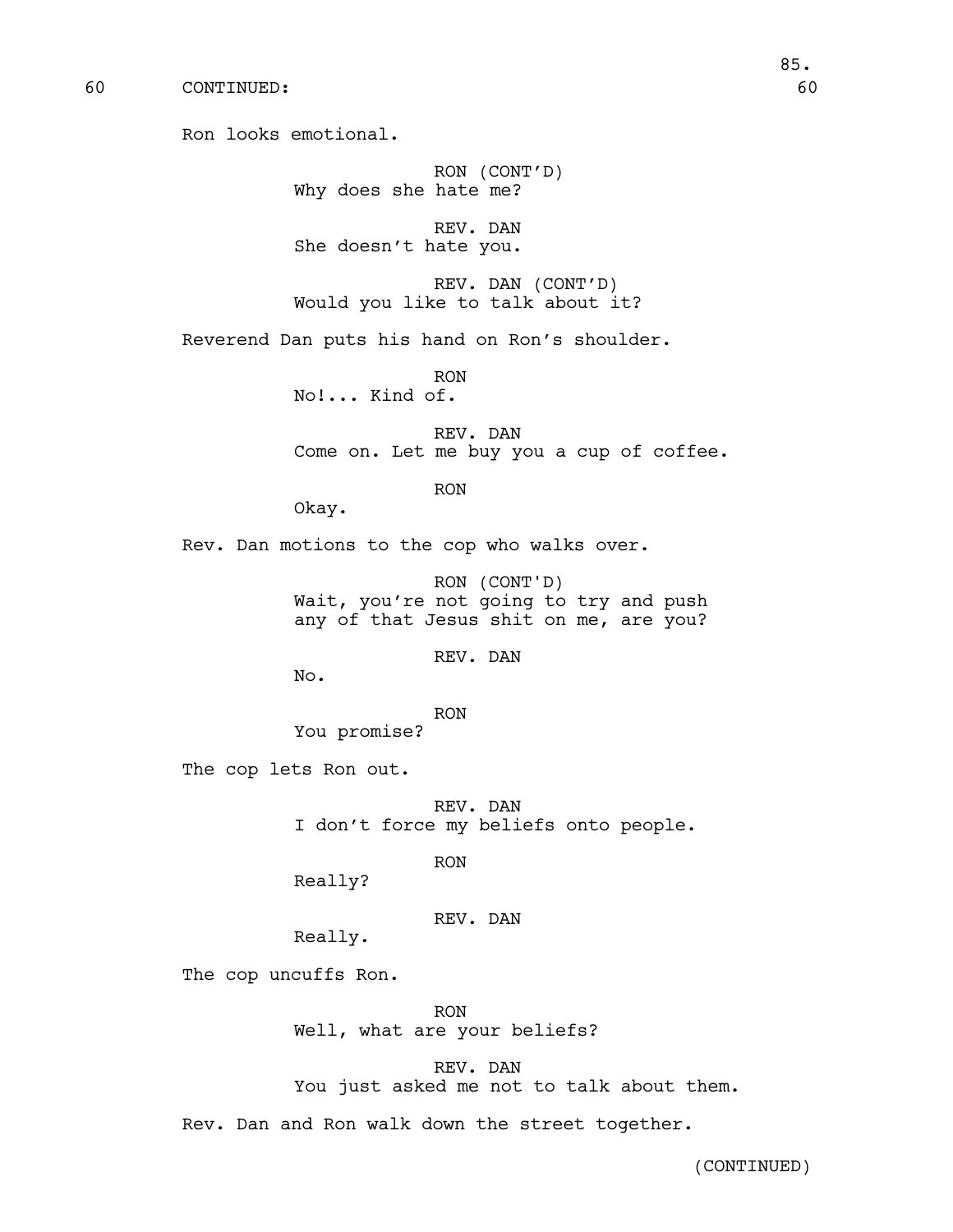60 CONTINUED: 60

Ron looks emotional.

RON (CONT'D)
Why does she hate me?

REV. DAN
She doesn't hate you.

REV. DAN (CONT'D)
Would you like to talk about it?

Reverend Dan puts his hand on Ron's shoulder.

RON
No!... Kind of.

REV. DAN
Come on. Let me buy you a cup of coffee.

RON
Okay.

Rev. Dan motions to the cop who walks over.

RON (CONT'D)
Wait, you're not going to try and push any of that Jesus shit on me, are you?

REV. DAN
No.

RON
You promise?

The cop lets Ron out.

REV. DAN
I don't force my beliefs onto people.

RON
Really?

REV. DAN
Really.

The cop uncuffs Ron.

RON
Well, what are your beliefs?

REV. DAN
You just asked me not to talk about them.

Rev. Dan and Ron walk down the street together.

(CONTINUED)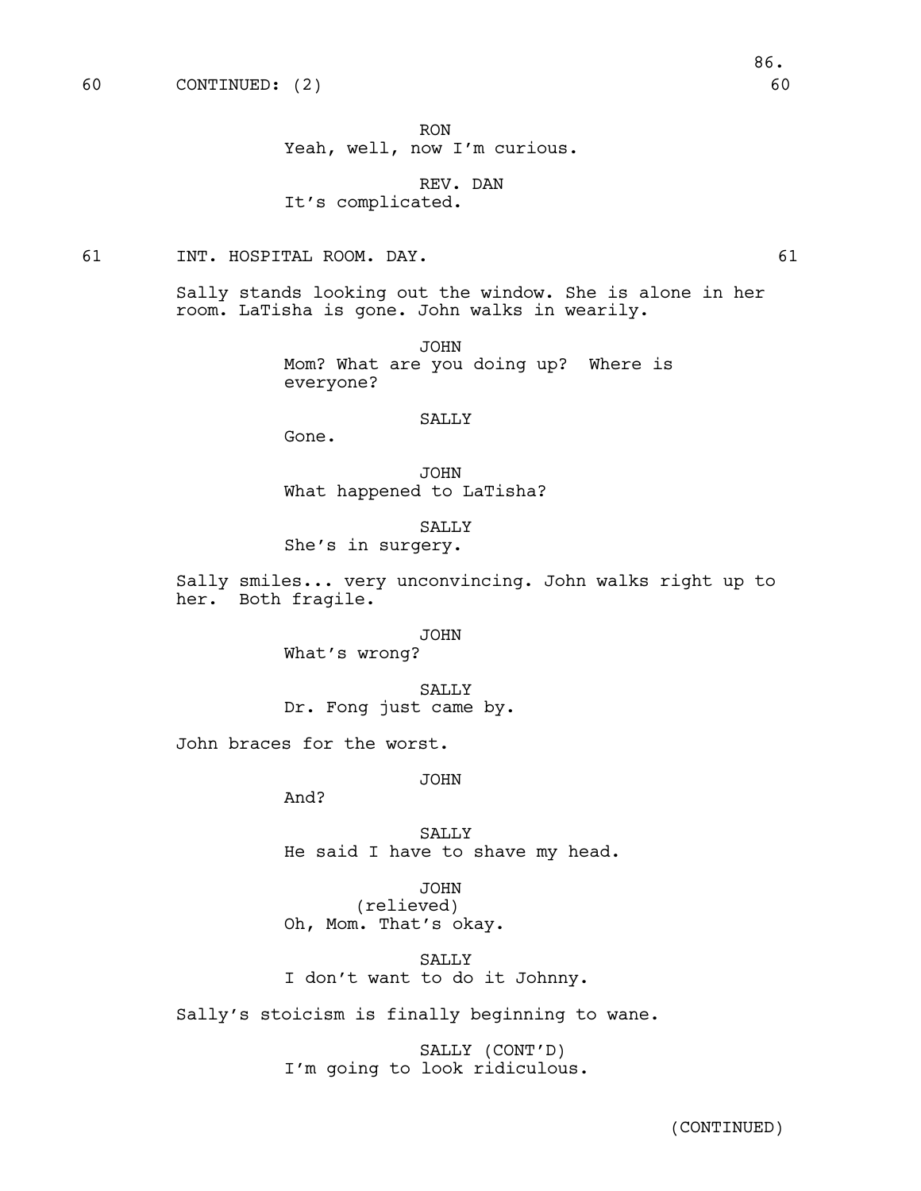60 CONTINUED: (2) 60

RON
Yeah, well, now I'm curious.

REV. DAN
It's complicated.

61 INT. HOSPITAL ROOM. DAY. 61

Sally stands looking out the window. She is alone in her room. LaTisha is gone. John walks in wearily.

JOHN
Mom? What are you doing up? Where is everyone?

SALLY
Gone.

JOHN
What happened to LaTisha?

SALLY
She's in surgery.

Sally smiles... very unconvincing. John walks right up to her. Both fragile.

JOHN
What's wrong?

SALLY
Dr. Fong just came by.

John braces for the worst.

JOHN
And?

SALLY
He said I have to shave my head.

JOHN
(relieved)
Oh, Mom. That's okay.

SALLY
I don't want to do it Johnny.

Sally's stoicism is finally beginning to wane.

SALLY (CONT'D)
I'm going to look ridiculous.

(CONTINUED)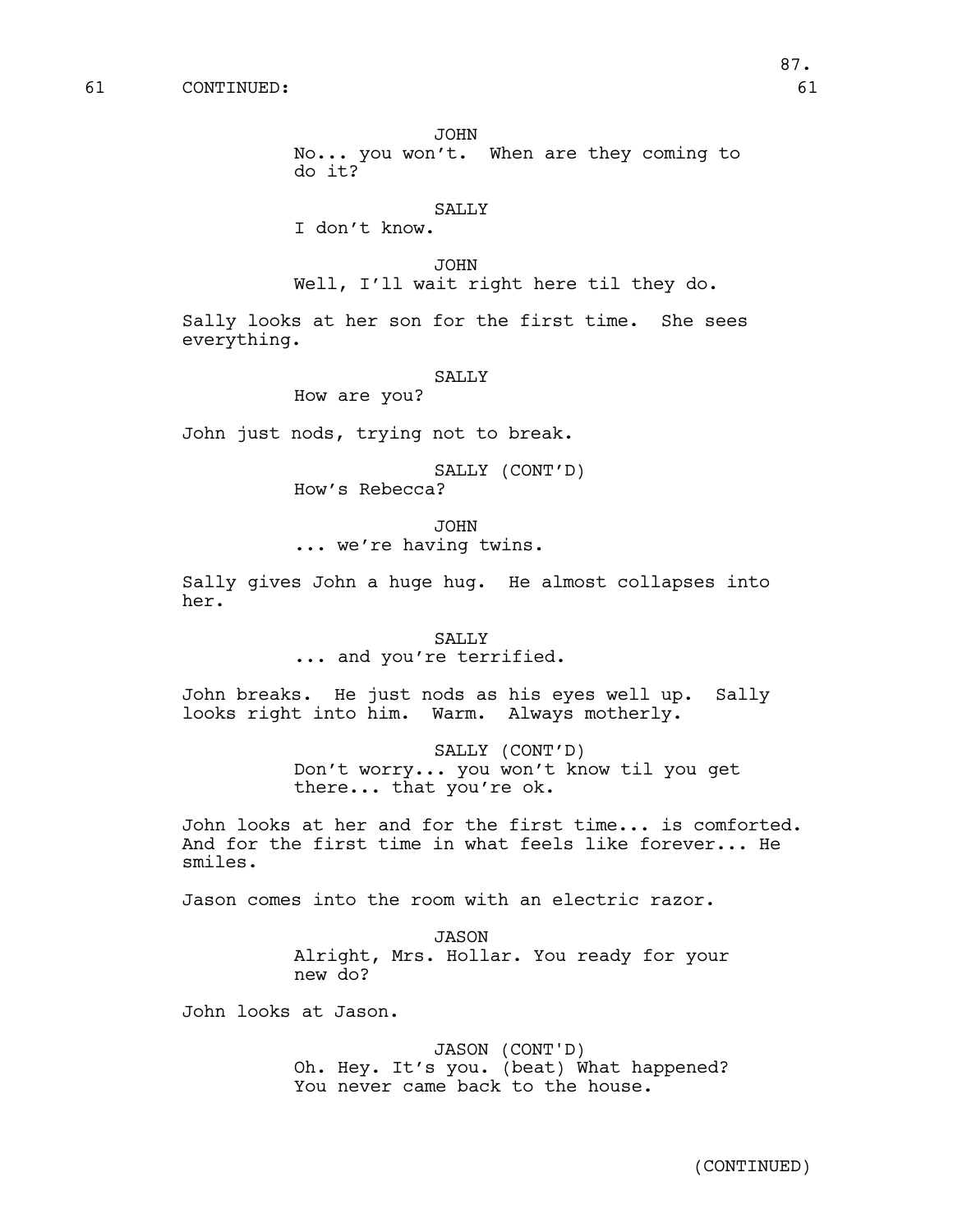61 CONTINUED: 61

JOHN
No... you won't. When are they coming to do it?

SALLY
I don't know.

JOHN
Well, I'll wait right here til they do.

Sally looks at her son for the first time. She sees everything.

SALLY
How are you?

John just nods, trying not to break.

SALLY (CONT'D)
How's Rebecca?

JOHN
... we're having twins.

Sally gives John a huge hug. He almost collapses into her.

SALLY
... and you're terrified.

John breaks. He just nods as his eyes well up. Sally looks right into him. Warm. Always motherly.

SALLY (CONT'D)
Don't worry... you won't know til you get there... that you're ok.

John looks at her and for the first time... is comforted. And for the first time in what feels like forever... He smiles.

Jason comes into the room with an electric razor.

JASON
Alright, Mrs. Hollar. You ready for your new do?

John looks at Jason.

JASON (CONT'D)
Oh. Hey. It's you. (beat) What happened? You never came back to the house.

(CONTINUED)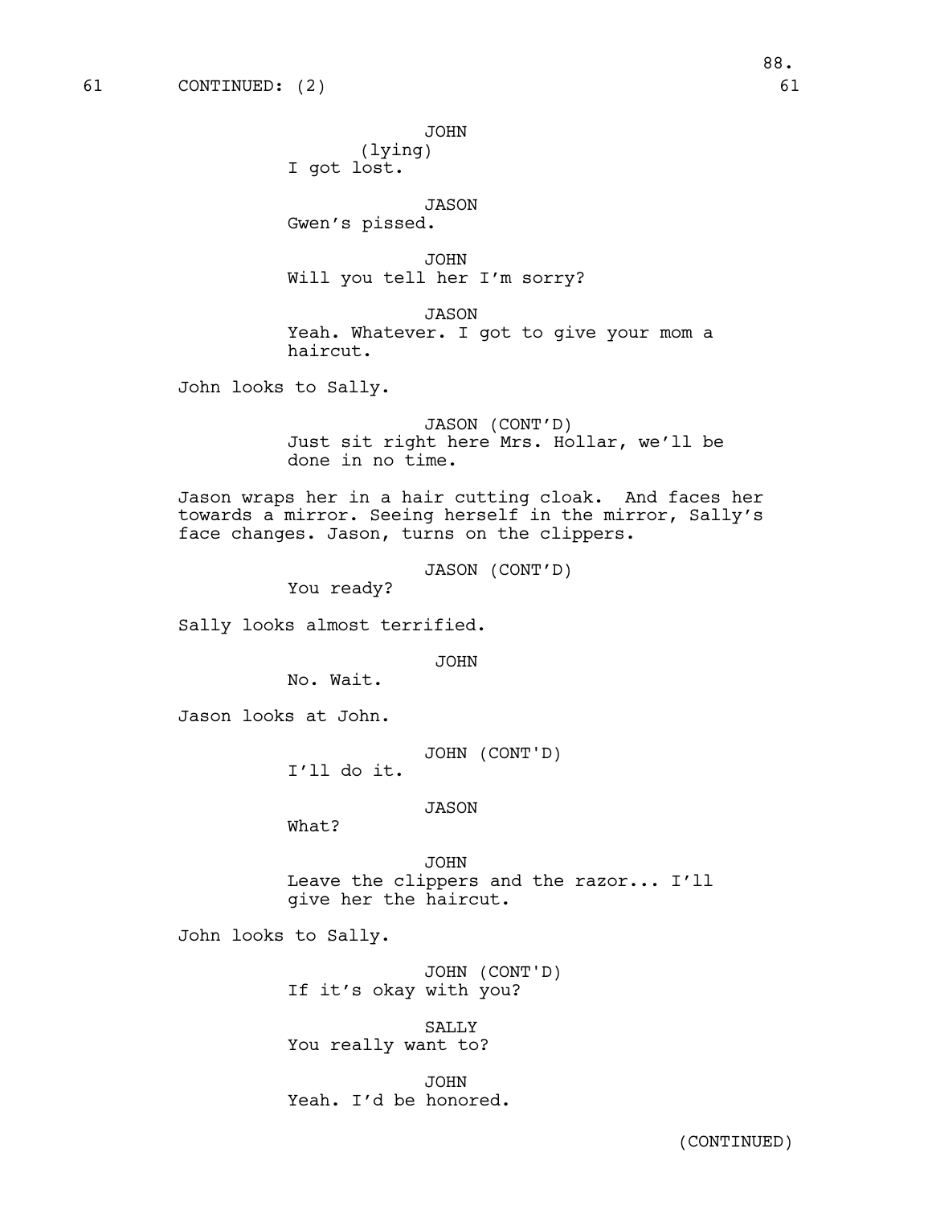61 CONTINUED: (2) 61

JOHN
(lying)
I got lost.

JASON
Gwen's pissed.

JOHN
Will you tell her I'm sorry?

JASON
Yeah. Whatever. I got to give your mom a haircut.

John looks to Sally.

JASON (CONT'D)
Just sit right here Mrs. Hollar, we'll be done in no time.

Jason wraps her in a hair cutting cloak. And faces her towards a mirror. Seeing herself in the mirror, Sally's face changes. Jason, turns on the clippers.

JASON (CONT'D)
You ready?

Sally looks almost terrified.

JOHN
No. Wait.

Jason looks at John.

JOHN (CONT'D)
I'll do it.

JASON
What?

JOHN
Leave the clippers and the razor... I'll give her the haircut.

John looks to Sally.

JOHN (CONT'D)
If it's okay with you?

SALLY
You really want to?

JOHN
Yeah. I'd be honored.

(CONTINUED)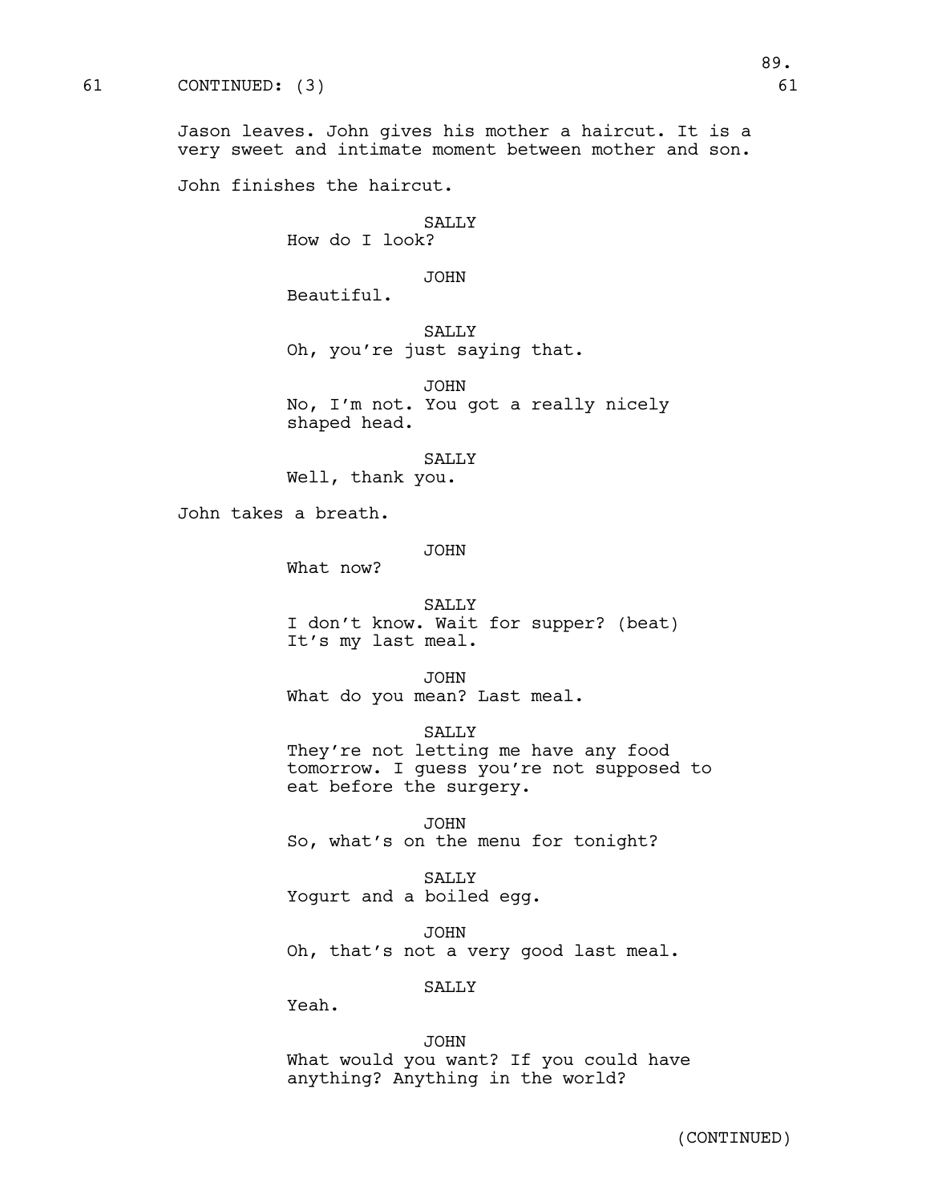61 CONTINUED: (3) 61

Jason leaves. John gives his mother a haircut. It is a very sweet and intimate moment between mother and son.

John finishes the haircut.

SALLY
How do I look?

JOHN
Beautiful.

SALLY
Oh, you're just saying that.

JOHN
No, I'm not. You got a really nicely shaped head.

SALLY
Well, thank you.

John takes a breath.

JOHN
What now?

SALLY
I don't know. Wait for supper? (beat) It's my last meal.

JOHN
What do you mean? Last meal.

SALLY
They're not letting me have any food tomorrow. I guess you're not supposed to eat before the surgery.

JOHN
So, what's on the menu for tonight?

SALLY
Yogurt and a boiled egg.

JOHN
Oh, that's not a very good last meal.

SALLY
Yeah.

JOHN
What would you want? If you could have anything? Anything in the world?

(CONTINUED)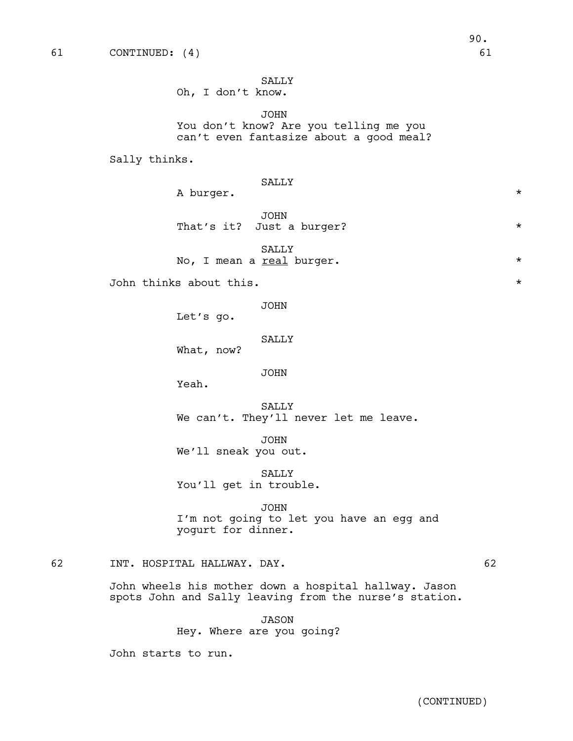61 CONTINUED: (4) 61

SALLY
Oh, I don't know.

JOHN
You don't know? Are you telling me you can't even fantasize about a good meal?

Sally thinks.

SALLY
A burger. *

JOHN
That's it? Just a burger? *

SALLY
No, I mean a _real_ burger. *

John thinks about this. *

JOHN
Let's go.

SALLY
What, now?

JOHN
Yeah.

SALLY
We can't. They'll never let me leave.

JOHN
We'll sneak you out.

SALLY
You'll get in trouble.

JOHN
I'm not going to let you have an egg and yogurt for dinner.

62 INT. HOSPITAL HALLWAY. DAY. 62

John wheels his mother down a hospital hallway. Jason spots John and Sally leaving from the nurse's station.

JASON
Hey. Where are you going?

John starts to run.

(CONTINUED)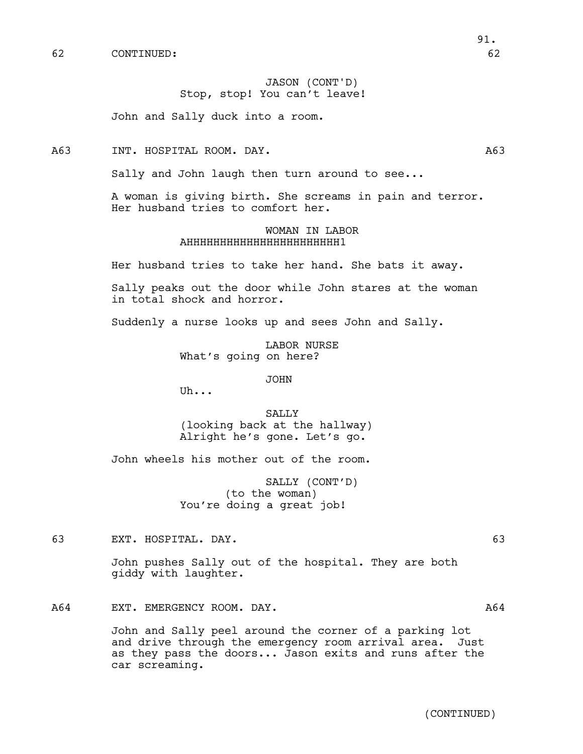62 CONTINUED: 62

JASON (CONT'D)
Stop, stop! You can't leave!

John and Sally duck into a room.

A63 INT. HOSPITAL ROOM. DAY. A63

Sally and John laugh then turn around to see...

A woman is giving birth. She screams in pain and terror. Her husband tries to comfort her.

WOMAN IN LABOR
AHHHHHHHHHHHHHHHHHHHHHHH1

Her husband tries to take her hand. She bats it away.

Sally peaks out the door while John stares at the woman in total shock and horror.

Suddenly a nurse looks up and sees John and Sally.

LABOR NURSE
What's going on here?

JOHN
Uh...

SALLY
(looking back at the hallway)
Alright he's gone. Let's go.

John wheels his mother out of the room.

SALLY (CONT'D)
(to the woman)
You're doing a great job!

63 EXT. HOSPITAL. DAY. 63

John pushes Sally out of the hospital. They are both giddy with laughter.

A64 EXT. EMERGENCY ROOM. DAY. A64

John and Sally peel around the corner of a parking lot and drive through the emergency room arrival area. Just as they pass the doors... Jason exits and runs after the car screaming.

(CONTINUED)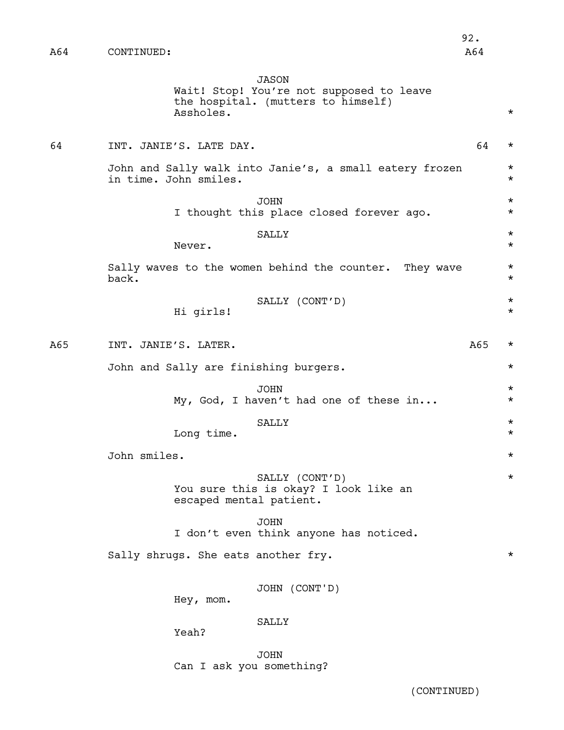A64 CONTINUED: A64

JASON
Wait! Stop! You're not supposed to leave the hospital. (mutters to himself) Assholes. *

64 INT. JANIE'S. LATE DAY. 64 *

John and Sally walk into Janie's, a small eatery frozen in time. John smiles. *

JOHN *
I thought this place closed forever ago. *

SALLY *
Never. *

Sally waves to the women behind the counter. They wave back. *

SALLY (CONT'D) *
Hi girls! *

A65 INT. JANIE'S. LATER. A65 *

John and Sally are finishing burgers. *

JOHN *
My, God, I haven't had one of these in... *

SALLY *
Long time. *

John smiles. *

SALLY (CONT'D) *
You sure this is okay? I look like an escaped mental patient.

JOHN
I don't even think anyone has noticed.

Sally shrugs. She eats another fry. *

JOHN (CONT'D)
Hey, mom.

SALLY
Yeah?

JOHN
Can I ask you something?

(CONTINUED)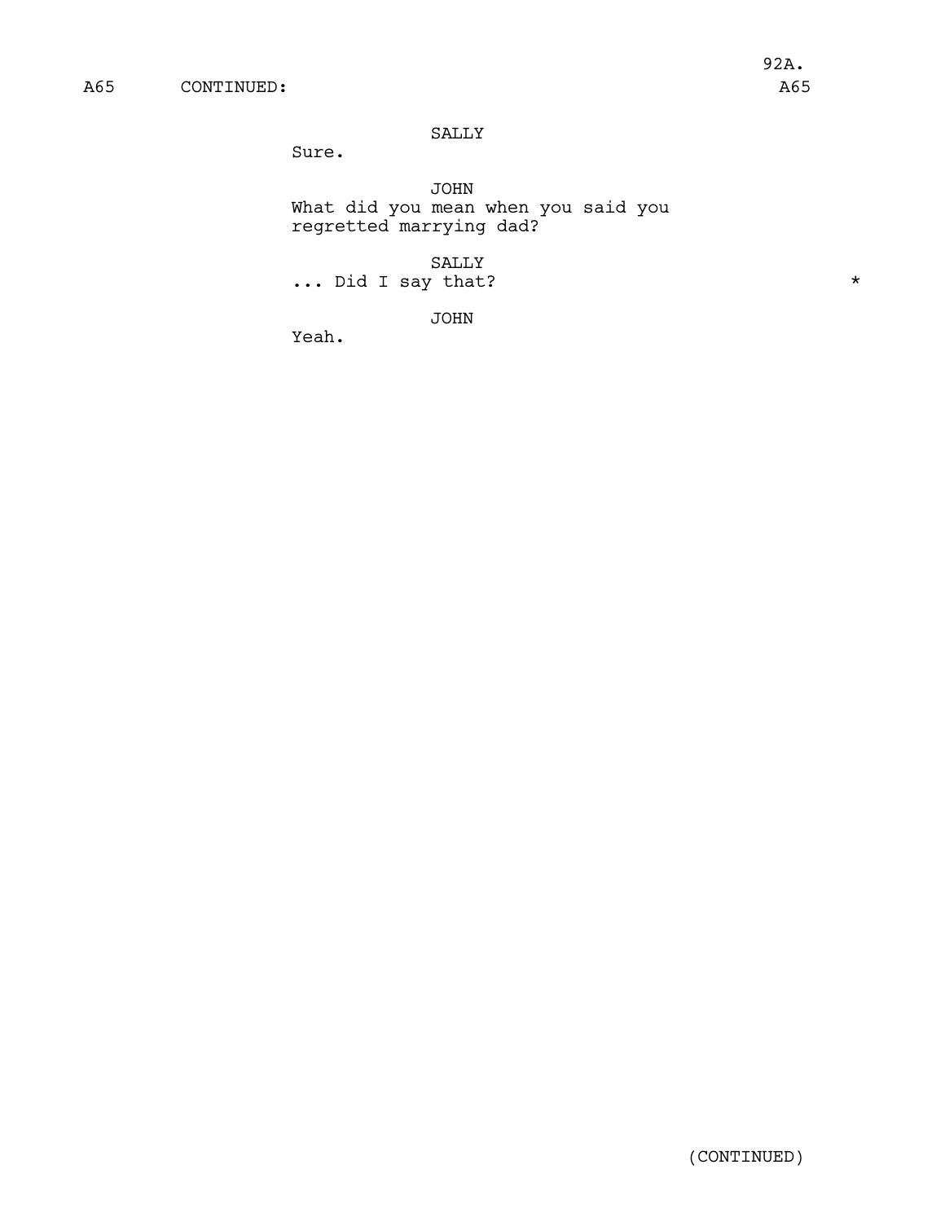A65 CONTINUED: A65

SALLY
Sure.

JOHN
What did you mean when you said you regretted marrying dad?

SALLY
... Did I say that? *

JOHN
Yeah.

(CONTINUED)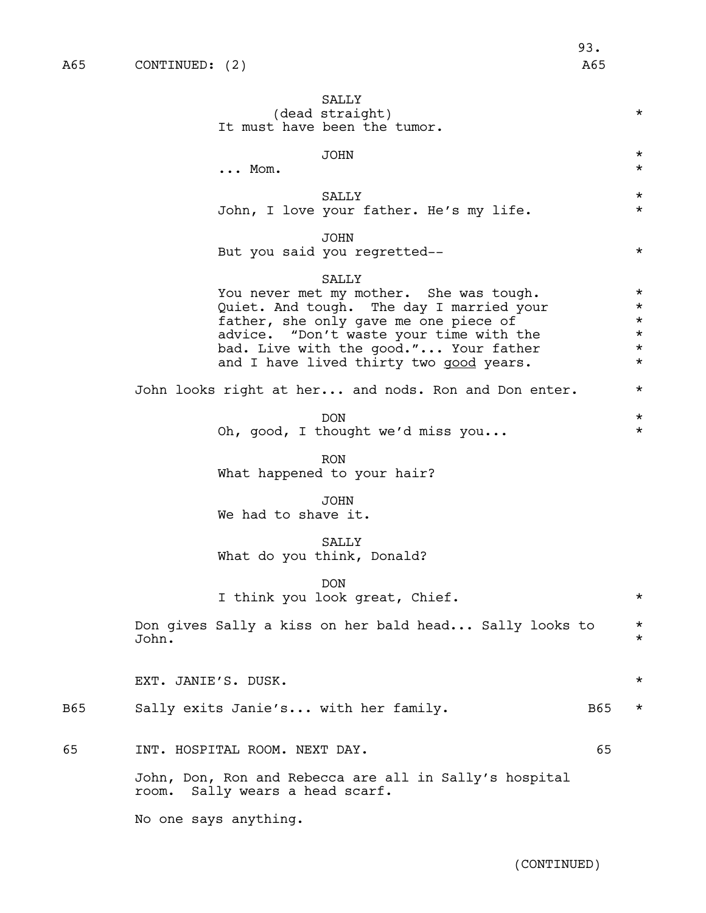A65 CONTINUED: (2) A65

SALLY
(dead straight)
It must have been the tumor.

JOHN
... Mom.

SALLY
John, I love your father. He's my life.

JOHN
But you said you regretted--

SALLY
You never met my mother. She was tough. Quiet. And tough. The day I married your father, she only gave me one piece of advice. "Don't waste your time with the bad. Live with the good."... Your father and I have lived thirty two <u>good</u> years.

John looks right at her... and nods. Ron and Don enter.

DON
Oh, good, I thought we'd miss you...

RON
What happened to your hair?

JOHN
We had to shave it.

SALLY
What do you think, Donald?

DON
I think you look great, Chief.

Don gives Sally a kiss on her bald head... Sally looks to John.

EXT. JANIE'S. DUSK.

B65 Sally exits Janie's... with her family. B65

65 INT. HOSPITAL ROOM. NEXT DAY. 65

John, Don, Ron and Rebecca are all in Sally's hospital room. Sally wears a head scarf.

No one says anything.

(CONTINUED)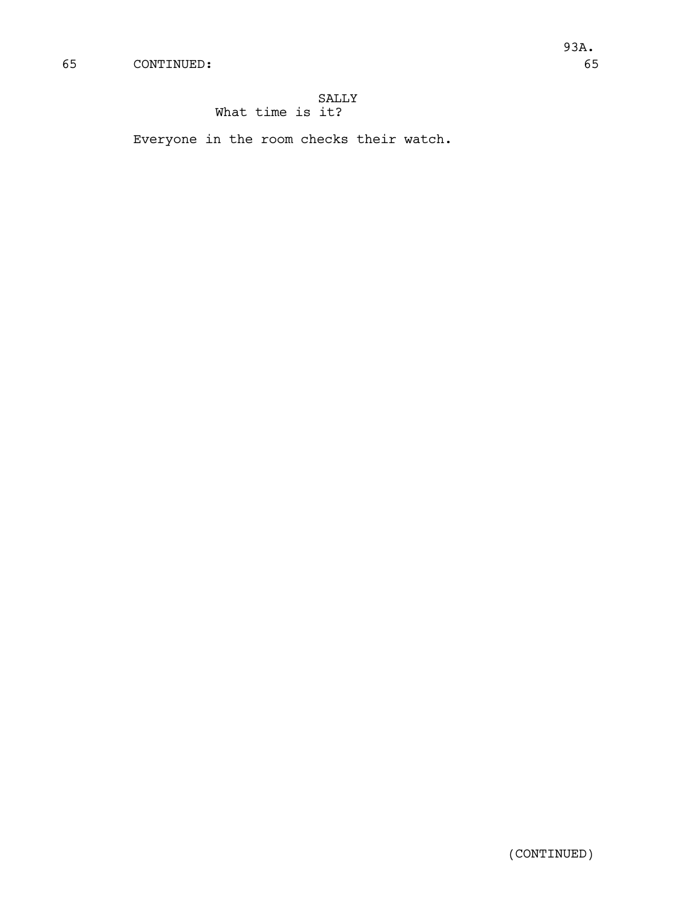65 CONTINUED: 65

SALLY
What time is it?

Everyone in the room checks their watch.

(CONTINUED)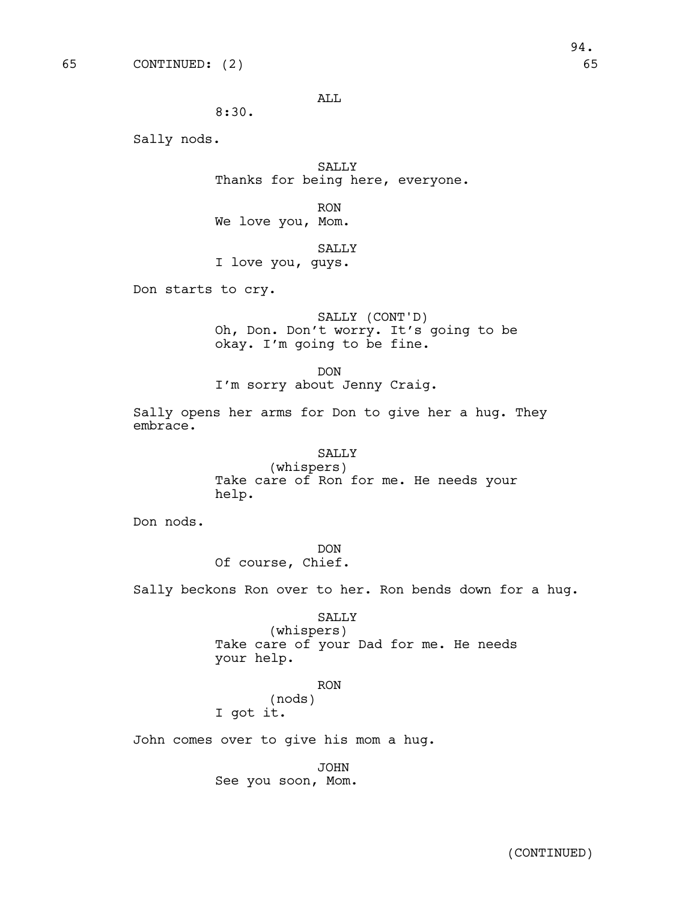65 CONTINUED: (2) 65

ALL
8:30.

Sally nods.

SALLY
Thanks for being here, everyone.

RON
We love you, Mom.

SALLY
I love you, guys.

Don starts to cry.

SALLY (CONT'D)
Oh, Don. Don't worry. It's going to be okay. I'm going to be fine.

DON
I'm sorry about Jenny Craig.

Sally opens her arms for Don to give her a hug. They embrace.

SALLY
(whispers)
Take care of Ron for me. He needs your help.

Don nods.

DON
Of course, Chief.

Sally beckons Ron over to her. Ron bends down for a hug.

SALLY
(whispers)
Take care of your Dad for me. He needs your help.

RON
(nods)
I got it.

John comes over to give his mom a hug.

JOHN
See you soon, Mom.

(CONTINUED)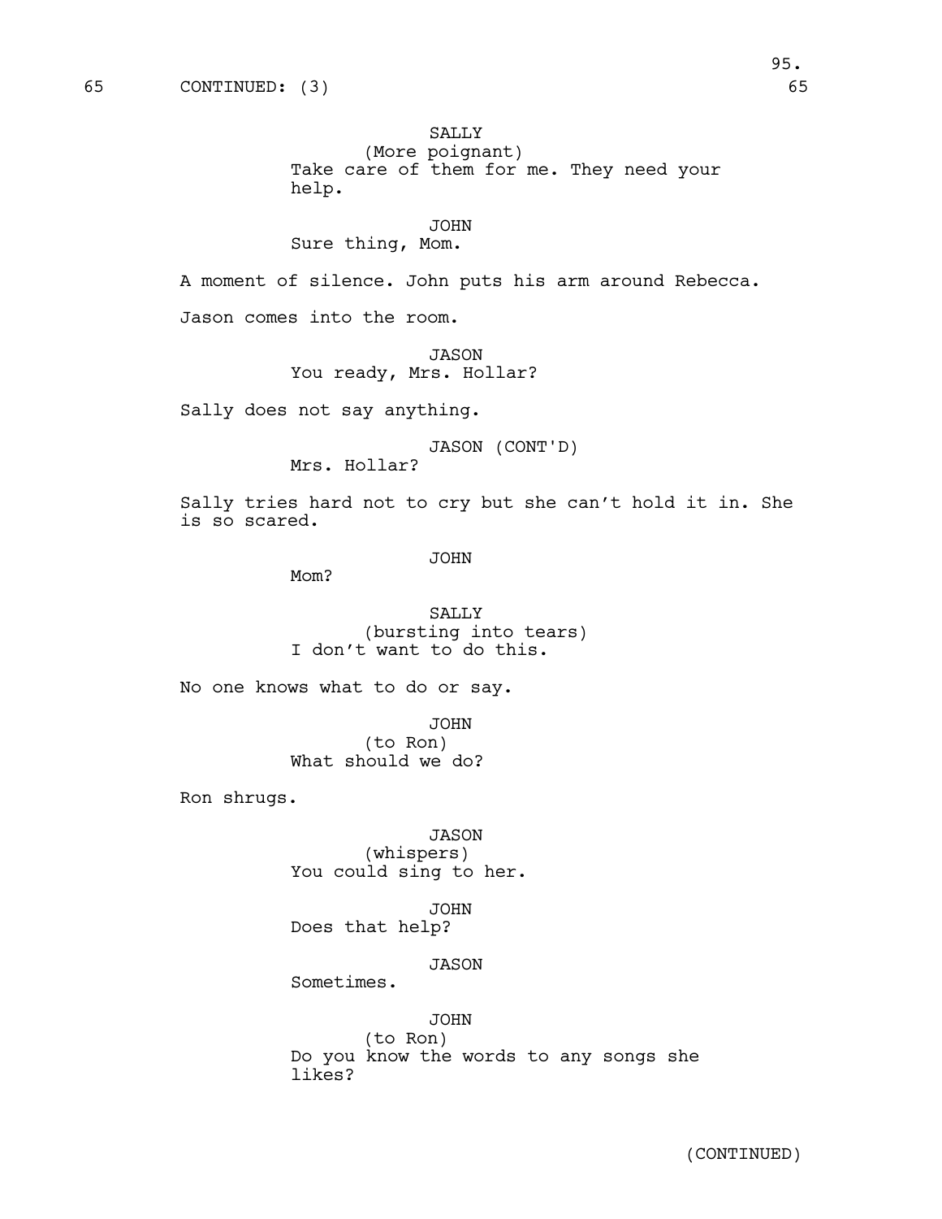65 CONTINUED: (3) 65

SALLY
(More poignant)
Take care of them for me. They need your help.

JOHN
Sure thing, Mom.

A moment of silence. John puts his arm around Rebecca.

Jason comes into the room.

JASON
You ready, Mrs. Hollar?

Sally does not say anything.

JASON (CONT'D)
Mrs. Hollar?

Sally tries hard not to cry but she can't hold it in. She is so scared.

JOHN
Mom?

SALLY
(bursting into tears)
I don't want to do this.

No one knows what to do or say.

JOHN
(to Ron)
What should we do?

Ron shrugs.

JASON
(whispers)
You could sing to her.

JOHN
Does that help?

JASON
Sometimes.

JOHN
(to Ron)
Do you know the words to any songs she likes?

(CONTINUED)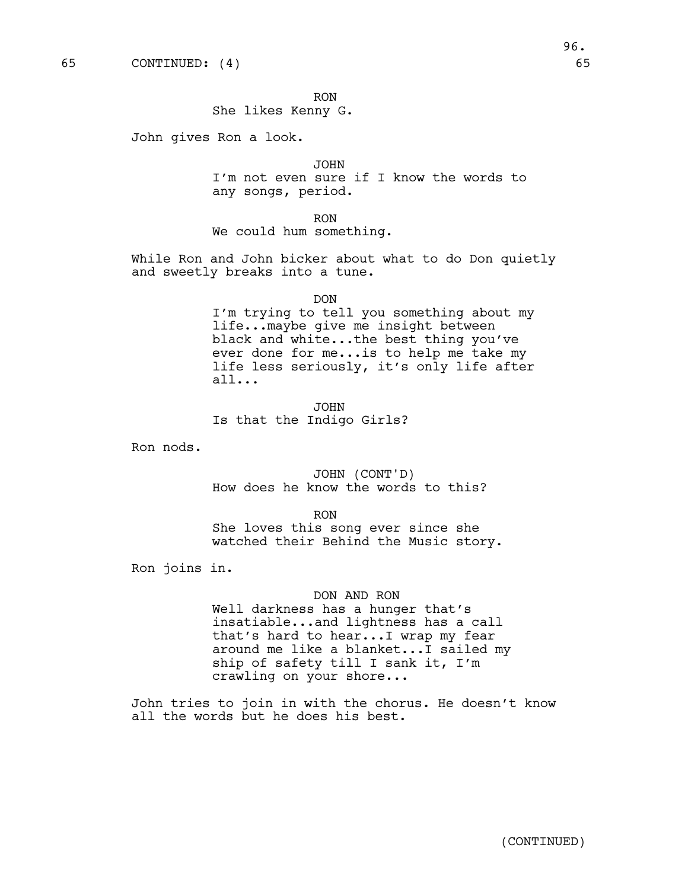65 CONTINUED: (4) 65

RON
She likes Kenny G.

John gives Ron a look.

JOHN
I'm not even sure if I know the words to any songs, period.

RON
We could hum something.

While Ron and John bicker about what to do Don quietly and sweetly breaks into a tune.

DON
I'm trying to tell you something about my life...maybe give me insight between black and white...the best thing you've ever done for me...is to help me take my life less seriously, it's only life after all...

JOHN
Is that the Indigo Girls?

Ron nods.

JOHN (CONT'D)
How does he know the words to this?

RON
She loves this song ever since she watched their Behind the Music story.

Ron joins in.

DON AND RON
Well darkness has a hunger that's insatiable...and lightness has a call that's hard to hear...I wrap my fear around me like a blanket...I sailed my ship of safety till I sank it, I'm crawling on your shore...

John tries to join in with the chorus. He doesn't know all the words but he does his best.

(CONTINUED)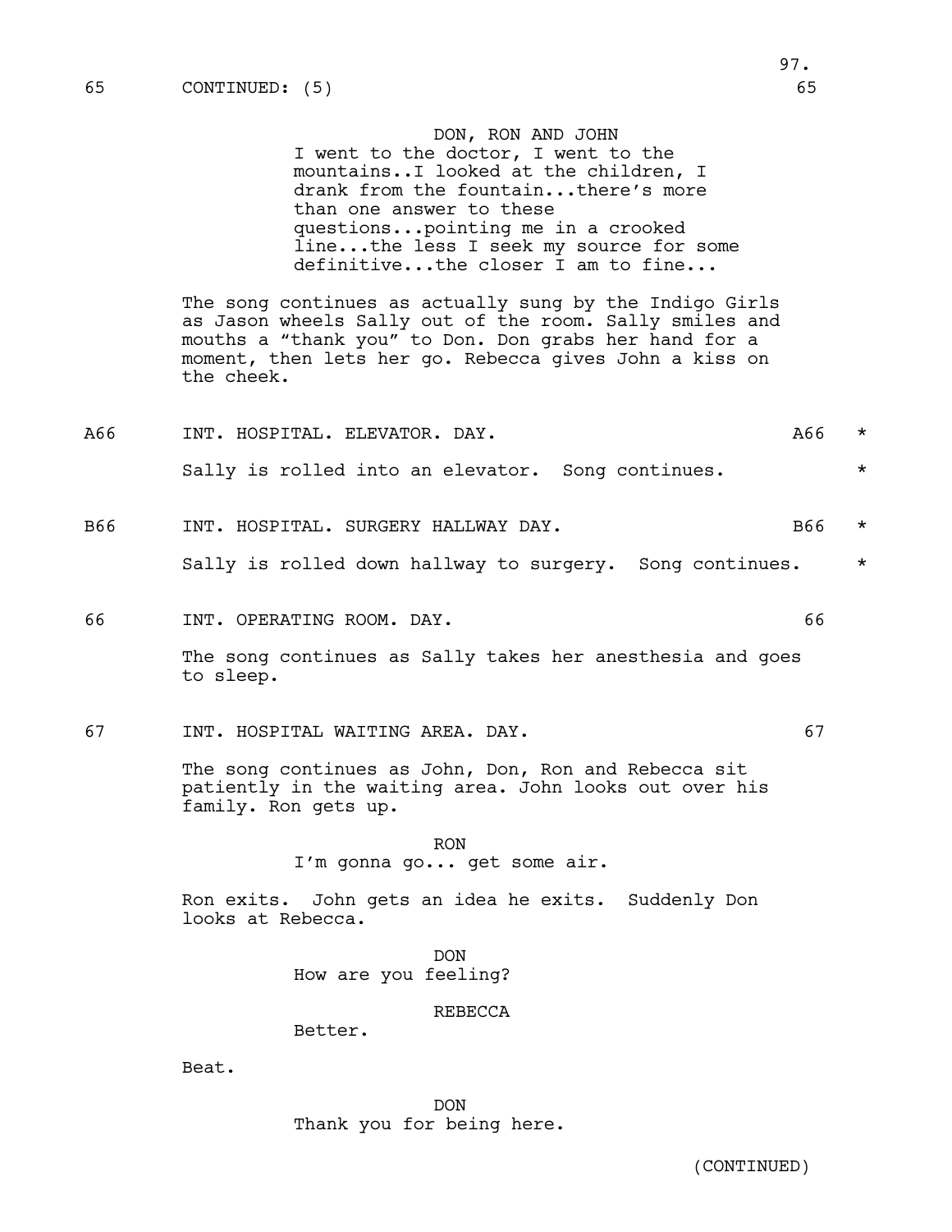65 CONTINUED: (5) 65

DON, RON AND JOHN
I went to the doctor, I went to the mountains..I looked at the children, I drank from the fountain...there's more than one answer to these questions...pointing me in a crooked line...the less I seek my source for some definitive...the closer I am to fine...

The song continues as actually sung by the Indigo Girls as Jason wheels Sally out of the room. Sally smiles and mouths a "thank you" to Don. Don grabs her hand for a moment, then lets her go. Rebecca gives John a kiss on the cheek.

A66 INT. HOSPITAL. ELEVATOR. DAY. A66 *

Sally is rolled into an elevator. Song continues. *

B66 INT. HOSPITAL. SURGERY HALLWAY DAY. B66 *

Sally is rolled down hallway to surgery. Song continues. *

66 INT. OPERATING ROOM. DAY. 66

The song continues as Sally takes her anesthesia and goes to sleep.

67 INT. HOSPITAL WAITING AREA. DAY. 67

The song continues as John, Don, Ron and Rebecca sit patiently in the waiting area. John looks out over his family. Ron gets up.

RON
I'm gonna go... get some air.

Ron exits. John gets an idea he exits. Suddenly Don looks at Rebecca.

DON
How are you feeling?

REBECCA
Better.

Beat.

DON
Thank you for being here.

(CONTINUED)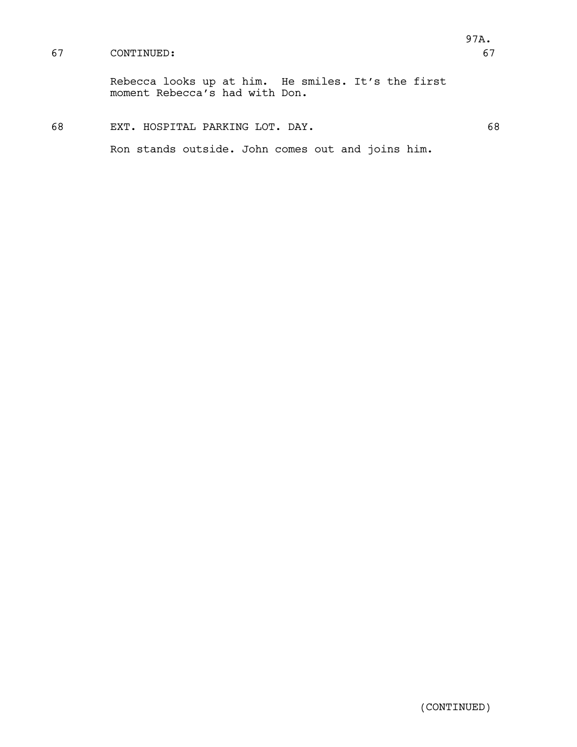67 CONTINUED: 67

Rebecca looks up at him. He smiles. It's the first moment Rebecca's had with Don.

68 EXT. HOSPITAL PARKING LOT. DAY. 68

Ron stands outside. John comes out and joins him.

(CONTINUED)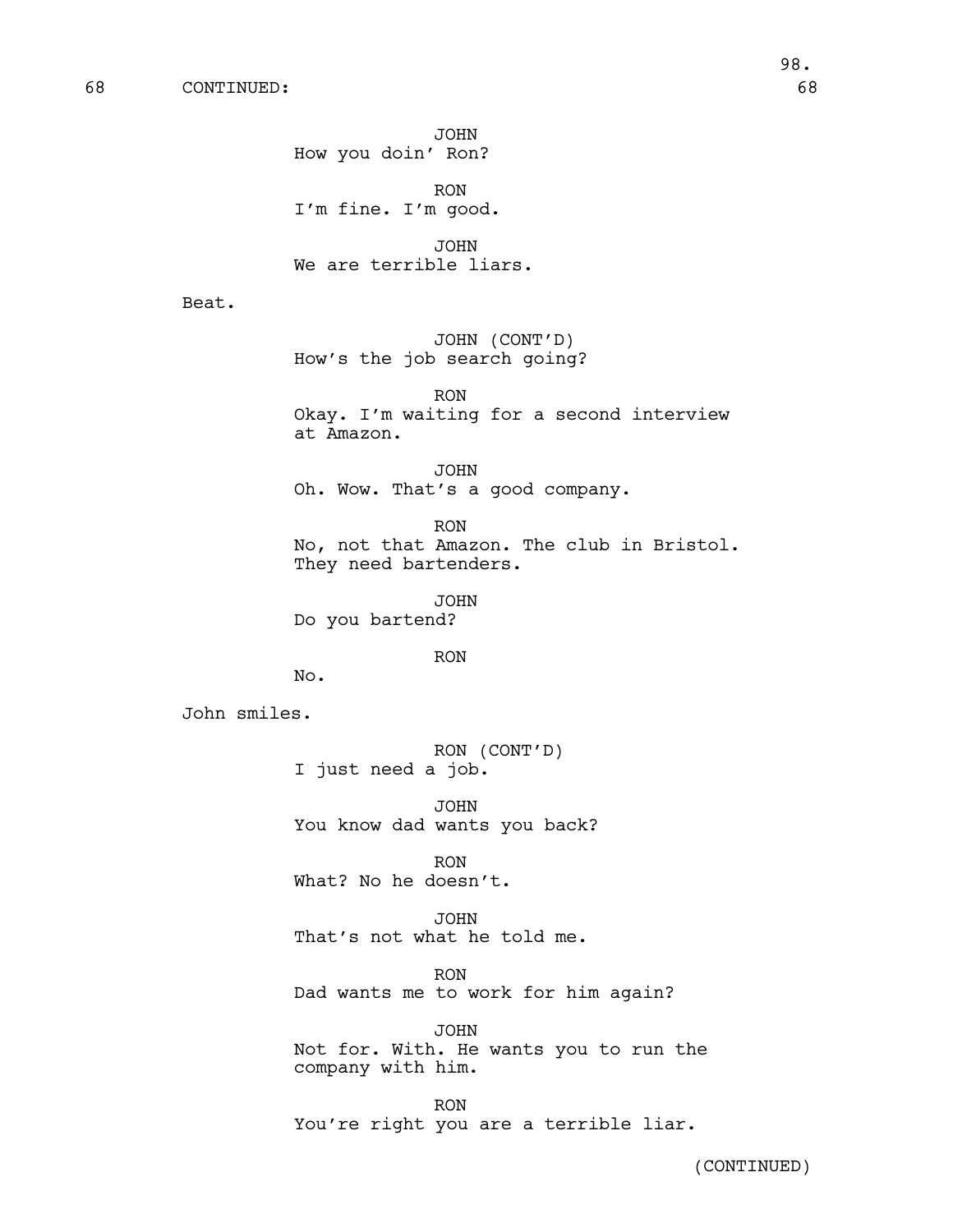68 CONTINUED: 68

JOHN
How you doin' Ron?

RON
I'm fine. I'm good.

JOHN
We are terrible liars.

Beat.

JOHN (CONT'D)
How's the job search going?

RON
Okay. I'm waiting for a second interview at Amazon.

JOHN
Oh. Wow. That's a good company.

RON
No, not that Amazon. The club in Bristol. They need bartenders.

JOHN
Do you bartend?

RON
No.

John smiles.

RON (CONT'D)
I just need a job.

JOHN
You know dad wants you back?

RON
What? No he doesn't.

JOHN
That's not what he told me.

RON
Dad wants me to work for him again?

JOHN
Not for. With. He wants you to run the company with him.

RON
You're right you are a terrible liar.

(CONTINUED)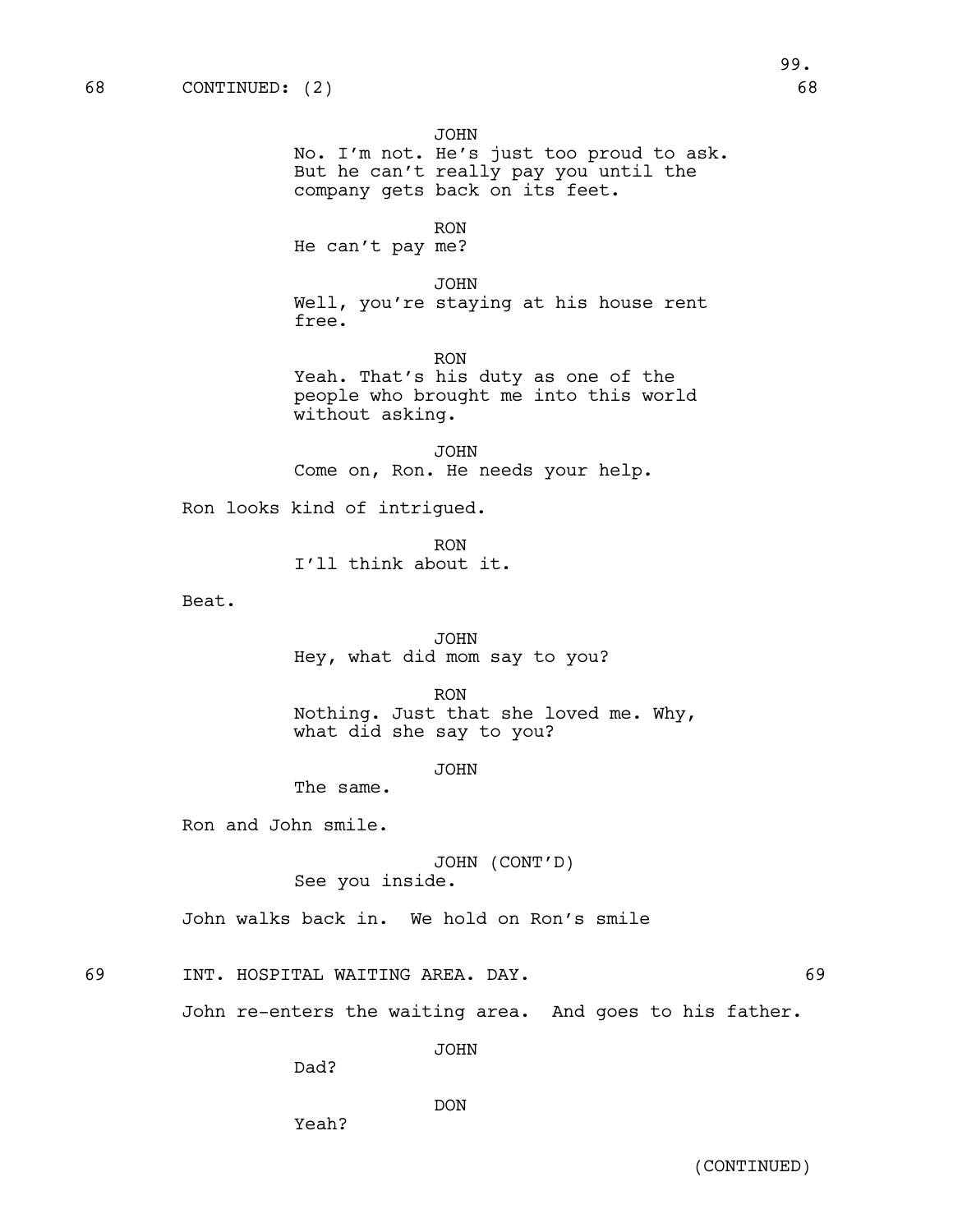68 CONTINUED: (2) 68

JOHN
No. I'm not. He's just too proud to ask. But he can't really pay you until the company gets back on its feet.

RON
He can't pay me?

JOHN
Well, you're staying at his house rent free.

RON
Yeah. That's his duty as one of the people who brought me into this world without asking.

JOHN
Come on, Ron. He needs your help.

Ron looks kind of intrigued.

RON
I'll think about it.

Beat.

JOHN
Hey, what did mom say to you?

RON
Nothing. Just that she loved me. Why, what did she say to you?

JOHN
The same.

Ron and John smile.

JOHN (CONT'D)
See you inside.

John walks back in. We hold on Ron's smile

69 INT. HOSPITAL WAITING AREA. DAY. 69

John re-enters the waiting area. And goes to his father.

JOHN
Dad?

DON
Yeah?

(CONTINUED)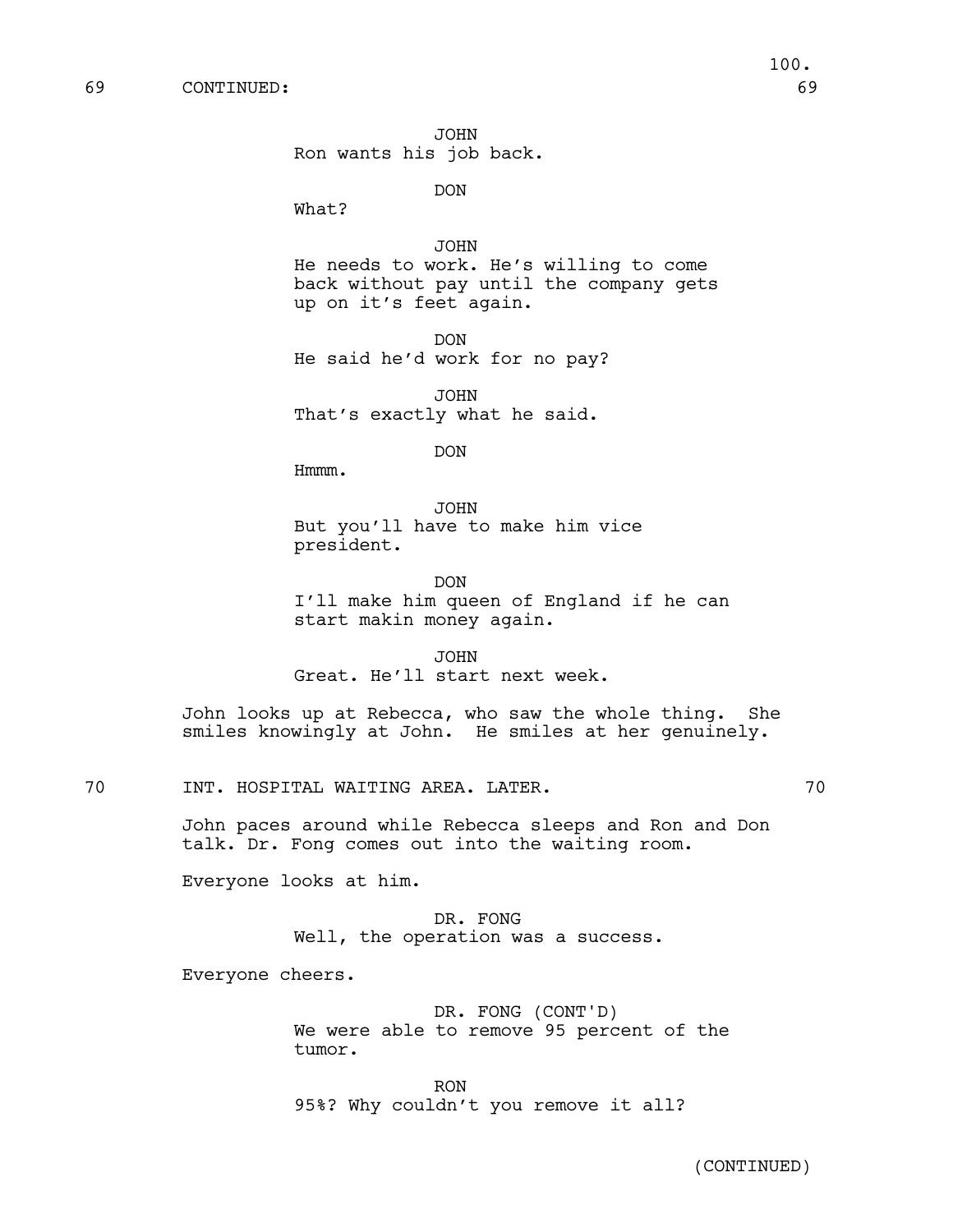69 CONTINUED: 69

JOHN
Ron wants his job back.

DON
What?

JOHN
He needs to work. He's willing to come back without pay until the company gets up on it's feet again.

DON
He said he'd work for no pay?

JOHN
That's exactly what he said.

DON
Hmmm.

JOHN
But you'll have to make him vice president.

DON
I'll make him queen of England if he can start makin money again.

JOHN
Great. He'll start next week.

John looks up at Rebecca, who saw the whole thing. She smiles knowingly at John. He smiles at her genuinely.

70 INT. HOSPITAL WAITING AREA. LATER. 70

John paces around while Rebecca sleeps and Ron and Don talk. Dr. Fong comes out into the waiting room.

Everyone looks at him.

DR. FONG
Well, the operation was a success.

Everyone cheers.

DR. FONG (CONT'D)
We were able to remove 95 percent of the tumor.

RON
95%? Why couldn't you remove it all?

(CONTINUED)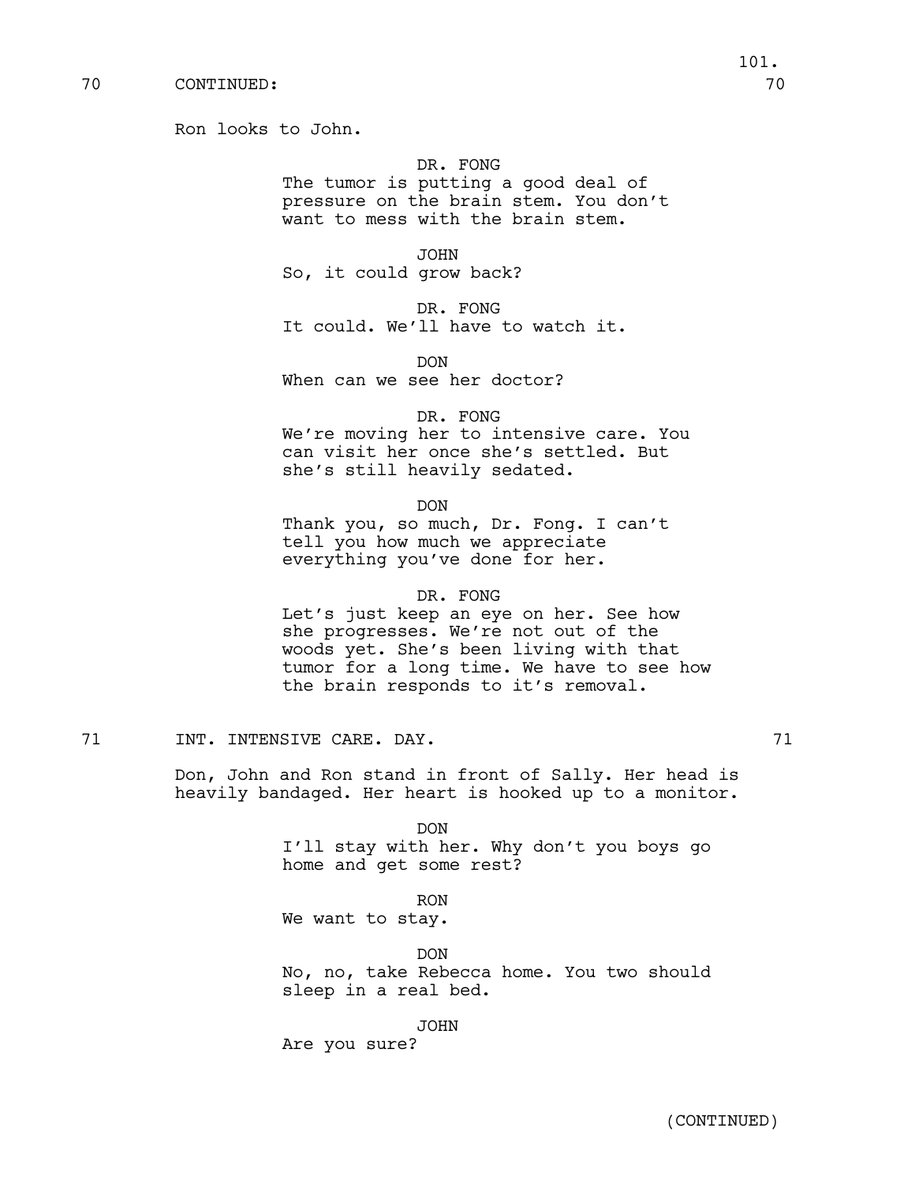70 CONTINUED: 70

Ron looks to John.

DR. FONG
The tumor is putting a good deal of pressure on the brain stem. You don't want to mess with the brain stem.

JOHN
So, it could grow back?

DR. FONG
It could. We'll have to watch it.

DON
When can we see her doctor?

DR. FONG
We're moving her to intensive care. You can visit her once she's settled. But she's still heavily sedated.

DON
Thank you, so much, Dr. Fong. I can't tell you how much we appreciate everything you've done for her.

DR. FONG
Let's just keep an eye on her. See how she progresses. We're not out of the woods yet. She's been living with that tumor for a long time. We have to see how the brain responds to it's removal.

71 INT. INTENSIVE CARE. DAY. 71

Don, John and Ron stand in front of Sally. Her head is heavily bandaged. Her heart is hooked up to a monitor.

DON
I'll stay with her. Why don't you boys go home and get some rest?

RON
We want to stay.

DON
No, no, take Rebecca home. You two should sleep in a real bed.

JOHN
Are you sure?

(CONTINUED)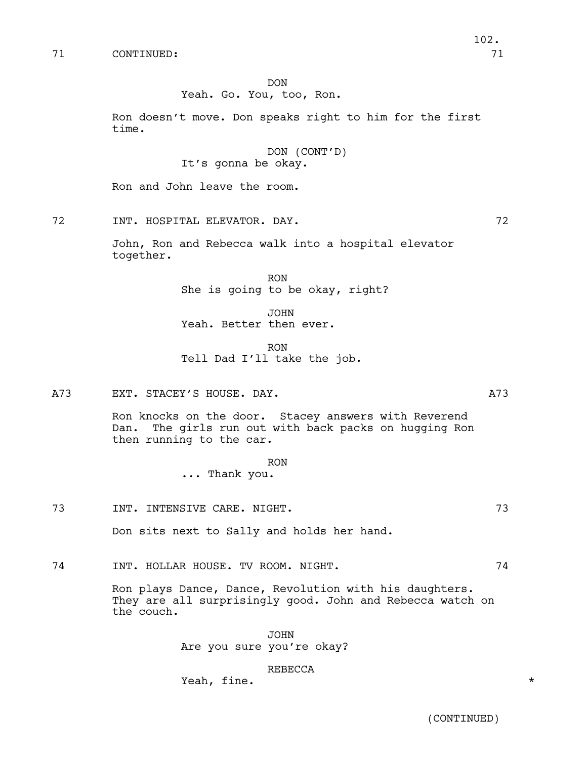71 CONTINUED: 71

DON
Yeah. Go. You, too, Ron.

Ron doesn't move. Don speaks right to him for the first time.

DON (CONT'D)
It's gonna be okay.

Ron and John leave the room.

72 INT. HOSPITAL ELEVATOR. DAY. 72

John, Ron and Rebecca walk into a hospital elevator together.

RON
She is going to be okay, right?

JOHN
Yeah. Better then ever.

RON
Tell Dad I'll take the job.

A73 EXT. STACEY'S HOUSE. DAY. A73

Ron knocks on the door. Stacey answers with Reverend Dan. The girls run out with back packs on hugging Ron then running to the car.

RON
... Thank you.

73 INT. INTENSIVE CARE. NIGHT. 73

Don sits next to Sally and holds her hand.

74 INT. HOLLAR HOUSE. TV ROOM. NIGHT. 74

Ron plays Dance, Dance, Revolution with his daughters. They are all surprisingly good. John and Rebecca watch on the couch.

JOHN
Are you sure you're okay?

REBECCA
Yeah, fine. *

(CONTINUED)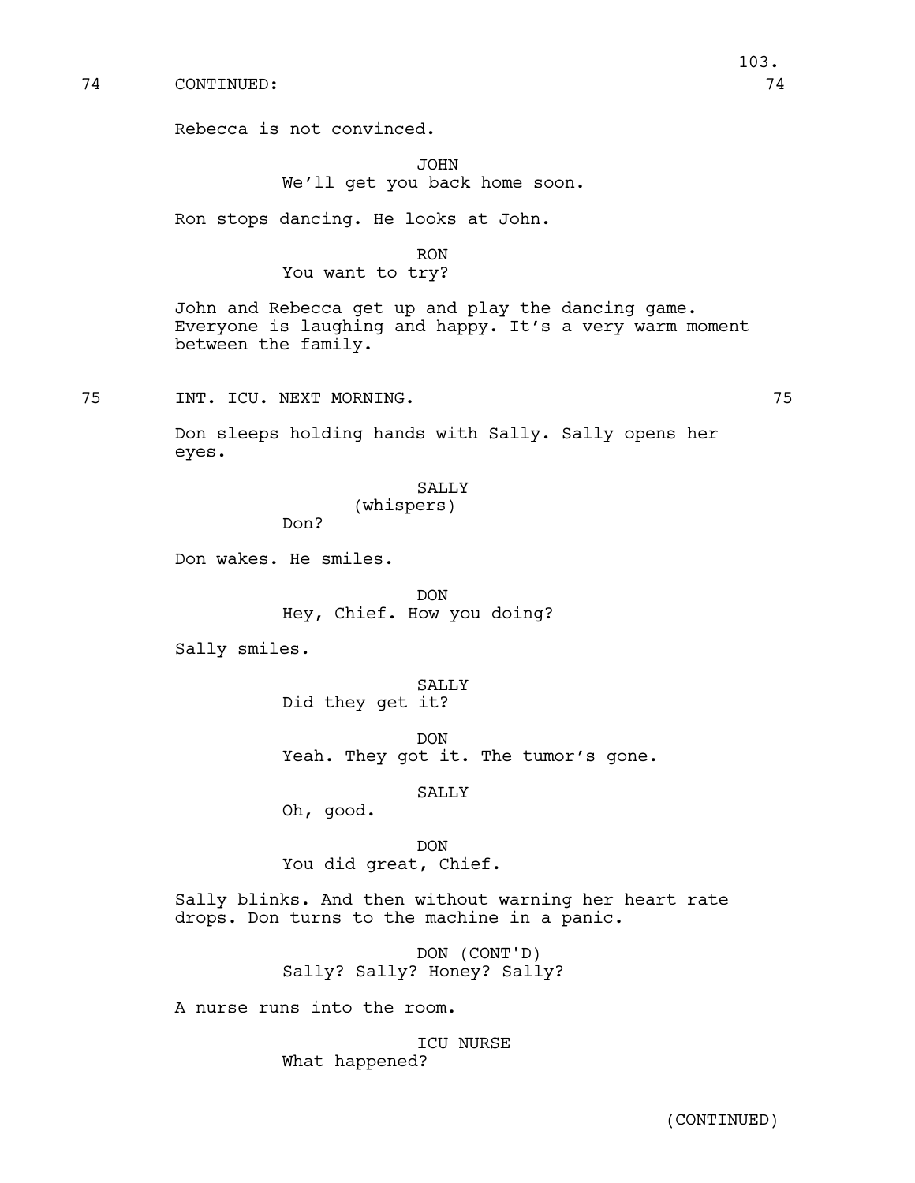74 CONTINUED: 74

Rebecca is not convinced.

JOHN
We'll get you back home soon.

Ron stops dancing. He looks at John.

RON
You want to try?

John and Rebecca get up and play the dancing game. Everyone is laughing and happy. It's a very warm moment between the family.

75 INT. ICU. NEXT MORNING. 75

Don sleeps holding hands with Sally. Sally opens her eyes.

SALLY
(whispers)
Don?

Don wakes. He smiles.

DON
Hey, Chief. How you doing?

Sally smiles.

SALLY
Did they get it?

DON
Yeah. They got it. The tumor's gone.

SALLY
Oh, good.

DON
You did great, Chief.

Sally blinks. And then without warning her heart rate drops. Don turns to the machine in a panic.

DON (CONT'D)
Sally? Sally? Honey? Sally?

A nurse runs into the room.

ICU NURSE
What happened?

(CONTINUED)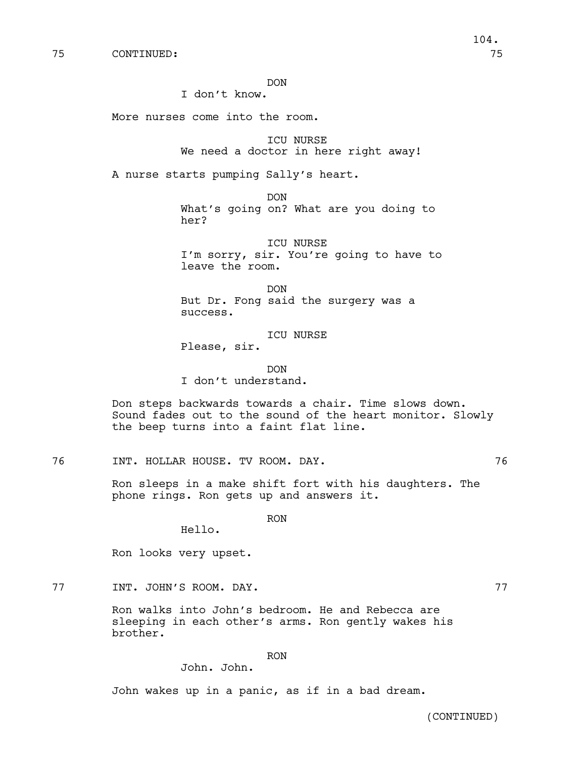75 CONTINUED: 75

DON
I don't know.

More nurses come into the room.

ICU NURSE
We need a doctor in here right away!

A nurse starts pumping Sally's heart.

DON
What's going on? What are you doing to her?

ICU NURSE
I'm sorry, sir. You're going to have to leave the room.

DON
But Dr. Fong said the surgery was a success.

ICU NURSE
Please, sir.

DON
I don't understand.

Don steps backwards towards a chair. Time slows down. Sound fades out to the sound of the heart monitor. Slowly the beep turns into a faint flat line.

76 INT. HOLLAR HOUSE. TV ROOM. DAY. 76

Ron sleeps in a make shift fort with his daughters. The phone rings. Ron gets up and answers it.

RON
Hello.

Ron looks very upset.

77 INT. JOHN'S ROOM. DAY. 77

Ron walks into John's bedroom. He and Rebecca are sleeping in each other's arms. Ron gently wakes his brother.

RON
John. John.

John wakes up in a panic, as if in a bad dream.

(CONTINUED)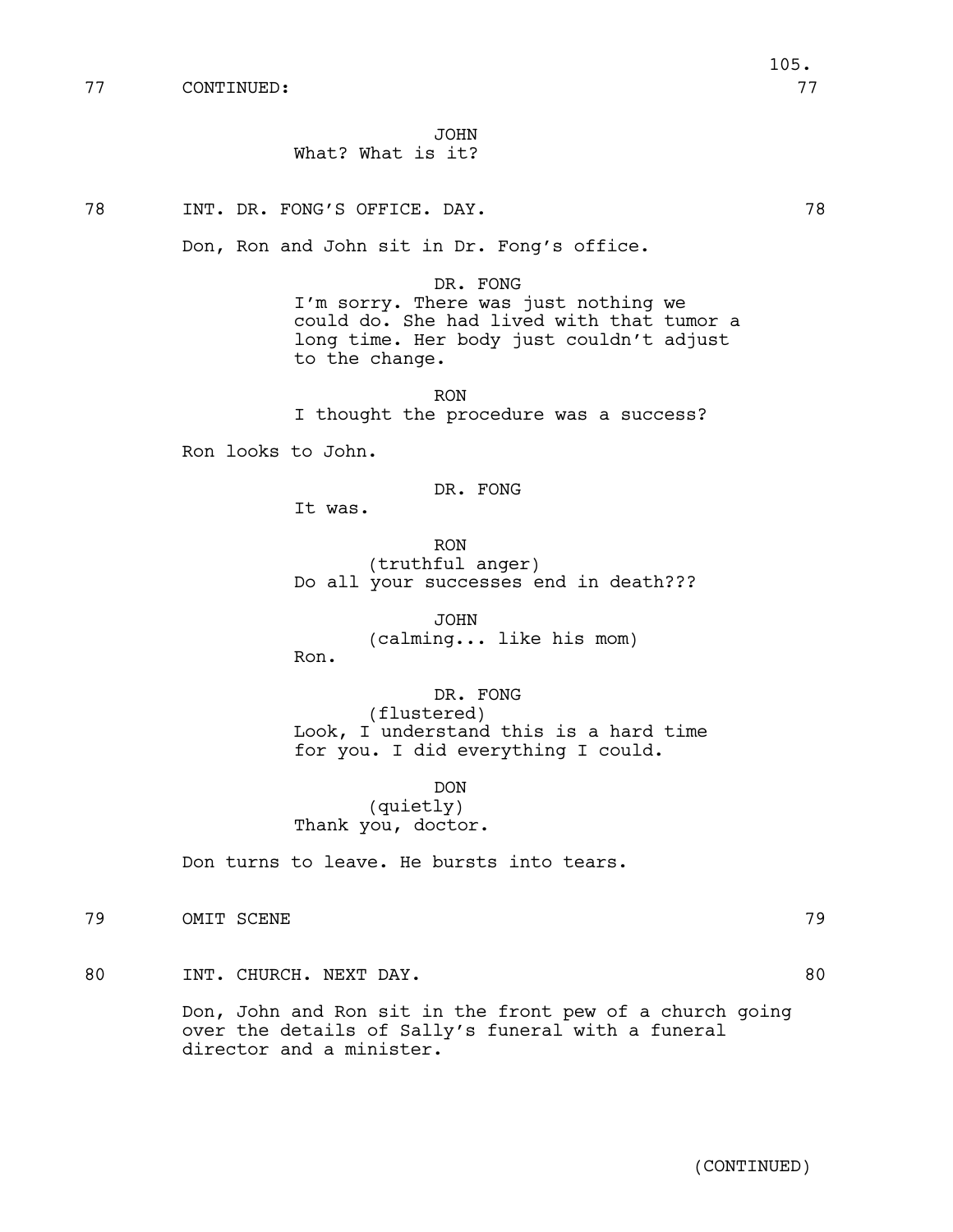77 CONTINUED: 77

JOHN
What? What is it?

78 INT. DR. FONG'S OFFICE. DAY. 78

Don, Ron and John sit in Dr. Fong's office.

DR. FONG
I'm sorry. There was just nothing we could do. She had lived with that tumor a long time. Her body just couldn't adjust to the change.

RON
I thought the procedure was a success?

Ron looks to John.

DR. FONG
It was.

RON
(truthful anger)
Do all your successes end in death???

JOHN
(calming... like his mom)
Ron.

DR. FONG
(flustered)
Look, I understand this is a hard time for you. I did everything I could.

DON
(quietly)
Thank you, doctor.

Don turns to leave. He bursts into tears.

79 OMIT SCENE 79

80 INT. CHURCH. NEXT DAY. 80

Don, John and Ron sit in the front pew of a church going over the details of Sally's funeral with a funeral director and a minister.

(CONTINUED)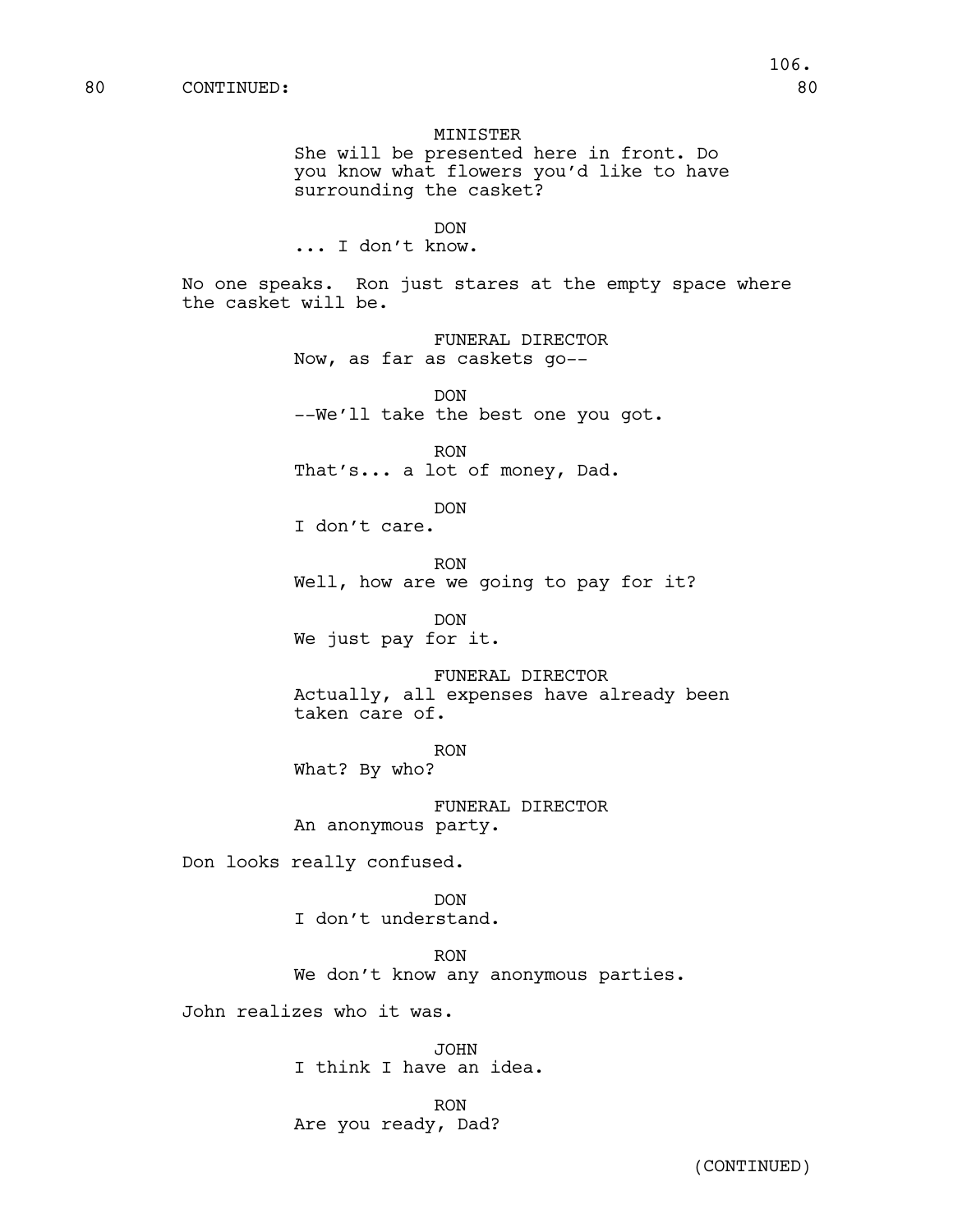80 CONTINUED: 80

MINISTER
She will be presented here in front. Do you know what flowers you'd like to have surrounding the casket?

DON
... I don't know.

No one speaks. Ron just stares at the empty space where the casket will be.

FUNERAL DIRECTOR
Now, as far as caskets go--

DON
--We'll take the best one you got.

RON
That's... a lot of money, Dad.

DON
I don't care.

RON
Well, how are we going to pay for it?

DON
We just pay for it.

FUNERAL DIRECTOR
Actually, all expenses have already been taken care of.

RON
What? By who?

FUNERAL DIRECTOR
An anonymous party.

Don looks really confused.

DON
I don't understand.

RON
We don't know any anonymous parties.

John realizes who it was.

JOHN
I think I have an idea.

RON
Are you ready, Dad?

(CONTINUED)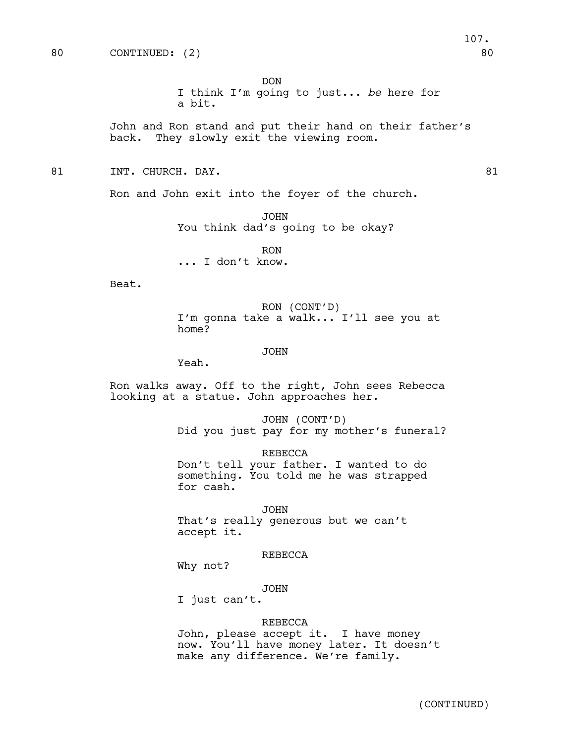80 CONTINUED: (2) 80

DON
I think I'm going to just... *be* here for a bit.

John and Ron stand and put their hand on their father's back. They slowly exit the viewing room.

81 INT. CHURCH. DAY. 81

Ron and John exit into the foyer of the church.

JOHN
You think dad's going to be okay?

RON
... I don't know.

Beat.

RON (CONT'D)
I'm gonna take a walk... I'll see you at home?

JOHN
Yeah.

Ron walks away. Off to the right, John sees Rebecca looking at a statue. John approaches her.

JOHN (CONT'D)
Did you just pay for my mother's funeral?

REBECCA
Don't tell your father. I wanted to do something. You told me he was strapped for cash.

JOHN
That's really generous but we can't accept it.

REBECCA
Why not?

JOHN
I just can't.

REBECCA
John, please accept it. I have money now. You'll have money later. It doesn't make any difference. We're family.

(CONTINUED)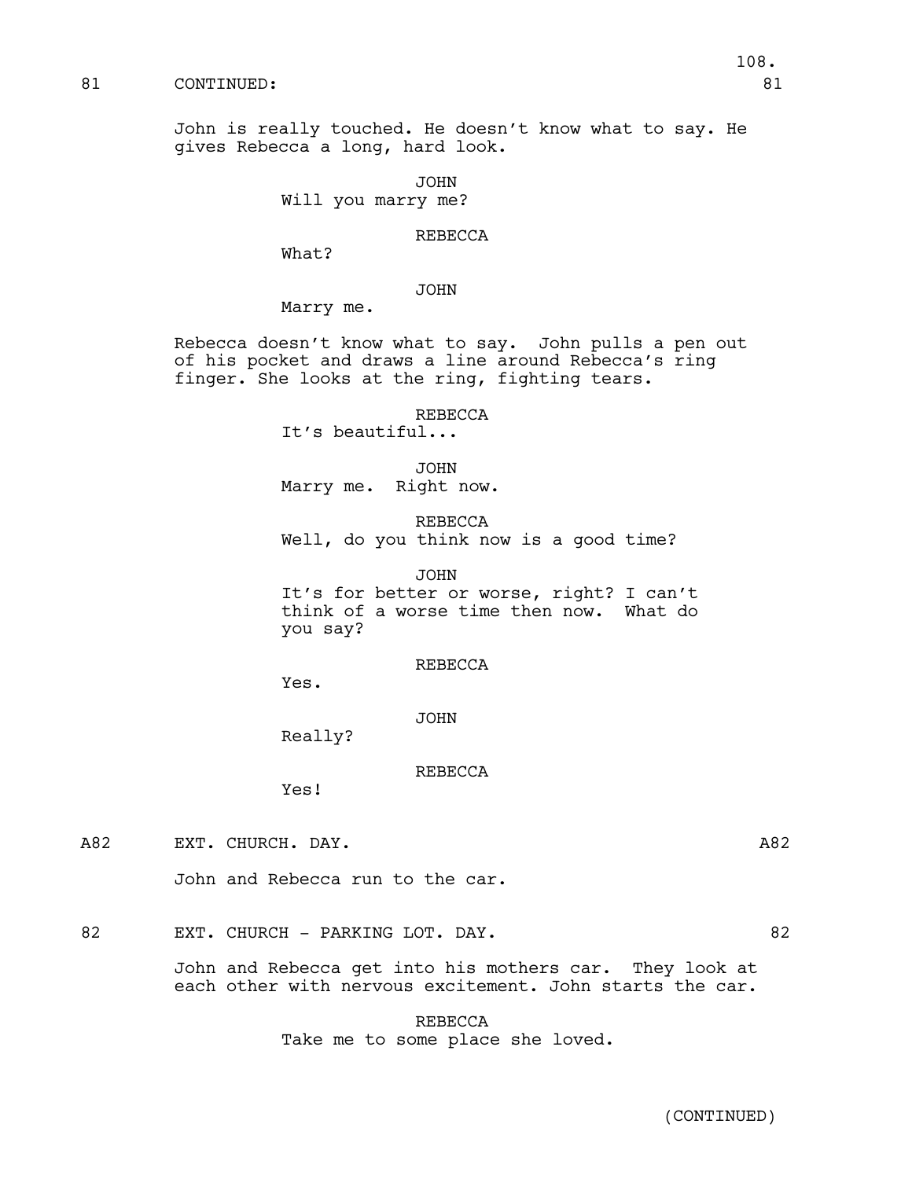81 CONTINUED: 81

John is really touched. He doesn't know what to say. He gives Rebecca a long, hard look.

JOHN
Will you marry me?

REBECCA
What?

JOHN
Marry me.

Rebecca doesn't know what to say. John pulls a pen out of his pocket and draws a line around Rebecca's ring finger. She looks at the ring, fighting tears.

REBECCA
It's beautiful...

JOHN
Marry me. Right now.

REBECCA
Well, do you think now is a good time?

JOHN
It's for better or worse, right? I can't think of a worse time then now. What do you say?

REBECCA
Yes.

JOHN
Really?

REBECCA
Yes!

A82 EXT. CHURCH. DAY. A82

John and Rebecca run to the car.

82 EXT. CHURCH - PARKING LOT. DAY. 82

John and Rebecca get into his mothers car. They look at each other with nervous excitement. John starts the car.

REBECCA
Take me to some place she loved.

(CONTINUED)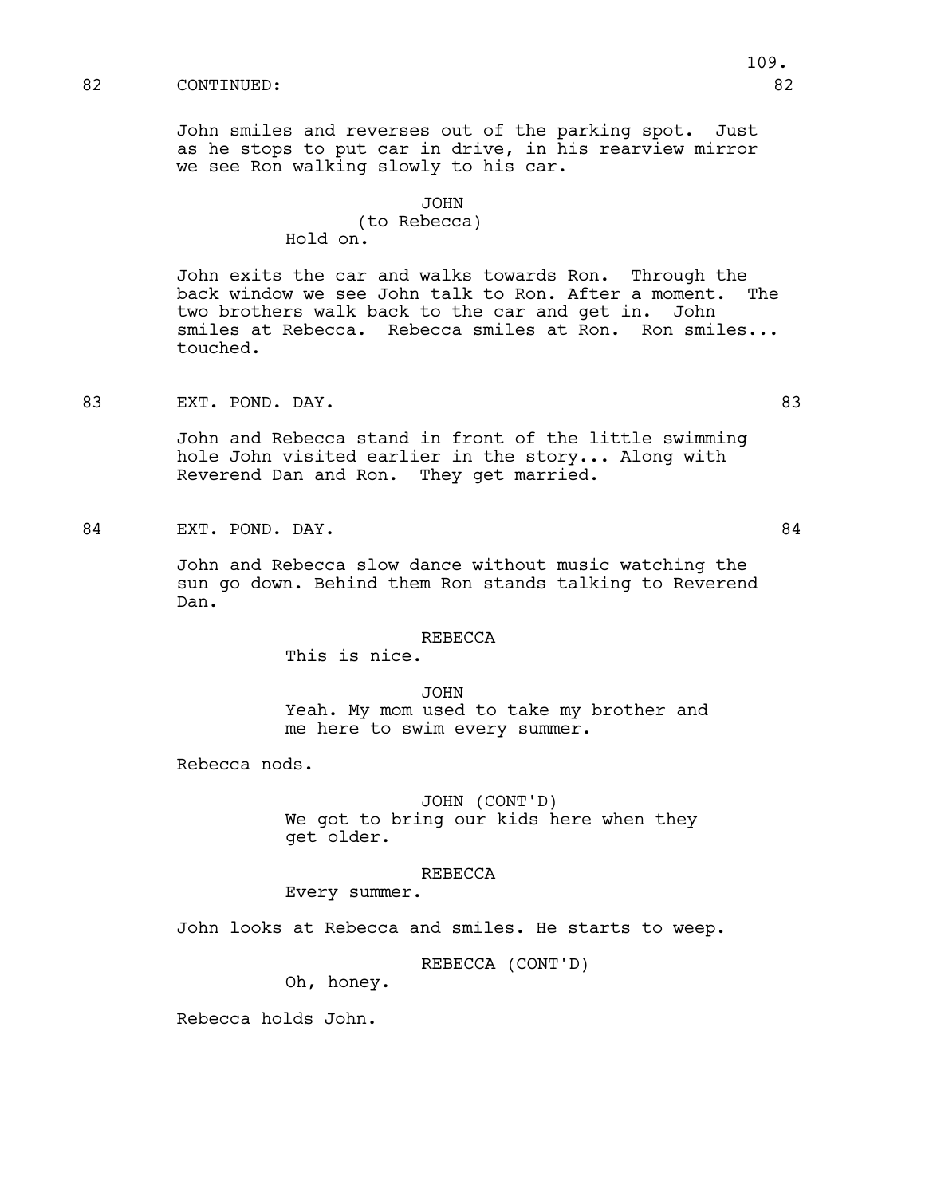82 CONTINUED: 82

John smiles and reverses out of the parking spot. Just as he stops to put car in drive, in his rearview mirror we see Ron walking slowly to his car.

JOHN
(to Rebecca)
Hold on.

John exits the car and walks towards Ron. Through the back window we see John talk to Ron. After a moment. The two brothers walk back to the car and get in. John smiles at Rebecca. Rebecca smiles at Ron. Ron smiles... touched.

83 EXT. POND. DAY. 83

John and Rebecca stand in front of the little swimming hole John visited earlier in the story... Along with Reverend Dan and Ron. They get married.

84 EXT. POND. DAY. 84

John and Rebecca slow dance without music watching the sun go down. Behind them Ron stands talking to Reverend Dan.

REBECCA
This is nice.

JOHN
Yeah. My mom used to take my brother and me here to swim every summer.

Rebecca nods.

JOHN (CONT'D)
We got to bring our kids here when they get older.

REBECCA
Every summer.

John looks at Rebecca and smiles. He starts to weep.

REBECCA (CONT'D)
Oh, honey.

Rebecca holds John.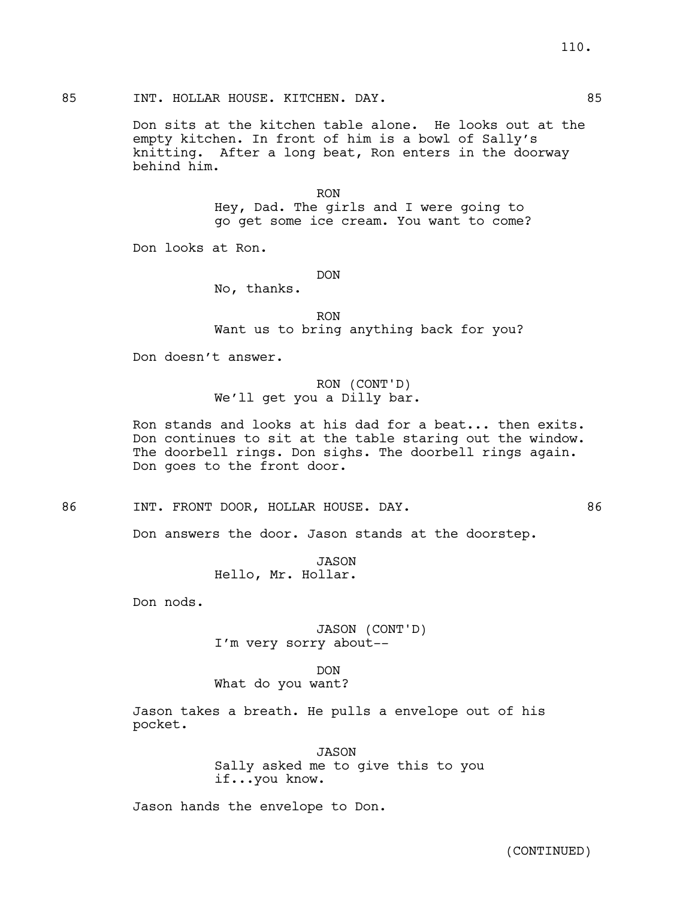85 INT. HOLLAR HOUSE. KITCHEN. DAY. 85

Don sits at the kitchen table alone. He looks out at the empty kitchen. In front of him is a bowl of Sally's knitting. After a long beat, Ron enters in the doorway behind him.

RON
Hey, Dad. The girls and I were going to go get some ice cream. You want to come?

Don looks at Ron.

DON
No, thanks.

RON
Want us to bring anything back for you?

Don doesn't answer.

RON (CONT'D)
We'll get you a Dilly bar.

Ron stands and looks at his dad for a beat... then exits. Don continues to sit at the table staring out the window. The doorbell rings. Don sighs. The doorbell rings again. Don goes to the front door.

86 INT. FRONT DOOR, HOLLAR HOUSE. DAY. 86

Don answers the door. Jason stands at the doorstep.

JASON
Hello, Mr. Hollar.

Don nods.

JASON (CONT'D)
I'm very sorry about--

DON
What do you want?

Jason takes a breath. He pulls a envelope out of his pocket.

JASON
Sally asked me to give this to you if...you know.

Jason hands the envelope to Don.

(CONTINUED)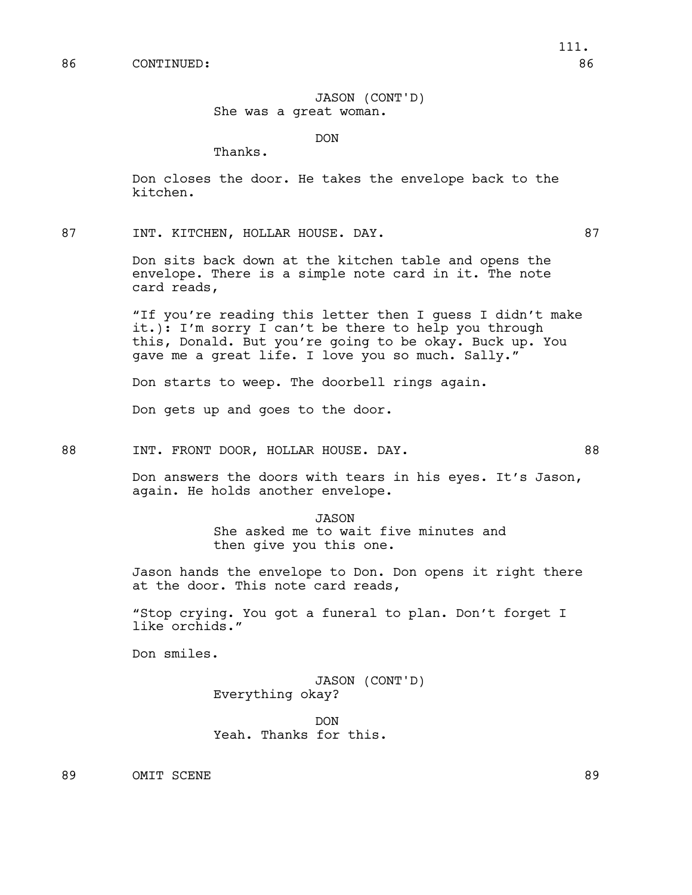86 CONTINUED: 86

JASON (CONT'D)
She was a great woman.

DON
Thanks.

Don closes the door. He takes the envelope back to the kitchen.

87 INT. KITCHEN, HOLLAR HOUSE. DAY. 87

Don sits back down at the kitchen table and opens the envelope. There is a simple note card in it. The note card reads,

"If you're reading this letter then I guess I didn't make it.): I'm sorry I can't be there to help you through this, Donald. But you're going to be okay. Buck up. You gave me a great life. I love you so much. Sally."

Don starts to weep. The doorbell rings again.

Don gets up and goes to the door.

88 INT. FRONT DOOR, HOLLAR HOUSE. DAY. 88

Don answers the doors with tears in his eyes. It's Jason, again. He holds another envelope.

JASON
She asked me to wait five minutes and then give you this one.

Jason hands the envelope to Don. Don opens it right there at the door. This note card reads,

"Stop crying. You got a funeral to plan. Don't forget I like orchids."

Don smiles.

JASON (CONT'D)
Everything okay?

DON
Yeah. Thanks for this.

89 OMIT SCENE 89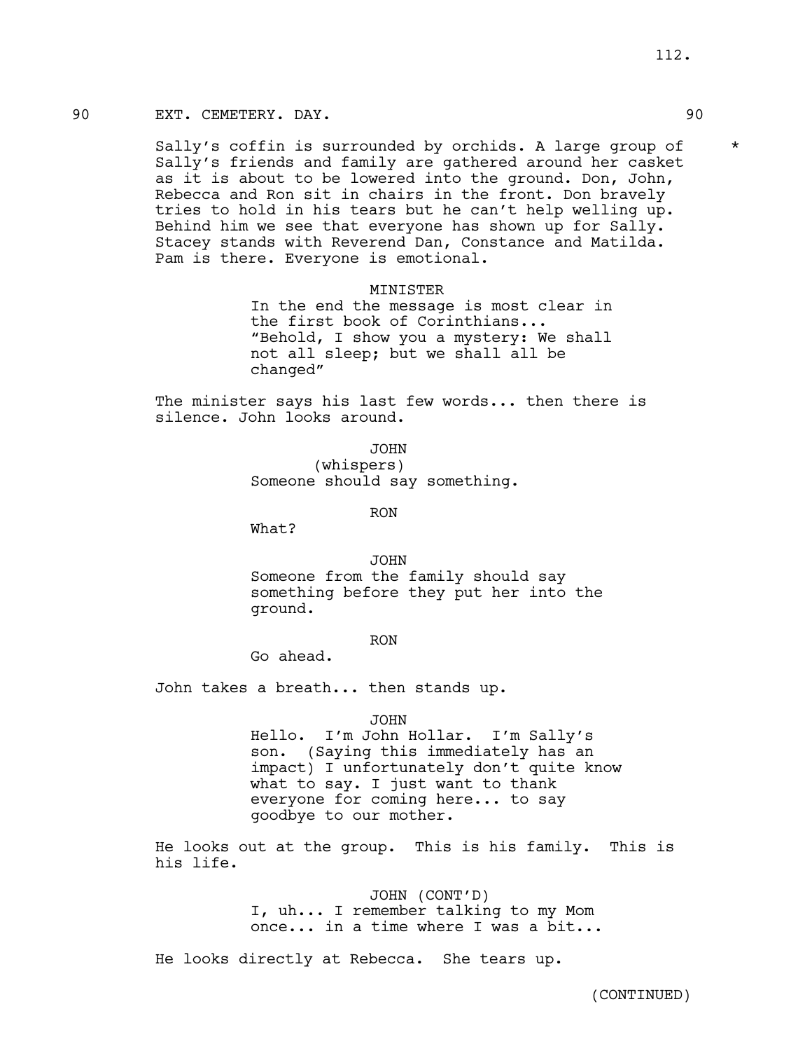90 EXT. CEMETERY. DAY. 90

Sally's coffin is surrounded by orchids. A large group of Sally's friends and family are gathered around her casket as it is about to be lowered into the ground. Don, John, Rebecca and Ron sit in chairs in the front. Don bravely tries to hold in his tears but he can't help welling up. Behind him we see that everyone has shown up for Sally. Stacey stands with Reverend Dan, Constance and Matilda. Pam is there. Everyone is emotional. *

MINISTER
In the end the message is most clear in the first book of Corinthians... "Behold, I show you a mystery: We shall not all sleep; but we shall all be changed"

The minister says his last few words... then there is silence. John looks around.

JOHN
(whispers)
Someone should say something.

RON
What?

JOHN
Someone from the family should say something before they put her into the ground.

RON
Go ahead.

John takes a breath... then stands up.

JOHN
Hello. I'm John Hollar. I'm Sally's son. (Saying this immediately has an impact) I unfortunately don't quite know what to say. I just want to thank everyone for coming here... to say goodbye to our mother.

He looks out at the group. This is his family. This is his life.

JOHN (CONT'D)
I, uh... I remember talking to my Mom once... in a time where I was a bit...

He looks directly at Rebecca. She tears up.

(CONTINUED)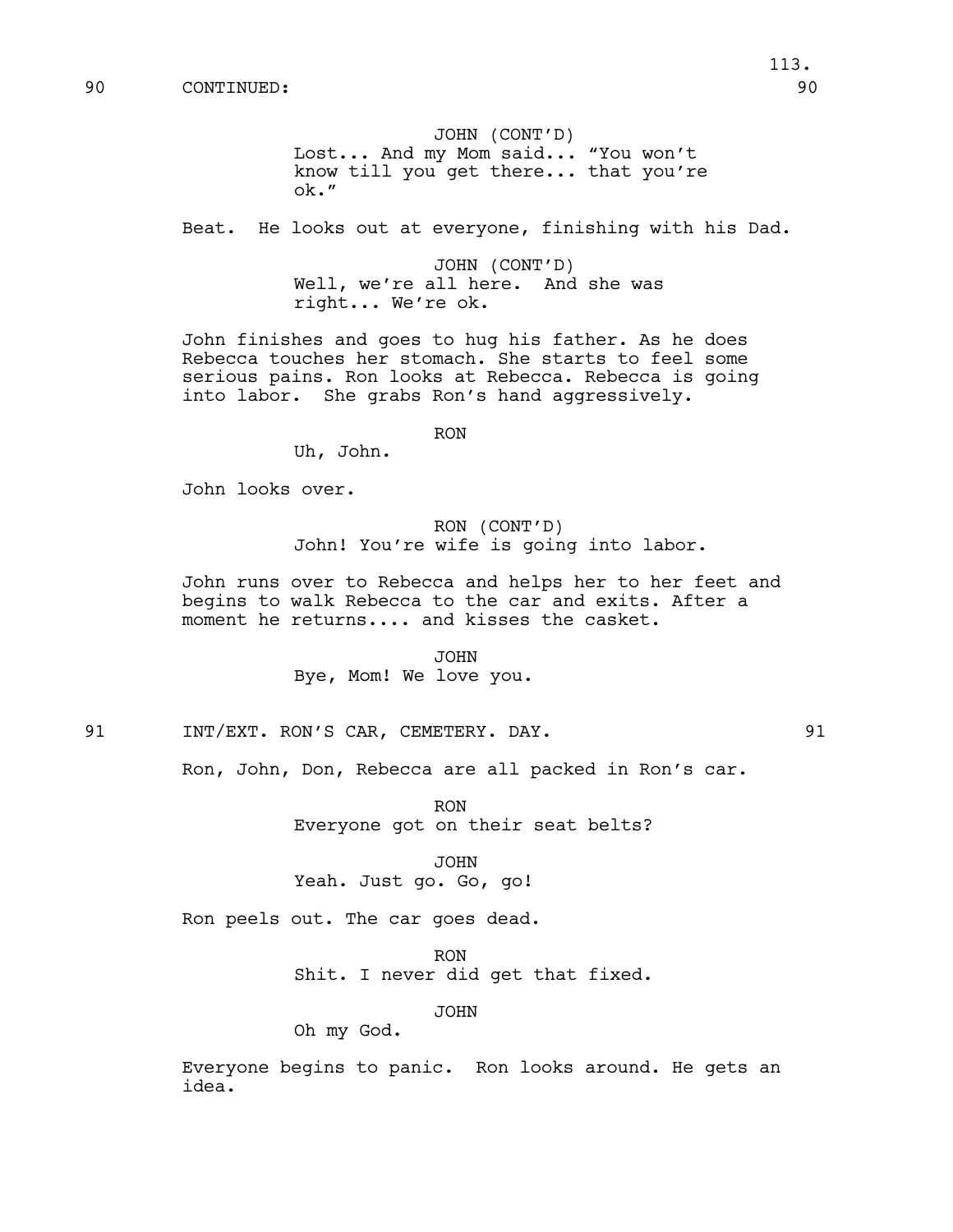90 CONTINUED: 90

JOHN (CONT'D)
Lost... And my Mom said... "You won't know till you get there... that you're ok."

Beat. He looks out at everyone, finishing with his Dad.

JOHN (CONT'D)
Well, we're all here. And she was right... We're ok.

John finishes and goes to hug his father. As he does Rebecca touches her stomach. She starts to feel some serious pains. Ron looks at Rebecca. Rebecca is going into labor. She grabs Ron's hand aggressively.

RON
Uh, John.

John looks over.

RON (CONT'D)
John! You're wife is going into labor.

John runs over to Rebecca and helps her to her feet and begins to walk Rebecca to the car and exits. After a moment he returns.... and kisses the casket.

JOHN
Bye, Mom! We love you.

91 INT/EXT. RON'S CAR, CEMETERY. DAY. 91

Ron, John, Don, Rebecca are all packed in Ron's car.

RON
Everyone got on their seat belts?

JOHN
Yeah. Just go. Go, go!

Ron peels out. The car goes dead.

RON
Shit. I never did get that fixed.

JOHN
Oh my God.

Everyone begins to panic. Ron looks around. He gets an idea.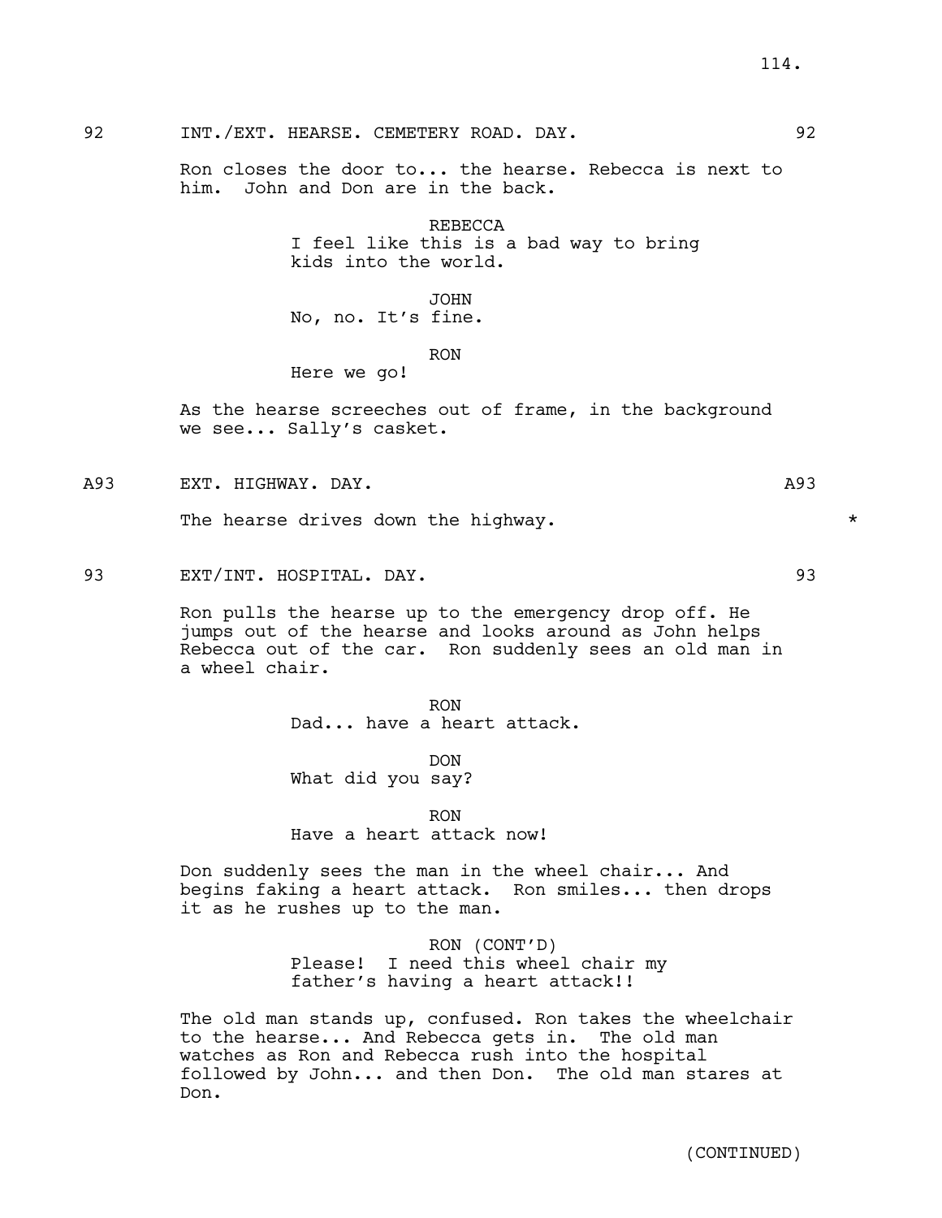92 INT./EXT. HEARSE. CEMETERY ROAD. DAY. 92

Ron closes the door to... the hearse. Rebecca is next to him. John and Don are in the back.

REBECCA
I feel like this is a bad way to bring kids into the world.

JOHN
No, no. It's fine.

RON
Here we go!

As the hearse screeches out of frame, in the background we see... Sally's casket.

A93 EXT. HIGHWAY. DAY. A93

The hearse drives down the highway. *

93 EXT/INT. HOSPITAL. DAY. 93

Ron pulls the hearse up to the emergency drop off. He jumps out of the hearse and looks around as John helps Rebecca out of the car. Ron suddenly sees an old man in a wheel chair.

RON
Dad... have a heart attack.

DON
What did you say?

RON
Have a heart attack now!

Don suddenly sees the man in the wheel chair... And begins faking a heart attack. Ron smiles... then drops it as he rushes up to the man.

RON (CONT'D)
Please! I need this wheel chair my father's having a heart attack!!

The old man stands up, confused. Ron takes the wheelchair to the hearse... And Rebecca gets in. The old man watches as Ron and Rebecca rush into the hospital followed by John... and then Don. The old man stares at Don.

(CONTINUED)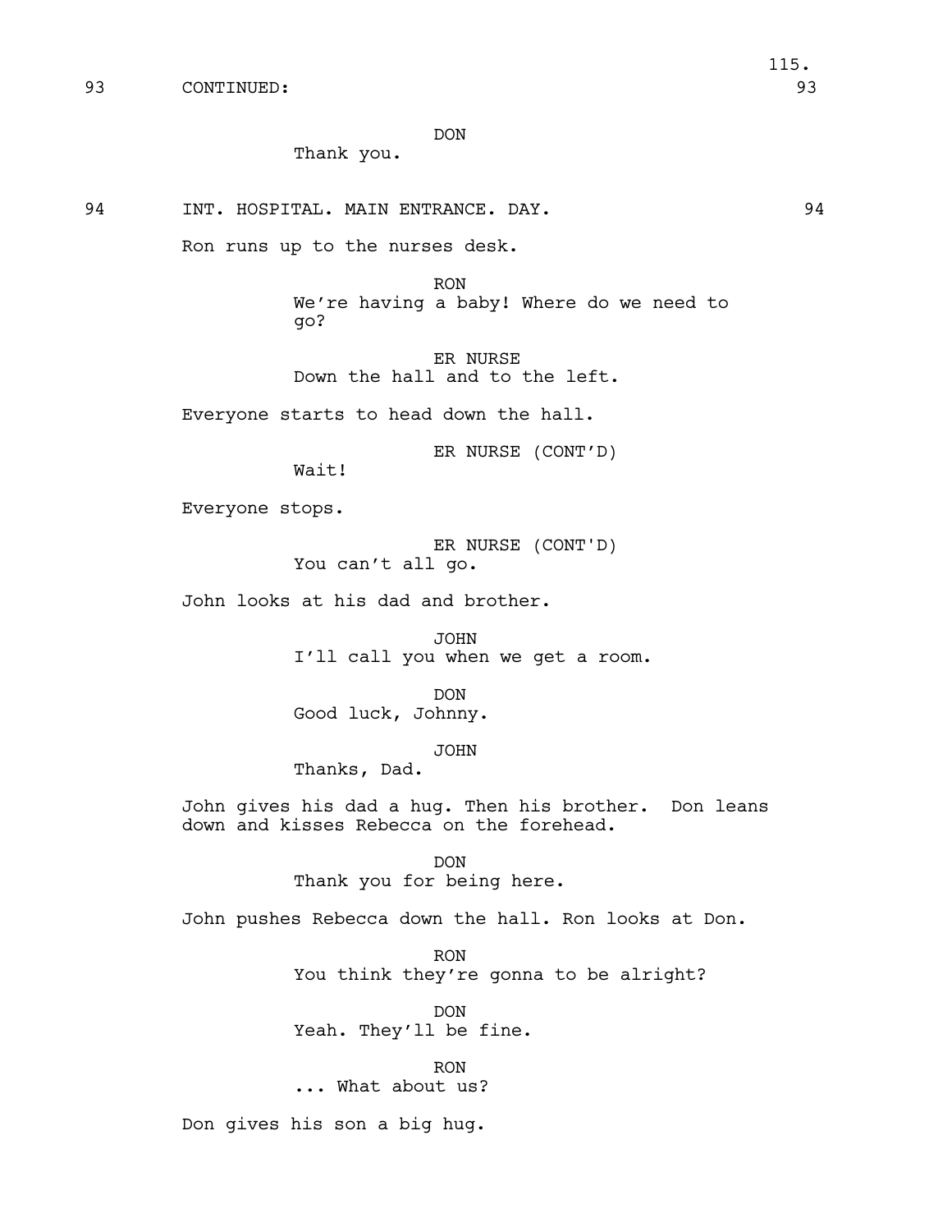93 CONTINUED: 93

DON
Thank you.

94 INT. HOSPITAL. MAIN ENTRANCE. DAY. 94

Ron runs up to the nurses desk.

RON
We're having a baby! Where do we need to go?

ER NURSE
Down the hall and to the left.

Everyone starts to head down the hall.

ER NURSE (CONT'D)
Wait!

Everyone stops.

ER NURSE (CONT'D)
You can't all go.

John looks at his dad and brother.

JOHN
I'll call you when we get a room.

DON
Good luck, Johnny.

JOHN
Thanks, Dad.

John gives his dad a hug. Then his brother. Don leans down and kisses Rebecca on the forehead.

DON
Thank you for being here.

John pushes Rebecca down the hall. Ron looks at Don.

RON
You think they're gonna to be alright?

DON
Yeah. They'll be fine.

RON
... What about us?

Don gives his son a big hug.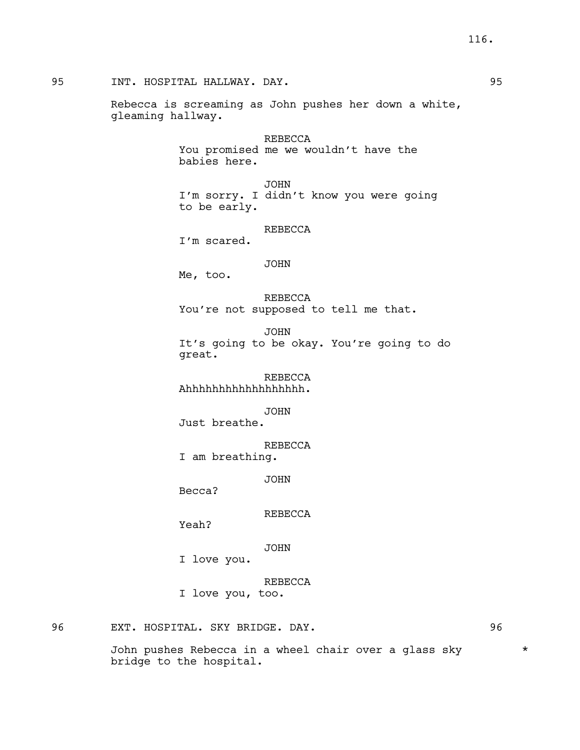95 INT. HOSPITAL HALLWAY. DAY. 95

Rebecca is screaming as John pushes her down a white, gleaming hallway.

REBECCA
You promised me we wouldn't have the babies here.

JOHN
I'm sorry. I didn't know you were going to be early.

REBECCA
I'm scared.

JOHN
Me, too.

REBECCA
You're not supposed to tell me that.

JOHN
It's going to be okay. You're going to do great.

REBECCA
Ahhhhhhhhhhhhhhhhhh.

JOHN
Just breathe.

REBECCA
I am breathing.

JOHN
Becca?

REBECCA
Yeah?

JOHN
I love you.

REBECCA
I love you, too.

96 EXT. HOSPITAL. SKY BRIDGE. DAY. 96

John pushes Rebecca in a wheel chair over a glass sky bridge to the hospital. *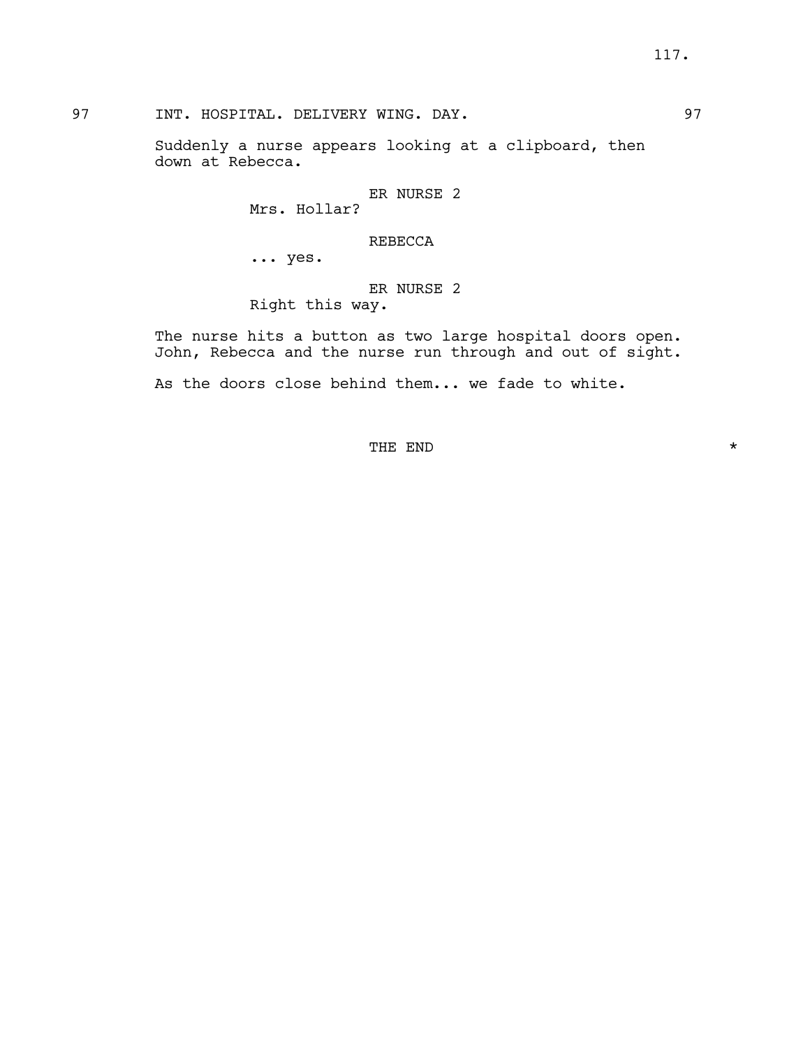97 INT. HOSPITAL. DELIVERY WING. DAY. 97

Suddenly a nurse appears looking at a clipboard, then down at Rebecca.

ER NURSE 2
Mrs. Hollar?

REBECCA
... yes.

ER NURSE 2
Right this way.

The nurse hits a button as two large hospital doors open. John, Rebecca and the nurse run through and out of sight.

As the doors close behind them... we fade to white.

THE END *